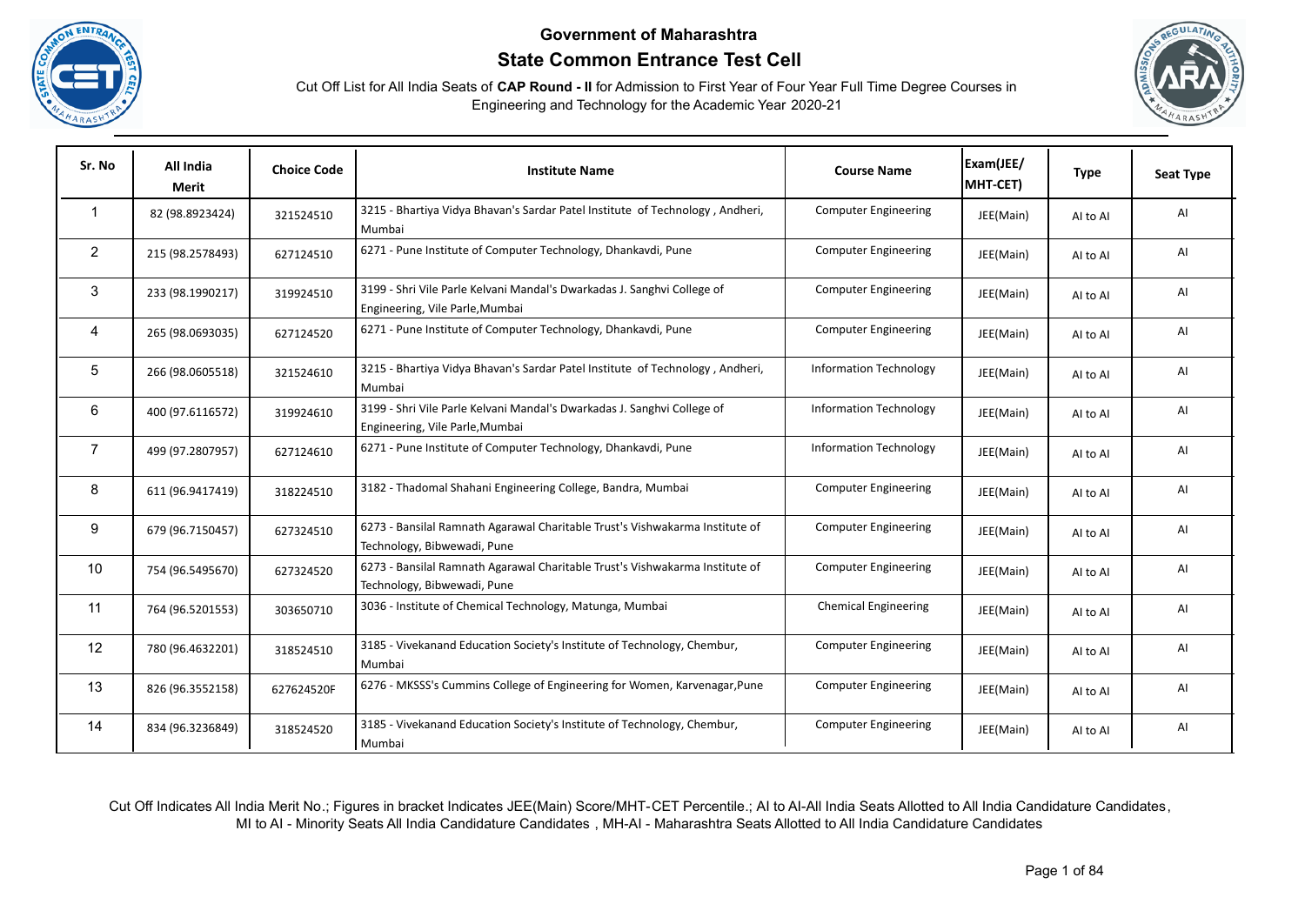# Government of Maharashtra

## State Common Entrance Test Cell

Cut Off List for All India Seats of **CAP Round - II** for Admission to First Year of Four Year Full Time Degree Courses in Engineering and Technology for the Academic Year 2020-21

| Sr. No | All India Merit | Choice Code | Institute Name | Course Name | Exam(JEE/ MHT-CET) | Type | Seat Type |
|---|---|---|---|---|---|---|---|
| 1 | 82 (98.8923424) | 321524510 | 3215 - Bhartiya Vidya Bhavan's Sardar Patel Institute of Technology , Andheri, Mumbai | Computer Engineering | JEE(Main) | AI to AI | AI |
| 2 | 215 (98.2578493) | 627124510 | 6271 - Pune Institute of Computer Technology, Dhankavdi, Pune | Computer Engineering | JEE(Main) | AI to AI | AI |
| 3 | 233 (98.1990217) | 319924510 | 3199 - Shri Vile Parle Kelvani Mandal's Dwarkadas J. Sanghvi College of Engineering, Vile Parle,Mumbai | Computer Engineering | JEE(Main) | AI to AI | AI |
| 4 | 265 (98.0693035) | 627124520 | 6271 - Pune Institute of Computer Technology, Dhankavdi, Pune | Computer Engineering | JEE(Main) | AI to AI | AI |
| 5 | 266 (98.0605518) | 321524610 | 3215 - Bhartiya Vidya Bhavan's Sardar Patel Institute of Technology , Andheri, Mumbai | Information Technology | JEE(Main) | AI to AI | AI |
| 6 | 400 (97.6116572) | 319924610 | 3199 - Shri Vile Parle Kelvani Mandal's Dwarkadas J. Sanghvi College of Engineering, Vile Parle,Mumbai | Information Technology | JEE(Main) | AI to AI | AI |
| 7 | 499 (97.2807957) | 627124610 | 6271 - Pune Institute of Computer Technology, Dhankavdi, Pune | Information Technology | JEE(Main) | AI to AI | AI |
| 8 | 611 (96.9417419) | 318224510 | 3182 - Thadomal Shahani Engineering College, Bandra, Mumbai | Computer Engineering | JEE(Main) | AI to AI | AI |
| 9 | 679 (96.7150457) | 627324510 | 6273 - Bansilal Ramnath Agarawal Charitable Trust's Vishwakarma Institute of Technology, Bibwewadi, Pune | Computer Engineering | JEE(Main) | AI to AI | AI |
| 10 | 754 (96.5495670) | 627324520 | 6273 - Bansilal Ramnath Agarawal Charitable Trust's Vishwakarma Institute of Technology, Bibwewadi, Pune | Computer Engineering | JEE(Main) | AI to AI | AI |
| 11 | 764 (96.5201553) | 303650710 | 3036 - Institute of Chemical Technology, Matunga, Mumbai | Chemical Engineering | JEE(Main) | AI to AI | AI |
| 12 | 780 (96.4632201) | 318524510 | 3185 - Vivekanand Education Society's Institute of Technology, Chembur, Mumbai | Computer Engineering | JEE(Main) | AI to AI | AI |
| 13 | 826 (96.3552158) | 627624520F | 6276 - MKSSS's Cummins College of Engineering for Women, Karvenagar,Pune | Computer Engineering | JEE(Main) | AI to AI | AI |
| 14 | 834 (96.3236849) | 318524520 | 3185 - Vivekanand Education Society's Institute of Technology, Chembur, Mumbai | Computer Engineering | JEE(Main) | AI to AI | AI |

Cut Off Indicates All India Merit No.; Figures in bracket Indicates JEE(Main) Score/MHT-CET Percentile.; AI to AI-All India Seats Allotted to All India Candidature Candidates, MI to AI - Minority Seats All India Candidature Candidates , MH-AI - Maharashtra Seats Allotted to All India Candidature Candidates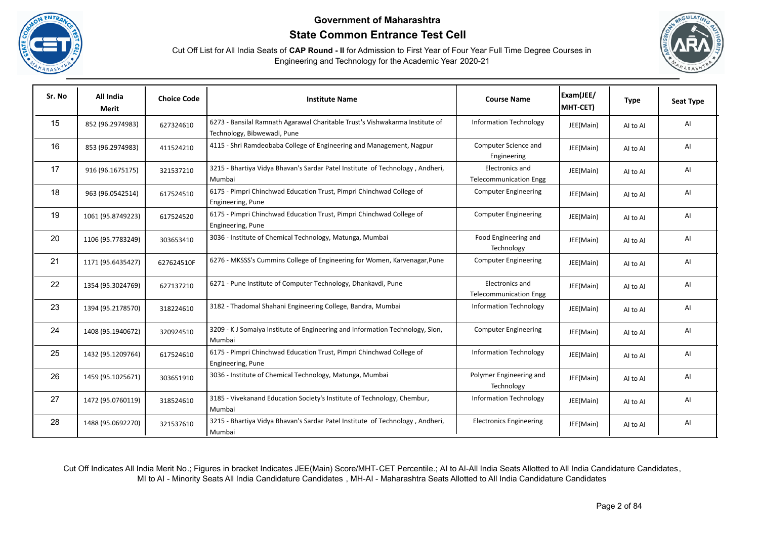**Government of Maharashtra**

**State Common Entrance Test Cell**

Cut Off List for All India Seats of **CAP Round - II** for Admission to First Year of Four Year Full Time Degree Courses in Engineering and Technology for the Academic Year 2020-21

| Sr. No | All India Merit | Choice Code | Institute Name | Course Name | Exam(JEE/ MHT-CET) | Type | Seat Type |
|---|---|---|---|---|---|---|---|
| 15 | 852 (96.2974983) | 627324610 | 6273 - Bansilal Ramnath Agarawal Charitable Trust's Vishwakarma Institute of Technology, Bibwewadi, Pune | Information Technology | JEE(Main) | AI to AI | AI |
| 16 | 853 (96.2974983) | 411524210 | 4115 - Shri Ramdeobaba College of Engineering and Management, Nagpur | Computer Science and Engineering | JEE(Main) | AI to AI | AI |
| 17 | 916 (96.1675175) | 321537210 | 3215 - Bhartiya Vidya Bhavan's Sardar Patel Institute of Technology , Andheri, Mumbai | Electronics and Telecommunication Engg | JEE(Main) | AI to AI | AI |
| 18 | 963 (96.0542514) | 617524510 | 6175 - Pimpri Chinchwad Education Trust, Pimpri Chinchwad College of Engineering, Pune | Computer Engineering | JEE(Main) | AI to AI | AI |
| 19 | 1061 (95.8749223) | 617524520 | 6175 - Pimpri Chinchwad Education Trust, Pimpri Chinchwad College of Engineering, Pune | Computer Engineering | JEE(Main) | AI to AI | AI |
| 20 | 1106 (95.7783249) | 303653410 | 3036 - Institute of Chemical Technology, Matunga, Mumbai | Food Engineering and Technology | JEE(Main) | AI to AI | AI |
| 21 | 1171 (95.6435427) | 627624510F | 6276 - MKSSS's Cummins College of Engineering for Women, Karvenagar,Pune | Computer Engineering | JEE(Main) | AI to AI | AI |
| 22 | 1354 (95.3024769) | 627137210 | 6271 - Pune Institute of Computer Technology, Dhankavdi, Pune | Electronics and Telecommunication Engg | JEE(Main) | AI to AI | AI |
| 23 | 1394 (95.2178570) | 318224610 | 3182 - Thadomal Shahani Engineering College, Bandra, Mumbai | Information Technology | JEE(Main) | AI to AI | AI |
| 24 | 1408 (95.1940672) | 320924510 | 3209 - K J Somaiya Institute of Engineering and Information Technology, Sion, Mumbai | Computer Engineering | JEE(Main) | AI to AI | AI |
| 25 | 1432 (95.1209764) | 617524610 | 6175 - Pimpri Chinchwad Education Trust, Pimpri Chinchwad College of Engineering, Pune | Information Technology | JEE(Main) | AI to AI | AI |
| 26 | 1459 (95.1025671) | 303651910 | 3036 - Institute of Chemical Technology, Matunga, Mumbai | Polymer Engineering and Technology | JEE(Main) | AI to AI | AI |
| 27 | 1472 (95.0760119) | 318524610 | 3185 - Vivekanand Education Society's Institute of Technology, Chembur, Mumbai | Information Technology | JEE(Main) | AI to AI | AI |
| 28 | 1488 (95.0692270) | 321537610 | 3215 - Bhartiya Vidya Bhavan's Sardar Patel Institute of Technology , Andheri, Mumbai | Electronics Engineering | JEE(Main) | AI to AI | AI |

Cut Off Indicates All India Merit No.; Figures in bracket Indicates JEE(Main) Score/MHT-CET Percentile.; AI to AI-All India Seats Allotted to All India Candidature Candidates, MI to AI - Minority Seats All India Candidature Candidates , MH-AI - Maharashtra Seats Allotted to All India Candidature Candidates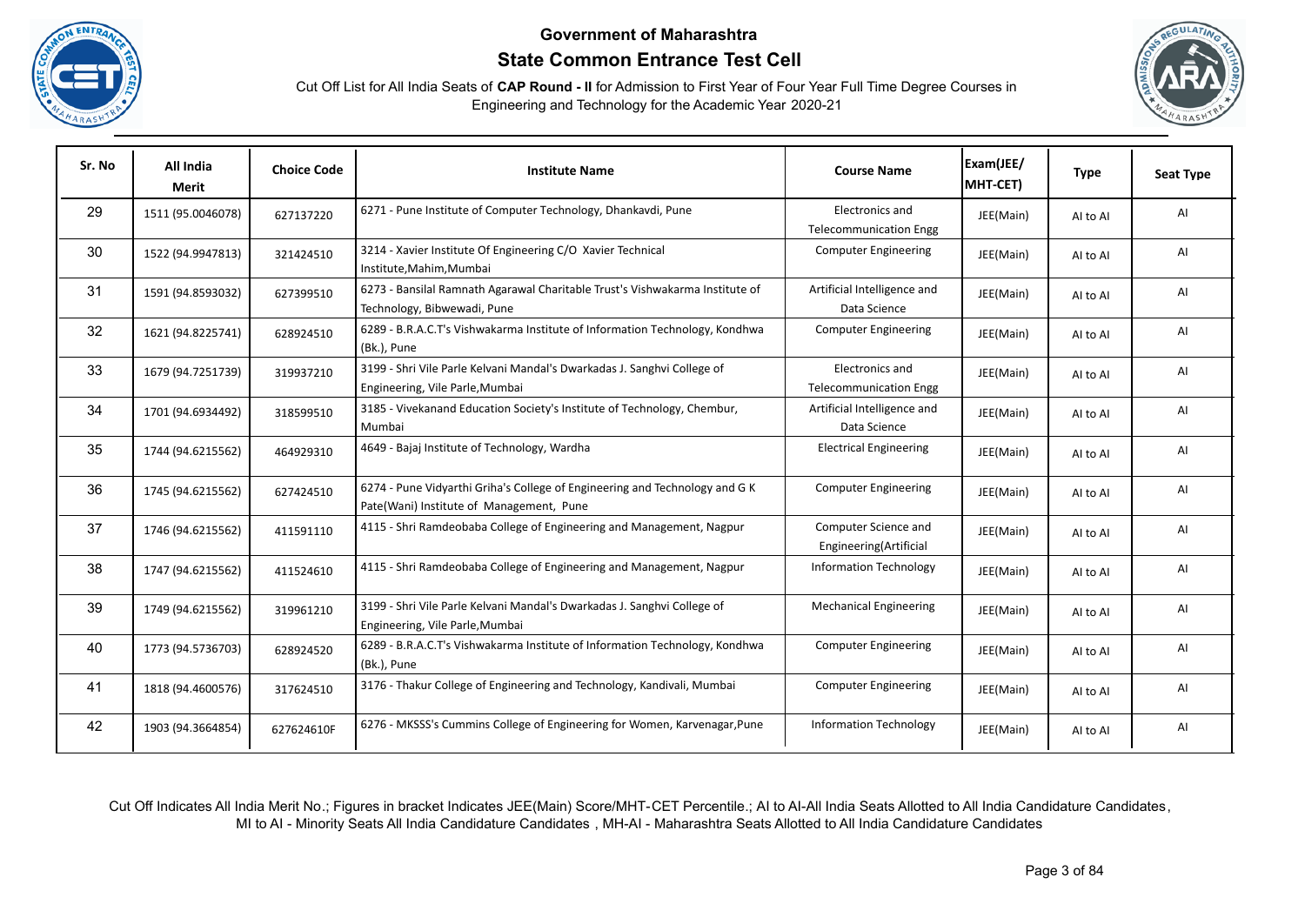# Government of Maharashtra

## State Common Entrance Test Cell

Cut Off List for All India Seats of **CAP Round - II** for Admission to First Year of Four Year Full Time Degree Courses in Engineering and Technology for the Academic Year 2020-21

| Sr. No | All India Merit | Choice Code | Institute Name | Course Name | Exam(JEE/ MHT-CET) | Type | Seat Type |
|---|---|---|---|---|---|---|---|
| 29 | 1511 (95.0046078) | 627137220 | 6271 - Pune Institute of Computer Technology, Dhankavdi, Pune | Electronics and Telecommunication Engg | JEE(Main) | AI to AI | AI |
| 30 | 1522 (94.9947813) | 321424510 | 3214 - Xavier Institute Of Engineering C/O Xavier Technical Institute,Mahim,Mumbai | Computer Engineering | JEE(Main) | AI to AI | AI |
| 31 | 1591 (94.8593032) | 627399510 | 6273 - Bansilal Ramnath Agarawal Charitable Trust's Vishwakarma Institute of Technology, Bibwewadi, Pune | Artificial Intelligence and Data Science | JEE(Main) | AI to AI | AI |
| 32 | 1621 (94.8225741) | 628924510 | 6289 - B.R.A.C.T's Vishwakarma Institute of Information Technology, Kondhwa (Bk.), Pune | Computer Engineering | JEE(Main) | AI to AI | AI |
| 33 | 1679 (94.7251739) | 319937210 | 3199 - Shri Vile Parle Kelvani Mandal's Dwarkadas J. Sanghvi College of Engineering, Vile Parle,Mumbai | Electronics and Telecommunication Engg | JEE(Main) | AI to AI | AI |
| 34 | 1701 (94.6934492) | 318599510 | 3185 - Vivekanand Education Society's Institute of Technology, Chembur, Mumbai | Artificial Intelligence and Data Science | JEE(Main) | AI to AI | AI |
| 35 | 1744 (94.6215562) | 464929310 | 4649 - Bajaj Institute of Technology, Wardha | Electrical Engineering | JEE(Main) | AI to AI | AI |
| 36 | 1745 (94.6215562) | 627424510 | 6274 - Pune Vidyarthi Griha's College of Engineering and Technology and G K Pate(Wani) Institute of Management, Pune | Computer Engineering | JEE(Main) | AI to AI | AI |
| 37 | 1746 (94.6215562) | 411591110 | 4115 - Shri Ramdeobaba College of Engineering and Management, Nagpur | Computer Science and Engineering(Artificial | JEE(Main) | AI to AI | AI |
| 38 | 1747 (94.6215562) | 411524610 | 4115 - Shri Ramdeobaba College of Engineering and Management, Nagpur | Information Technology | JEE(Main) | AI to AI | AI |
| 39 | 1749 (94.6215562) | 319961210 | 3199 - Shri Vile Parle Kelvani Mandal's Dwarkadas J. Sanghvi College of Engineering, Vile Parle,Mumbai | Mechanical Engineering | JEE(Main) | AI to AI | AI |
| 40 | 1773 (94.5736703) | 628924520 | 6289 - B.R.A.C.T's Vishwakarma Institute of Information Technology, Kondhwa (Bk.), Pune | Computer Engineering | JEE(Main) | AI to AI | AI |
| 41 | 1818 (94.4600576) | 317624510 | 3176 - Thakur College of Engineering and Technology, Kandivali, Mumbai | Computer Engineering | JEE(Main) | AI to AI | AI |
| 42 | 1903 (94.3664854) | 627624610F | 6276 - MKSSS's Cummins College of Engineering for Women, Karvenagar,Pune | Information Technology | JEE(Main) | AI to AI | AI |

Cut Off Indicates All India Merit No.; Figures in bracket Indicates JEE(Main) Score/MHT-CET Percentile.; AI to AI-All India Seats Allotted to All India Candidature Candidates, MI to AI - Minority Seats All India Candidature Candidates , MH-AI - Maharashtra Seats Allotted to All India Candidature Candidates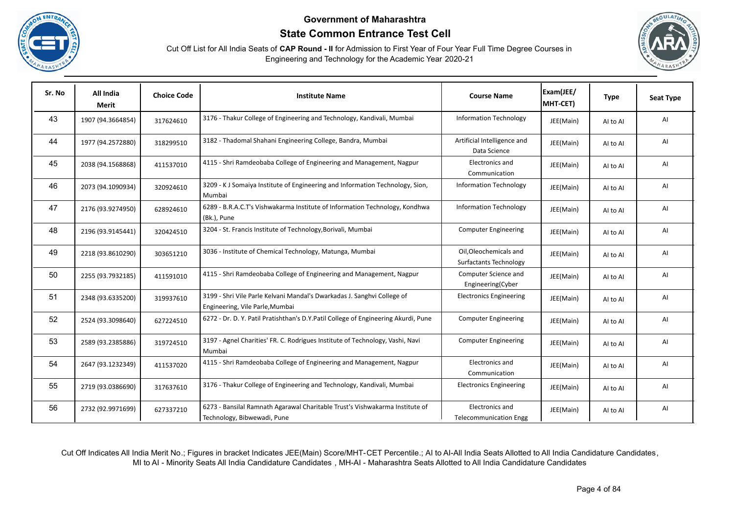# Government of Maharashtra

## State Common Entrance Test Cell

Cut Off List for All India Seats of **CAP Round - II** for Admission to First Year of Four Year Full Time Degree Courses in Engineering and Technology for the Academic Year 2020-21

| Sr. No | All India Merit | Choice Code | Institute Name | Course Name | Exam(JEE/ MHT-CET) | Type | Seat Type |
|---|---|---|---|---|---|---|---|
| 43 | 1907 (94.3664854) | 317624610 | 3176 - Thakur College of Engineering and Technology, Kandivali, Mumbai | Information Technology | JEE(Main) | AI to AI | AI |
| 44 | 1977 (94.2572880) | 318299510 | 3182 - Thadomal Shahani Engineering College, Bandra, Mumbai | Artificial Intelligence and Data Science | JEE(Main) | AI to AI | AI |
| 45 | 2038 (94.1568868) | 411537010 | 4115 - Shri Ramdeobaba College of Engineering and Management, Nagpur | Electronics and Communication | JEE(Main) | AI to AI | AI |
| 46 | 2073 (94.1090934) | 320924610 | 3209 - K J Somaiya Institute of Engineering and Information Technology, Sion, Mumbai | Information Technology | JEE(Main) | AI to AI | AI |
| 47 | 2176 (93.9274950) | 628924610 | 6289 - B.R.A.C.T's Vishwakarma Institute of Information Technology, Kondhwa (Bk.), Pune | Information Technology | JEE(Main) | AI to AI | AI |
| 48 | 2196 (93.9145441) | 320424510 | 3204 - St. Francis Institute of Technology,Borivali, Mumbai | Computer Engineering | JEE(Main) | AI to AI | AI |
| 49 | 2218 (93.8610290) | 303651210 | 3036 - Institute of Chemical Technology, Matunga, Mumbai | Oil,Oleochemicals and Surfactants Technology | JEE(Main) | AI to AI | AI |
| 50 | 2255 (93.7932185) | 411591010 | 4115 - Shri Ramdeobaba College of Engineering and Management, Nagpur | Computer Science and Engineering(Cyber | JEE(Main) | AI to AI | AI |
| 51 | 2348 (93.6335200) | 319937610 | 3199 - Shri Vile Parle Kelvani Mandal's Dwarkadas J. Sanghvi College of Engineering, Vile Parle,Mumbai | Electronics Engineering | JEE(Main) | AI to AI | AI |
| 52 | 2524 (93.3098640) | 627224510 | 6272 - Dr. D. Y. Patil Pratishthan's D.Y.Patil College of Engineering Akurdi, Pune | Computer Engineering | JEE(Main) | AI to AI | AI |
| 53 | 2589 (93.2385886) | 319724510 | 3197 - Agnel Charities' FR. C. Rodrigues Institute of Technology, Vashi, Navi Mumbai | Computer Engineering | JEE(Main) | AI to AI | AI |
| 54 | 2647 (93.1232349) | 411537020 | 4115 - Shri Ramdeobaba College of Engineering and Management, Nagpur | Electronics and Communication | JEE(Main) | AI to AI | AI |
| 55 | 2719 (93.0386690) | 317637610 | 3176 - Thakur College of Engineering and Technology, Kandivali, Mumbai | Electronics Engineering | JEE(Main) | AI to AI | AI |
| 56 | 2732 (92.9971699) | 627337210 | 6273 - Bansilal Ramnath Agarawal Charitable Trust's Vishwakarma Institute of Technology, Bibwewadi, Pune | Electronics and Telecommunication Engg | JEE(Main) | AI to AI | AI |

Cut Off Indicates All India Merit No.; Figures in bracket Indicates JEE(Main) Score/MHT-CET Percentile.; AI to AI-All India Seats Allotted to All India Candidature Candidates, MI to AI - Minority Seats All India Candidature Candidates , MH-AI - Maharashtra Seats Allotted to All India Candidature Candidates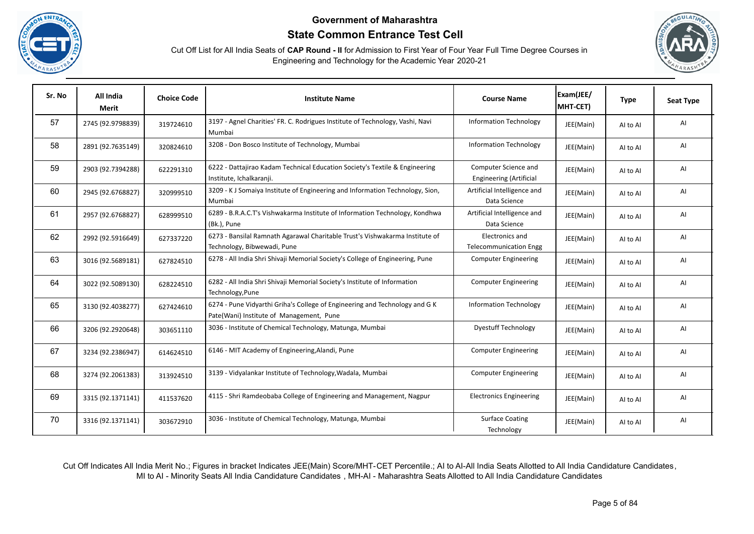**Government of Maharashtra**

**State Common Entrance Test Cell**

Cut Off List for All India Seats of **CAP Round - II** for Admission to First Year of Four Year Full Time Degree Courses in Engineering and Technology for the Academic Year 2020-21

| Sr. No | All India Merit | Choice Code | Institute Name | Course Name | Exam(JEE/ MHT-CET) | Type | Seat Type |
|---|---|---|---|---|---|---|---|
| 57 | 2745 (92.9798839) | 319724610 | 3197 - Agnel Charities' FR. C. Rodrigues Institute of Technology, Vashi, Navi Mumbai | Information Technology | JEE(Main) | AI to AI | AI |
| 58 | 2891 (92.7635149) | 320824610 | 3208 - Don Bosco Institute of Technology, Mumbai | Information Technology | JEE(Main) | AI to AI | AI |
| 59 | 2903 (92.7394288) | 622291310 | 6222 - Dattajirao Kadam Technical Education Society's Textile & Engineering Institute, Ichalkaranji. | Computer Science and Engineering (Artificial | JEE(Main) | AI to AI | AI |
| 60 | 2945 (92.6768827) | 320999510 | 3209 - K J Somaiya Institute of Engineering and Information Technology, Sion, Mumbai | Artificial Intelligence and Data Science | JEE(Main) | AI to AI | AI |
| 61 | 2957 (92.6768827) | 628999510 | 6289 - B.R.A.C.T's Vishwakarma Institute of Information Technology, Kondhwa (Bk.), Pune | Artificial Intelligence and Data Science | JEE(Main) | AI to AI | AI |
| 62 | 2992 (92.5916649) | 627337220 | 6273 - Bansilal Ramnath Agarawal Charitable Trust's Vishwakarma Institute of Technology, Bibwewadi, Pune | Electronics and Telecommunication Engg | JEE(Main) | AI to AI | AI |
| 63 | 3016 (92.5689181) | 627824510 | 6278 - All India Shri Shivaji Memorial Society's College of Engineering, Pune | Computer Engineering | JEE(Main) | AI to AI | AI |
| 64 | 3022 (92.5089130) | 628224510 | 6282 - All India Shri Shivaji Memorial Society's Institute of Information Technology,Pune | Computer Engineering | JEE(Main) | AI to AI | AI |
| 65 | 3130 (92.4038277) | 627424610 | 6274 - Pune Vidyarthi Griha's College of Engineering and Technology and G K Pate(Wani) Institute of Management, Pune | Information Technology | JEE(Main) | AI to AI | AI |
| 66 | 3206 (92.2920648) | 303651110 | 3036 - Institute of Chemical Technology, Matunga, Mumbai | Dyestuff Technology | JEE(Main) | AI to AI | AI |
| 67 | 3234 (92.2386947) | 614624510 | 6146 - MIT Academy of Engineering,Alandi, Pune | Computer Engineering | JEE(Main) | AI to AI | AI |
| 68 | 3274 (92.2061383) | 313924510 | 3139 - Vidyalankar Institute of Technology,Wadala, Mumbai | Computer Engineering | JEE(Main) | AI to AI | AI |
| 69 | 3315 (92.1371141) | 411537620 | 4115 - Shri Ramdeobaba College of Engineering and Management, Nagpur | Electronics Engineering | JEE(Main) | AI to AI | AI |
| 70 | 3316 (92.1371141) | 303672910 | 3036 - Institute of Chemical Technology, Matunga, Mumbai | Surface Coating Technology | JEE(Main) | AI to AI | AI |

Cut Off Indicates All India Merit No.; Figures in bracket Indicates JEE(Main) Score/MHT-CET Percentile.; AI to AI-All India Seats Allotted to All India Candidature Candidates, MI to AI - Minority Seats All India Candidature Candidates , MH-AI - Maharashtra Seats Allotted to All India Candidature Candidates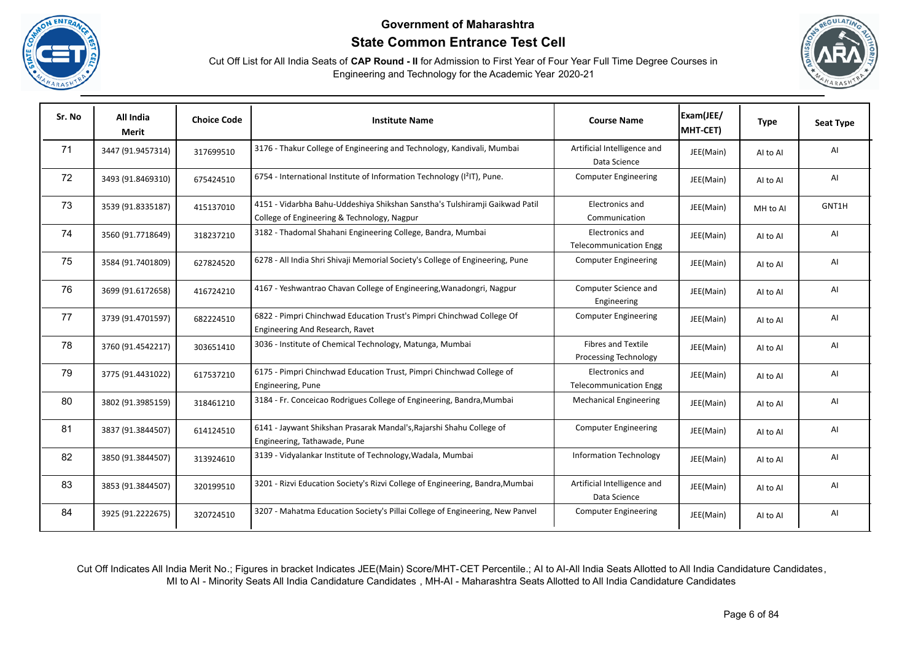# Government of Maharashtra

## State Common Entrance Test Cell

Cut Off List for All India Seats of **CAP Round - II** for Admission to First Year of Four Year Full Time Degree Courses in Engineering and Technology for the Academic Year 2020-21

| Sr. No | All India Merit | Choice Code | Institute Name | Course Name | Exam(JEE/ MHT-CET) | Type | Seat Type |
|---|---|---|---|---|---|---|---|
| 71 | 3447 (91.9457314) | 317699510 | 3176 - Thakur College of Engineering and Technology, Kandivali, Mumbai | Artificial Intelligence and Data Science | JEE(Main) | AI to AI | AI |
| 72 | 3493 (91.8469310) | 675424510 | 6754 - International Institute of Information Technology (I²IT), Pune. | Computer Engineering | JEE(Main) | AI to AI | AI |
| 73 | 3539 (91.8335187) | 415137010 | 4151 - Vidarbha Bahu-Uddeshiya Shikshan Sanstha's Tulshiramji Gaikwad Patil College of Engineering & Technology, Nagpur | Electronics and Communication | JEE(Main) | MH to AI | GNT1H |
| 74 | 3560 (91.7718649) | 318237210 | 3182 - Thadomal Shahani Engineering College, Bandra, Mumbai | Electronics and Telecommunication Engg | JEE(Main) | AI to AI | AI |
| 75 | 3584 (91.7401809) | 627824520 | 6278 - All India Shri Shivaji Memorial Society's College of Engineering, Pune | Computer Engineering | JEE(Main) | AI to AI | AI |
| 76 | 3699 (91.6172658) | 416724210 | 4167 - Yeshwantrao Chavan College of Engineering,Wanadongri, Nagpur | Computer Science and Engineering | JEE(Main) | AI to AI | AI |
| 77 | 3739 (91.4701597) | 682224510 | 6822 - Pimpri Chinchwad Education Trust's Pimpri Chinchwad College Of Engineering And Research, Ravet | Computer Engineering | JEE(Main) | AI to AI | AI |
| 78 | 3760 (91.4542217) | 303651410 | 3036 - Institute of Chemical Technology, Matunga, Mumbai | Fibres and Textile Processing Technology | JEE(Main) | AI to AI | AI |
| 79 | 3775 (91.4431022) | 617537210 | 6175 - Pimpri Chinchwad Education Trust, Pimpri Chinchwad College of Engineering, Pune | Electronics and Telecommunication Engg | JEE(Main) | AI to AI | AI |
| 80 | 3802 (91.3985159) | 318461210 | 3184 - Fr. Conceicao Rodrigues College of Engineering, Bandra,Mumbai | Mechanical Engineering | JEE(Main) | AI to AI | AI |
| 81 | 3837 (91.3844507) | 614124510 | 6141 - Jaywant Shikshan Prasarak Mandal's,Rajarshi Shahu College of Engineering, Tathawade, Pune | Computer Engineering | JEE(Main) | AI to AI | AI |
| 82 | 3850 (91.3844507) | 313924610 | 3139 - Vidyalankar Institute of Technology,Wadala, Mumbai | Information Technology | JEE(Main) | AI to AI | AI |
| 83 | 3853 (91.3844507) | 320199510 | 3201 - Rizvi Education Society's Rizvi College of Engineering, Bandra,Mumbai | Artificial Intelligence and Data Science | JEE(Main) | AI to AI | AI |
| 84 | 3925 (91.2222675) | 320724510 | 3207 - Mahatma Education Society's Pillai College of Engineering, New Panvel | Computer Engineering | JEE(Main) | AI to AI | AI |

Cut Off Indicates All India Merit No.; Figures in bracket Indicates JEE(Main) Score/MHT-CET Percentile.; AI to AI-All India Seats Allotted to All India Candidature Candidates, MI to AI - Minority Seats All India Candidature Candidates , MH-AI - Maharashtra Seats Allotted to All India Candidature Candidates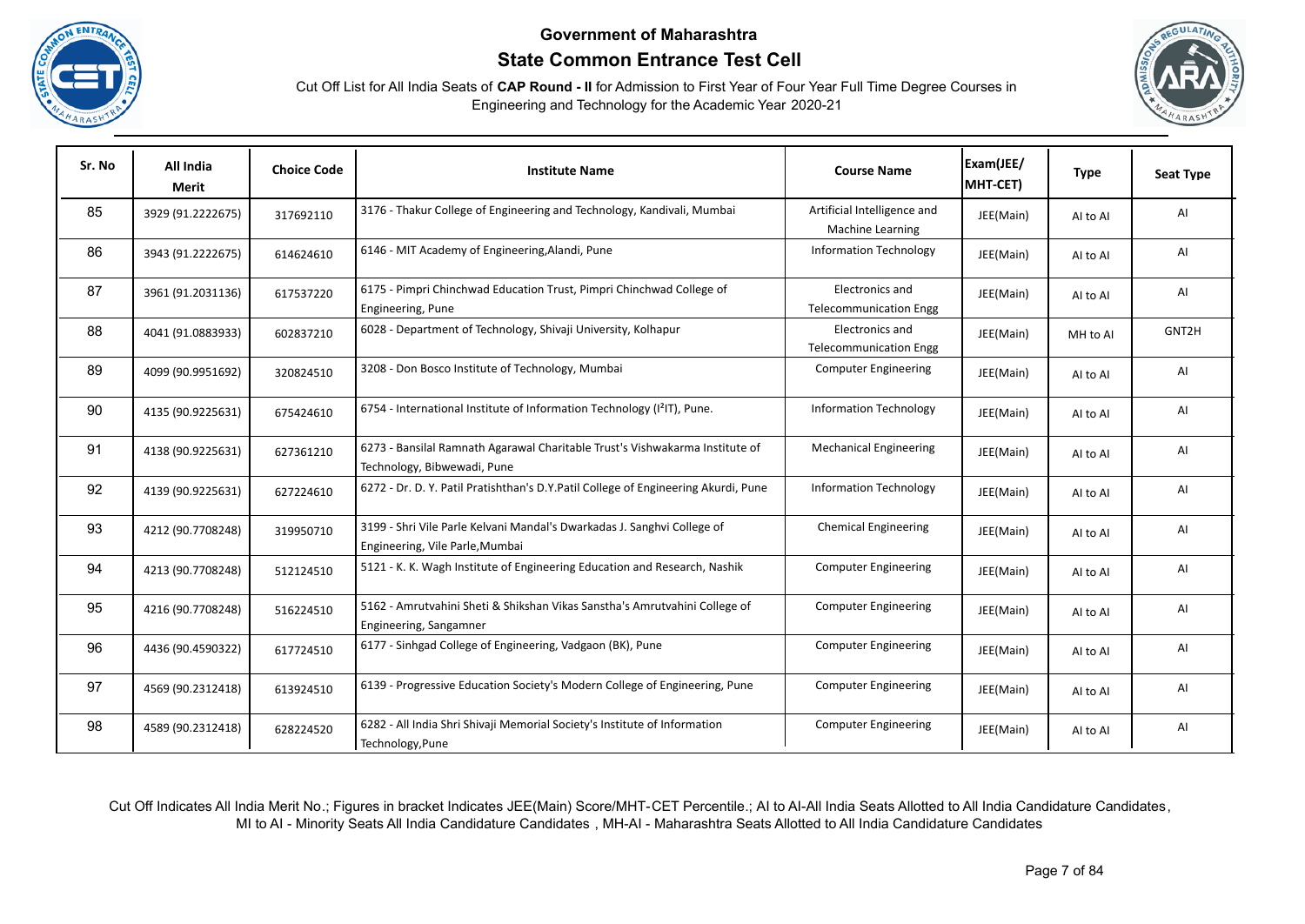**Government of Maharashtra**

**State Common Entrance Test Cell**

Cut Off List for All India Seats of **CAP Round - II** for Admission to First Year of Four Year Full Time Degree Courses in Engineering and Technology for the Academic Year 2020-21

| Sr. No | All India Merit | Choice Code | Institute Name | Course Name | Exam(JEE/ MHT-CET) | Type | Seat Type |
|---|---|---|---|---|---|---|---|
| 85 | 3929 (91.2222675) | 317692110 | 3176 - Thakur College of Engineering and Technology, Kandivali, Mumbai | Artificial Intelligence and Machine Learning | JEE(Main) | AI to AI | AI |
| 86 | 3943 (91.2222675) | 614624610 | 6146 - MIT Academy of Engineering,Alandi, Pune | Information Technology | JEE(Main) | AI to AI | AI |
| 87 | 3961 (91.2031136) | 617537220 | 6175 - Pimpri Chinchwad Education Trust, Pimpri Chinchwad College of Engineering, Pune | Electronics and Telecommunication Engg | JEE(Main) | AI to AI | AI |
| 88 | 4041 (91.0883933) | 602837210 | 6028 - Department of Technology, Shivaji University, Kolhapur | Electronics and Telecommunication Engg | JEE(Main) | MH to AI | GNT2H |
| 89 | 4099 (90.9951692) | 320824510 | 3208 - Don Bosco Institute of Technology, Mumbai | Computer Engineering | JEE(Main) | AI to AI | AI |
| 90 | 4135 (90.9225631) | 675424610 | 6754 - International Institute of Information Technology (I²IT), Pune. | Information Technology | JEE(Main) | AI to AI | AI |
| 91 | 4138 (90.9225631) | 627361210 | 6273 - Bansilal Ramnath Agarawal Charitable Trust's Vishwakarma Institute of Technology, Bibwewadi, Pune | Mechanical Engineering | JEE(Main) | AI to AI | AI |
| 92 | 4139 (90.9225631) | 627224610 | 6272 - Dr. D. Y. Patil Pratishthan's D.Y.Patil College of Engineering Akurdi, Pune | Information Technology | JEE(Main) | AI to AI | AI |
| 93 | 4212 (90.7708248) | 319950710 | 3199 - Shri Vile Parle Kelvani Mandal's Dwarkadas J. Sanghvi College of Engineering, Vile Parle,Mumbai | Chemical Engineering | JEE(Main) | AI to AI | AI |
| 94 | 4213 (90.7708248) | 512124510 | 5121 - K. K. Wagh Institute of Engineering Education and Research, Nashik | Computer Engineering | JEE(Main) | AI to AI | AI |
| 95 | 4216 (90.7708248) | 516224510 | 5162 - Amrutvahini Sheti & Shikshan Vikas Sanstha's Amrutvahini College of Engineering, Sangamner | Computer Engineering | JEE(Main) | AI to AI | AI |
| 96 | 4436 (90.4590322) | 617724510 | 6177 - Sinhgad College of Engineering, Vadgaon (BK), Pune | Computer Engineering | JEE(Main) | AI to AI | AI |
| 97 | 4569 (90.2312418) | 613924510 | 6139 - Progressive Education Society's Modern College of Engineering, Pune | Computer Engineering | JEE(Main) | AI to AI | AI |
| 98 | 4589 (90.2312418) | 628224520 | 6282 - All India Shri Shivaji Memorial Society's Institute of Information Technology,Pune | Computer Engineering | JEE(Main) | AI to AI | AI |

Cut Off Indicates All India Merit No.; Figures in bracket Indicates JEE(Main) Score/MHT-CET Percentile.; AI to AI-All India Seats Allotted to All India Candidature Candidates, MI to AI - Minority Seats All India Candidature Candidates , MH-AI - Maharashtra Seats Allotted to All India Candidature Candidates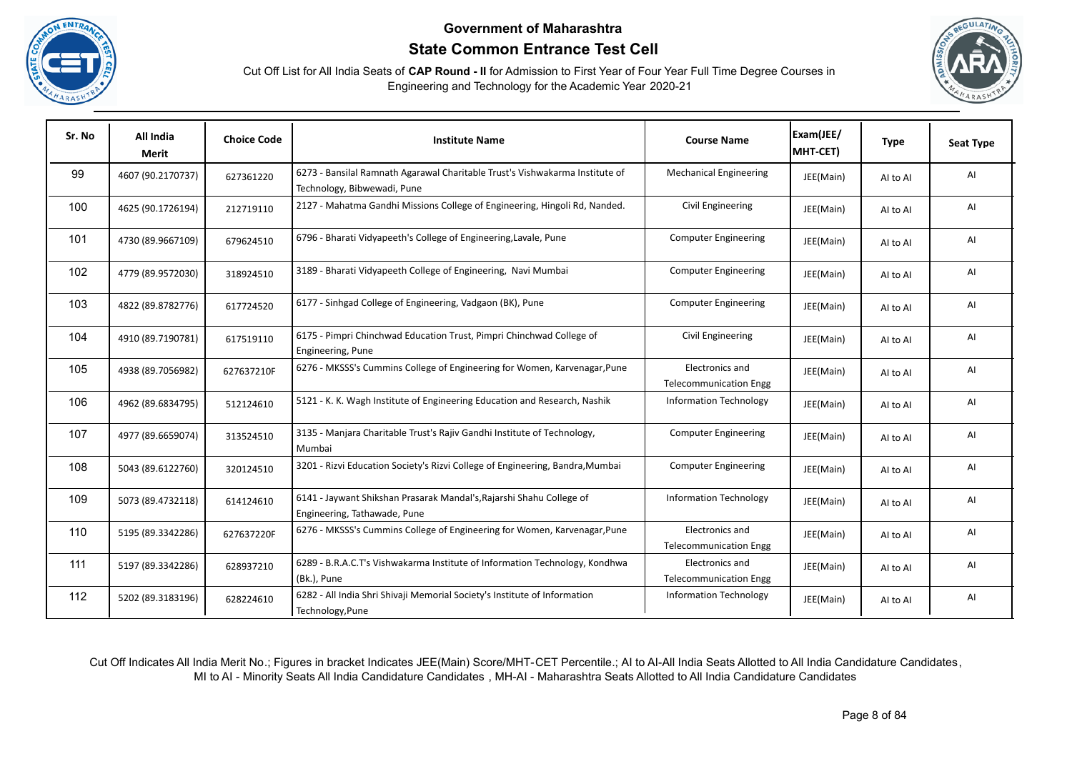# Government of Maharashtra

## State Common Entrance Test Cell

Cut Off List for All India Seats of **CAP Round - II** for Admission to First Year of Four Year Full Time Degree Courses in Engineering and Technology for the Academic Year 2020-21

| Sr. No | All India Merit | Choice Code | Institute Name | Course Name | Exam(JEE/ MHT-CET) | Type | Seat Type |
|---|---|---|---|---|---|---|---|
| 99 | 4607 (90.2170737) | 627361220 | 6273 - Bansilal Ramnath Agarawal Charitable Trust's Vishwakarma Institute of Technology, Bibwewadi, Pune | Mechanical Engineering | JEE(Main) | AI to AI | AI |
| 100 | 4625 (90.1726194) | 212719110 | 2127 - Mahatma Gandhi Missions College of Engineering, Hingoli Rd, Nanded. | Civil Engineering | JEE(Main) | AI to AI | AI |
| 101 | 4730 (89.9667109) | 679624510 | 6796 - Bharati Vidyapeeth's College of Engineering,Lavale, Pune | Computer Engineering | JEE(Main) | AI to AI | AI |
| 102 | 4779 (89.9572030) | 318924510 | 3189 - Bharati Vidyapeeth College of Engineering, Navi Mumbai | Computer Engineering | JEE(Main) | AI to AI | AI |
| 103 | 4822 (89.8782776) | 617724520 | 6177 - Sinhgad College of Engineering, Vadgaon (BK), Pune | Computer Engineering | JEE(Main) | AI to AI | AI |
| 104 | 4910 (89.7190781) | 617519110 | 6175 - Pimpri Chinchwad Education Trust, Pimpri Chinchwad College of Engineering, Pune | Civil Engineering | JEE(Main) | AI to AI | AI |
| 105 | 4938 (89.7056982) | 627637210F | 6276 - MKSSS's Cummins College of Engineering for Women, Karvenagar,Pune | Electronics and Telecommunication Engg | JEE(Main) | AI to AI | AI |
| 106 | 4962 (89.6834795) | 512124610 | 5121 - K. K. Wagh Institute of Engineering Education and Research, Nashik | Information Technology | JEE(Main) | AI to AI | AI |
| 107 | 4977 (89.6659074) | 313524510 | 3135 - Manjara Charitable Trust's Rajiv Gandhi Institute of Technology, Mumbai | Computer Engineering | JEE(Main) | AI to AI | AI |
| 108 | 5043 (89.6122760) | 320124510 | 3201 - Rizvi Education Society's Rizvi College of Engineering, Bandra,Mumbai | Computer Engineering | JEE(Main) | AI to AI | AI |
| 109 | 5073 (89.4732118) | 614124610 | 6141 - Jaywant Shikshan Prasarak Mandal's,Rajarshi Shahu College of Engineering, Tathawade, Pune | Information Technology | JEE(Main) | AI to AI | AI |
| 110 | 5195 (89.3342286) | 627637220F | 6276 - MKSSS's Cummins College of Engineering for Women, Karvenagar,Pune | Electronics and Telecommunication Engg | JEE(Main) | AI to AI | AI |
| 111 | 5197 (89.3342286) | 628937210 | 6289 - B.R.A.C.T's Vishwakarma Institute of Information Technology, Kondhwa (Bk.), Pune | Electronics and Telecommunication Engg | JEE(Main) | AI to AI | AI |
| 112 | 5202 (89.3183196) | 628224610 | 6282 - All India Shri Shivaji Memorial Society's Institute of Information Technology,Pune | Information Technology | JEE(Main) | AI to AI | AI |

Cut Off Indicates All India Merit No.; Figures in bracket Indicates JEE(Main) Score/MHT-CET Percentile.; AI to AI-All India Seats Allotted to All India Candidature Candidates, MI to AI - Minority Seats All India Candidature Candidates , MH-AI - Maharashtra Seats Allotted to All India Candidature Candidates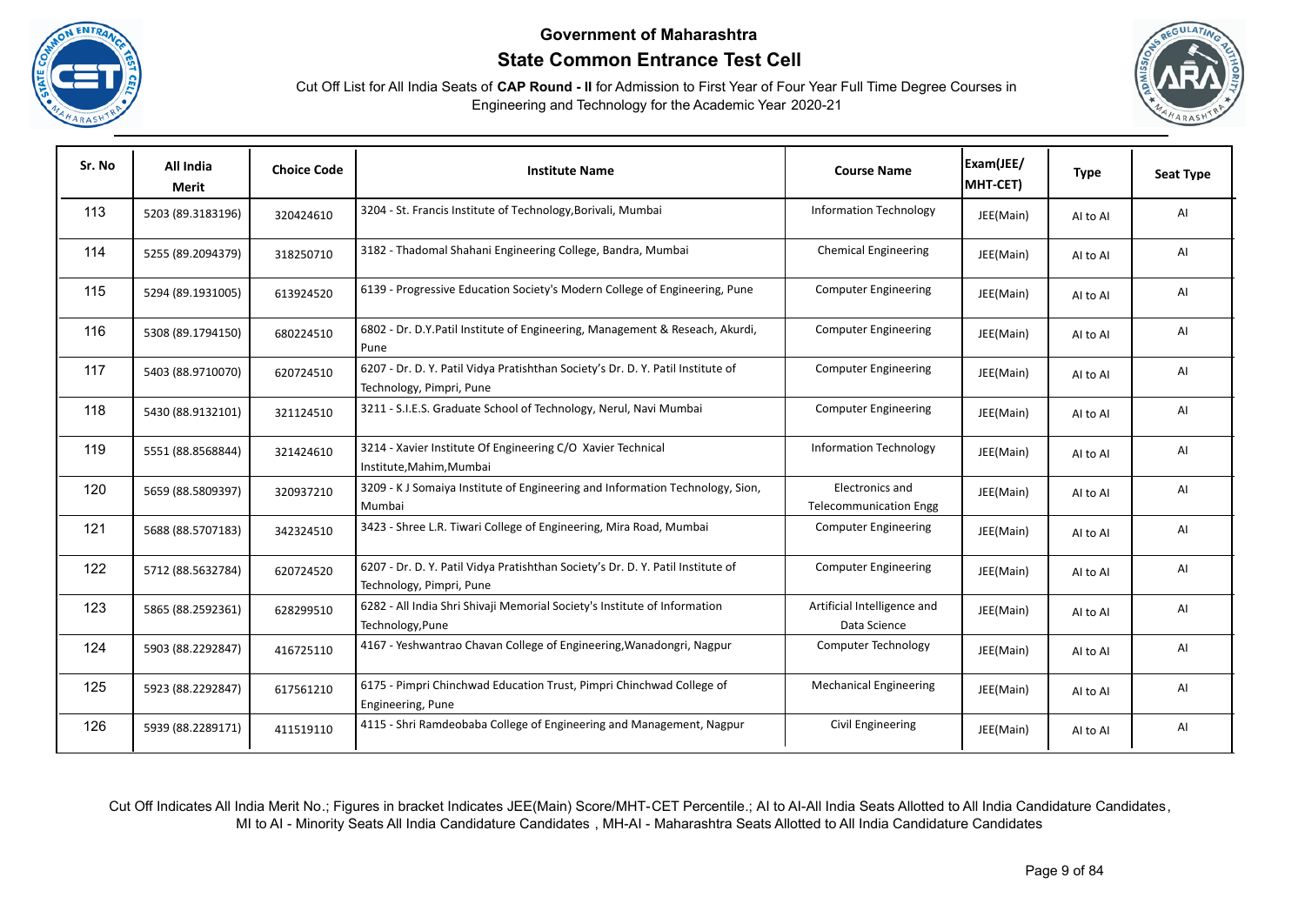# Government of Maharashtra

## State Common Entrance Test Cell

Cut Off List for All India Seats of **CAP Round - II** for Admission to First Year of Four Year Full Time Degree Courses in Engineering and Technology for the Academic Year 2020-21

| Sr. No | All India Merit | Choice Code | Institute Name | Course Name | Exam(JEE/ MHT-CET) | Type | Seat Type |
|---|---|---|---|---|---|---|---|
| 113 | 5203 (89.3183196) | 320424610 | 3204 - St. Francis Institute of Technology,Borivali, Mumbai | Information Technology | JEE(Main) | AI to AI | AI |
| 114 | 5255 (89.2094379) | 318250710 | 3182 - Thadomal Shahani Engineering College, Bandra, Mumbai | Chemical Engineering | JEE(Main) | AI to AI | AI |
| 115 | 5294 (89.1931005) | 613924520 | 6139 - Progressive Education Society's Modern College of Engineering, Pune | Computer Engineering | JEE(Main) | AI to AI | AI |
| 116 | 5308 (89.1794150) | 680224510 | 6802 - Dr. D.Y.Patil Institute of Engineering, Management & Reseach, Akurdi, Pune | Computer Engineering | JEE(Main) | AI to AI | AI |
| 117 | 5403 (88.9710070) | 620724510 | 6207 - Dr. D. Y. Patil Vidya Pratishthan Society's Dr. D. Y. Patil Institute of Technology, Pimpri, Pune | Computer Engineering | JEE(Main) | AI to AI | AI |
| 118 | 5430 (88.9132101) | 321124510 | 3211 - S.I.E.S. Graduate School of Technology, Nerul, Navi Mumbai | Computer Engineering | JEE(Main) | AI to AI | AI |
| 119 | 5551 (88.8568844) | 321424610 | 3214 - Xavier Institute Of Engineering C/O Xavier Technical Institute,Mahim,Mumbai | Information Technology | JEE(Main) | AI to AI | AI |
| 120 | 5659 (88.5809397) | 320937210 | 3209 - K J Somaiya Institute of Engineering and Information Technology, Sion, Mumbai | Electronics and Telecommunication Engg | JEE(Main) | AI to AI | AI |
| 121 | 5688 (88.5707183) | 342324510 | 3423 - Shree L.R. Tiwari College of Engineering, Mira Road, Mumbai | Computer Engineering | JEE(Main) | AI to AI | AI |
| 122 | 5712 (88.5632784) | 620724520 | 6207 - Dr. D. Y. Patil Vidya Pratishthan Society's Dr. D. Y. Patil Institute of Technology, Pimpri, Pune | Computer Engineering | JEE(Main) | AI to AI | AI |
| 123 | 5865 (88.2592361) | 628299510 | 6282 - All India Shri Shivaji Memorial Society's Institute of Information Technology,Pune | Artificial Intelligence and Data Science | JEE(Main) | AI to AI | AI |
| 124 | 5903 (88.2292847) | 416725110 | 4167 - Yeshwantrao Chavan College of Engineering,Wanadongri, Nagpur | Computer Technology | JEE(Main) | AI to AI | AI |
| 125 | 5923 (88.2292847) | 617561210 | 6175 - Pimpri Chinchwad Education Trust, Pimpri Chinchwad College of Engineering, Pune | Mechanical Engineering | JEE(Main) | AI to AI | AI |
| 126 | 5939 (88.2289171) | 411519110 | 4115 - Shri Ramdeobaba College of Engineering and Management, Nagpur | Civil Engineering | JEE(Main) | AI to AI | AI |

Cut Off Indicates All India Merit No.; Figures in bracket Indicates JEE(Main) Score/MHT-CET Percentile.; AI to AI-All India Seats Allotted to All India Candidature Candidates, MI to AI - Minority Seats All India Candidature Candidates , MH-AI - Maharashtra Seats Allotted to All India Candidature Candidates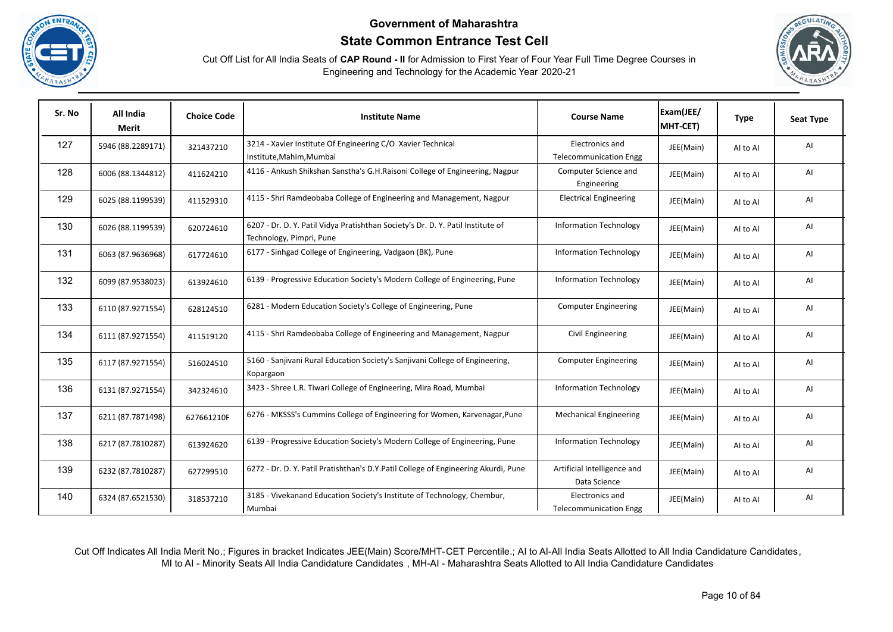# Government of Maharashtra

## State Common Entrance Test Cell

Cut Off List for All India Seats of **CAP Round - II** for Admission to First Year of Four Year Full Time Degree Courses in Engineering and Technology for the Academic Year 2020-21

| Sr. No | All India Merit | Choice Code | Institute Name | Course Name | Exam(JEE/ MHT-CET) | Type | Seat Type |
|---|---|---|---|---|---|---|---|
| 127 | 5946 (88.2289171) | 321437210 | 3214 - Xavier Institute Of Engineering C/O Xavier Technical Institute,Mahim,Mumbai | Electronics and Telecommunication Engg | JEE(Main) | AI to AI | AI |
| 128 | 6006 (88.1344812) | 411624210 | 4116 - Ankush Shikshan Sanstha's G.H.Raisoni College of Engineering, Nagpur | Computer Science and Engineering | JEE(Main) | AI to AI | AI |
| 129 | 6025 (88.1199539) | 411529310 | 4115 - Shri Ramdeobaba College of Engineering and Management, Nagpur | Electrical Engineering | JEE(Main) | AI to AI | AI |
| 130 | 6026 (88.1199539) | 620724610 | 6207 - Dr. D. Y. Patil Vidya Pratishthan Society's Dr. D. Y. Patil Institute of Technology, Pimpri, Pune | Information Technology | JEE(Main) | AI to AI | AI |
| 131 | 6063 (87.9636968) | 617724610 | 6177 - Sinhgad College of Engineering, Vadgaon (BK), Pune | Information Technology | JEE(Main) | AI to AI | AI |
| 132 | 6099 (87.9538023) | 613924610 | 6139 - Progressive Education Society's Modern College of Engineering, Pune | Information Technology | JEE(Main) | AI to AI | AI |
| 133 | 6110 (87.9271554) | 628124510 | 6281 - Modern Education Society's College of Engineering, Pune | Computer Engineering | JEE(Main) | AI to AI | AI |
| 134 | 6111 (87.9271554) | 411519120 | 4115 - Shri Ramdeobaba College of Engineering and Management, Nagpur | Civil Engineering | JEE(Main) | AI to AI | AI |
| 135 | 6117 (87.9271554) | 516024510 | 5160 - Sanjivani Rural Education Society's Sanjivani College of Engineering, Kopargaon | Computer Engineering | JEE(Main) | AI to AI | AI |
| 136 | 6131 (87.9271554) | 342324610 | 3423 - Shree L.R. Tiwari College of Engineering, Mira Road, Mumbai | Information Technology | JEE(Main) | AI to AI | AI |
| 137 | 6211 (87.7871498) | 627661210F | 6276 - MKSSS's Cummins College of Engineering for Women, Karvenagar,Pune | Mechanical Engineering | JEE(Main) | AI to AI | AI |
| 138 | 6217 (87.7810287) | 613924620 | 6139 - Progressive Education Society's Modern College of Engineering, Pune | Information Technology | JEE(Main) | AI to AI | AI |
| 139 | 6232 (87.7810287) | 627299510 | 6272 - Dr. D. Y. Patil Pratishthan's D.Y.Patil College of Engineering Akurdi, Pune | Artificial Intelligence and Data Science | JEE(Main) | AI to AI | AI |
| 140 | 6324 (87.6521530) | 318537210 | 3185 - Vivekanand Education Society's Institute of Technology, Chembur, Mumbai | Electronics and Telecommunication Engg | JEE(Main) | AI to AI | AI |

Cut Off Indicates All India Merit No.; Figures in bracket Indicates JEE(Main) Score/MHT-CET Percentile.; AI to AI-All India Seats Allotted to All India Candidature Candidates, MI to AI - Minority Seats All India Candidature Candidates , MH-AI - Maharashtra Seats Allotted to All India Candidature Candidates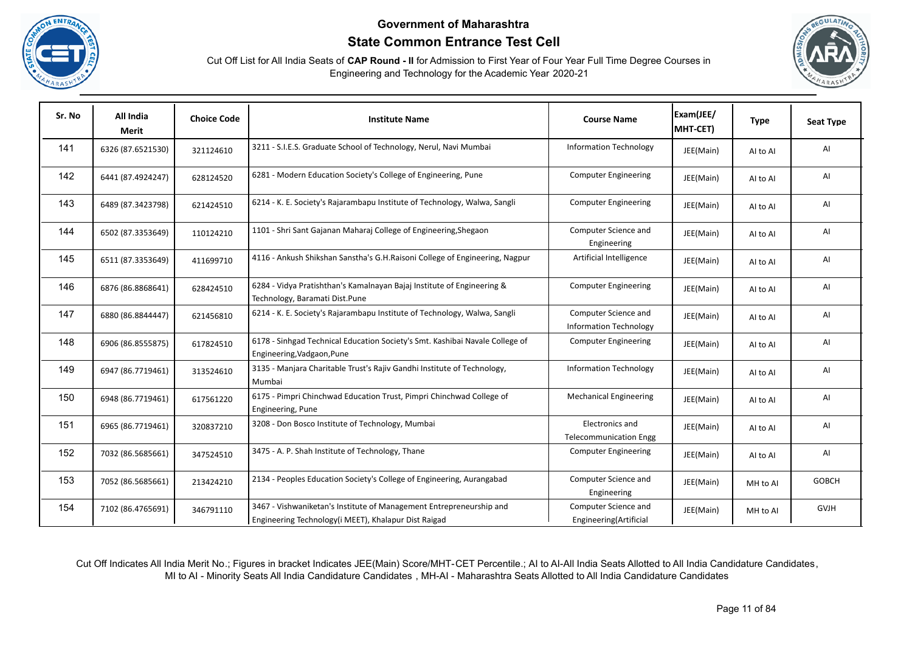**Government of Maharashtra**

**State Common Entrance Test Cell**

Cut Off List for All India Seats of **CAP Round - II** for Admission to First Year of Four Year Full Time Degree Courses in Engineering and Technology for the Academic Year 2020-21

| Sr. No | All India Merit | Choice Code | Institute Name | Course Name | Exam(JEE/ MHT-CET) | Type | Seat Type |
|---|---|---|---|---|---|---|---|
| 141 | 6326 (87.6521530) | 321124610 | 3211 - S.I.E.S. Graduate School of Technology, Nerul, Navi Mumbai | Information Technology | JEE(Main) | AI to AI | AI |
| 142 | 6441 (87.4924247) | 628124520 | 6281 - Modern Education Society's College of Engineering, Pune | Computer Engineering | JEE(Main) | AI to AI | AI |
| 143 | 6489 (87.3423798) | 621424510 | 6214 - K. E. Society's Rajarambapu Institute of Technology, Walwa, Sangli | Computer Engineering | JEE(Main) | AI to AI | AI |
| 144 | 6502 (87.3353649) | 110124210 | 1101 - Shri Sant Gajanan Maharaj College of Engineering,Shegaon | Computer Science and Engineering | JEE(Main) | AI to AI | AI |
| 145 | 6511 (87.3353649) | 411699710 | 4116 - Ankush Shikshan Sanstha's G.H.Raisoni College of Engineering, Nagpur | Artificial Intelligence | JEE(Main) | AI to AI | AI |
| 146 | 6876 (86.8868641) | 628424510 | 6284 - Vidya Pratishthan's Kamalnayan Bajaj Institute of Engineering & Technology, Baramati Dist.Pune | Computer Engineering | JEE(Main) | AI to AI | AI |
| 147 | 6880 (86.8844447) | 621456810 | 6214 - K. E. Society's Rajarambapu Institute of Technology, Walwa, Sangli | Computer Science and Information Technology | JEE(Main) | AI to AI | AI |
| 148 | 6906 (86.8555875) | 617824510 | 6178 - Sinhgad Technical Education Society's Smt. Kashibai Navale College of Engineering,Vadgaon,Pune | Computer Engineering | JEE(Main) | AI to AI | AI |
| 149 | 6947 (86.7719461) | 313524610 | 3135 - Manjara Charitable Trust's Rajiv Gandhi Institute of Technology, Mumbai | Information Technology | JEE(Main) | AI to AI | AI |
| 150 | 6948 (86.7719461) | 617561220 | 6175 - Pimpri Chinchwad Education Trust, Pimpri Chinchwad College of Engineering, Pune | Mechanical Engineering | JEE(Main) | AI to AI | AI |
| 151 | 6965 (86.7719461) | 320837210 | 3208 - Don Bosco Institute of Technology, Mumbai | Electronics and Telecommunication Engg | JEE(Main) | AI to AI | AI |
| 152 | 7032 (86.5685661) | 347524510 | 3475 - A. P. Shah Institute of Technology, Thane | Computer Engineering | JEE(Main) | AI to AI | AI |
| 153 | 7052 (86.5685661) | 213424210 | 2134 - Peoples Education Society's College of Engineering, Aurangabad | Computer Science and Engineering | JEE(Main) | MH to AI | GOBCH |
| 154 | 7102 (86.4765691) | 346791110 | 3467 - Vishwaniketan's Institute of Management Entrepreneurship and Engineering Technology(i MEET), Khalapur Dist Raigad | Computer Science and Engineering(Artificial | JEE(Main) | MH to AI | GVJH |

Cut Off Indicates All India Merit No.; Figures in bracket Indicates JEE(Main) Score/MHT-CET Percentile.; AI to AI-All India Seats Allotted to All India Candidature Candidates, MI to AI - Minority Seats All India Candidature Candidates , MH-AI - Maharashtra Seats Allotted to All India Candidature Candidates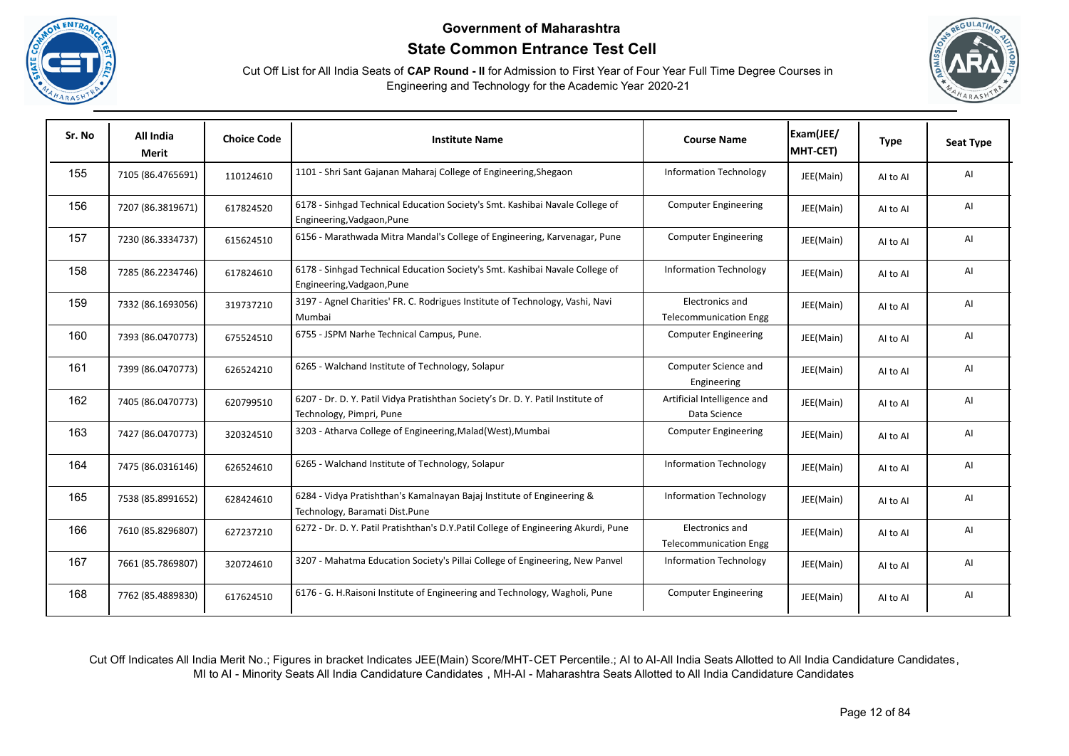**Government of Maharashtra**

**State Common Entrance Test Cell**

Cut Off List for All India Seats of **CAP Round - II** for Admission to First Year of Four Year Full Time Degree Courses in Engineering and Technology for the Academic Year 2020-21

| Sr. No | All India Merit | Choice Code | Institute Name | Course Name | Exam(JEE/ MHT-CET) | Type | Seat Type |
|---|---|---|---|---|---|---|---|
| 155 | 7105 (86.4765691) | 110124610 | 1101 - Shri Sant Gajanan Maharaj College of Engineering,Shegaon | Information Technology | JEE(Main) | AI to AI | AI |
| 156 | 7207 (86.3819671) | 617824520 | 6178 - Sinhgad Technical Education Society's Smt. Kashibai Navale College of Engineering,Vadgaon,Pune | Computer Engineering | JEE(Main) | AI to AI | AI |
| 157 | 7230 (86.3334737) | 615624510 | 6156 - Marathwada Mitra Mandal's College of Engineering, Karvenagar, Pune | Computer Engineering | JEE(Main) | AI to AI | AI |
| 158 | 7285 (86.2234746) | 617824610 | 6178 - Sinhgad Technical Education Society's Smt. Kashibai Navale College of Engineering,Vadgaon,Pune | Information Technology | JEE(Main) | AI to AI | AI |
| 159 | 7332 (86.1693056) | 319737210 | 3197 - Agnel Charities' FR. C. Rodrigues Institute of Technology, Vashi, Navi Mumbai | Electronics and Telecommunication Engg | JEE(Main) | AI to AI | AI |
| 160 | 7393 (86.0470773) | 675524510 | 6755 - JSPM Narhe Technical Campus, Pune. | Computer Engineering | JEE(Main) | AI to AI | AI |
| 161 | 7399 (86.0470773) | 626524210 | 6265 - Walchand Institute of Technology, Solapur | Computer Science and Engineering | JEE(Main) | AI to AI | AI |
| 162 | 7405 (86.0470773) | 620799510 | 6207 - Dr. D. Y. Patil Vidya Pratishthan Society's Dr. D. Y. Patil Institute of Technology, Pimpri, Pune | Artificial Intelligence and Data Science | JEE(Main) | AI to AI | AI |
| 163 | 7427 (86.0470773) | 320324510 | 3203 - Atharva College of Engineering,Malad(West),Mumbai | Computer Engineering | JEE(Main) | AI to AI | AI |
| 164 | 7475 (86.0316146) | 626524610 | 6265 - Walchand Institute of Technology, Solapur | Information Technology | JEE(Main) | AI to AI | AI |
| 165 | 7538 (85.8991652) | 628424610 | 6284 - Vidya Pratishthan's Kamalnayan Bajaj Institute of Engineering & Technology, Baramati Dist.Pune | Information Technology | JEE(Main) | AI to AI | AI |
| 166 | 7610 (85.8296807) | 627237210 | 6272 - Dr. D. Y. Patil Pratishthan's D.Y.Patil College of Engineering Akurdi, Pune | Electronics and Telecommunication Engg | JEE(Main) | AI to AI | AI |
| 167 | 7661 (85.7869807) | 320724610 | 3207 - Mahatma Education Society's Pillai College of Engineering, New Panvel | Information Technology | JEE(Main) | AI to AI | AI |
| 168 | 7762 (85.4889830) | 617624510 | 6176 - G. H.Raisoni Institute of Engineering and Technology, Wagholi, Pune | Computer Engineering | JEE(Main) | AI to AI | AI |

Cut Off Indicates All India Merit No.; Figures in bracket Indicates JEE(Main) Score/MHT-CET Percentile.; AI to AI-All India Seats Allotted to All India Candidature Candidates, MI to AI - Minority Seats All India Candidature Candidates , MH-AI - Maharashtra Seats Allotted to All India Candidature Candidates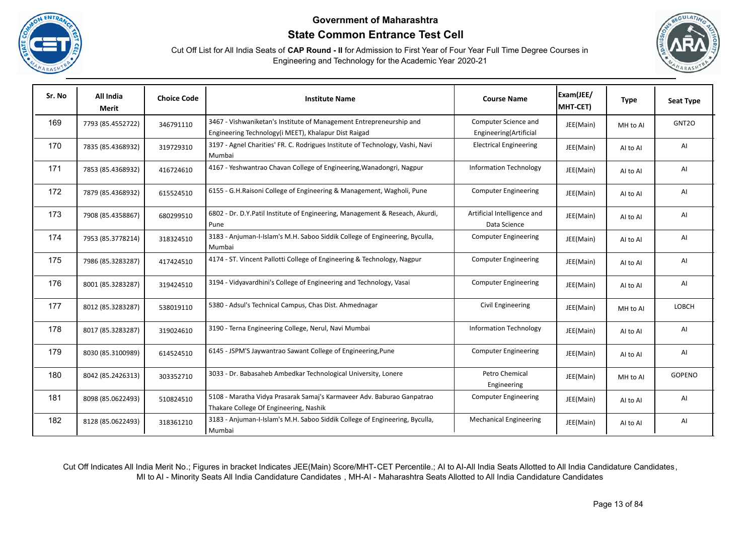# Government of Maharashtra

## State Common Entrance Test Cell

Cut Off List for All India Seats of **CAP Round - II** for Admission to First Year of Four Year Full Time Degree Courses in Engineering and Technology for the Academic Year 2020-21

| Sr. No | All India Merit | Choice Code | Institute Name | Course Name | Exam(JEE/ MHT-CET) | Type | Seat Type |
|---|---|---|---|---|---|---|---|
| 169 | 7793 (85.4552722) | 346791110 | 3467 - Vishwaniketan's Institute of Management Entrepreneurship and Engineering Technology(i MEET), Khalapur Dist Raigad | Computer Science and Engineering(Artificial | JEE(Main) | MH to AI | GNT2O |
| 170 | 7835 (85.4368932) | 319729310 | 3197 - Agnel Charities' FR. C. Rodrigues Institute of Technology, Vashi, Navi Mumbai | Electrical Engineering | JEE(Main) | AI to AI | AI |
| 171 | 7853 (85.4368932) | 416724610 | 4167 - Yeshwantrao Chavan College of Engineering,Wanadongri, Nagpur | Information Technology | JEE(Main) | AI to AI | AI |
| 172 | 7879 (85.4368932) | 615524510 | 6155 - G.H.Raisoni College of Engineering & Management, Wagholi, Pune | Computer Engineering | JEE(Main) | AI to AI | AI |
| 173 | 7908 (85.4358867) | 680299510 | 6802 - Dr. D.Y.Patil Institute of Engineering, Management & Reseach, Akurdi, Pune | Artificial Intelligence and Data Science | JEE(Main) | AI to AI | AI |
| 174 | 7953 (85.3778214) | 318324510 | 3183 - Anjuman-I-Islam's M.H. Saboo Siddik College of Engineering, Byculla, Mumbai | Computer Engineering | JEE(Main) | AI to AI | AI |
| 175 | 7986 (85.3283287) | 417424510 | 4174 - ST. Vincent Pallotti College of Engineering & Technology, Nagpur | Computer Engineering | JEE(Main) | AI to AI | AI |
| 176 | 8001 (85.3283287) | 319424510 | 3194 - Vidyavardhini's College of Engineering and Technology, Vasai | Computer Engineering | JEE(Main) | AI to AI | AI |
| 177 | 8012 (85.3283287) | 538019110 | 5380 - Adsul's Technical Campus, Chas Dist. Ahmednagar | Civil Engineering | JEE(Main) | MH to AI | LOBCH |
| 178 | 8017 (85.3283287) | 319024610 | 3190 - Terna Engineering College, Nerul, Navi Mumbai | Information Technology | JEE(Main) | AI to AI | AI |
| 179 | 8030 (85.3100989) | 614524510 | 6145 - JSPM'S Jaywantrao Sawant College of Engineering,Pune | Computer Engineering | JEE(Main) | AI to AI | AI |
| 180 | 8042 (85.2426313) | 303352710 | 3033 - Dr. Babasaheb Ambedkar Technological University, Lonere | Petro Chemical Engineering | JEE(Main) | MH to AI | GOPENO |
| 181 | 8098 (85.0622493) | 510824510 | 5108 - Maratha Vidya Prasarak Samaj's Karmaveer Adv. Baburao Ganpatrao Thakare College Of Engineering, Nashik | Computer Engineering | JEE(Main) | AI to AI | AI |
| 182 | 8128 (85.0622493) | 318361210 | 3183 - Anjuman-I-Islam's M.H. Saboo Siddik College of Engineering, Byculla, Mumbai | Mechanical Engineering | JEE(Main) | AI to AI | AI |

Cut Off Indicates All India Merit No.; Figures in bracket Indicates JEE(Main) Score/MHT-CET Percentile.; AI to AI-All India Seats Allotted to All India Candidature Candidates, MI to AI - Minority Seats All India Candidature Candidates , MH-AI - Maharashtra Seats Allotted to All India Candidature Candidates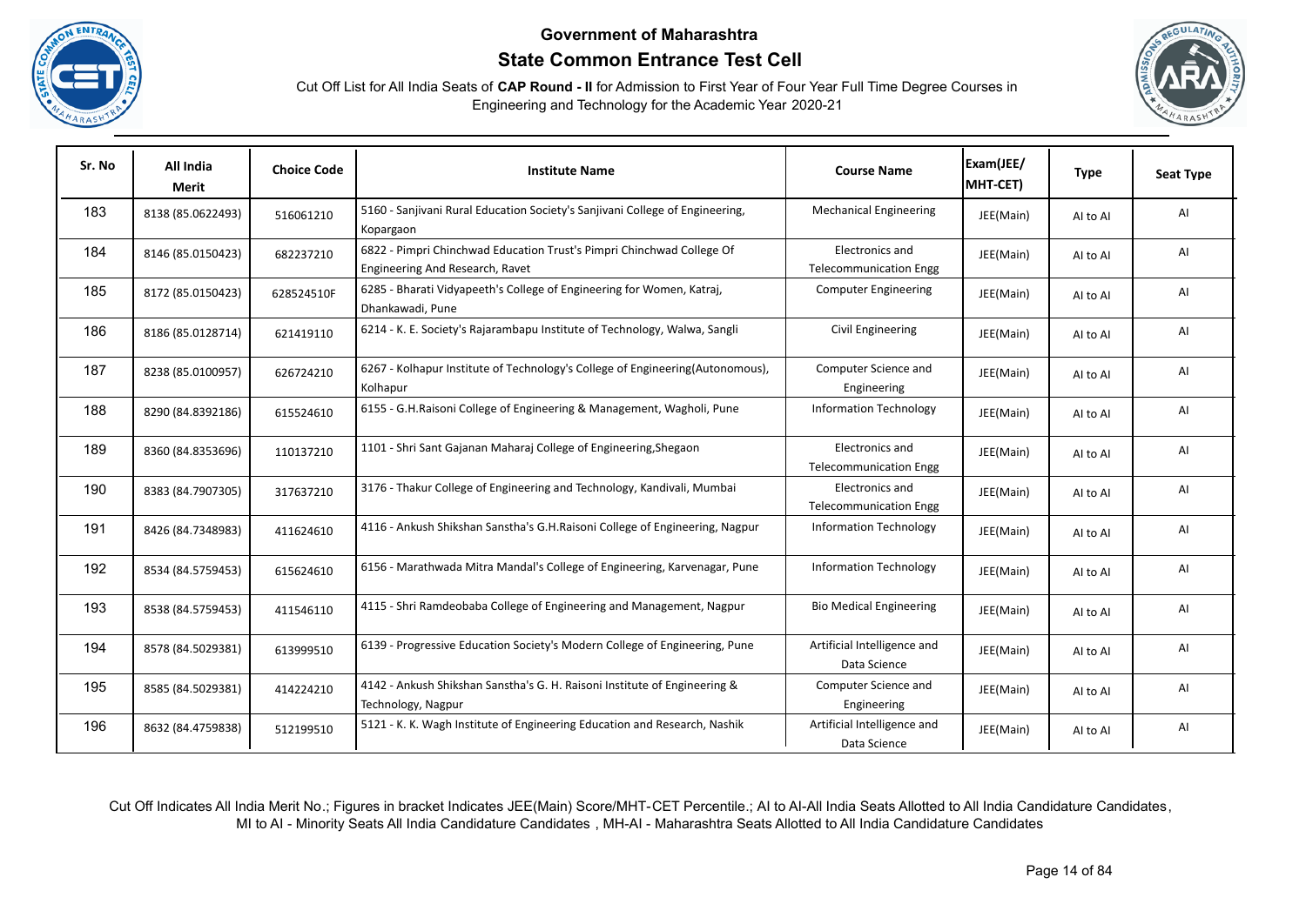# Government of Maharashtra

## State Common Entrance Test Cell

Cut Off List for All India Seats of **CAP Round - II** for Admission to First Year of Four Year Full Time Degree Courses in Engineering and Technology for the Academic Year 2020-21

| Sr. No | All India Merit | Choice Code | Institute Name | Course Name | Exam(JEE/ MHT-CET) | Type | Seat Type |
|---|---|---|---|---|---|---|---|
| 183 | 8138 (85.0622493) | 516061210 | 5160 - Sanjivani Rural Education Society's Sanjivani College of Engineering, Kopargaon | Mechanical Engineering | JEE(Main) | AI to AI | AI |
| 184 | 8146 (85.0150423) | 682237210 | 6822 - Pimpri Chinchwad Education Trust's Pimpri Chinchwad College Of Engineering And Research, Ravet | Electronics and Telecommunication Engg | JEE(Main) | AI to AI | AI |
| 185 | 8172 (85.0150423) | 628524510F | 6285 - Bharati Vidyapeeth's College of Engineering for Women, Katraj, Dhankawadi, Pune | Computer Engineering | JEE(Main) | AI to AI | AI |
| 186 | 8186 (85.0128714) | 621419110 | 6214 - K. E. Society's Rajarambapu Institute of Technology, Walwa, Sangli | Civil Engineering | JEE(Main) | AI to AI | AI |
| 187 | 8238 (85.0100957) | 626724210 | 6267 - Kolhapur Institute of Technology's College of Engineering(Autonomous), Kolhapur | Computer Science and Engineering | JEE(Main) | AI to AI | AI |
| 188 | 8290 (84.8392186) | 615524610 | 6155 - G.H.Raisoni College of Engineering & Management, Wagholi, Pune | Information Technology | JEE(Main) | AI to AI | AI |
| 189 | 8360 (84.8353696) | 110137210 | 1101 - Shri Sant Gajanan Maharaj College of Engineering,Shegaon | Electronics and Telecommunication Engg | JEE(Main) | AI to AI | AI |
| 190 | 8383 (84.7907305) | 317637210 | 3176 - Thakur College of Engineering and Technology, Kandivali, Mumbai | Electronics and Telecommunication Engg | JEE(Main) | AI to AI | AI |
| 191 | 8426 (84.7348983) | 411624610 | 4116 - Ankush Shikshan Sanstha's G.H.Raisoni College of Engineering, Nagpur | Information Technology | JEE(Main) | AI to AI | AI |
| 192 | 8534 (84.5759453) | 615624610 | 6156 - Marathwada Mitra Mandal's College of Engineering, Karvenagar, Pune | Information Technology | JEE(Main) | AI to AI | AI |
| 193 | 8538 (84.5759453) | 411546110 | 4115 - Shri Ramdeobaba College of Engineering and Management, Nagpur | Bio Medical Engineering | JEE(Main) | AI to AI | AI |
| 194 | 8578 (84.5029381) | 613999510 | 6139 - Progressive Education Society's Modern College of Engineering, Pune | Artificial Intelligence and Data Science | JEE(Main) | AI to AI | AI |
| 195 | 8585 (84.5029381) | 414224210 | 4142 - Ankush Shikshan Sanstha's G. H. Raisoni Institute of Engineering & Technology, Nagpur | Computer Science and Engineering | JEE(Main) | AI to AI | AI |
| 196 | 8632 (84.4759838) | 512199510 | 5121 - K. K. Wagh Institute of Engineering Education and Research, Nashik | Artificial Intelligence and Data Science | JEE(Main) | AI to AI | AI |

Cut Off Indicates All India Merit No.; Figures in bracket Indicates JEE(Main) Score/MHT-CET Percentile.; AI to AI-All India Seats Allotted to All India Candidature Candidates, MI to AI - Minority Seats All India Candidature Candidates , MH-AI - Maharashtra Seats Allotted to All India Candidature Candidates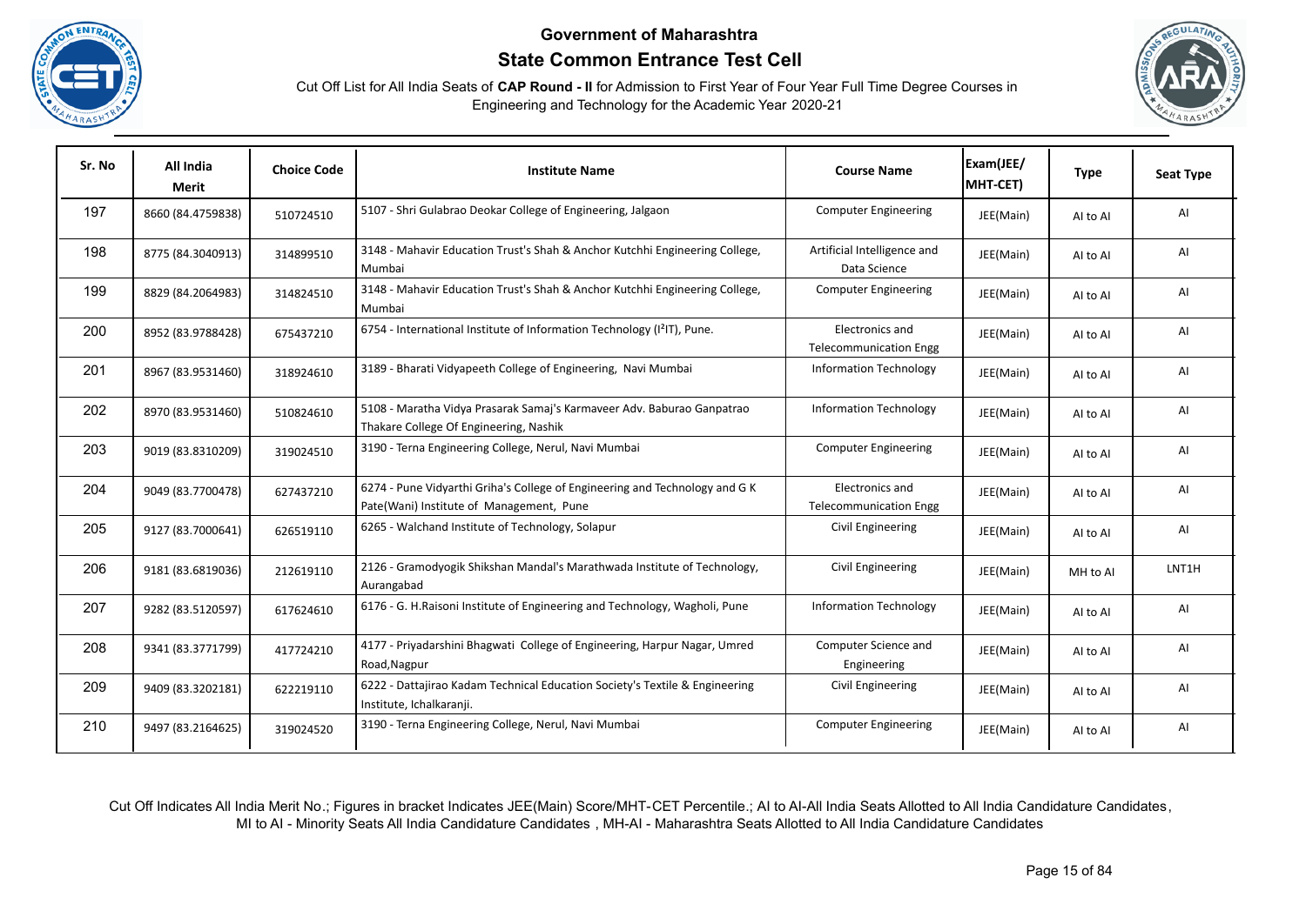Government of Maharashtra

State Common Entrance Test Cell

Cut Off List for All India Seats of **CAP Round - II** for Admission to First Year of Four Year Full Time Degree Courses in Engineering and Technology for the Academic Year 2020-21

| Sr. No | All India Merit | Choice Code | Institute Name | Course Name | Exam(JEE/ MHT-CET) | Type | Seat Type |
|---|---|---|---|---|---|---|---|
| 197 | 8660 (84.4759838) | 510724510 | 5107 - Shri Gulabrao Deokar College of Engineering, Jalgaon | Computer Engineering | JEE(Main) | AI to AI | AI |
| 198 | 8775 (84.3040913) | 314899510 | 3148 - Mahavir Education Trust's Shah & Anchor Kutchhi Engineering College, Mumbai | Artificial Intelligence and Data Science | JEE(Main) | AI to AI | AI |
| 199 | 8829 (84.2064983) | 314824510 | 3148 - Mahavir Education Trust's Shah & Anchor Kutchhi Engineering College, Mumbai | Computer Engineering | JEE(Main) | AI to AI | AI |
| 200 | 8952 (83.9788428) | 675437210 | 6754 - International Institute of Information Technology (I²IT), Pune. | Electronics and Telecommunication Engg | JEE(Main) | AI to AI | AI |
| 201 | 8967 (83.9531460) | 318924610 | 3189 - Bharati Vidyapeeth College of Engineering, Navi Mumbai | Information Technology | JEE(Main) | AI to AI | AI |
| 202 | 8970 (83.9531460) | 510824610 | 5108 - Maratha Vidya Prasarak Samaj's Karmaveer Adv. Baburao Ganpatrao Thakare College Of Engineering, Nashik | Information Technology | JEE(Main) | AI to AI | AI |
| 203 | 9019 (83.8310209) | 319024510 | 3190 - Terna Engineering College, Nerul, Navi Mumbai | Computer Engineering | JEE(Main) | AI to AI | AI |
| 204 | 9049 (83.7700478) | 627437210 | 6274 - Pune Vidyarthi Griha's College of Engineering and Technology and G K Pate(Wani) Institute of Management, Pune | Electronics and Telecommunication Engg | JEE(Main) | AI to AI | AI |
| 205 | 9127 (83.7000641) | 626519110 | 6265 - Walchand Institute of Technology, Solapur | Civil Engineering | JEE(Main) | AI to AI | AI |
| 206 | 9181 (83.6819036) | 212619110 | 2126 - Gramodyogik Shikshan Mandal's Marathwada Institute of Technology, Aurangabad | Civil Engineering | JEE(Main) | MH to AI | LNT1H |
| 207 | 9282 (83.5120597) | 617624610 | 6176 - G. H.Raisoni Institute of Engineering and Technology, Wagholi, Pune | Information Technology | JEE(Main) | AI to AI | AI |
| 208 | 9341 (83.3771799) | 417724210 | 4177 - Priyadarshini Bhagwati College of Engineering, Harpur Nagar, Umred Road,Nagpur | Computer Science and Engineering | JEE(Main) | AI to AI | AI |
| 209 | 9409 (83.3202181) | 622219110 | 6222 - Dattajirao Kadam Technical Education Society's Textile & Engineering Institute, Ichalkaranji. | Civil Engineering | JEE(Main) | AI to AI | AI |
| 210 | 9497 (83.2164625) | 319024520 | 3190 - Terna Engineering College, Nerul, Navi Mumbai | Computer Engineering | JEE(Main) | AI to AI | AI |

Cut Off Indicates All India Merit No.; Figures in bracket Indicates JEE(Main) Score/MHT-CET Percentile.; AI to AI-All India Seats Allotted to All India Candidature Candidates, MI to AI - Minority Seats All India Candidature Candidates , MH-AI - Maharashtra Seats Allotted to All India Candidature Candidates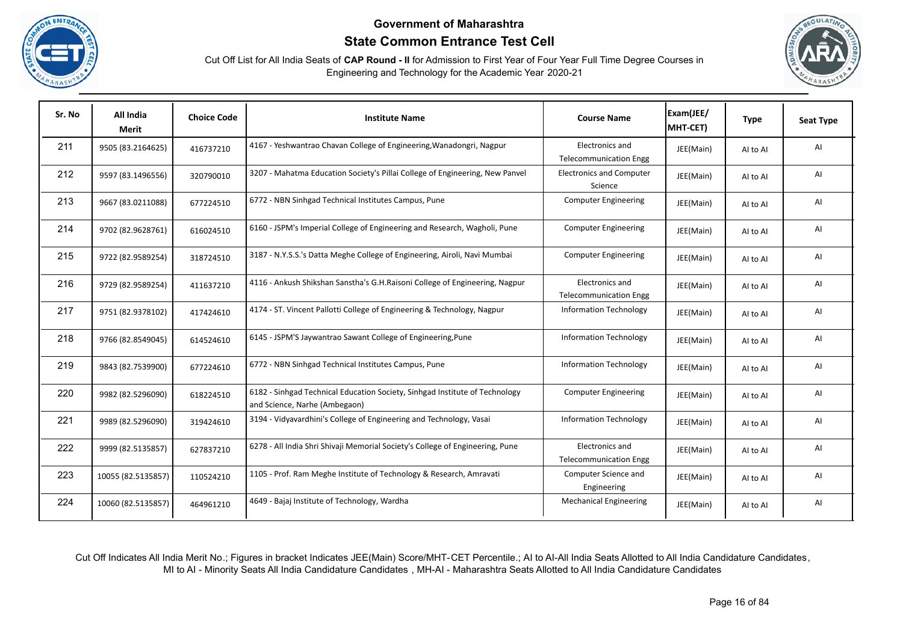# Government of Maharashtra

## State Common Entrance Test Cell

Cut Off List for All India Seats of **CAP Round - II** for Admission to First Year of Four Year Full Time Degree Courses in Engineering and Technology for the Academic Year 2020-21

| Sr. No | All India Merit | Choice Code | Institute Name | Course Name | Exam(JEE/ MHT-CET) | Type | Seat Type |
|---|---|---|---|---|---|---|---|
| 211 | 9505 (83.2164625) | 416737210 | 4167 - Yeshwantrao Chavan College of Engineering,Wanadongri, Nagpur | Electronics and Telecommunication Engg | JEE(Main) | AI to AI | AI |
| 212 | 9597 (83.1496556) | 320790010 | 3207 - Mahatma Education Society's Pillai College of Engineering, New Panvel | Electronics and Computer Science | JEE(Main) | AI to AI | AI |
| 213 | 9667 (83.0211088) | 677224510 | 6772 - NBN Sinhgad Technical Institutes Campus, Pune | Computer Engineering | JEE(Main) | AI to AI | AI |
| 214 | 9702 (82.9628761) | 616024510 | 6160 - JSPM's Imperial College of Engineering and Research, Wagholi, Pune | Computer Engineering | JEE(Main) | AI to AI | AI |
| 215 | 9722 (82.9589254) | 318724510 | 3187 - N.Y.S.S.'s Datta Meghe College of Engineering, Airoli, Navi Mumbai | Computer Engineering | JEE(Main) | AI to AI | AI |
| 216 | 9729 (82.9589254) | 411637210 | 4116 - Ankush Shikshan Sanstha's G.H.Raisoni College of Engineering, Nagpur | Electronics and Telecommunication Engg | JEE(Main) | AI to AI | AI |
| 217 | 9751 (82.9378102) | 417424610 | 4174 - ST. Vincent Pallotti College of Engineering & Technology, Nagpur | Information Technology | JEE(Main) | AI to AI | AI |
| 218 | 9766 (82.8549045) | 614524610 | 6145 - JSPM'S Jaywantrao Sawant College of Engineering,Pune | Information Technology | JEE(Main) | AI to AI | AI |
| 219 | 9843 (82.7539900) | 677224610 | 6772 - NBN Sinhgad Technical Institutes Campus, Pune | Information Technology | JEE(Main) | AI to AI | AI |
| 220 | 9982 (82.5296090) | 618224510 | 6182 - Sinhgad Technical Education Society, Sinhgad Institute of Technology and Science, Narhe (Ambegaon) | Computer Engineering | JEE(Main) | AI to AI | AI |
| 221 | 9989 (82.5296090) | 319424610 | 3194 - Vidyavardhini's College of Engineering and Technology, Vasai | Information Technology | JEE(Main) | AI to AI | AI |
| 222 | 9999 (82.5135857) | 627837210 | 6278 - All India Shri Shivaji Memorial Society's College of Engineering, Pune | Electronics and Telecommunication Engg | JEE(Main) | AI to AI | AI |
| 223 | 10055 (82.5135857) | 110524210 | 1105 - Prof. Ram Meghe Institute of Technology & Research, Amravati | Computer Science and Engineering | JEE(Main) | AI to AI | AI |
| 224 | 10060 (82.5135857) | 464961210 | 4649 - Bajaj Institute of Technology, Wardha | Mechanical Engineering | JEE(Main) | AI to AI | AI |

Cut Off Indicates All India Merit No.; Figures in bracket Indicates JEE(Main) Score/MHT-CET Percentile.; AI to AI-All India Seats Allotted to All India Candidature Candidates, MI to AI - Minority Seats All India Candidature Candidates , MH-AI - Maharashtra Seats Allotted to All India Candidature Candidates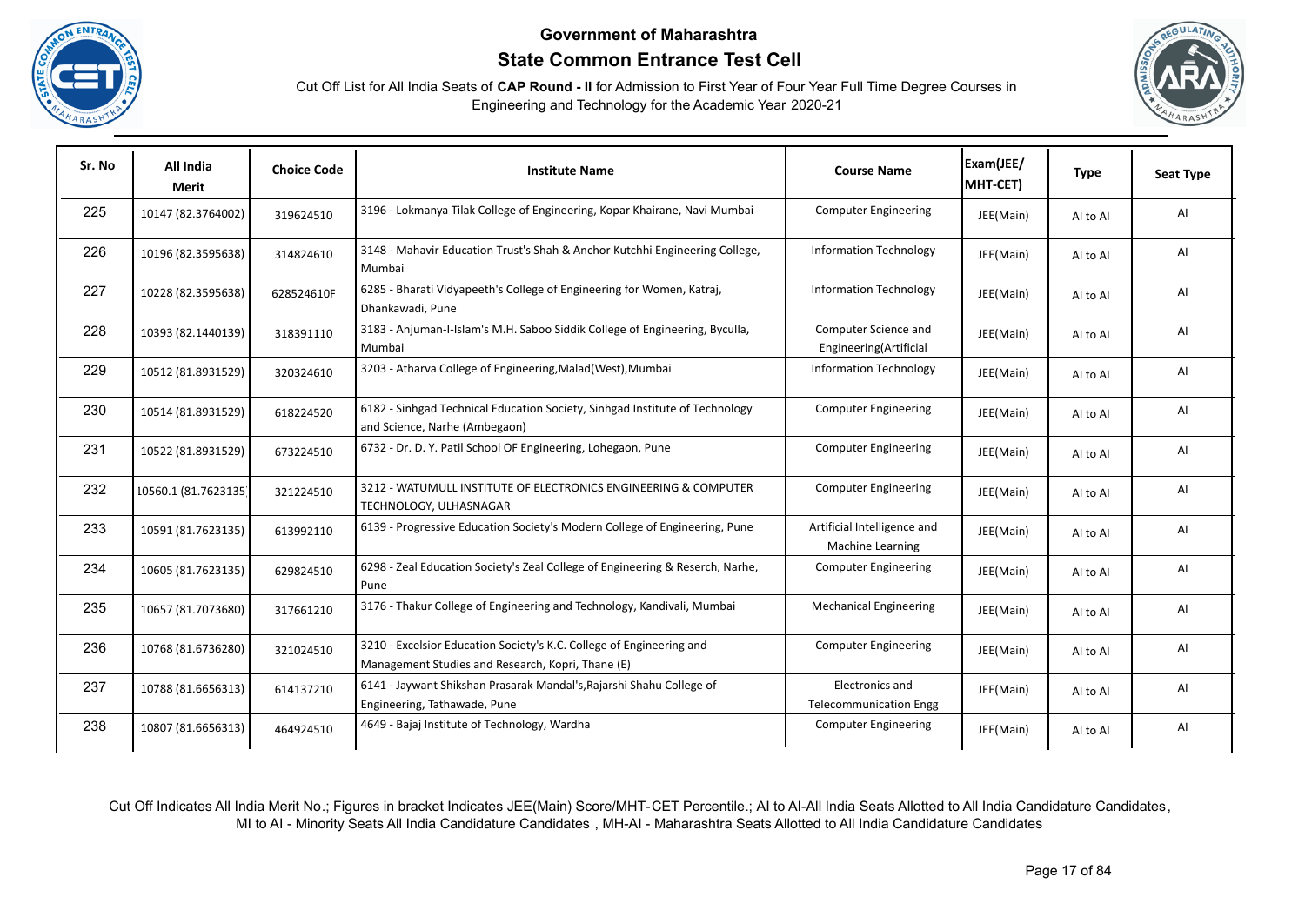**Government of Maharashtra**

**State Common Entrance Test Cell**

Cut Off List for All India Seats of **CAP Round - II** for Admission to First Year of Four Year Full Time Degree Courses in Engineering and Technology for the Academic Year 2020-21

| Sr. No | All India Merit | Choice Code | Institute Name | Course Name | Exam(JEE/ MHT-CET) | Type | Seat Type |
|---|---|---|---|---|---|---|---|
| 225 | 10147 (82.3764002) | 319624510 | 3196 - Lokmanya Tilak College of Engineering, Kopar Khairane, Navi Mumbai | Computer Engineering | JEE(Main) | AI to AI | AI |
| 226 | 10196 (82.3595638) | 314824610 | 3148 - Mahavir Education Trust's Shah & Anchor Kutchhi Engineering College, Mumbai | Information Technology | JEE(Main) | AI to AI | AI |
| 227 | 10228 (82.3595638) | 628524610F | 6285 - Bharati Vidyapeeth's College of Engineering for Women, Katraj, Dhankawadi, Pune | Information Technology | JEE(Main) | AI to AI | AI |
| 228 | 10393 (82.1440139) | 318391110 | 3183 - Anjuman-I-Islam's M.H. Saboo Siddik College of Engineering, Byculla, Mumbai | Computer Science and Engineering(Artificial | JEE(Main) | AI to AI | AI |
| 229 | 10512 (81.8931529) | 320324610 | 3203 - Atharva College of Engineering,Malad(West),Mumbai | Information Technology | JEE(Main) | AI to AI | AI |
| 230 | 10514 (81.8931529) | 618224520 | 6182 - Sinhgad Technical Education Society, Sinhgad Institute of Technology and Science, Narhe (Ambegaon) | Computer Engineering | JEE(Main) | AI to AI | AI |
| 231 | 10522 (81.8931529) | 673224510 | 6732 - Dr. D. Y. Patil School OF Engineering, Lohegaon, Pune | Computer Engineering | JEE(Main) | AI to AI | AI |
| 232 | 10560.1 (81.7623135) | 321224510 | 3212 - WATUMULL INSTITUTE OF ELECTRONICS ENGINEERING & COMPUTER TECHNOLOGY, ULHASNAGAR | Computer Engineering | JEE(Main) | AI to AI | AI |
| 233 | 10591 (81.7623135) | 613992110 | 6139 - Progressive Education Society's Modern College of Engineering, Pune | Artificial Intelligence and Machine Learning | JEE(Main) | AI to AI | AI |
| 234 | 10605 (81.7623135) | 629824510 | 6298 - Zeal Education Society's Zeal College of Engineering & Reserch, Narhe, Pune | Computer Engineering | JEE(Main) | AI to AI | AI |
| 235 | 10657 (81.7073680) | 317661210 | 3176 - Thakur College of Engineering and Technology, Kandivali, Mumbai | Mechanical Engineering | JEE(Main) | AI to AI | AI |
| 236 | 10768 (81.6736280) | 321024510 | 3210 - Excelsior Education Society's K.C. College of Engineering and Management Studies and Research, Kopri, Thane (E) | Computer Engineering | JEE(Main) | AI to AI | AI |
| 237 | 10788 (81.6656313) | 614137210 | 6141 - Jaywant Shikshan Prasarak Mandal's,Rajarshi Shahu College of Engineering, Tathawade, Pune | Electronics and Telecommunication Engg | JEE(Main) | AI to AI | AI |
| 238 | 10807 (81.6656313) | 464924510 | 4649 - Bajaj Institute of Technology, Wardha | Computer Engineering | JEE(Main) | AI to AI | AI |

Cut Off Indicates All India Merit No.; Figures in bracket Indicates JEE(Main) Score/MHT-CET Percentile.; AI to AI-All India Seats Allotted to All India Candidature Candidates, MI to AI - Minority Seats All India Candidature Candidates , MH-AI - Maharashtra Seats Allotted to All India Candidature Candidates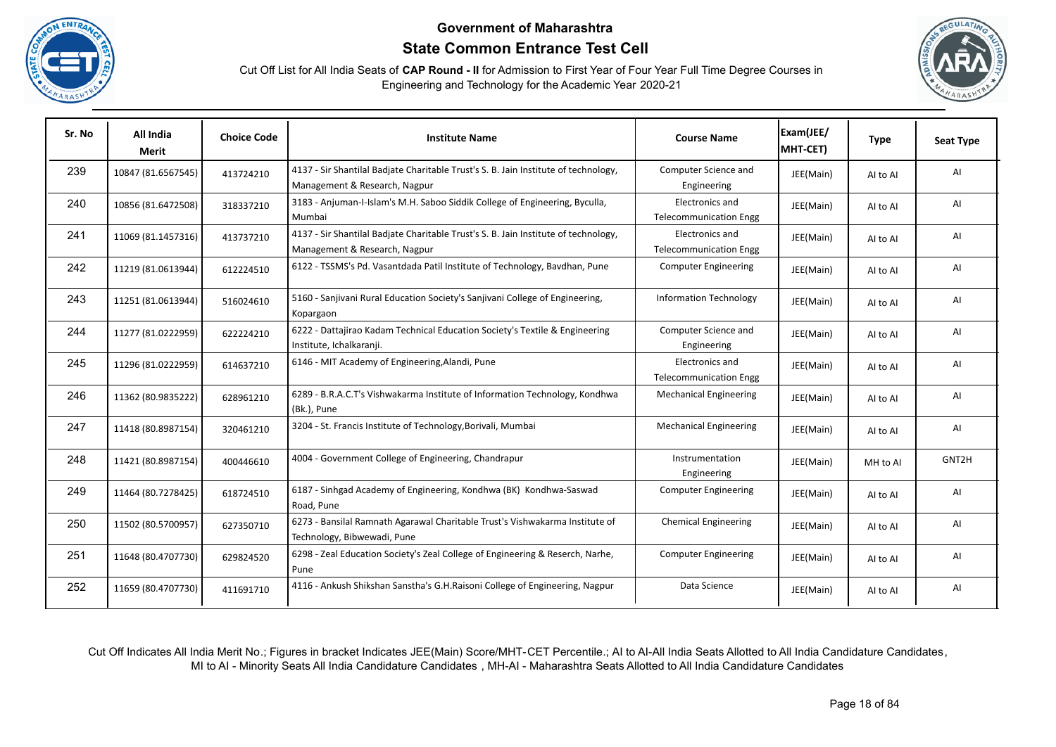# Government of Maharashtra

## State Common Entrance Test Cell

Cut Off List for All India Seats of **CAP Round - II** for Admission to First Year of Four Year Full Time Degree Courses in Engineering and Technology for the Academic Year 2020-21

| Sr. No | All India Merit | Choice Code | Institute Name | Course Name | Exam(JEE/ MHT-CET) | Type | Seat Type |
|---|---|---|---|---|---|---|---|
| 239 | 10847 (81.6567545) | 413724210 | 4137 - Sir Shantilal Badjate Charitable Trust's S. B. Jain Institute of technology, Management & Research, Nagpur | Computer Science and Engineering | JEE(Main) | AI to AI | AI |
| 240 | 10856 (81.6472508) | 318337210 | 3183 - Anjuman-I-Islam's M.H. Saboo Siddik College of Engineering, Byculla, Mumbai | Electronics and Telecommunication Engg | JEE(Main) | AI to AI | AI |
| 241 | 11069 (81.1457316) | 413737210 | 4137 - Sir Shantilal Badjate Charitable Trust's S. B. Jain Institute of technology, Management & Research, Nagpur | Electronics and Telecommunication Engg | JEE(Main) | AI to AI | AI |
| 242 | 11219 (81.0613944) | 612224510 | 6122 - TSSMS's Pd. Vasantdada Patil Institute of Technology, Bavdhan, Pune | Computer Engineering | JEE(Main) | AI to AI | AI |
| 243 | 11251 (81.0613944) | 516024610 | 5160 - Sanjivani Rural Education Society's Sanjivani College of Engineering, Kopargaon | Information Technology | JEE(Main) | AI to AI | AI |
| 244 | 11277 (81.0222959) | 622224210 | 6222 - Dattajirao Kadam Technical Education Society's Textile & Engineering Institute, Ichalkaranji. | Computer Science and Engineering | JEE(Main) | AI to AI | AI |
| 245 | 11296 (81.0222959) | 614637210 | 6146 - MIT Academy of Engineering,Alandi, Pune | Electronics and Telecommunication Engg | JEE(Main) | AI to AI | AI |
| 246 | 11362 (80.9835222) | 628961210 | 6289 - B.R.A.C.T's Vishwakarma Institute of Information Technology, Kondhwa (Bk.), Pune | Mechanical Engineering | JEE(Main) | AI to AI | AI |
| 247 | 11418 (80.8987154) | 320461210 | 3204 - St. Francis Institute of Technology,Borivali, Mumbai | Mechanical Engineering | JEE(Main) | AI to AI | AI |
| 248 | 11421 (80.8987154) | 400446610 | 4004 - Government College of Engineering, Chandrapur | Instrumentation Engineering | JEE(Main) | MH to AI | GNT2H |
| 249 | 11464 (80.7278425) | 618724510 | 6187 - Sinhgad Academy of Engineering, Kondhwa (BK) Kondhwa-Saswad Road, Pune | Computer Engineering | JEE(Main) | AI to AI | AI |
| 250 | 11502 (80.5700957) | 627350710 | 6273 - Bansilal Ramnath Agarawal Charitable Trust's Vishwakarma Institute of Technology, Bibwewadi, Pune | Chemical Engineering | JEE(Main) | AI to AI | AI |
| 251 | 11648 (80.4707730) | 629824520 | 6298 - Zeal Education Society's Zeal College of Engineering & Reserch, Narhe, Pune | Computer Engineering | JEE(Main) | AI to AI | AI |
| 252 | 11659 (80.4707730) | 411691710 | 4116 - Ankush Shikshan Sanstha's G.H.Raisoni College of Engineering, Nagpur | Data Science | JEE(Main) | AI to AI | AI |

Cut Off Indicates All India Merit No.; Figures in bracket Indicates JEE(Main) Score/MHT-CET Percentile.; AI to AI-All India Seats Allotted to All India Candidature Candidates, MI to AI - Minority Seats All India Candidature Candidates , MH-AI - Maharashtra Seats Allotted to All India Candidature Candidates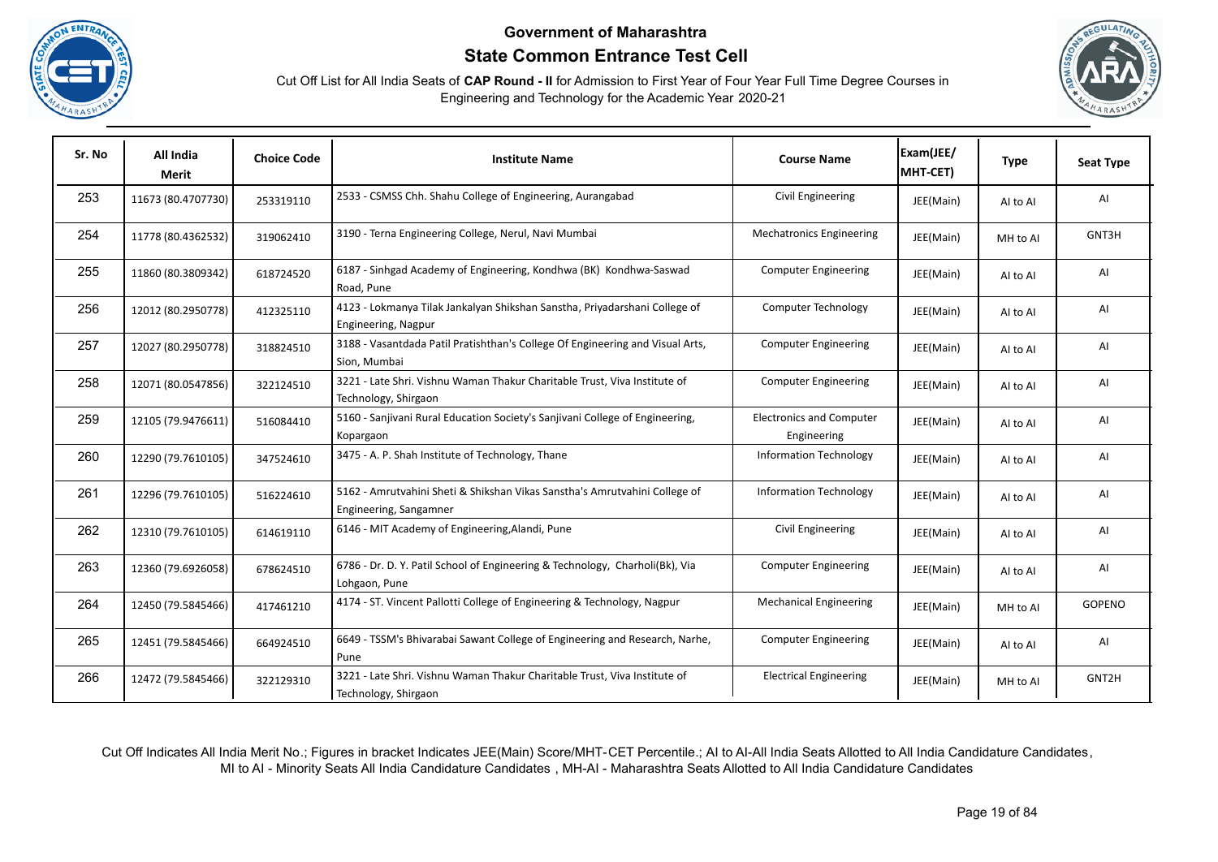## Government of Maharashtra

## State Common Entrance Test Cell

Cut Off List for All India Seats of **CAP Round - II** for Admission to First Year of Four Year Full Time Degree Courses in Engineering and Technology for the Academic Year 2020-21

| Sr. No | All India Merit | Choice Code | Institute Name | Course Name | Exam(JEE/ MHT-CET) | Type | Seat Type |
|---|---|---|---|---|---|---|---|
| 253 | 11673 (80.4707730) | 253319110 | 2533 - CSMSS Chh. Shahu College of Engineering, Aurangabad | Civil Engineering | JEE(Main) | AI to AI | AI |
| 254 | 11778 (80.4362532) | 319062410 | 3190 - Terna Engineering College, Nerul, Navi Mumbai | Mechatronics Engineering | JEE(Main) | MH to AI | GNT3H |
| 255 | 11860 (80.3809342) | 618724520 | 6187 - Sinhgad Academy of Engineering, Kondhwa (BK) Kondhwa-Saswad Road, Pune | Computer Engineering | JEE(Main) | AI to AI | AI |
| 256 | 12012 (80.2950778) | 412325110 | 4123 - Lokmanya Tilak Jankalyan Shikshan Sanstha, Priyadarshani College of Engineering, Nagpur | Computer Technology | JEE(Main) | AI to AI | AI |
| 257 | 12027 (80.2950778) | 318824510 | 3188 - Vasantdada Patil Pratishthan's College Of Engineering and Visual Arts, Sion, Mumbai | Computer Engineering | JEE(Main) | AI to AI | AI |
| 258 | 12071 (80.0547856) | 322124510 | 3221 - Late Shri. Vishnu Waman Thakur Charitable Trust, Viva Institute of Technology, Shirgaon | Computer Engineering | JEE(Main) | AI to AI | AI |
| 259 | 12105 (79.9476611) | 516084410 | 5160 - Sanjivani Rural Education Society's Sanjivani College of Engineering, Kopargaon | Electronics and Computer Engineering | JEE(Main) | AI to AI | AI |
| 260 | 12290 (79.7610105) | 347524610 | 3475 - A. P. Shah Institute of Technology, Thane | Information Technology | JEE(Main) | AI to AI | AI |
| 261 | 12296 (79.7610105) | 516224610 | 5162 - Amrutvahini Sheti & Shikshan Vikas Sanstha's Amrutvahini College of Engineering, Sangamner | Information Technology | JEE(Main) | AI to AI | AI |
| 262 | 12310 (79.7610105) | 614619110 | 6146 - MIT Academy of Engineering,Alandi, Pune | Civil Engineering | JEE(Main) | AI to AI | AI |
| 263 | 12360 (79.6926058) | 678624510 | 6786 - Dr. D. Y. Patil School of Engineering & Technology, Charholi(Bk), Via Lohgaon, Pune | Computer Engineering | JEE(Main) | AI to AI | AI |
| 264 | 12450 (79.5845466) | 417461210 | 4174 - ST. Vincent Pallotti College of Engineering & Technology, Nagpur | Mechanical Engineering | JEE(Main) | MH to AI | GOPENO |
| 265 | 12451 (79.5845466) | 664924510 | 6649 - TSSM's Bhivarabai Sawant College of Engineering and Research, Narhe, Pune | Computer Engineering | JEE(Main) | AI to AI | AI |
| 266 | 12472 (79.5845466) | 322129310 | 3221 - Late Shri. Vishnu Waman Thakur Charitable Trust, Viva Institute of Technology, Shirgaon | Electrical Engineering | JEE(Main) | MH to AI | GNT2H |

Cut Off Indicates All India Merit No.; Figures in bracket Indicates JEE(Main) Score/MHT-CET Percentile.; AI to AI-All India Seats Allotted to All India Candidature Candidates, MI to AI - Minority Seats All India Candidature Candidates , MH-AI - Maharashtra Seats Allotted to All India Candidature Candidates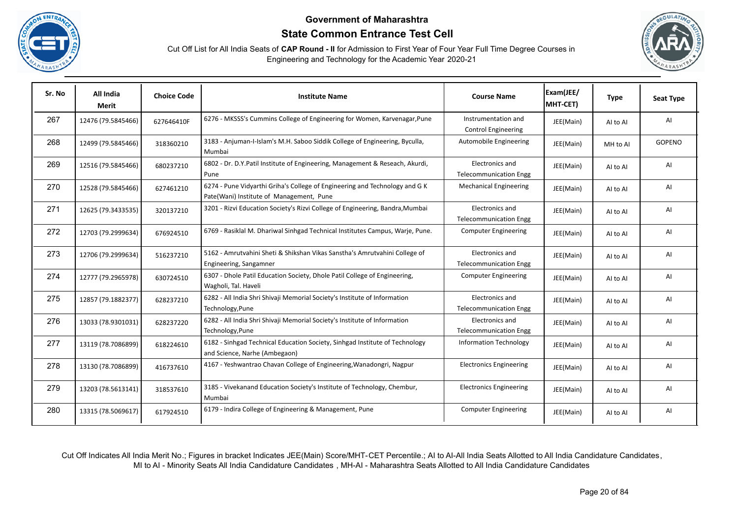# Government of Maharashtra

## State Common Entrance Test Cell

Cut Off List for All India Seats of **CAP Round - II** for Admission to First Year of Four Year Full Time Degree Courses in Engineering and Technology for the Academic Year 2020-21

| Sr. No | All India Merit | Choice Code | Institute Name | Course Name | Exam(JEE/ MHT-CET) | Type | Seat Type |
|---|---|---|---|---|---|---|---|
| 267 | 12476 (79.5845466) | 627646410F | 6276 - MKSSS's Cummins College of Engineering for Women, Karvenagar,Pune | Instrumentation and Control Engineering | JEE(Main) | AI to AI | AI |
| 268 | 12499 (79.5845466) | 318360210 | 3183 - Anjuman-I-Islam's M.H. Saboo Siddik College of Engineering, Byculla, Mumbai | Automobile Engineering | JEE(Main) | MH to AI | GOPENO |
| 269 | 12516 (79.5845466) | 680237210 | 6802 - Dr. D.Y.Patil Institute of Engineering, Management & Reseach, Akurdi, Pune | Electronics and Telecommunication Engg | JEE(Main) | AI to AI | AI |
| 270 | 12528 (79.5845466) | 627461210 | 6274 - Pune Vidyarthi Griha's College of Engineering and Technology and G K Pate(Wani) Institute of Management, Pune | Mechanical Engineering | JEE(Main) | AI to AI | AI |
| 271 | 12625 (79.3433535) | 320137210 | 3201 - Rizvi Education Society's Rizvi College of Engineering, Bandra,Mumbai | Electronics and Telecommunication Engg | JEE(Main) | AI to AI | AI |
| 272 | 12703 (79.2999634) | 676924510 | 6769 - Rasiklal M. Dhariwal Sinhgad Technical Institutes Campus, Warje, Pune. | Computer Engineering | JEE(Main) | AI to AI | AI |
| 273 | 12706 (79.2999634) | 516237210 | 5162 - Amrutvahini Sheti & Shikshan Vikas Sanstha's Amrutvahini College of Engineering, Sangamner | Electronics and Telecommunication Engg | JEE(Main) | AI to AI | AI |
| 274 | 12777 (79.2965978) | 630724510 | 6307 - Dhole Patil Education Society, Dhole Patil College of Engineering, Wagholi, Tal. Haveli | Computer Engineering | JEE(Main) | AI to AI | AI |
| 275 | 12857 (79.1882377) | 628237210 | 6282 - All India Shri Shivaji Memorial Society's Institute of Information Technology,Pune | Electronics and Telecommunication Engg | JEE(Main) | AI to AI | AI |
| 276 | 13033 (78.9301031) | 628237220 | 6282 - All India Shri Shivaji Memorial Society's Institute of Information Technology,Pune | Electronics and Telecommunication Engg | JEE(Main) | AI to AI | AI |
| 277 | 13119 (78.7086899) | 618224610 | 6182 - Sinhgad Technical Education Society, Sinhgad Institute of Technology and Science, Narhe (Ambegaon) | Information Technology | JEE(Main) | AI to AI | AI |
| 278 | 13130 (78.7086899) | 416737610 | 4167 - Yeshwantrao Chavan College of Engineering,Wanadongri, Nagpur | Electronics Engineering | JEE(Main) | AI to AI | AI |
| 279 | 13203 (78.5613141) | 318537610 | 3185 - Vivekanand Education Society's Institute of Technology, Chembur, Mumbai | Electronics Engineering | JEE(Main) | AI to AI | AI |
| 280 | 13315 (78.5069617) | 617924510 | 6179 - Indira College of Engineering & Management, Pune | Computer Engineering | JEE(Main) | AI to AI | AI |

Cut Off Indicates All India Merit No.; Figures in bracket Indicates JEE(Main) Score/MHT-CET Percentile.; AI to AI-All India Seats Allotted to All India Candidature Candidates, MI to AI - Minority Seats All India Candidature Candidates , MH-AI - Maharashtra Seats Allotted to All India Candidature Candidates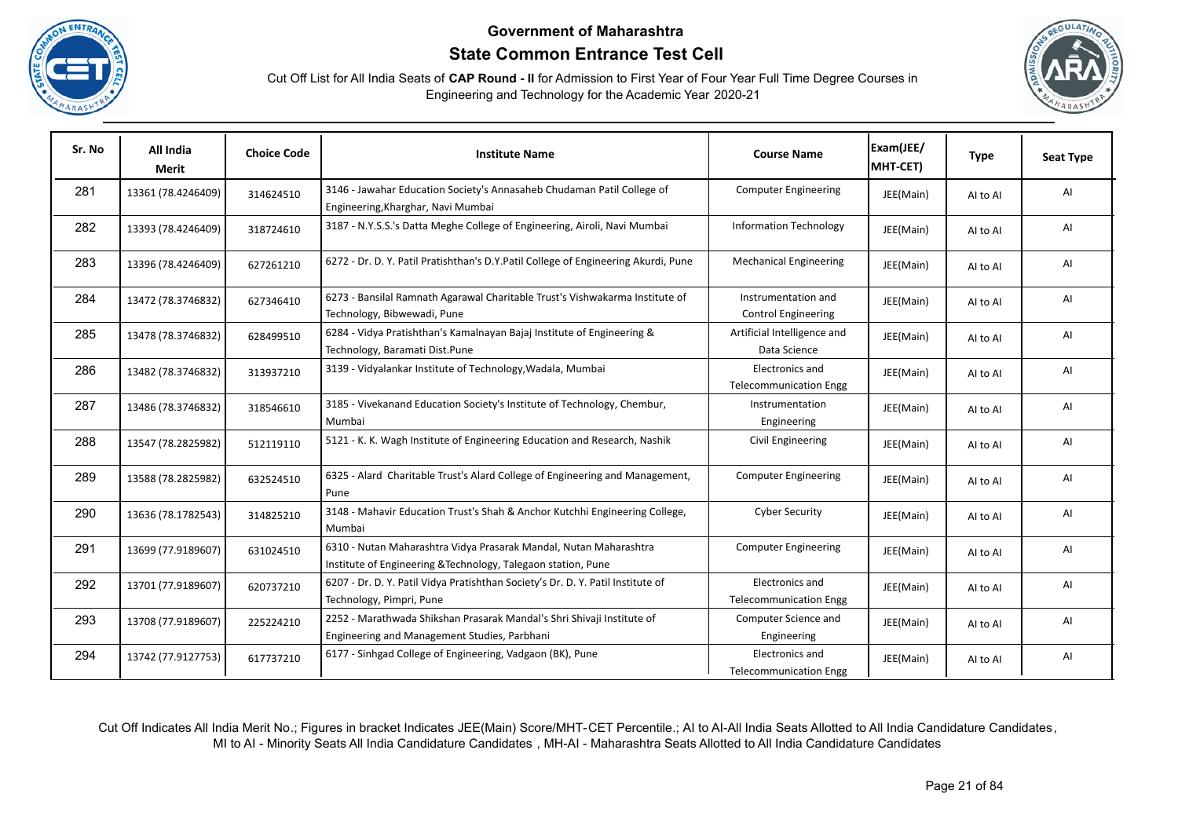# Government of Maharashtra

## State Common Entrance Test Cell

Cut Off List for All India Seats of **CAP Round - II** for Admission to First Year of Four Year Full Time Degree Courses in Engineering and Technology for the Academic Year 2020-21

| Sr. No | All India Merit | Choice Code | Institute Name | Course Name | Exam(JEE/ MHT-CET) | Type | Seat Type |
|---|---|---|---|---|---|---|---|
| 281 | 13361 (78.4246409) | 314624510 | 3146 - Jawahar Education Society's Annasaheb Chudaman Patil College of Engineering,Kharghar, Navi Mumbai | Computer Engineering | JEE(Main) | AI to AI | AI |
| 282 | 13393 (78.4246409) | 318724610 | 3187 - N.Y.S.S.'s Datta Meghe College of Engineering, Airoli, Navi Mumbai | Information Technology | JEE(Main) | AI to AI | AI |
| 283 | 13396 (78.4246409) | 627261210 | 6272 - Dr. D. Y. Patil Pratishthan's D.Y.Patil College of Engineering Akurdi, Pune | Mechanical Engineering | JEE(Main) | AI to AI | AI |
| 284 | 13472 (78.3746832) | 627346410 | 6273 - Bansilal Ramnath Agarawal Charitable Trust's Vishwakarma Institute of Technology, Bibwewadi, Pune | Instrumentation and Control Engineering | JEE(Main) | AI to AI | AI |
| 285 | 13478 (78.3746832) | 628499510 | 6284 - Vidya Pratishthan's Kamalnayan Bajaj Institute of Engineering & Technology, Baramati Dist.Pune | Artificial Intelligence and Data Science | JEE(Main) | AI to AI | AI |
| 286 | 13482 (78.3746832) | 313937210 | 3139 - Vidyalankar Institute of Technology,Wadala, Mumbai | Electronics and Telecommunication Engg | JEE(Main) | AI to AI | AI |
| 287 | 13486 (78.3746832) | 318546610 | 3185 - Vivekanand Education Society's Institute of Technology, Chembur, Mumbai | Instrumentation Engineering | JEE(Main) | AI to AI | AI |
| 288 | 13547 (78.2825982) | 512119110 | 5121 - K. K. Wagh Institute of Engineering Education and Research, Nashik | Civil Engineering | JEE(Main) | AI to AI | AI |
| 289 | 13588 (78.2825982) | 632524510 | 6325 - Alard Charitable Trust's Alard College of Engineering and Management, Pune | Computer Engineering | JEE(Main) | AI to AI | AI |
| 290 | 13636 (78.1782543) | 314825210 | 3148 - Mahavir Education Trust's Shah & Anchor Kutchhi Engineering College, Mumbai | Cyber Security | JEE(Main) | AI to AI | AI |
| 291 | 13699 (77.9189607) | 631024510 | 6310 - Nutan Maharashtra Vidya Prasarak Mandal, Nutan Maharashtra Institute of Engineering &Technology, Talegaon station, Pune | Computer Engineering | JEE(Main) | AI to AI | AI |
| 292 | 13701 (77.9189607) | 620737210 | 6207 - Dr. D. Y. Patil Vidya Pratishthan Society's Dr. D. Y. Patil Institute of Technology, Pimpri, Pune | Electronics and Telecommunication Engg | JEE(Main) | AI to AI | AI |
| 293 | 13708 (77.9189607) | 225224210 | 2252 - Marathwada Shikshan Prasarak Mandal's Shri Shivaji Institute of Engineering and Management Studies, Parbhani | Computer Science and Engineering | JEE(Main) | AI to AI | AI |
| 294 | 13742 (77.9127753) | 617737210 | 6177 - Sinhgad College of Engineering, Vadgaon (BK), Pune | Electronics and Telecommunication Engg | JEE(Main) | AI to AI | AI |

Cut Off Indicates All India Merit No.; Figures in bracket Indicates JEE(Main) Score/MHT-CET Percentile.; AI to AI-All India Seats Allotted to All India Candidature Candidates, MI to AI - Minority Seats All India Candidature Candidates , MH-AI - Maharashtra Seats Allotted to All India Candidature Candidates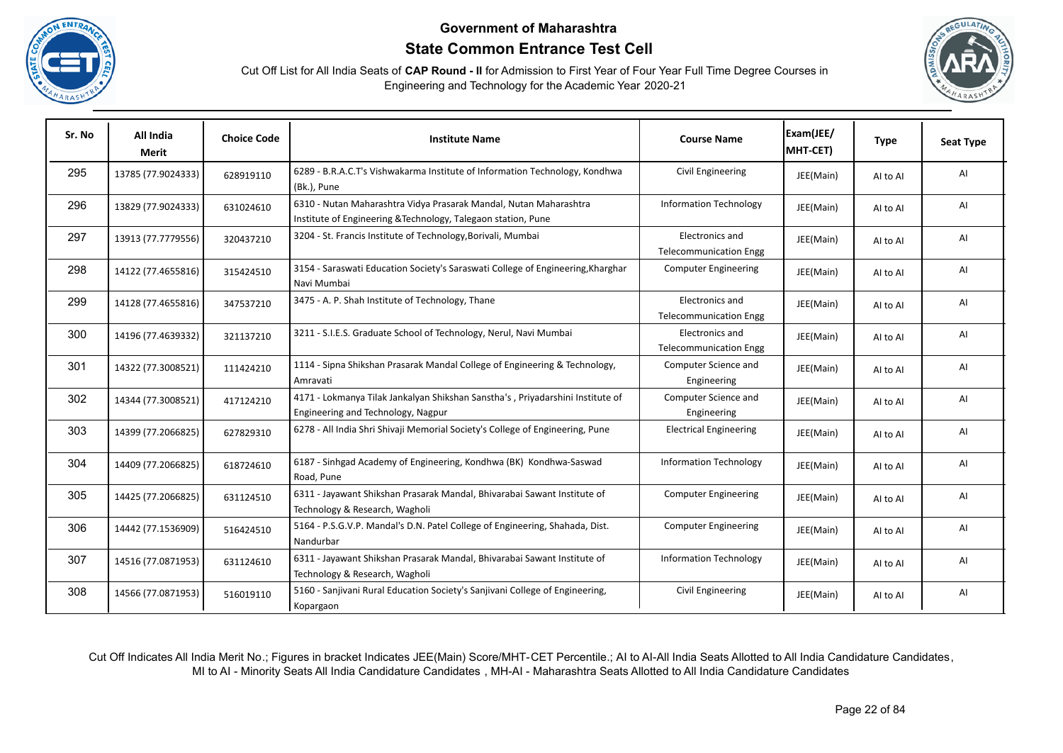# Government of Maharashtra

## State Common Entrance Test Cell

Cut Off List for All India Seats of **CAP Round - II** for Admission to First Year of Four Year Full Time Degree Courses in Engineering and Technology for the Academic Year 2020-21

| Sr. No | All India Merit | Choice Code | Institute Name | Course Name | Exam(JEE/ MHT-CET) | Type | Seat Type |
|---|---|---|---|---|---|---|---|
| 295 | 13785 (77.9024333) | 628919110 | 6289 - B.R.A.C.T's Vishwakarma Institute of Information Technology, Kondhwa (Bk.), Pune | Civil Engineering | JEE(Main) | AI to AI | AI |
| 296 | 13829 (77.9024333) | 631024610 | 6310 - Nutan Maharashtra Vidya Prasarak Mandal, Nutan Maharashtra Institute of Engineering &Technology, Talegaon station, Pune | Information Technology | JEE(Main) | AI to AI | AI |
| 297 | 13913 (77.7779556) | 320437210 | 3204 - St. Francis Institute of Technology,Borivali, Mumbai | Electronics and Telecommunication Engg | JEE(Main) | AI to AI | AI |
| 298 | 14122 (77.4655816) | 315424510 | 3154 - Saraswati Education Society's Saraswati College of Engineering,Kharghar Navi Mumbai | Computer Engineering | JEE(Main) | AI to AI | AI |
| 299 | 14128 (77.4655816) | 347537210 | 3475 - A. P. Shah Institute of Technology, Thane | Electronics and Telecommunication Engg | JEE(Main) | AI to AI | AI |
| 300 | 14196 (77.4639332) | 321137210 | 3211 - S.I.E.S. Graduate School of Technology, Nerul, Navi Mumbai | Electronics and Telecommunication Engg | JEE(Main) | AI to AI | AI |
| 301 | 14322 (77.3008521) | 111424210 | 1114 - Sipna Shikshan Prasarak Mandal College of Engineering & Technology, Amravati | Computer Science and Engineering | JEE(Main) | AI to AI | AI |
| 302 | 14344 (77.3008521) | 417124210 | 4171 - Lokmanya Tilak Jankalyan Shikshan Sanstha's , Priyadarshini Institute of Engineering and Technology, Nagpur | Computer Science and Engineering | JEE(Main) | AI to AI | AI |
| 303 | 14399 (77.2066825) | 627829310 | 6278 - All India Shri Shivaji Memorial Society's College of Engineering, Pune | Electrical Engineering | JEE(Main) | AI to AI | AI |
| 304 | 14409 (77.2066825) | 618724610 | 6187 - Sinhgad Academy of Engineering, Kondhwa (BK) Kondhwa-Saswad Road, Pune | Information Technology | JEE(Main) | AI to AI | AI |
| 305 | 14425 (77.2066825) | 631124510 | 6311 - Jayawant Shikshan Prasarak Mandal, Bhivarabai Sawant Institute of Technology & Research, Wagholi | Computer Engineering | JEE(Main) | AI to AI | AI |
| 306 | 14442 (77.1536909) | 516424510 | 5164 - P.S.G.V.P. Mandal's D.N. Patel College of Engineering, Shahada, Dist. Nandurbar | Computer Engineering | JEE(Main) | AI to AI | AI |
| 307 | 14516 (77.0871953) | 631124610 | 6311 - Jayawant Shikshan Prasarak Mandal, Bhivarabai Sawant Institute of Technology & Research, Wagholi | Information Technology | JEE(Main) | AI to AI | AI |
| 308 | 14566 (77.0871953) | 516019110 | 5160 - Sanjivani Rural Education Society's Sanjivani College of Engineering, Kopargaon | Civil Engineering | JEE(Main) | AI to AI | AI |

Cut Off Indicates All India Merit No.; Figures in bracket Indicates JEE(Main) Score/MHT-CET Percentile.; AI to AI-All India Seats Allotted to All India Candidature Candidates, MI to AI - Minority Seats All India Candidature Candidates , MH-AI - Maharashtra Seats Allotted to All India Candidature Candidates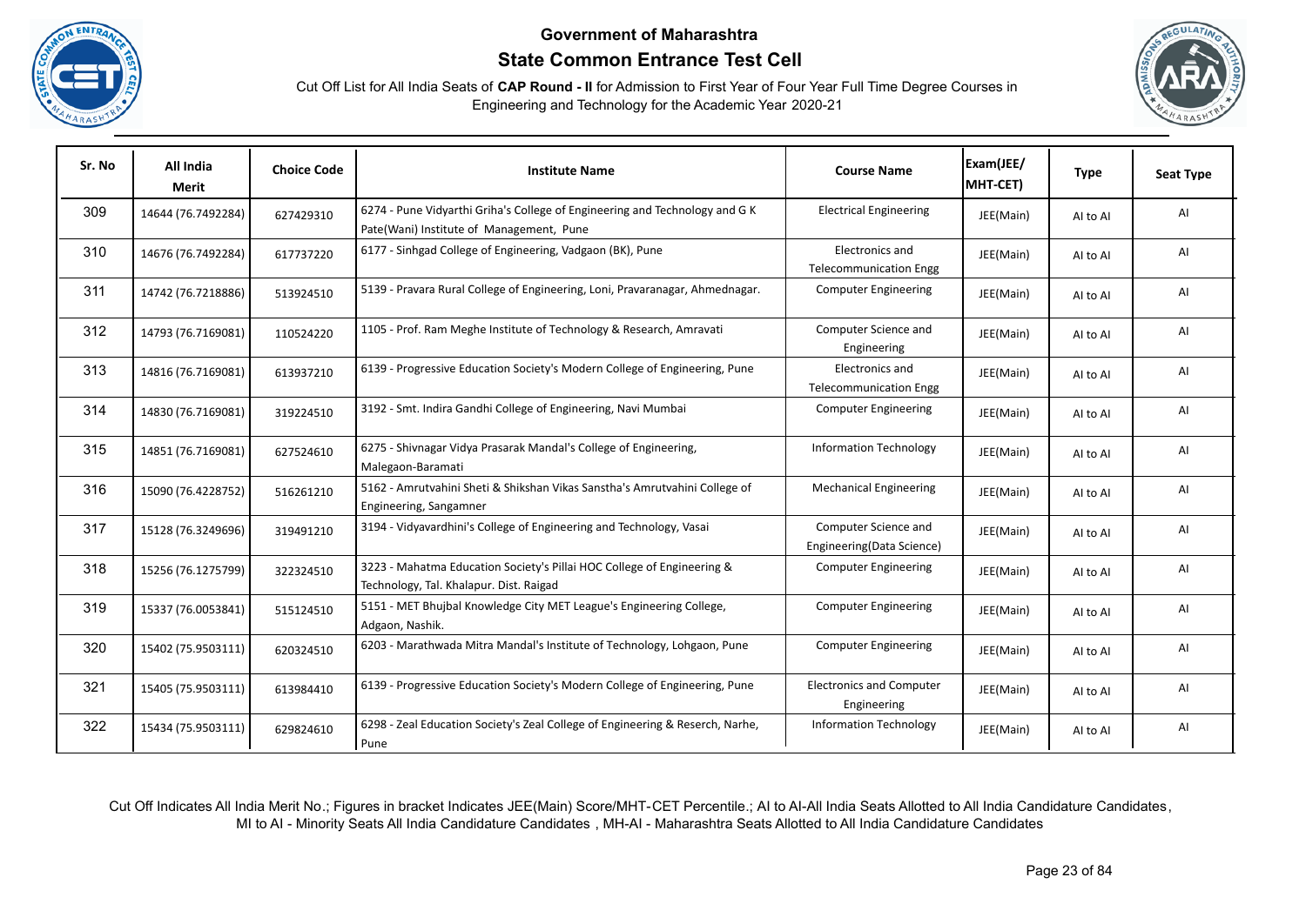# Government of Maharashtra

## State Common Entrance Test Cell

Cut Off List for All India Seats of **CAP Round - II** for Admission to First Year of Four Year Full Time Degree Courses in Engineering and Technology for the Academic Year 2020-21

| Sr. No | All India Merit | Choice Code | Institute Name | Course Name | Exam(JEE/ MHT-CET) | Type | Seat Type |
|---|---|---|---|---|---|---|---|
| 309 | 14644 (76.7492284) | 627429310 | 6274 - Pune Vidyarthi Griha's College of Engineering and Technology and G K Pate(Wani) Institute of Management, Pune | Electrical Engineering | JEE(Main) | AI to AI | AI |
| 310 | 14676 (76.7492284) | 617737220 | 6177 - Sinhgad College of Engineering, Vadgaon (BK), Pune | Electronics and Telecommunication Engg | JEE(Main) | AI to AI | AI |
| 311 | 14742 (76.7218886) | 513924510 | 5139 - Pravara Rural College of Engineering, Loni, Pravaranagar, Ahmednagar. | Computer Engineering | JEE(Main) | AI to AI | AI |
| 312 | 14793 (76.7169081) | 110524220 | 1105 - Prof. Ram Meghe Institute of Technology & Research, Amravati | Computer Science and Engineering | JEE(Main) | AI to AI | AI |
| 313 | 14816 (76.7169081) | 613937210 | 6139 - Progressive Education Society's Modern College of Engineering, Pune | Electronics and Telecommunication Engg | JEE(Main) | AI to AI | AI |
| 314 | 14830 (76.7169081) | 319224510 | 3192 - Smt. Indira Gandhi College of Engineering, Navi Mumbai | Computer Engineering | JEE(Main) | AI to AI | AI |
| 315 | 14851 (76.7169081) | 627524610 | 6275 - Shivnagar Vidya Prasarak Mandal's College of Engineering, Malegaon-Baramati | Information Technology | JEE(Main) | AI to AI | AI |
| 316 | 15090 (76.4228752) | 516261210 | 5162 - Amrutvahini Sheti & Shikshan Vikas Sanstha's Amrutvahini College of Engineering, Sangamner | Mechanical Engineering | JEE(Main) | AI to AI | AI |
| 317 | 15128 (76.3249696) | 319491210 | 3194 - Vidyavardhini's College of Engineering and Technology, Vasai | Computer Science and Engineering(Data Science) | JEE(Main) | AI to AI | AI |
| 318 | 15256 (76.1275799) | 322324510 | 3223 - Mahatma Education Society's Pillai HOC College of Engineering & Technology, Tal. Khalapur. Dist. Raigad | Computer Engineering | JEE(Main) | AI to AI | AI |
| 319 | 15337 (76.0053841) | 515124510 | 5151 - MET Bhujbal Knowledge City MET League's Engineering College, Adgaon, Nashik. | Computer Engineering | JEE(Main) | AI to AI | AI |
| 320 | 15402 (75.9503111) | 620324510 | 6203 - Marathwada Mitra Mandal's Institute of Technology, Lohgaon, Pune | Computer Engineering | JEE(Main) | AI to AI | AI |
| 321 | 15405 (75.9503111) | 613984410 | 6139 - Progressive Education Society's Modern College of Engineering, Pune | Electronics and Computer Engineering | JEE(Main) | AI to AI | AI |
| 322 | 15434 (75.9503111) | 629824610 | 6298 - Zeal Education Society's Zeal College of Engineering & Reserch, Narhe, Pune | Information Technology | JEE(Main) | AI to AI | AI |

Cut Off Indicates All India Merit No.; Figures in bracket Indicates JEE(Main) Score/MHT-CET Percentile.; AI to AI-All India Seats Allotted to All India Candidature Candidates, MI to AI - Minority Seats All India Candidature Candidates , MH-AI - Maharashtra Seats Allotted to All India Candidature Candidates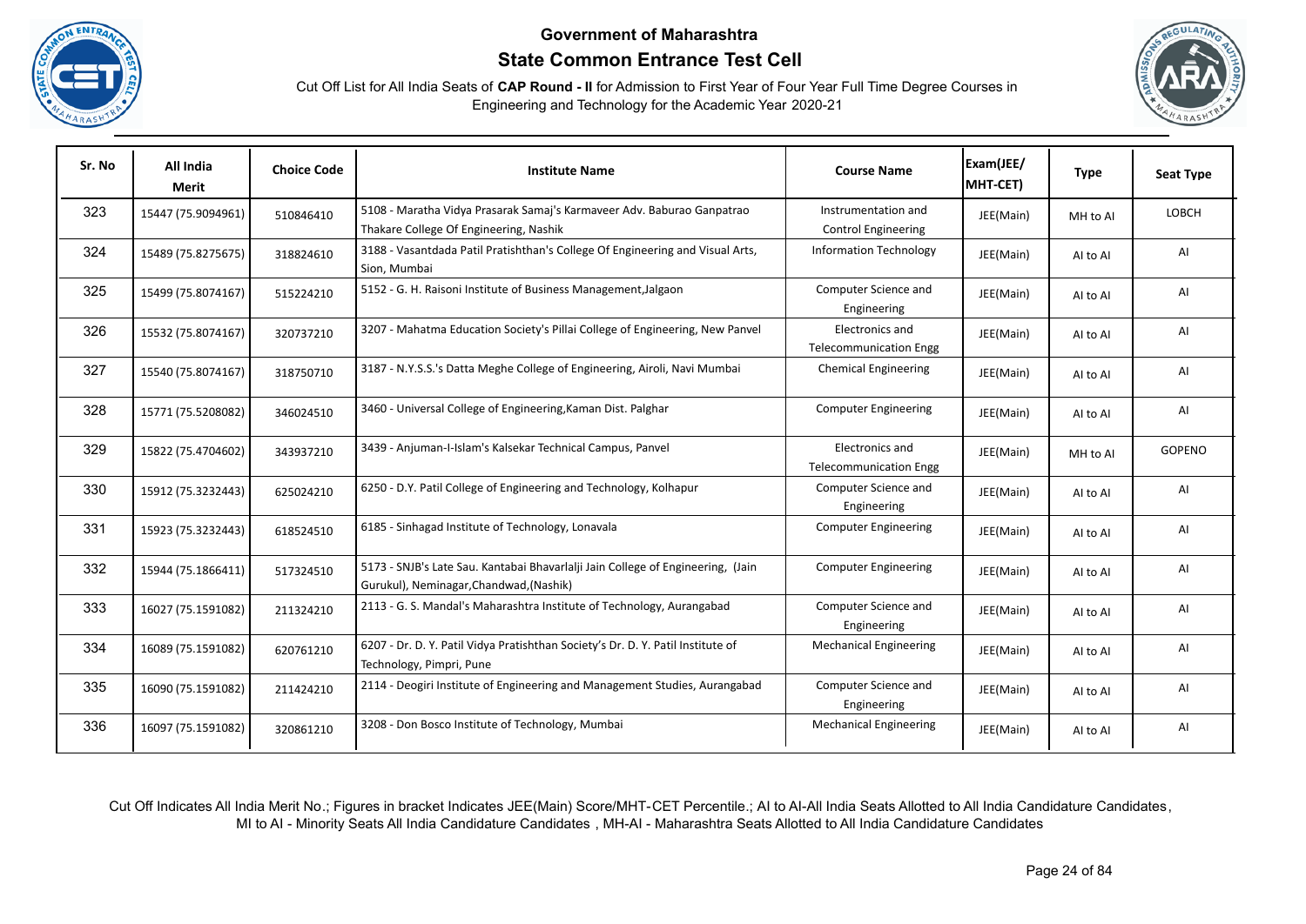# Government of Maharashtra

## State Common Entrance Test Cell

Cut Off List for All India Seats of **CAP Round - II** for Admission to First Year of Four Year Full Time Degree Courses in Engineering and Technology for the Academic Year 2020-21

| Sr. No | All India Merit | Choice Code | Institute Name | Course Name | Exam(JEE/ MHT-CET) | Type | Seat Type |
|---|---|---|---|---|---|---|---|
| 323 | 15447 (75.9094961) | 510846410 | 5108 - Maratha Vidya Prasarak Samaj's Karmaveer Adv. Baburao Ganpatrao Thakare College Of Engineering, Nashik | Instrumentation and Control Engineering | JEE(Main) | MH to AI | LOBCH |
| 324 | 15489 (75.8275675) | 318824610 | 3188 - Vasantdada Patil Pratishthan's College Of Engineering and Visual Arts, Sion, Mumbai | Information Technology | JEE(Main) | AI to AI | AI |
| 325 | 15499 (75.8074167) | 515224210 | 5152 - G. H. Raisoni Institute of Business Management,Jalgaon | Computer Science and Engineering | JEE(Main) | AI to AI | AI |
| 326 | 15532 (75.8074167) | 320737210 | 3207 - Mahatma Education Society's Pillai College of Engineering, New Panvel | Electronics and Telecommunication Engg | JEE(Main) | AI to AI | AI |
| 327 | 15540 (75.8074167) | 318750710 | 3187 - N.Y.S.S.'s Datta Meghe College of Engineering, Airoli, Navi Mumbai | Chemical Engineering | JEE(Main) | AI to AI | AI |
| 328 | 15771 (75.5208082) | 346024510 | 3460 - Universal College of Engineering,Kaman Dist. Palghar | Computer Engineering | JEE(Main) | AI to AI | AI |
| 329 | 15822 (75.4704602) | 343937210 | 3439 - Anjuman-I-Islam's Kalsekar Technical Campus, Panvel | Electronics and Telecommunication Engg | JEE(Main) | MH to AI | GOPENO |
| 330 | 15912 (75.3232443) | 625024210 | 6250 - D.Y. Patil College of Engineering and Technology, Kolhapur | Computer Science and Engineering | JEE(Main) | AI to AI | AI |
| 331 | 15923 (75.3232443) | 618524510 | 6185 - Sinhagad Institute of Technology, Lonavala | Computer Engineering | JEE(Main) | AI to AI | AI |
| 332 | 15944 (75.1866411) | 517324510 | 5173 - SNJB's Late Sau. Kantabai Bhavarlalji Jain College of Engineering, (Jain Gurukul), Neminagar,Chandwad,(Nashik) | Computer Engineering | JEE(Main) | AI to AI | AI |
| 333 | 16027 (75.1591082) | 211324210 | 2113 - G. S. Mandal's Maharashtra Institute of Technology, Aurangabad | Computer Science and Engineering | JEE(Main) | AI to AI | AI |
| 334 | 16089 (75.1591082) | 620761210 | 6207 - Dr. D. Y. Patil Vidya Pratishthan Society's Dr. D. Y. Patil Institute of Technology, Pimpri, Pune | Mechanical Engineering | JEE(Main) | AI to AI | AI |
| 335 | 16090 (75.1591082) | 211424210 | 2114 - Deogiri Institute of Engineering and Management Studies, Aurangabad | Computer Science and Engineering | JEE(Main) | AI to AI | AI |
| 336 | 16097 (75.1591082) | 320861210 | 3208 - Don Bosco Institute of Technology, Mumbai | Mechanical Engineering | JEE(Main) | AI to AI | AI |

Cut Off Indicates All India Merit No.; Figures in bracket Indicates JEE(Main) Score/MHT-CET Percentile.; AI to AI-All India Seats Allotted to All India Candidature Candidates, MI to AI - Minority Seats All India Candidature Candidates , MH-AI - Maharashtra Seats Allotted to All India Candidature Candidates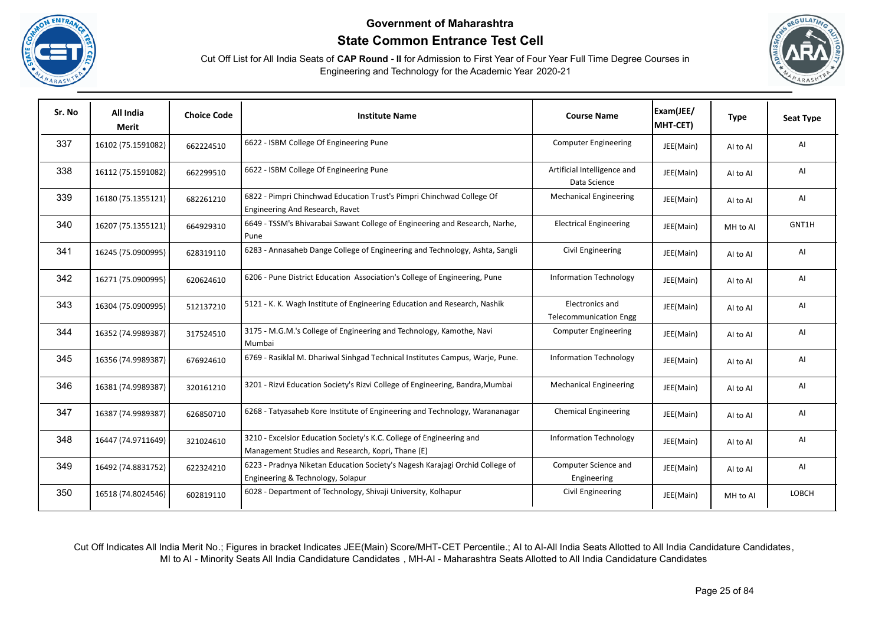# Government of Maharashtra

## State Common Entrance Test Cell

Cut Off List for All India Seats of **CAP Round - II** for Admission to First Year of Four Year Full Time Degree Courses in Engineering and Technology for the Academic Year 2020-21

| Sr. No | All India Merit | Choice Code | Institute Name | Course Name | Exam(JEE/ MHT-CET) | Type | Seat Type |
|---|---|---|---|---|---|---|---|
| 337 | 16102 (75.1591082) | 662224510 | 6622 - ISBM College Of Engineering Pune | Computer Engineering | JEE(Main) | AI to AI | AI |
| 338 | 16112 (75.1591082) | 662299510 | 6622 - ISBM College Of Engineering Pune | Artificial Intelligence and Data Science | JEE(Main) | AI to AI | AI |
| 339 | 16180 (75.1355121) | 682261210 | 6822 - Pimpri Chinchwad Education Trust's Pimpri Chinchwad College Of Engineering And Research, Ravet | Mechanical Engineering | JEE(Main) | AI to AI | AI |
| 340 | 16207 (75.1355121) | 664929310 | 6649 - TSSM's Bhivarabai Sawant College of Engineering and Research, Narhe, Pune | Electrical Engineering | JEE(Main) | MH to AI | GNT1H |
| 341 | 16245 (75.0900995) | 628319110 | 6283 - Annasaheb Dange College of Engineering and Technology, Ashta, Sangli | Civil Engineering | JEE(Main) | AI to AI | AI |
| 342 | 16271 (75.0900995) | 620624610 | 6206 - Pune District Education Association's College of Engineering, Pune | Information Technology | JEE(Main) | AI to AI | AI |
| 343 | 16304 (75.0900995) | 512137210 | 5121 - K. K. Wagh Institute of Engineering Education and Research, Nashik | Electronics and Telecommunication Engg | JEE(Main) | AI to AI | AI |
| 344 | 16352 (74.9989387) | 317524510 | 3175 - M.G.M.'s College of Engineering and Technology, Kamothe, Navi Mumbai | Computer Engineering | JEE(Main) | AI to AI | AI |
| 345 | 16356 (74.9989387) | 676924610 | 6769 - Rasiklal M. Dhariwal Sinhgad Technical Institutes Campus, Warje, Pune. | Information Technology | JEE(Main) | AI to AI | AI |
| 346 | 16381 (74.9989387) | 320161210 | 3201 - Rizvi Education Society's Rizvi College of Engineering, Bandra,Mumbai | Mechanical Engineering | JEE(Main) | AI to AI | AI |
| 347 | 16387 (74.9989387) | 626850710 | 6268 - Tatyasaheb Kore Institute of Engineering and Technology, Warananagar | Chemical Engineering | JEE(Main) | AI to AI | AI |
| 348 | 16447 (74.9711649) | 321024610 | 3210 - Excelsior Education Society's K.C. College of Engineering and Management Studies and Research, Kopri, Thane (E) | Information Technology | JEE(Main) | AI to AI | AI |
| 349 | 16492 (74.8831752) | 622324210 | 6223 - Pradnya Niketan Education Society's Nagesh Karajagi Orchid College of Engineering & Technology, Solapur | Computer Science and Engineering | JEE(Main) | AI to AI | AI |
| 350 | 16518 (74.8024546) | 602819110 | 6028 - Department of Technology, Shivaji University, Kolhapur | Civil Engineering | JEE(Main) | MH to AI | LOBCH |

Cut Off Indicates All India Merit No.; Figures in bracket Indicates JEE(Main) Score/MHT-CET Percentile.; AI to AI-All India Seats Allotted to All India Candidature Candidates, MI to AI - Minority Seats All India Candidature Candidates , MH-AI - Maharashtra Seats Allotted to All India Candidature Candidates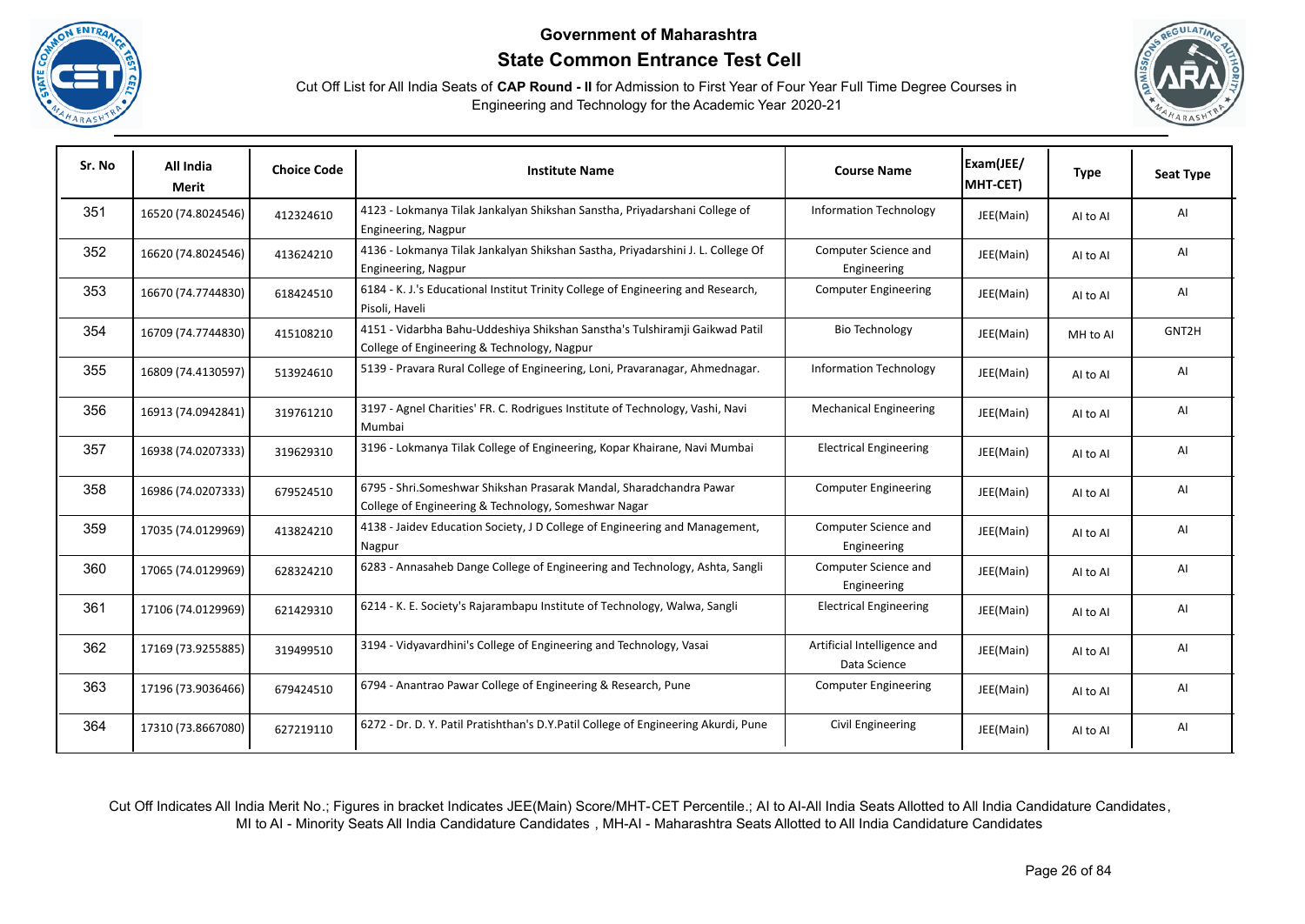# Government of Maharashtra

## State Common Entrance Test Cell

Cut Off List for All India Seats of **CAP Round - II** for Admission to First Year of Four Year Full Time Degree Courses in Engineering and Technology for the Academic Year 2020-21

| Sr. No | All India Merit | Choice Code | Institute Name | Course Name | Exam(JEE/ MHT-CET) | Type | Seat Type |
|---|---|---|---|---|---|---|---|
| 351 | 16520 (74.8024546) | 412324610 | 4123 - Lokmanya Tilak Jankalyan Shikshan Sanstha, Priyadarshani College of Engineering, Nagpur | Information Technology | JEE(Main) | AI to AI | AI |
| 352 | 16620 (74.8024546) | 413624210 | 4136 - Lokmanya Tilak Jankalyan Shikshan Sastha, Priyadarshini J. L. College Of Engineering, Nagpur | Computer Science and Engineering | JEE(Main) | AI to AI | AI |
| 353 | 16670 (74.7744830) | 618424510 | 6184 - K. J.'s Educational Institut Trinity College of Engineering and Research, Pisoli, Haveli | Computer Engineering | JEE(Main) | AI to AI | AI |
| 354 | 16709 (74.7744830) | 415108210 | 4151 - Vidarbha Bahu-Uddeshiya Shikshan Sanstha's Tulshiramji Gaikwad Patil College of Engineering & Technology, Nagpur | Bio Technology | JEE(Main) | MH to AI | GNT2H |
| 355 | 16809 (74.4130597) | 513924610 | 5139 - Pravara Rural College of Engineering, Loni, Pravaranagar, Ahmednagar. | Information Technology | JEE(Main) | AI to AI | AI |
| 356 | 16913 (74.0942841) | 319761210 | 3197 - Agnel Charities' FR. C. Rodrigues Institute of Technology, Vashi, Navi Mumbai | Mechanical Engineering | JEE(Main) | AI to AI | AI |
| 357 | 16938 (74.0207333) | 319629310 | 3196 - Lokmanya Tilak College of Engineering, Kopar Khairane, Navi Mumbai | Electrical Engineering | JEE(Main) | AI to AI | AI |
| 358 | 16986 (74.0207333) | 679524510 | 6795 - Shri.Someshwar Shikshan Prasarak Mandal, Sharadchandra Pawar College of Engineering & Technology, Someshwar Nagar | Computer Engineering | JEE(Main) | AI to AI | AI |
| 359 | 17035 (74.0129969) | 413824210 | 4138 - Jaidev Education Society, J D College of Engineering and Management, Nagpur | Computer Science and Engineering | JEE(Main) | AI to AI | AI |
| 360 | 17065 (74.0129969) | 628324210 | 6283 - Annasaheb Dange College of Engineering and Technology, Ashta, Sangli | Computer Science and Engineering | JEE(Main) | AI to AI | AI |
| 361 | 17106 (74.0129969) | 621429310 | 6214 - K. E. Society's Rajarambapu Institute of Technology, Walwa, Sangli | Electrical Engineering | JEE(Main) | AI to AI | AI |
| 362 | 17169 (73.9255885) | 319499510 | 3194 - Vidyavardhini's College of Engineering and Technology, Vasai | Artificial Intelligence and Data Science | JEE(Main) | AI to AI | AI |
| 363 | 17196 (73.9036466) | 679424510 | 6794 - Anantrao Pawar College of Engineering & Research, Pune | Computer Engineering | JEE(Main) | AI to AI | AI |
| 364 | 17310 (73.8667080) | 627219110 | 6272 - Dr. D. Y. Patil Pratishthan's D.Y.Patil College of Engineering Akurdi, Pune | Civil Engineering | JEE(Main) | AI to AI | AI |

Cut Off Indicates All India Merit No.; Figures in bracket Indicates JEE(Main) Score/MHT-CET Percentile.; AI to AI-All India Seats Allotted to All India Candidature Candidates, MI to AI - Minority Seats All India Candidature Candidates , MH-AI - Maharashtra Seats Allotted to All India Candidature Candidates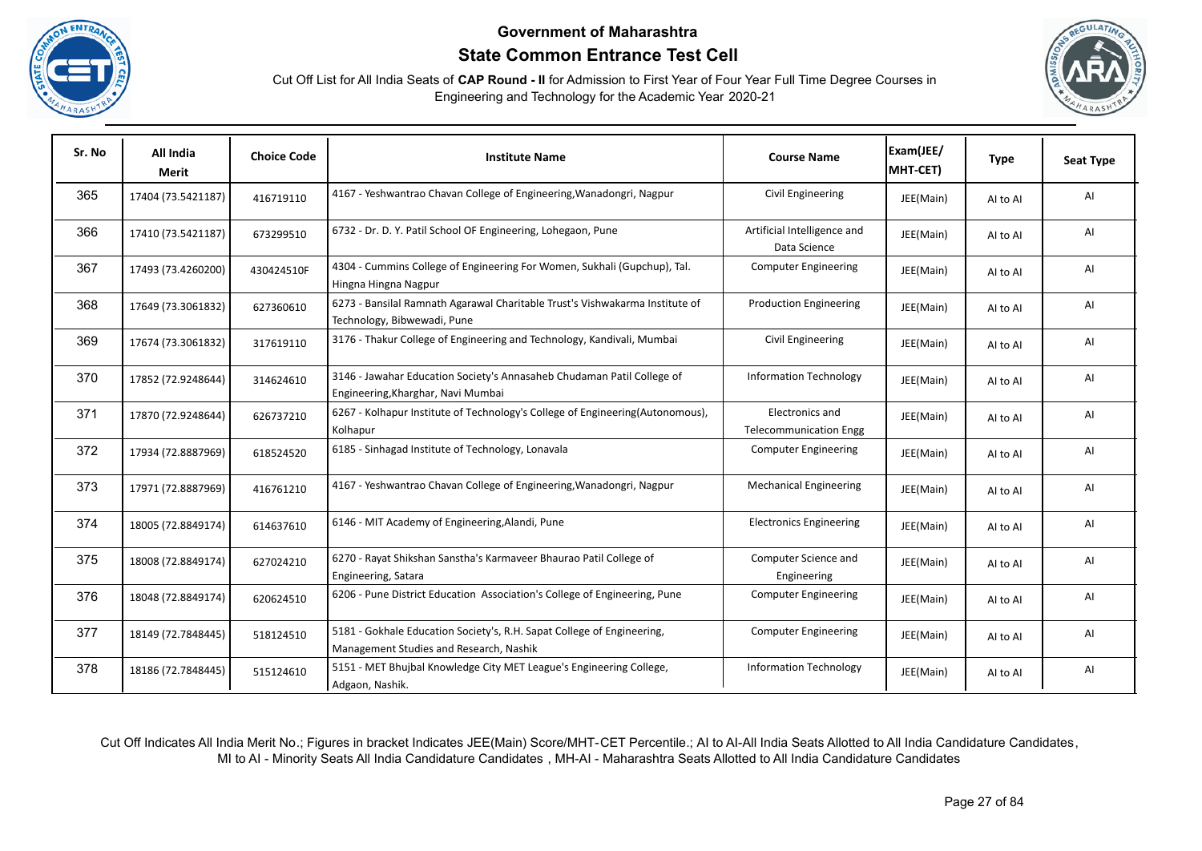# Government of Maharashtra

## State Common Entrance Test Cell

Cut Off List for All India Seats of **CAP Round - II** for Admission to First Year of Four Year Full Time Degree Courses in Engineering and Technology for the Academic Year 2020-21

| Sr. No | All India Merit | Choice Code | Institute Name | Course Name | Exam(JEE/ MHT-CET) | Type | Seat Type |
|---|---|---|---|---|---|---|---|
| 365 | 17404 (73.5421187) | 416719110 | 4167 - Yeshwantrao Chavan College of Engineering,Wanadongri, Nagpur | Civil Engineering | JEE(Main) | AI to AI | AI |
| 366 | 17410 (73.5421187) | 673299510 | 6732 - Dr. D. Y. Patil School OF Engineering, Lohegaon, Pune | Artificial Intelligence and Data Science | JEE(Main) | AI to AI | AI |
| 367 | 17493 (73.4260200) | 430424510F | 4304 - Cummins College of Engineering For Women, Sukhali (Gupchup), Tal. Hingna Hingna Nagpur | Computer Engineering | JEE(Main) | AI to AI | AI |
| 368 | 17649 (73.3061832) | 627360610 | 6273 - Bansilal Ramnath Agarawal Charitable Trust's Vishwakarma Institute of Technology, Bibwewadi, Pune | Production Engineering | JEE(Main) | AI to AI | AI |
| 369 | 17674 (73.3061832) | 317619110 | 3176 - Thakur College of Engineering and Technology, Kandivali, Mumbai | Civil Engineering | JEE(Main) | AI to AI | AI |
| 370 | 17852 (72.9248644) | 314624610 | 3146 - Jawahar Education Society's Annasaheb Chudaman Patil College of Engineering,Kharghar, Navi Mumbai | Information Technology | JEE(Main) | AI to AI | AI |
| 371 | 17870 (72.9248644) | 626737210 | 6267 - Kolhapur Institute of Technology's College of Engineering(Autonomous), Kolhapur | Electronics and Telecommunication Engg | JEE(Main) | AI to AI | AI |
| 372 | 17934 (72.8887969) | 618524520 | 6185 - Sinhagad Institute of Technology, Lonavala | Computer Engineering | JEE(Main) | AI to AI | AI |
| 373 | 17971 (72.8887969) | 416761210 | 4167 - Yeshwantrao Chavan College of Engineering,Wanadongri, Nagpur | Mechanical Engineering | JEE(Main) | AI to AI | AI |
| 374 | 18005 (72.8849174) | 614637610 | 6146 - MIT Academy of Engineering,Alandi, Pune | Electronics Engineering | JEE(Main) | AI to AI | AI |
| 375 | 18008 (72.8849174) | 627024210 | 6270 - Rayat Shikshan Sanstha's Karmaveer Bhaurao Patil College of Engineering, Satara | Computer Science and Engineering | JEE(Main) | AI to AI | AI |
| 376 | 18048 (72.8849174) | 620624510 | 6206 - Pune District Education Association's College of Engineering, Pune | Computer Engineering | JEE(Main) | AI to AI | AI |
| 377 | 18149 (72.7848445) | 518124510 | 5181 - Gokhale Education Society's, R.H. Sapat College of Engineering, Management Studies and Research, Nashik | Computer Engineering | JEE(Main) | AI to AI | AI |
| 378 | 18186 (72.7848445) | 515124610 | 5151 - MET Bhujbal Knowledge City MET League's Engineering College, Adgaon, Nashik. | Information Technology | JEE(Main) | AI to AI | AI |

Cut Off Indicates All India Merit No.; Figures in bracket Indicates JEE(Main) Score/MHT-CET Percentile.; AI to AI-All India Seats Allotted to All India Candidature Candidates, MI to AI - Minority Seats All India Candidature Candidates , MH-AI - Maharashtra Seats Allotted to All India Candidature Candidates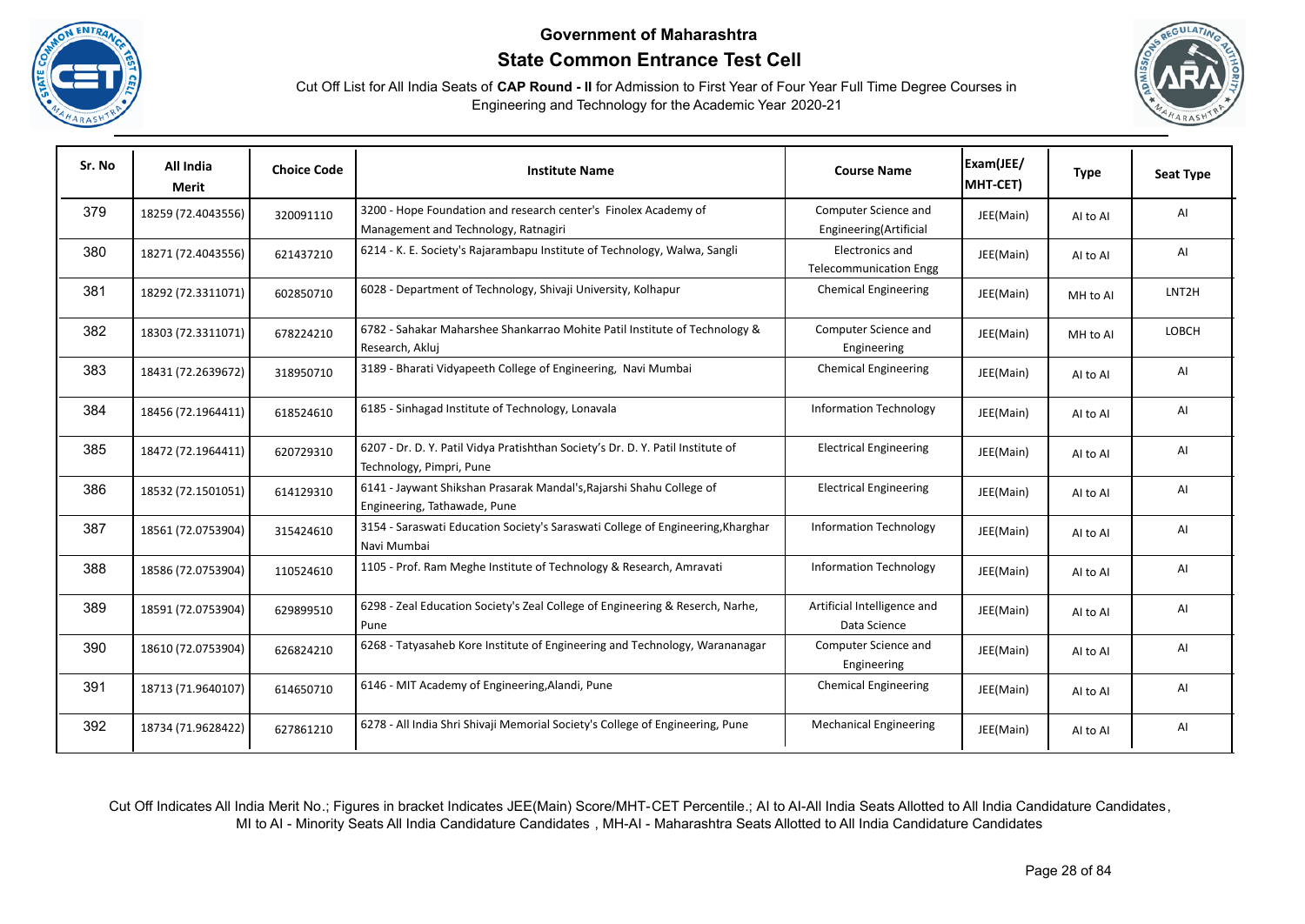# Government of Maharashtra

## State Common Entrance Test Cell

Cut Off List for All India Seats of **CAP Round - II** for Admission to First Year of Four Year Full Time Degree Courses in Engineering and Technology for the Academic Year 2020-21

| Sr. No | All India Merit | Choice Code | Institute Name | Course Name | Exam(JEE/ MHT-CET) | Type | Seat Type |
|---|---|---|---|---|---|---|---|
| 379 | 18259 (72.4043556) | 320091110 | 3200 - Hope Foundation and research center's Finolex Academy of Management and Technology, Ratnagiri | Computer Science and Engineering(Artificial | JEE(Main) | AI to AI | AI |
| 380 | 18271 (72.4043556) | 621437210 | 6214 - K. E. Society's Rajarambapu Institute of Technology, Walwa, Sangli | Electronics and Telecommunication Engg | JEE(Main) | AI to AI | AI |
| 381 | 18292 (72.3311071) | 602850710 | 6028 - Department of Technology, Shivaji University, Kolhapur | Chemical Engineering | JEE(Main) | MH to AI | LNT2H |
| 382 | 18303 (72.3311071) | 678224210 | 6782 - Sahakar Maharshee Shankarrao Mohite Patil Institute of Technology & Research, Akluj | Computer Science and Engineering | JEE(Main) | MH to AI | LOBCH |
| 383 | 18431 (72.2639672) | 318950710 | 3189 - Bharati Vidyapeeth College of Engineering, Navi Mumbai | Chemical Engineering | JEE(Main) | AI to AI | AI |
| 384 | 18456 (72.1964411) | 618524610 | 6185 - Sinhagad Institute of Technology, Lonavala | Information Technology | JEE(Main) | AI to AI | AI |
| 385 | 18472 (72.1964411) | 620729310 | 6207 - Dr. D. Y. Patil Vidya Pratishthan Society's Dr. D. Y. Patil Institute of Technology, Pimpri, Pune | Electrical Engineering | JEE(Main) | AI to AI | AI |
| 386 | 18532 (72.1501051) | 614129310 | 6141 - Jaywant Shikshan Prasarak Mandal's,Rajarshi Shahu College of Engineering, Tathawade, Pune | Electrical Engineering | JEE(Main) | AI to AI | AI |
| 387 | 18561 (72.0753904) | 315424610 | 3154 - Saraswati Education Society's Saraswati College of Engineering,Kharghar Navi Mumbai | Information Technology | JEE(Main) | AI to AI | AI |
| 388 | 18586 (72.0753904) | 110524610 | 1105 - Prof. Ram Meghe Institute of Technology & Research, Amravati | Information Technology | JEE(Main) | AI to AI | AI |
| 389 | 18591 (72.0753904) | 629899510 | 6298 - Zeal Education Society's Zeal College of Engineering & Reserch, Narhe, Pune | Artificial Intelligence and Data Science | JEE(Main) | AI to AI | AI |
| 390 | 18610 (72.0753904) | 626824210 | 6268 - Tatyasaheb Kore Institute of Engineering and Technology, Warananagar | Computer Science and Engineering | JEE(Main) | AI to AI | AI |
| 391 | 18713 (71.9640107) | 614650710 | 6146 - MIT Academy of Engineering,Alandi, Pune | Chemical Engineering | JEE(Main) | AI to AI | AI |
| 392 | 18734 (71.9628422) | 627861210 | 6278 - All India Shri Shivaji Memorial Society's College of Engineering, Pune | Mechanical Engineering | JEE(Main) | AI to AI | AI |

Cut Off Indicates All India Merit No.; Figures in bracket Indicates JEE(Main) Score/MHT-CET Percentile.; AI to AI-All India Seats Allotted to All India Candidature Candidates, MI to AI - Minority Seats All India Candidature Candidates , MH-AI - Maharashtra Seats Allotted to All India Candidature Candidates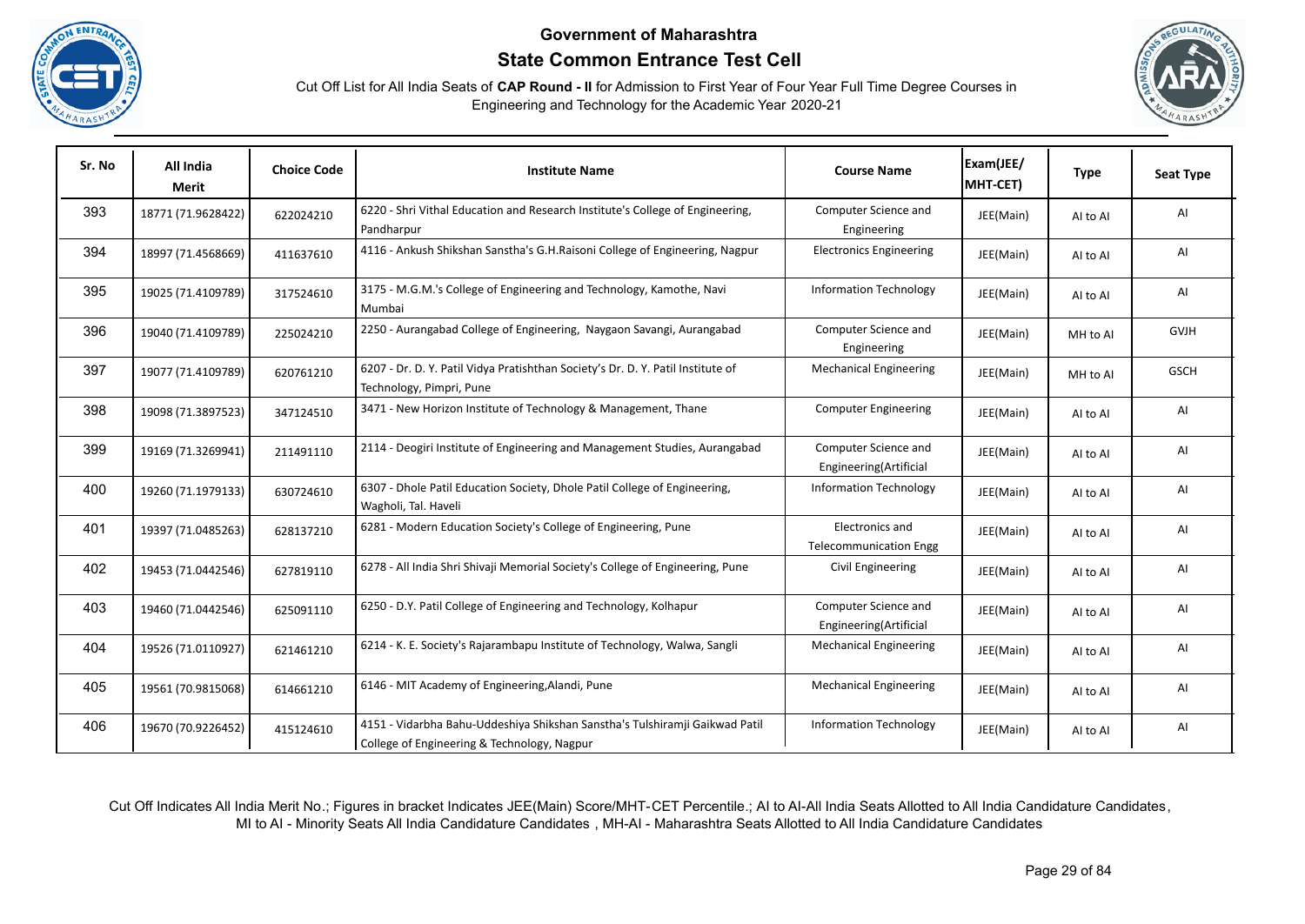# Government of Maharashtra

## State Common Entrance Test Cell

Cut Off List for All India Seats of **CAP Round - II** for Admission to First Year of Four Year Full Time Degree Courses in Engineering and Technology for the Academic Year 2020-21

| Sr. No | All India Merit | Choice Code | Institute Name | Course Name | Exam(JEE/ MHT-CET) | Type | Seat Type |
|---|---|---|---|---|---|---|---|
| 393 | 18771 (71.9628422) | 622024210 | 6220 - Shri Vithal Education and Research Institute's College of Engineering, Pandharpur | Computer Science and Engineering | JEE(Main) | AI to AI | AI |
| 394 | 18997 (71.4568669) | 411637610 | 4116 - Ankush Shikshan Sanstha's G.H.Raisoni College of Engineering, Nagpur | Electronics Engineering | JEE(Main) | AI to AI | AI |
| 395 | 19025 (71.4109789) | 317524610 | 3175 - M.G.M.'s College of Engineering and Technology, Kamothe, Navi Mumbai | Information Technology | JEE(Main) | AI to AI | AI |
| 396 | 19040 (71.4109789) | 225024210 | 2250 - Aurangabad College of Engineering, Naygaon Savangi, Aurangabad | Computer Science and Engineering | JEE(Main) | MH to AI | GVJH |
| 397 | 19077 (71.4109789) | 620761210 | 6207 - Dr. D. Y. Patil Vidya Pratishthan Society's Dr. D. Y. Patil Institute of Technology, Pimpri, Pune | Mechanical Engineering | JEE(Main) | MH to AI | GSCH |
| 398 | 19098 (71.3897523) | 347124510 | 3471 - New Horizon Institute of Technology & Management, Thane | Computer Engineering | JEE(Main) | AI to AI | AI |
| 399 | 19169 (71.3269941) | 211491110 | 2114 - Deogiri Institute of Engineering and Management Studies, Aurangabad | Computer Science and Engineering(Artificial | JEE(Main) | AI to AI | AI |
| 400 | 19260 (71.1979133) | 630724610 | 6307 - Dhole Patil Education Society, Dhole Patil College of Engineering, Wagholi, Tal. Haveli | Information Technology | JEE(Main) | AI to AI | AI |
| 401 | 19397 (71.0485263) | 628137210 | 6281 - Modern Education Society's College of Engineering, Pune | Electronics and Telecommunication Engg | JEE(Main) | AI to AI | AI |
| 402 | 19453 (71.0442546) | 627819110 | 6278 - All India Shri Shivaji Memorial Society's College of Engineering, Pune | Civil Engineering | JEE(Main) | AI to AI | AI |
| 403 | 19460 (71.0442546) | 625091110 | 6250 - D.Y. Patil College of Engineering and Technology, Kolhapur | Computer Science and Engineering(Artificial | JEE(Main) | AI to AI | AI |
| 404 | 19526 (71.0110927) | 621461210 | 6214 - K. E. Society's Rajarambapu Institute of Technology, Walwa, Sangli | Mechanical Engineering | JEE(Main) | AI to AI | AI |
| 405 | 19561 (70.9815068) | 614661210 | 6146 - MIT Academy of Engineering,Alandi, Pune | Mechanical Engineering | JEE(Main) | AI to AI | AI |
| 406 | 19670 (70.9226452) | 415124610 | 4151 - Vidarbha Bahu-Uddeshiya Shikshan Sanstha's Tulshiramji Gaikwad Patil College of Engineering & Technology, Nagpur | Information Technology | JEE(Main) | AI to AI | AI |

Cut Off Indicates All India Merit No.; Figures in bracket Indicates JEE(Main) Score/MHT-CET Percentile.; AI to AI-All India Seats Allotted to All India Candidature Candidates, MI to AI - Minority Seats All India Candidature Candidates , MH-AI - Maharashtra Seats Allotted to All India Candidature Candidates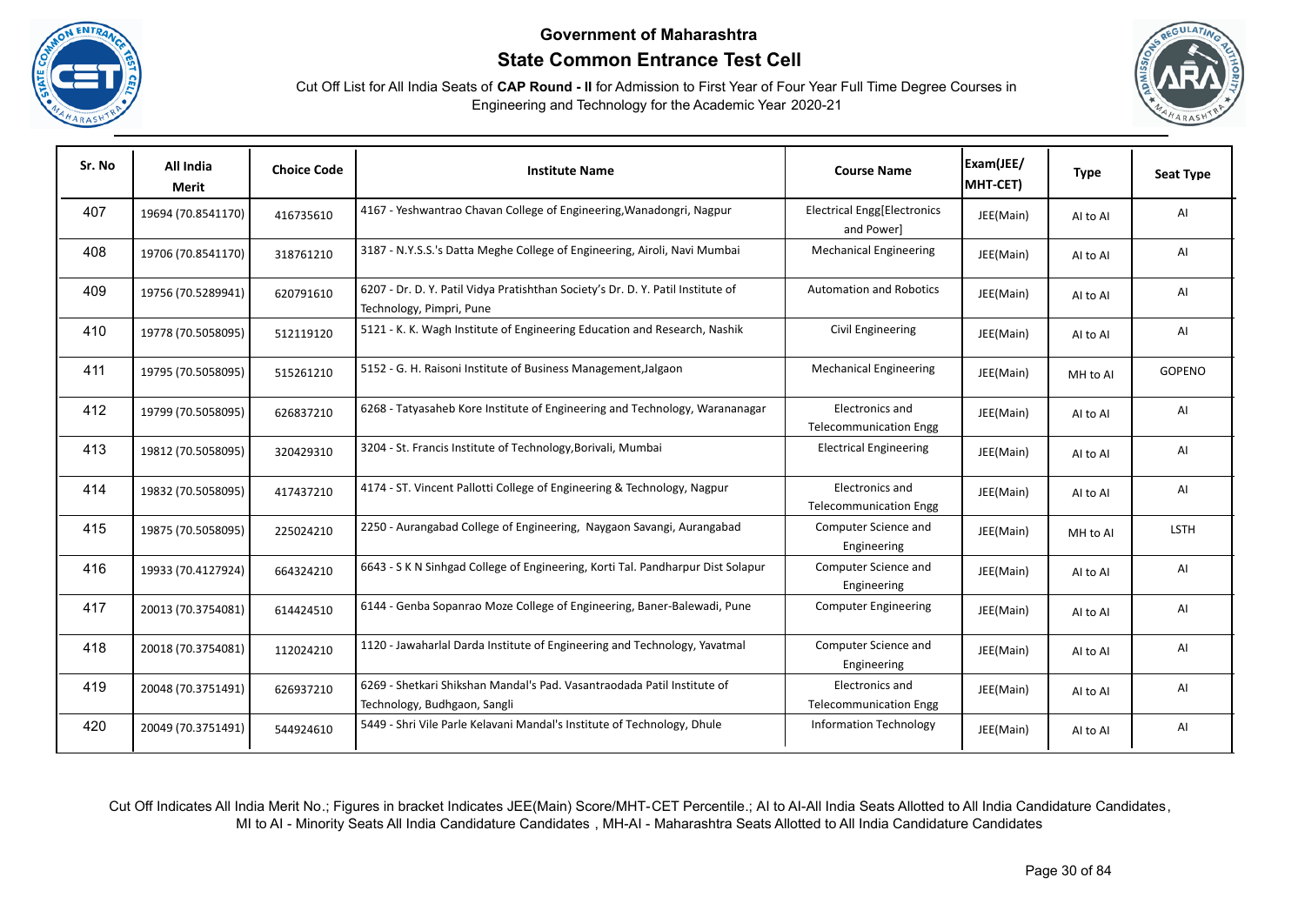# Government of Maharashtra

## State Common Entrance Test Cell

Cut Off List for All India Seats of **CAP Round - II** for Admission to First Year of Four Year Full Time Degree Courses in Engineering and Technology for the Academic Year 2020-21

| Sr. No | All India Merit | Choice Code | Institute Name | Course Name | Exam(JEE/ MHT-CET) | Type | Seat Type |
|---|---|---|---|---|---|---|---|
| 407 | 19694 (70.8541170) | 416735610 | 4167 - Yeshwantrao Chavan College of Engineering,Wanadongri, Nagpur | Electrical Engg[Electronics and Power] | JEE(Main) | AI to AI | AI |
| 408 | 19706 (70.8541170) | 318761210 | 3187 - N.Y.S.S.'s Datta Meghe College of Engineering, Airoli, Navi Mumbai | Mechanical Engineering | JEE(Main) | AI to AI | AI |
| 409 | 19756 (70.5289941) | 620791610 | 6207 - Dr. D. Y. Patil Vidya Pratishthan Society's Dr. D. Y. Patil Institute of Technology, Pimpri, Pune | Automation and Robotics | JEE(Main) | AI to AI | AI |
| 410 | 19778 (70.5058095) | 512119120 | 5121 - K. K. Wagh Institute of Engineering Education and Research, Nashik | Civil Engineering | JEE(Main) | AI to AI | AI |
| 411 | 19795 (70.5058095) | 515261210 | 5152 - G. H. Raisoni Institute of Business Management,Jalgaon | Mechanical Engineering | JEE(Main) | MH to AI | GOPENO |
| 412 | 19799 (70.5058095) | 626837210 | 6268 - Tatyasaheb Kore Institute of Engineering and Technology, Warananagar | Electronics and Telecommunication Engg | JEE(Main) | AI to AI | AI |
| 413 | 19812 (70.5058095) | 320429310 | 3204 - St. Francis Institute of Technology,Borivali, Mumbai | Electrical Engineering | JEE(Main) | AI to AI | AI |
| 414 | 19832 (70.5058095) | 417437210 | 4174 - ST. Vincent Pallotti College of Engineering & Technology, Nagpur | Electronics and Telecommunication Engg | JEE(Main) | AI to AI | AI |
| 415 | 19875 (70.5058095) | 225024210 | 2250 - Aurangabad College of Engineering, Naygaon Savangi, Aurangabad | Computer Science and Engineering | JEE(Main) | MH to AI | LSTH |
| 416 | 19933 (70.4127924) | 664324210 | 6643 - S K N Sinhgad College of Engineering, Korti Tal. Pandharpur Dist Solapur | Computer Science and Engineering | JEE(Main) | AI to AI | AI |
| 417 | 20013 (70.3754081) | 614424510 | 6144 - Genba Sopanrao Moze College of Engineering, Baner-Balewadi, Pune | Computer Engineering | JEE(Main) | AI to AI | AI |
| 418 | 20018 (70.3754081) | 112024210 | 1120 - Jawaharlal Darda Institute of Engineering and Technology, Yavatmal | Computer Science and Engineering | JEE(Main) | AI to AI | AI |
| 419 | 20048 (70.3751491) | 626937210 | 6269 - Shetkari Shikshan Mandal's Pad. Vasantraodada Patil Institute of Technology, Budhgaon, Sangli | Electronics and Telecommunication Engg | JEE(Main) | AI to AI | AI |
| 420 | 20049 (70.3751491) | 544924610 | 5449 - Shri Vile Parle Kelavani Mandal's Institute of Technology, Dhule | Information Technology | JEE(Main) | AI to AI | AI |

Cut Off Indicates All India Merit No.; Figures in bracket Indicates JEE(Main) Score/MHT-CET Percentile.; AI to AI-All India Seats Allotted to All India Candidature Candidates, MI to AI - Minority Seats All India Candidature Candidates , MH-AI - Maharashtra Seats Allotted to All India Candidature Candidates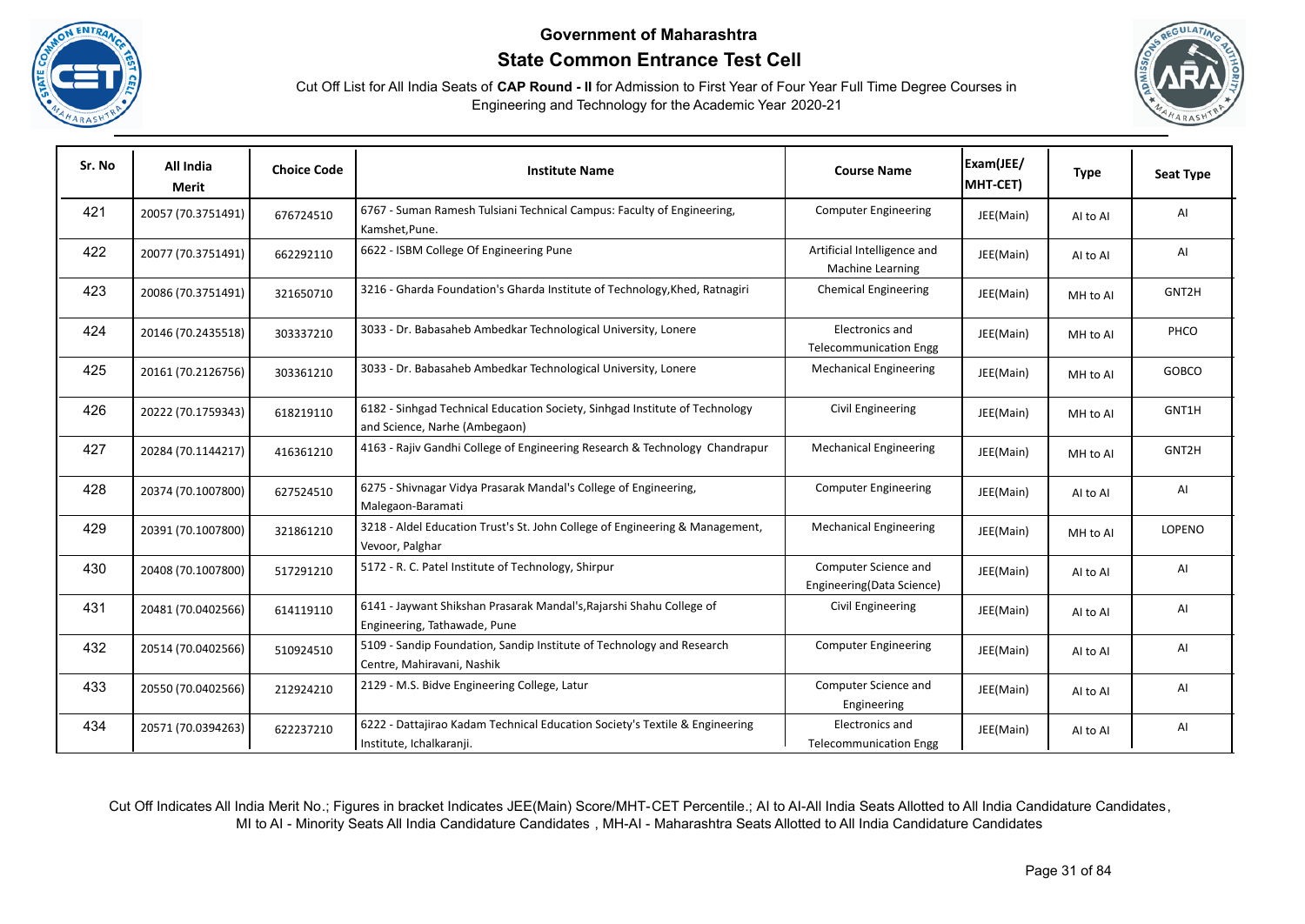# Government of Maharashtra

## State Common Entrance Test Cell

Cut Off List for All India Seats of **CAP Round - II** for Admission to First Year of Four Year Full Time Degree Courses in Engineering and Technology for the Academic Year 2020-21

| Sr. No | All India Merit | Choice Code | Institute Name | Course Name | Exam(JEE/ MHT-CET) | Type | Seat Type |
|---|---|---|---|---|---|---|---|
| 421 | 20057 (70.3751491) | 676724510 | 6767 - Suman Ramesh Tulsiani Technical Campus: Faculty of Engineering, Kamshet,Pune. | Computer Engineering | JEE(Main) | AI to AI | AI |
| 422 | 20077 (70.3751491) | 662292110 | 6622 - ISBM College Of Engineering Pune | Artificial Intelligence and Machine Learning | JEE(Main) | AI to AI | AI |
| 423 | 20086 (70.3751491) | 321650710 | 3216 - Gharda Foundation's Gharda Institute of Technology,Khed, Ratnagiri | Chemical Engineering | JEE(Main) | MH to AI | GNT2H |
| 424 | 20146 (70.2435518) | 303337210 | 3033 - Dr. Babasaheb Ambedkar Technological University, Lonere | Electronics and Telecommunication Engg | JEE(Main) | MH to AI | PHCO |
| 425 | 20161 (70.2126756) | 303361210 | 3033 - Dr. Babasaheb Ambedkar Technological University, Lonere | Mechanical Engineering | JEE(Main) | MH to AI | GOBCO |
| 426 | 20222 (70.1759343) | 618219110 | 6182 - Sinhgad Technical Education Society, Sinhgad Institute of Technology and Science, Narhe (Ambegaon) | Civil Engineering | JEE(Main) | MH to AI | GNT1H |
| 427 | 20284 (70.1144217) | 416361210 | 4163 - Rajiv Gandhi College of Engineering Research & Technology Chandrapur | Mechanical Engineering | JEE(Main) | MH to AI | GNT2H |
| 428 | 20374 (70.1007800) | 627524510 | 6275 - Shivnagar Vidya Prasarak Mandal's College of Engineering, Malegaon-Baramati | Computer Engineering | JEE(Main) | AI to AI | AI |
| 429 | 20391 (70.1007800) | 321861210 | 3218 - Aldel Education Trust's St. John College of Engineering & Management, Vevoor, Palghar | Mechanical Engineering | JEE(Main) | MH to AI | LOPENO |
| 430 | 20408 (70.1007800) | 517291210 | 5172 - R. C. Patel Institute of Technology, Shirpur | Computer Science and Engineering(Data Science) | JEE(Main) | AI to AI | AI |
| 431 | 20481 (70.0402566) | 614119110 | 6141 - Jaywant Shikshan Prasarak Mandal's,Rajarshi Shahu College of Engineering, Tathawade, Pune | Civil Engineering | JEE(Main) | AI to AI | AI |
| 432 | 20514 (70.0402566) | 510924510 | 5109 - Sandip Foundation, Sandip Institute of Technology and Research Centre, Mahiravani, Nashik | Computer Engineering | JEE(Main) | AI to AI | AI |
| 433 | 20550 (70.0402566) | 212924210 | 2129 - M.S. Bidve Engineering College, Latur | Computer Science and Engineering | JEE(Main) | AI to AI | AI |
| 434 | 20571 (70.0394263) | 622237210 | 6222 - Dattajirao Kadam Technical Education Society's Textile & Engineering Institute, Ichalkaranji. | Electronics and Telecommunication Engg | JEE(Main) | AI to AI | AI |

Cut Off Indicates All India Merit No.; Figures in bracket Indicates JEE(Main) Score/MHT-CET Percentile.; AI to AI-All India Seats Allotted to All India Candidature Candidates, MI to AI - Minority Seats All India Candidature Candidates , MH-AI - Maharashtra Seats Allotted to All India Candidature Candidates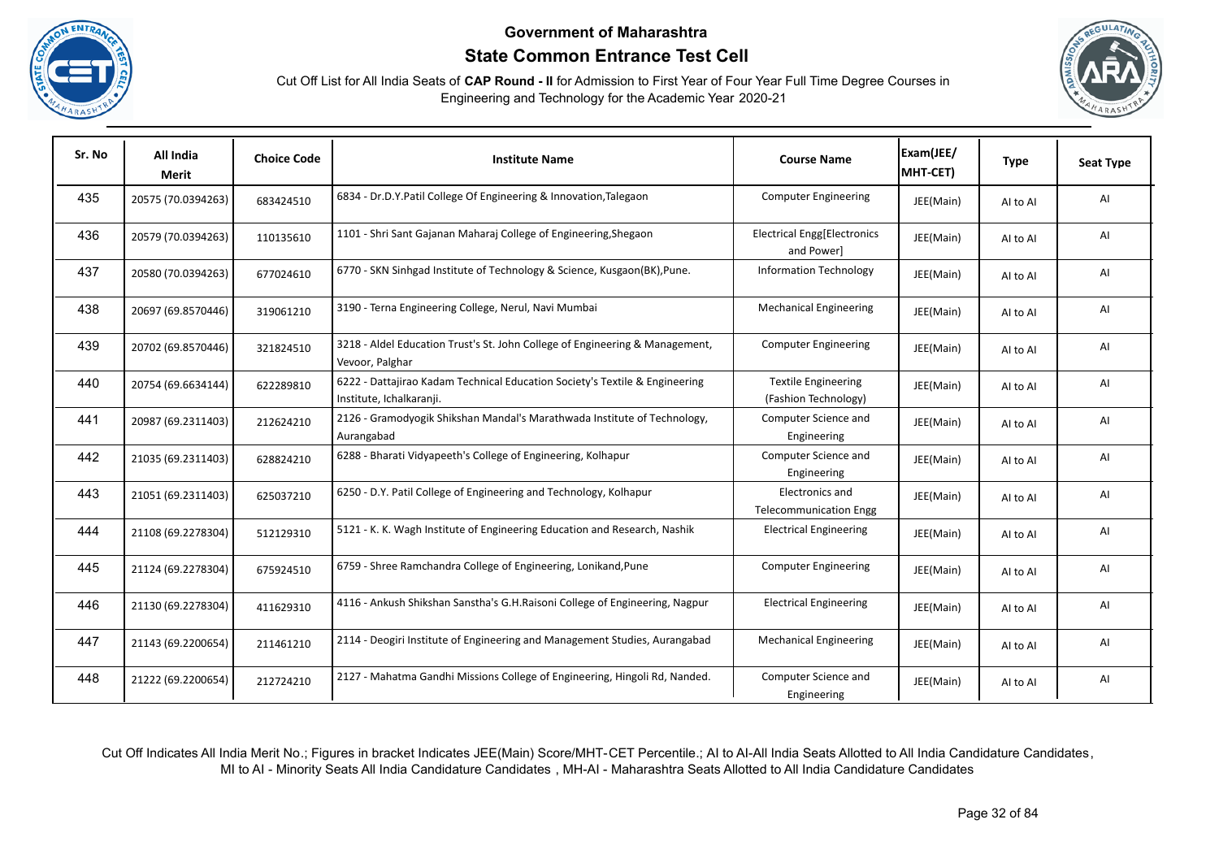# Government of Maharashtra

## State Common Entrance Test Cell

Cut Off List for All India Seats of **CAP Round - II** for Admission to First Year of Four Year Full Time Degree Courses in Engineering and Technology for the Academic Year 2020-21

| Sr. No | All India Merit | Choice Code | Institute Name | Course Name | Exam(JEE/ MHT-CET) | Type | Seat Type |
|---|---|---|---|---|---|---|---|
| 435 | 20575 (70.0394263) | 683424510 | 6834 - Dr.D.Y.Patil College Of Engineering & Innovation,Talegaon | Computer Engineering | JEE(Main) | AI to AI | AI |
| 436 | 20579 (70.0394263) | 110135610 | 1101 - Shri Sant Gajanan Maharaj College of Engineering,Shegaon | Electrical Engg[Electronics and Power] | JEE(Main) | AI to AI | AI |
| 437 | 20580 (70.0394263) | 677024610 | 6770 - SKN Sinhgad Institute of Technology & Science, Kusgaon(BK),Pune. | Information Technology | JEE(Main) | AI to AI | AI |
| 438 | 20697 (69.8570446) | 319061210 | 3190 - Terna Engineering College, Nerul, Navi Mumbai | Mechanical Engineering | JEE(Main) | AI to AI | AI |
| 439 | 20702 (69.8570446) | 321824510 | 3218 - Aldel Education Trust's St. John College of Engineering & Management, Vevoor, Palghar | Computer Engineering | JEE(Main) | AI to AI | AI |
| 440 | 20754 (69.6634144) | 622289810 | 6222 - Dattajirao Kadam Technical Education Society's Textile & Engineering Institute, Ichalkaranji. | Textile Engineering (Fashion Technology) | JEE(Main) | AI to AI | AI |
| 441 | 20987 (69.2311403) | 212624210 | 2126 - Gramodyogik Shikshan Mandal's Marathwada Institute of Technology, Aurangabad | Computer Science and Engineering | JEE(Main) | AI to AI | AI |
| 442 | 21035 (69.2311403) | 628824210 | 6288 - Bharati Vidyapeeth's College of Engineering, Kolhapur | Computer Science and Engineering | JEE(Main) | AI to AI | AI |
| 443 | 21051 (69.2311403) | 625037210 | 6250 - D.Y. Patil College of Engineering and Technology, Kolhapur | Electronics and Telecommunication Engg | JEE(Main) | AI to AI | AI |
| 444 | 21108 (69.2278304) | 512129310 | 5121 - K. K. Wagh Institute of Engineering Education and Research, Nashik | Electrical Engineering | JEE(Main) | AI to AI | AI |
| 445 | 21124 (69.2278304) | 675924510 | 6759 - Shree Ramchandra College of Engineering, Lonikand,Pune | Computer Engineering | JEE(Main) | AI to AI | AI |
| 446 | 21130 (69.2278304) | 411629310 | 4116 - Ankush Shikshan Sanstha's G.H.Raisoni College of Engineering, Nagpur | Electrical Engineering | JEE(Main) | AI to AI | AI |
| 447 | 21143 (69.2200654) | 211461210 | 2114 - Deogiri Institute of Engineering and Management Studies, Aurangabad | Mechanical Engineering | JEE(Main) | AI to AI | AI |
| 448 | 21222 (69.2200654) | 212724210 | 2127 - Mahatma Gandhi Missions College of Engineering, Hingoli Rd, Nanded. | Computer Science and Engineering | JEE(Main) | AI to AI | AI |

Cut Off Indicates All India Merit No.; Figures in bracket Indicates JEE(Main) Score/MHT-CET Percentile.; AI to AI-All India Seats Allotted to All India Candidature Candidates, MI to AI - Minority Seats All India Candidature Candidates , MH-AI - Maharashtra Seats Allotted to All India Candidature Candidates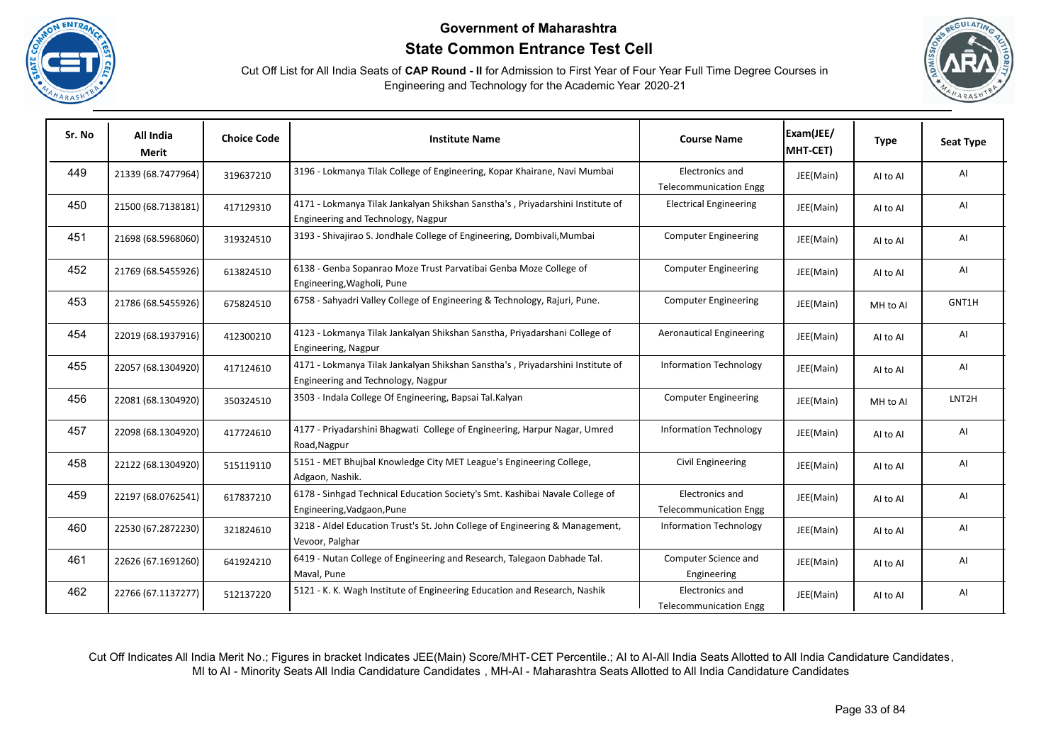# Government of Maharashtra

## State Common Entrance Test Cell

Cut Off List for All India Seats of **CAP Round - II** for Admission to First Year of Four Year Full Time Degree Courses in Engineering and Technology for the Academic Year 2020-21

| Sr. No | All India Merit | Choice Code | Institute Name | Course Name | Exam(JEE/ MHT-CET) | Type | Seat Type |
|---|---|---|---|---|---|---|---|
| 449 | 21339 (68.7477964) | 319637210 | 3196 - Lokmanya Tilak College of Engineering, Kopar Khairane, Navi Mumbai | Electronics and Telecommunication Engg | JEE(Main) | AI to AI | AI |
| 450 | 21500 (68.7138181) | 417129310 | 4171 - Lokmanya Tilak Jankalyan Shikshan Sanstha's , Priyadarshini Institute of Engineering and Technology, Nagpur | Electrical Engineering | JEE(Main) | AI to AI | AI |
| 451 | 21698 (68.5968060) | 319324510 | 3193 - Shivajirao S. Jondhale College of Engineering, Dombivali,Mumbai | Computer Engineering | JEE(Main) | AI to AI | AI |
| 452 | 21769 (68.5455926) | 613824510 | 6138 - Genba Sopanrao Moze Trust Parvatibai Genba Moze College of Engineering,Wagholi, Pune | Computer Engineering | JEE(Main) | AI to AI | AI |
| 453 | 21786 (68.5455926) | 675824510 | 6758 - Sahyadri Valley College of Engineering & Technology, Rajuri, Pune. | Computer Engineering | JEE(Main) | MH to AI | GNT1H |
| 454 | 22019 (68.1937916) | 412300210 | 4123 - Lokmanya Tilak Jankalyan Shikshan Sanstha, Priyadarshani College of Engineering, Nagpur | Aeronautical Engineering | JEE(Main) | AI to AI | AI |
| 455 | 22057 (68.1304920) | 417124610 | 4171 - Lokmanya Tilak Jankalyan Shikshan Sanstha's , Priyadarshini Institute of Engineering and Technology, Nagpur | Information Technology | JEE(Main) | AI to AI | AI |
| 456 | 22081 (68.1304920) | 350324510 | 3503 - Indala College Of Engineering, Bapsai Tal.Kalyan | Computer Engineering | JEE(Main) | MH to AI | LNT2H |
| 457 | 22098 (68.1304920) | 417724610 | 4177 - Priyadarshini Bhagwati College of Engineering, Harpur Nagar, Umred Road,Nagpur | Information Technology | JEE(Main) | AI to AI | AI |
| 458 | 22122 (68.1304920) | 515119110 | 5151 - MET Bhujbal Knowledge City MET League's Engineering College, Adgaon, Nashik. | Civil Engineering | JEE(Main) | AI to AI | AI |
| 459 | 22197 (68.0762541) | 617837210 | 6178 - Sinhgad Technical Education Society's Smt. Kashibai Navale College of Engineering,Vadgaon,Pune | Electronics and Telecommunication Engg | JEE(Main) | AI to AI | AI |
| 460 | 22530 (67.2872230) | 321824610 | 3218 - Aldel Education Trust's St. John College of Engineering & Management, Vevoor, Palghar | Information Technology | JEE(Main) | AI to AI | AI |
| 461 | 22626 (67.1691260) | 641924210 | 6419 - Nutan College of Engineering and Research, Talegaon Dabhade Tal. Maval, Pune | Computer Science and Engineering | JEE(Main) | AI to AI | AI |
| 462 | 22766 (67.1137277) | 512137220 | 5121 - K. K. Wagh Institute of Engineering Education and Research, Nashik | Electronics and Telecommunication Engg | JEE(Main) | AI to AI | AI |

Cut Off Indicates All India Merit No.; Figures in bracket Indicates JEE(Main) Score/MHT-CET Percentile.; AI to AI-All India Seats Allotted to All India Candidature Candidates, MI to AI - Minority Seats All India Candidature Candidates , MH-AI - Maharashtra Seats Allotted to All India Candidature Candidates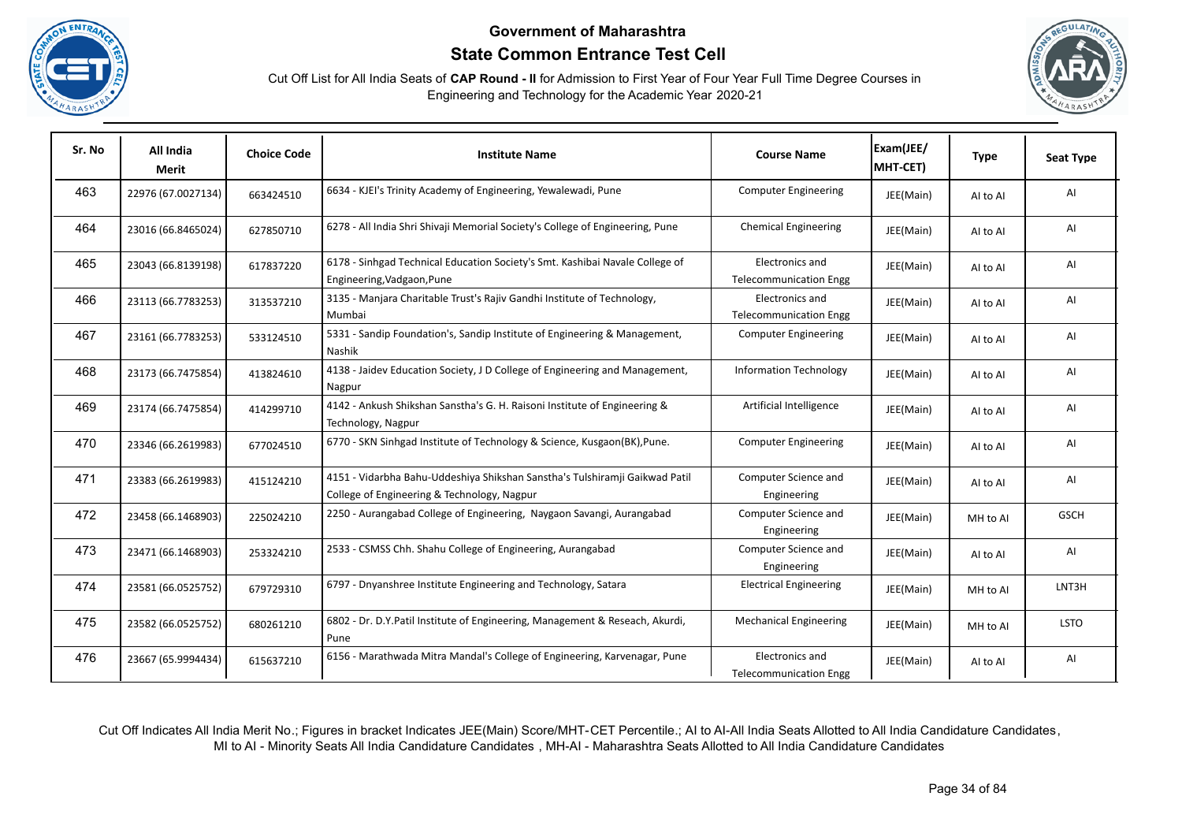# Government of Maharashtra

## State Common Entrance Test Cell

Cut Off List for All India Seats of **CAP Round - II** for Admission to First Year of Four Year Full Time Degree Courses in Engineering and Technology for the Academic Year 2020-21

| Sr. No | All India Merit | Choice Code | Institute Name | Course Name | Exam(JEE/ MHT-CET) | Type | Seat Type |
|---|---|---|---|---|---|---|---|
| 463 | 22976 (67.0027134) | 663424510 | 6634 - KJEI's Trinity Academy of Engineering, Yewalewadi, Pune | Computer Engineering | JEE(Main) | AI to AI | AI |
| 464 | 23016 (66.8465024) | 627850710 | 6278 - All India Shri Shivaji Memorial Society's College of Engineering, Pune | Chemical Engineering | JEE(Main) | AI to AI | AI |
| 465 | 23043 (66.8139198) | 617837220 | 6178 - Sinhgad Technical Education Society's Smt. Kashibai Navale College of Engineering,Vadgaon,Pune | Electronics and Telecommunication Engg | JEE(Main) | AI to AI | AI |
| 466 | 23113 (66.7783253) | 313537210 | 3135 - Manjara Charitable Trust's Rajiv Gandhi Institute of Technology, Mumbai | Electronics and Telecommunication Engg | JEE(Main) | AI to AI | AI |
| 467 | 23161 (66.7783253) | 533124510 | 5331 - Sandip Foundation's, Sandip Institute of Engineering & Management, Nashik | Computer Engineering | JEE(Main) | AI to AI | AI |
| 468 | 23173 (66.7475854) | 413824610 | 4138 - Jaidev Education Society, J D College of Engineering and Management, Nagpur | Information Technology | JEE(Main) | AI to AI | AI |
| 469 | 23174 (66.7475854) | 414299710 | 4142 - Ankush Shikshan Sanstha's G. H. Raisoni Institute of Engineering & Technology, Nagpur | Artificial Intelligence | JEE(Main) | AI to AI | AI |
| 470 | 23346 (66.2619983) | 677024510 | 6770 - SKN Sinhgad Institute of Technology & Science, Kusgaon(BK),Pune. | Computer Engineering | JEE(Main) | AI to AI | AI |
| 471 | 23383 (66.2619983) | 415124210 | 4151 - Vidarbha Bahu-Uddeshiya Shikshan Sanstha's Tulshiramji Gaikwad Patil College of Engineering & Technology, Nagpur | Computer Science and Engineering | JEE(Main) | AI to AI | AI |
| 472 | 23458 (66.1468903) | 225024210 | 2250 - Aurangabad College of Engineering, Naygaon Savangi, Aurangabad | Computer Science and Engineering | JEE(Main) | MH to AI | GSCH |
| 473 | 23471 (66.1468903) | 253324210 | 2533 - CSMSS Chh. Shahu College of Engineering, Aurangabad | Computer Science and Engineering | JEE(Main) | AI to AI | AI |
| 474 | 23581 (66.0525752) | 679729310 | 6797 - Dnyanshree Institute Engineering and Technology, Satara | Electrical Engineering | JEE(Main) | MH to AI | LNT3H |
| 475 | 23582 (66.0525752) | 680261210 | 6802 - Dr. D.Y.Patil Institute of Engineering, Management & Reseach, Akurdi, Pune | Mechanical Engineering | JEE(Main) | MH to AI | LSTO |
| 476 | 23667 (65.9994434) | 615637210 | 6156 - Marathwada Mitra Mandal's College of Engineering, Karvenagar, Pune | Electronics and Telecommunication Engg | JEE(Main) | AI to AI | AI |

Cut Off Indicates All India Merit No.; Figures in bracket Indicates JEE(Main) Score/MHT-CET Percentile.; AI to AI-All India Seats Allotted to All India Candidature Candidates, MI to AI - Minority Seats All India Candidature Candidates , MH-AI - Maharashtra Seats Allotted to All India Candidature Candidates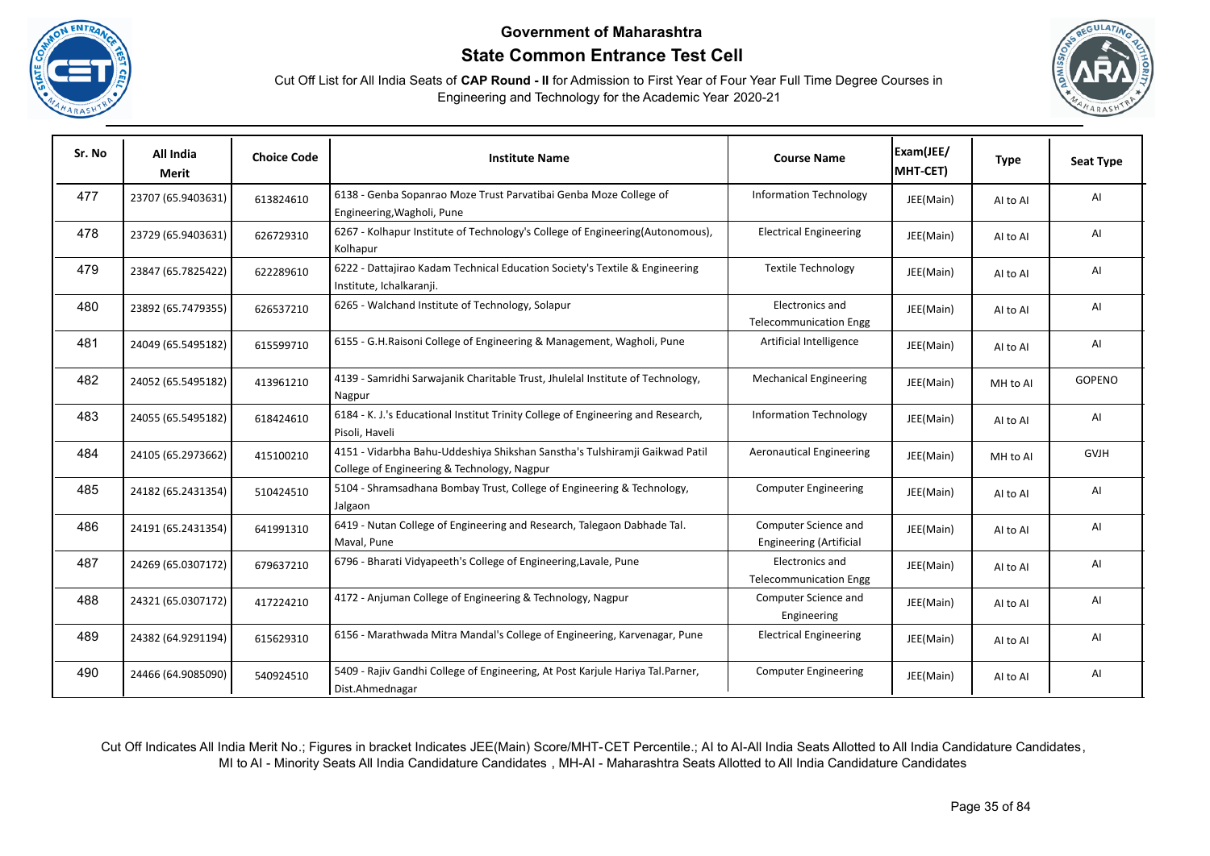# Government of Maharashtra

## State Common Entrance Test Cell

Cut Off List for All India Seats of **CAP Round - II** for Admission to First Year of Four Year Full Time Degree Courses in Engineering and Technology for the Academic Year 2020-21

| Sr. No | All India Merit | Choice Code | Institute Name | Course Name | Exam(JEE/ MHT-CET) | Type | Seat Type |
|---|---|---|---|---|---|---|---|
| 477 | 23707 (65.9403631) | 613824610 | 6138 - Genba Sopanrao Moze Trust Parvatibai Genba Moze College of Engineering,Wagholi, Pune | Information Technology | JEE(Main) | AI to AI | AI |
| 478 | 23729 (65.9403631) | 626729310 | 6267 - Kolhapur Institute of Technology's College of Engineering(Autonomous), Kolhapur | Electrical Engineering | JEE(Main) | AI to AI | AI |
| 479 | 23847 (65.7825422) | 622289610 | 6222 - Dattajirao Kadam Technical Education Society's Textile & Engineering Institute, Ichalkaranji. | Textile Technology | JEE(Main) | AI to AI | AI |
| 480 | 23892 (65.7479355) | 626537210 | 6265 - Walchand Institute of Technology, Solapur | Electronics and Telecommunication Engg | JEE(Main) | AI to AI | AI |
| 481 | 24049 (65.5495182) | 615599710 | 6155 - G.H.Raisoni College of Engineering & Management, Wagholi, Pune | Artificial Intelligence | JEE(Main) | AI to AI | AI |
| 482 | 24052 (65.5495182) | 413961210 | 4139 - Samridhi Sarwajanik Charitable Trust, Jhulelal Institute of Technology, Nagpur | Mechanical Engineering | JEE(Main) | MH to AI | GOPENO |
| 483 | 24055 (65.5495182) | 618424610 | 6184 - K. J.'s Educational Institut Trinity College of Engineering and Research, Pisoli, Haveli | Information Technology | JEE(Main) | AI to AI | AI |
| 484 | 24105 (65.2973662) | 415100210 | 4151 - Vidarbha Bahu-Uddeshiya Shikshan Sanstha's Tulshiramji Gaikwad Patil College of Engineering & Technology, Nagpur | Aeronautical Engineering | JEE(Main) | MH to AI | GVJH |
| 485 | 24182 (65.2431354) | 510424510 | 5104 - Shramsadhana Bombay Trust, College of Engineering & Technology, Jalgaon | Computer Engineering | JEE(Main) | AI to AI | AI |
| 486 | 24191 (65.2431354) | 641991310 | 6419 - Nutan College of Engineering and Research, Talegaon Dabhade Tal. Maval, Pune | Computer Science and Engineering (Artificial | JEE(Main) | AI to AI | AI |
| 487 | 24269 (65.0307172) | 679637210 | 6796 - Bharati Vidyapeeth's College of Engineering,Lavale, Pune | Electronics and Telecommunication Engg | JEE(Main) | AI to AI | AI |
| 488 | 24321 (65.0307172) | 417224210 | 4172 - Anjuman College of Engineering & Technology, Nagpur | Computer Science and Engineering | JEE(Main) | AI to AI | AI |
| 489 | 24382 (64.9291194) | 615629310 | 6156 - Marathwada Mitra Mandal's College of Engineering, Karvenagar, Pune | Electrical Engineering | JEE(Main) | AI to AI | AI |
| 490 | 24466 (64.9085090) | 540924510 | 5409 - Rajiv Gandhi College of Engineering, At Post Karjule Hariya Tal.Parner, Dist.Ahmednagar | Computer Engineering | JEE(Main) | AI to AI | AI |

Cut Off Indicates All India Merit No.; Figures in bracket Indicates JEE(Main) Score/MHT-CET Percentile.; AI to AI-All India Seats Allotted to All India Candidature Candidates, MI to AI - Minority Seats All India Candidature Candidates , MH-AI - Maharashtra Seats Allotted to All India Candidature Candidates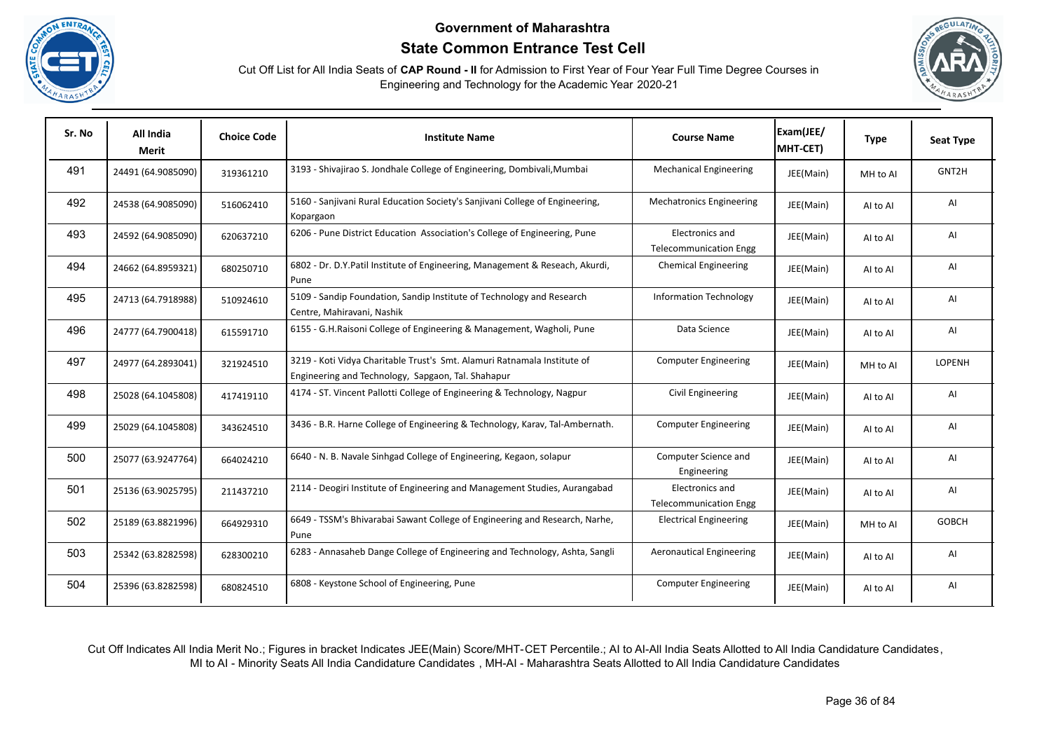# Government of Maharashtra

## State Common Entrance Test Cell

Cut Off List for All India Seats of **CAP Round - II** for Admission to First Year of Four Year Full Time Degree Courses in Engineering and Technology for the Academic Year 2020-21

| Sr. No | All India Merit | Choice Code | Institute Name | Course Name | Exam(JEE/ MHT-CET) | Type | Seat Type |
|---|---|---|---|---|---|---|---|
| 491 | 24491 (64.9085090) | 319361210 | 3193 - Shivajirao S. Jondhale College of Engineering, Dombivali,Mumbai | Mechanical Engineering | JEE(Main) | MH to AI | GNT2H |
| 492 | 24538 (64.9085090) | 516062410 | 5160 - Sanjivani Rural Education Society's Sanjivani College of Engineering, Kopargaon | Mechatronics Engineering | JEE(Main) | AI to AI | AI |
| 493 | 24592 (64.9085090) | 620637210 | 6206 - Pune District Education Association's College of Engineering, Pune | Electronics and Telecommunication Engg | JEE(Main) | AI to AI | AI |
| 494 | 24662 (64.8959321) | 680250710 | 6802 - Dr. D.Y.Patil Institute of Engineering, Management & Reseach, Akurdi, Pune | Chemical Engineering | JEE(Main) | AI to AI | AI |
| 495 | 24713 (64.7918988) | 510924610 | 5109 - Sandip Foundation, Sandip Institute of Technology and Research Centre, Mahiravani, Nashik | Information Technology | JEE(Main) | AI to AI | AI |
| 496 | 24777 (64.7900418) | 615591710 | 6155 - G.H.Raisoni College of Engineering & Management, Wagholi, Pune | Data Science | JEE(Main) | AI to AI | AI |
| 497 | 24977 (64.2893041) | 321924510 | 3219 - Koti Vidya Charitable Trust's Smt. Alamuri Ratnamala Institute of Engineering and Technology, Sapgaon, Tal. Shahapur | Computer Engineering | JEE(Main) | MH to AI | LOPENH |
| 498 | 25028 (64.1045808) | 417419110 | 4174 - ST. Vincent Pallotti College of Engineering & Technology, Nagpur | Civil Engineering | JEE(Main) | AI to AI | AI |
| 499 | 25029 (64.1045808) | 343624510 | 3436 - B.R. Harne College of Engineering & Technology, Karav, Tal-Ambernath. | Computer Engineering | JEE(Main) | AI to AI | AI |
| 500 | 25077 (63.9247764) | 664024210 | 6640 - N. B. Navale Sinhgad College of Engineering, Kegaon, solapur | Computer Science and Engineering | JEE(Main) | AI to AI | AI |
| 501 | 25136 (63.9025795) | 211437210 | 2114 - Deogiri Institute of Engineering and Management Studies, Aurangabad | Electronics and Telecommunication Engg | JEE(Main) | AI to AI | AI |
| 502 | 25189 (63.8821996) | 664929310 | 6649 - TSSM's Bhivarabai Sawant College of Engineering and Research, Narhe, Pune | Electrical Engineering | JEE(Main) | MH to AI | GOBCH |
| 503 | 25342 (63.8282598) | 628300210 | 6283 - Annasaheb Dange College of Engineering and Technology, Ashta, Sangli | Aeronautical Engineering | JEE(Main) | AI to AI | AI |
| 504 | 25396 (63.8282598) | 680824510 | 6808 - Keystone School of Engineering, Pune | Computer Engineering | JEE(Main) | AI to AI | AI |

Cut Off Indicates All India Merit No.; Figures in bracket Indicates JEE(Main) Score/MHT-CET Percentile.; AI to AI-All India Seats Allotted to All India Candidature Candidates, MI to AI - Minority Seats All India Candidature Candidates , MH-AI - Maharashtra Seats Allotted to All India Candidature Candidates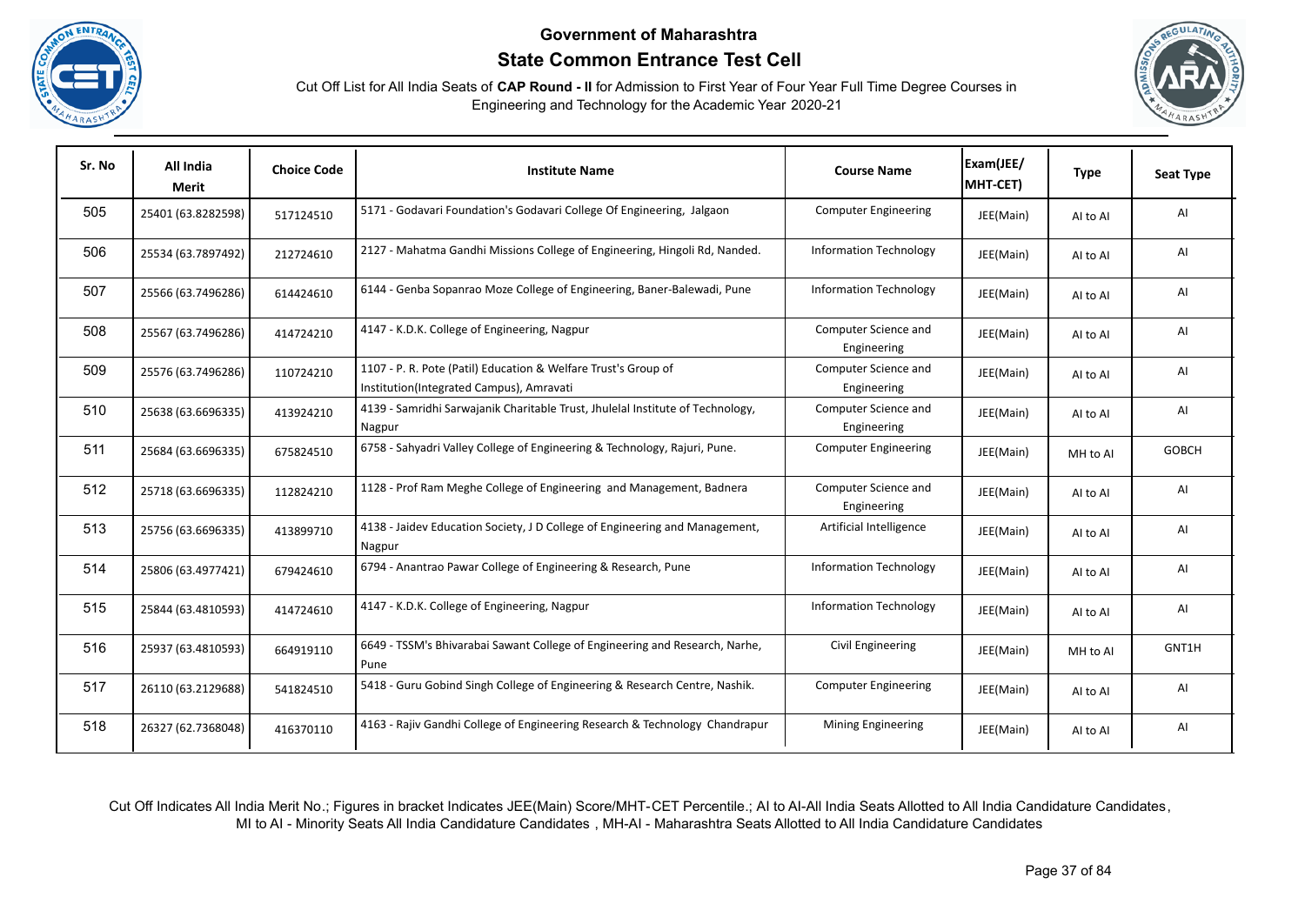**Government of Maharashtra**

**State Common Entrance Test Cell**

Cut Off List for All India Seats of **CAP Round - II** for Admission to First Year of Four Year Full Time Degree Courses in Engineering and Technology for the Academic Year 2020-21

| Sr. No | All India Merit | Choice Code | Institute Name | Course Name | Exam(JEE/ MHT-CET) | Type | Seat Type |
|---|---|---|---|---|---|---|---|
| 505 | 25401 (63.8282598) | 517124510 | 5171 - Godavari Foundation's Godavari College Of Engineering, Jalgaon | Computer Engineering | JEE(Main) | AI to AI | AI |
| 506 | 25534 (63.7897492) | 212724610 | 2127 - Mahatma Gandhi Missions College of Engineering, Hingoli Rd, Nanded. | Information Technology | JEE(Main) | AI to AI | AI |
| 507 | 25566 (63.7496286) | 614424610 | 6144 - Genba Sopanrao Moze College of Engineering, Baner-Balewadi, Pune | Information Technology | JEE(Main) | AI to AI | AI |
| 508 | 25567 (63.7496286) | 414724210 | 4147 - K.D.K. College of Engineering, Nagpur | Computer Science and Engineering | JEE(Main) | AI to AI | AI |
| 509 | 25576 (63.7496286) | 110724210 | 1107 - P. R. Pote (Patil) Education & Welfare Trust's Group of Institution(Integrated Campus), Amravati | Computer Science and Engineering | JEE(Main) | AI to AI | AI |
| 510 | 25638 (63.6696335) | 413924210 | 4139 - Samridhi Sarwajanik Charitable Trust, Jhulelal Institute of Technology, Nagpur | Computer Science and Engineering | JEE(Main) | AI to AI | AI |
| 511 | 25684 (63.6696335) | 675824510 | 6758 - Sahyadri Valley College of Engineering & Technology, Rajuri, Pune. | Computer Engineering | JEE(Main) | MH to AI | GOBCH |
| 512 | 25718 (63.6696335) | 112824210 | 1128 - Prof Ram Meghe College of Engineering and Management, Badnera | Computer Science and Engineering | JEE(Main) | AI to AI | AI |
| 513 | 25756 (63.6696335) | 413899710 | 4138 - Jaidev Education Society, J D College of Engineering and Management, Nagpur | Artificial Intelligence | JEE(Main) | AI to AI | AI |
| 514 | 25806 (63.4977421) | 679424610 | 6794 - Anantrao Pawar College of Engineering & Research, Pune | Information Technology | JEE(Main) | AI to AI | AI |
| 515 | 25844 (63.4810593) | 414724610 | 4147 - K.D.K. College of Engineering, Nagpur | Information Technology | JEE(Main) | AI to AI | AI |
| 516 | 25937 (63.4810593) | 664919110 | 6649 - TSSM's Bhivarabai Sawant College of Engineering and Research, Narhe, Pune | Civil Engineering | JEE(Main) | MH to AI | GNT1H |
| 517 | 26110 (63.2129688) | 541824510 | 5418 - Guru Gobind Singh College of Engineering & Research Centre, Nashik. | Computer Engineering | JEE(Main) | AI to AI | AI |
| 518 | 26327 (62.7368048) | 416370110 | 4163 - Rajiv Gandhi College of Engineering Research & Technology Chandrapur | Mining Engineering | JEE(Main) | AI to AI | AI |

Cut Off Indicates All India Merit No.; Figures in bracket Indicates JEE(Main) Score/MHT-CET Percentile.; AI to AI-All India Seats Allotted to All India Candidature Candidates, MI to AI - Minority Seats All India Candidature Candidates , MH-AI - Maharashtra Seats Allotted to All India Candidature Candidates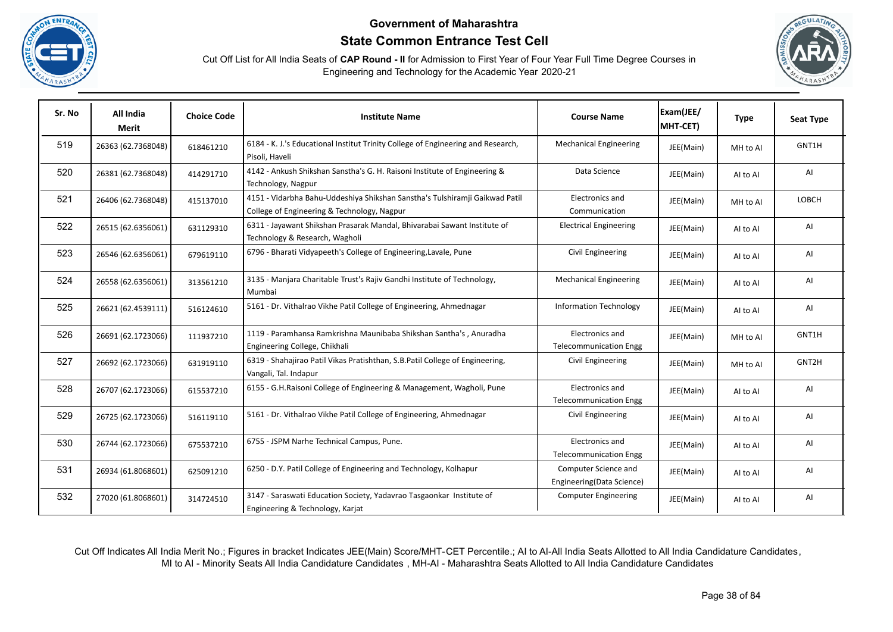# Government of Maharashtra

## State Common Entrance Test Cell

Cut Off List for All India Seats of **CAP Round - II** for Admission to First Year of Four Year Full Time Degree Courses in Engineering and Technology for the Academic Year 2020-21

| Sr. No | All India Merit | Choice Code | Institute Name | Course Name | Exam(JEE/ MHT-CET) | Type | Seat Type |
|---|---|---|---|---|---|---|---|
| 519 | 26363 (62.7368048) | 618461210 | 6184 - K. J.'s Educational Institut Trinity College of Engineering and Research, Pisoli, Haveli | Mechanical Engineering | JEE(Main) | MH to AI | GNT1H |
| 520 | 26381 (62.7368048) | 414291710 | 4142 - Ankush Shikshan Sanstha's G. H. Raisoni Institute of Engineering & Technology, Nagpur | Data Science | JEE(Main) | AI to AI | AI |
| 521 | 26406 (62.7368048) | 415137010 | 4151 - Vidarbha Bahu-Uddeshiya Shikshan Sanstha's Tulshiramji Gaikwad Patil College of Engineering & Technology, Nagpur | Electronics and Communication | JEE(Main) | MH to AI | LOBCH |
| 522 | 26515 (62.6356061) | 631129310 | 6311 - Jayawant Shikshan Prasarak Mandal, Bhivarabai Sawant Institute of Technology & Research, Wagholi | Electrical Engineering | JEE(Main) | AI to AI | AI |
| 523 | 26546 (62.6356061) | 679619110 | 6796 - Bharati Vidyapeeth's College of Engineering,Lavale, Pune | Civil Engineering | JEE(Main) | AI to AI | AI |
| 524 | 26558 (62.6356061) | 313561210 | 3135 - Manjara Charitable Trust's Rajiv Gandhi Institute of Technology, Mumbai | Mechanical Engineering | JEE(Main) | AI to AI | AI |
| 525 | 26621 (62.4539111) | 516124610 | 5161 - Dr. Vithalrao Vikhe Patil College of Engineering, Ahmednagar | Information Technology | JEE(Main) | AI to AI | AI |
| 526 | 26691 (62.1723066) | 111937210 | 1119 - Paramhansa Ramkrishna Maunibaba Shikshan Santha's , Anuradha Engineering College, Chikhali | Electronics and Telecommunication Engg | JEE(Main) | MH to AI | GNT1H |
| 527 | 26692 (62.1723066) | 631919110 | 6319 - Shahajirao Patil Vikas Pratishthan, S.B.Patil College of Engineering, Vangali, Tal. Indapur | Civil Engineering | JEE(Main) | MH to AI | GNT2H |
| 528 | 26707 (62.1723066) | 615537210 | 6155 - G.H.Raisoni College of Engineering & Management, Wagholi, Pune | Electronics and Telecommunication Engg | JEE(Main) | AI to AI | AI |
| 529 | 26725 (62.1723066) | 516119110 | 5161 - Dr. Vithalrao Vikhe Patil College of Engineering, Ahmednagar | Civil Engineering | JEE(Main) | AI to AI | AI |
| 530 | 26744 (62.1723066) | 675537210 | 6755 - JSPM Narhe Technical Campus, Pune. | Electronics and Telecommunication Engg | JEE(Main) | AI to AI | AI |
| 531 | 26934 (61.8068601) | 625091210 | 6250 - D.Y. Patil College of Engineering and Technology, Kolhapur | Computer Science and Engineering(Data Science) | JEE(Main) | AI to AI | AI |
| 532 | 27020 (61.8068601) | 314724510 | 3147 - Saraswati Education Society, Yadavrao Tasgaonkar Institute of Engineering & Technology, Karjat | Computer Engineering | JEE(Main) | AI to AI | AI |

Cut Off Indicates All India Merit No.; Figures in bracket Indicates JEE(Main) Score/MHT-CET Percentile.; AI to AI-All India Seats Allotted to All India Candidature Candidates, MI to AI - Minority Seats All India Candidature Candidates , MH-AI - Maharashtra Seats Allotted to All India Candidature Candidates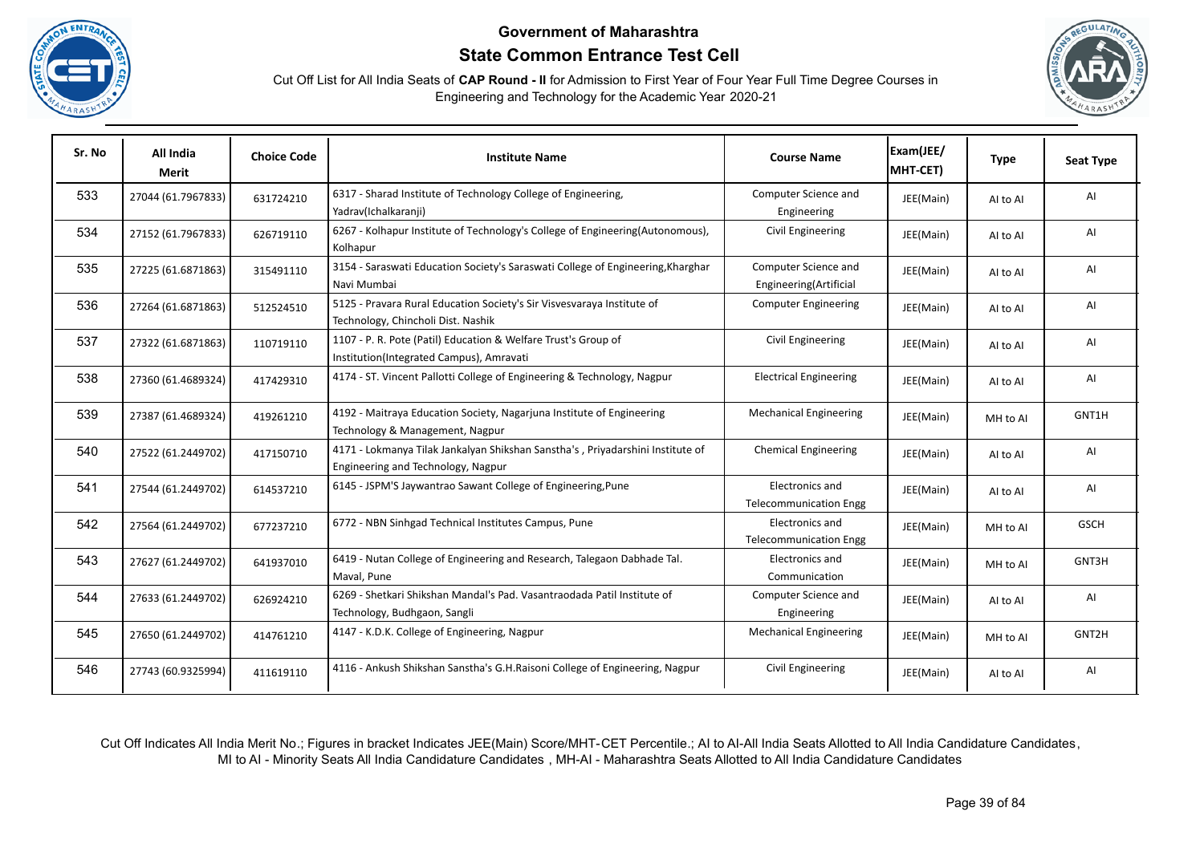# Government of Maharashtra

## State Common Entrance Test Cell

Cut Off List for All India Seats of **CAP Round - II** for Admission to First Year of Four Year Full Time Degree Courses in Engineering and Technology for the Academic Year 2020-21

| Sr. No | All India Merit | Choice Code | Institute Name | Course Name | Exam(JEE/ MHT-CET) | Type | Seat Type |
|---|---|---|---|---|---|---|---|
| 533 | 27044 (61.7967833) | 631724210 | 6317 - Sharad Institute of Technology College of Engineering, Yadrav(Ichalkaranji) | Computer Science and Engineering | JEE(Main) | AI to AI | AI |
| 534 | 27152 (61.7967833) | 626719110 | 6267 - Kolhapur Institute of Technology's College of Engineering(Autonomous), Kolhapur | Civil Engineering | JEE(Main) | AI to AI | AI |
| 535 | 27225 (61.6871863) | 315491110 | 3154 - Saraswati Education Society's Saraswati College of Engineering,Kharghar Navi Mumbai | Computer Science and Engineering(Artificial | JEE(Main) | AI to AI | AI |
| 536 | 27264 (61.6871863) | 512524510 | 5125 - Pravara Rural Education Society's Sir Visvesvaraya Institute of Technology, Chincholi Dist. Nashik | Computer Engineering | JEE(Main) | AI to AI | AI |
| 537 | 27322 (61.6871863) | 110719110 | 1107 - P. R. Pote (Patil) Education & Welfare Trust's Group of Institution(Integrated Campus), Amravati | Civil Engineering | JEE(Main) | AI to AI | AI |
| 538 | 27360 (61.4689324) | 417429310 | 4174 - ST. Vincent Pallotti College of Engineering & Technology, Nagpur | Electrical Engineering | JEE(Main) | AI to AI | AI |
| 539 | 27387 (61.4689324) | 419261210 | 4192 - Maitraya Education Society, Nagarjuna Institute of Engineering Technology & Management, Nagpur | Mechanical Engineering | JEE(Main) | MH to AI | GNT1H |
| 540 | 27522 (61.2449702) | 417150710 | 4171 - Lokmanya Tilak Jankalyan Shikshan Sanstha's , Priyadarshini Institute of Engineering and Technology, Nagpur | Chemical Engineering | JEE(Main) | AI to AI | AI |
| 541 | 27544 (61.2449702) | 614537210 | 6145 - JSPM'S Jaywantrao Sawant College of Engineering,Pune | Electronics and Telecommunication Engg | JEE(Main) | AI to AI | AI |
| 542 | 27564 (61.2449702) | 677237210 | 6772 - NBN Sinhgad Technical Institutes Campus, Pune | Electronics and Telecommunication Engg | JEE(Main) | MH to AI | GSCH |
| 543 | 27627 (61.2449702) | 641937010 | 6419 - Nutan College of Engineering and Research, Talegaon Dabhade Tal. Maval, Pune | Electronics and Communication | JEE(Main) | MH to AI | GNT3H |
| 544 | 27633 (61.2449702) | 626924210 | 6269 - Shetkari Shikshan Mandal's Pad. Vasantraodada Patil Institute of Technology, Budhgaon, Sangli | Computer Science and Engineering | JEE(Main) | AI to AI | AI |
| 545 | 27650 (61.2449702) | 414761210 | 4147 - K.D.K. College of Engineering, Nagpur | Mechanical Engineering | JEE(Main) | MH to AI | GNT2H |
| 546 | 27743 (60.9325994) | 411619110 | 4116 - Ankush Shikshan Sanstha's G.H.Raisoni College of Engineering, Nagpur | Civil Engineering | JEE(Main) | AI to AI | AI |

Cut Off Indicates All India Merit No.; Figures in bracket Indicates JEE(Main) Score/MHT-CET Percentile.; AI to AI-All India Seats Allotted to All India Candidature Candidates, MI to AI - Minority Seats All India Candidature Candidates , MH-AI - Maharashtra Seats Allotted to All India Candidature Candidates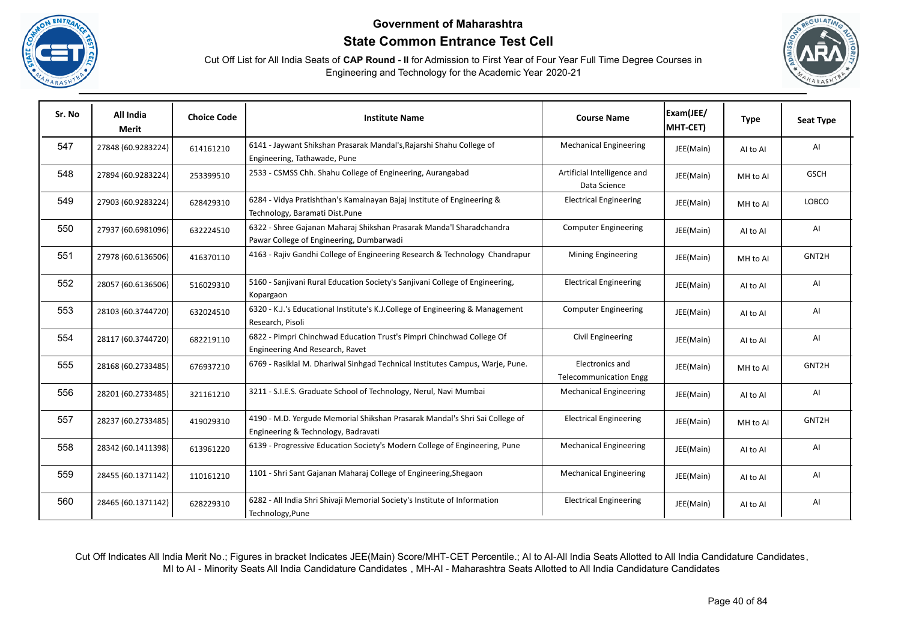# Government of Maharashtra

## State Common Entrance Test Cell

Cut Off List for All India Seats of **CAP Round - II** for Admission to First Year of Four Year Full Time Degree Courses in Engineering and Technology for the Academic Year 2020-21

| Sr. No | All India Merit | Choice Code | Institute Name | Course Name | Exam(JEE/ MHT-CET) | Type | Seat Type |
|---|---|---|---|---|---|---|---|
| 547 | 27848 (60.9283224) | 614161210 | 6141 - Jaywant Shikshan Prasarak Mandal's,Rajarshi Shahu College of Engineering, Tathawade, Pune | Mechanical Engineering | JEE(Main) | AI to AI | AI |
| 548 | 27894 (60.9283224) | 253399510 | 2533 - CSMSS Chh. Shahu College of Engineering, Aurangabad | Artificial Intelligence and Data Science | JEE(Main) | MH to AI | GSCH |
| 549 | 27903 (60.9283224) | 628429310 | 6284 - Vidya Pratishthan's Kamalnayan Bajaj Institute of Engineering & Technology, Baramati Dist.Pune | Electrical Engineering | JEE(Main) | MH to AI | LOBCO |
| 550 | 27937 (60.6981096) | 632224510 | 6322 - Shree Gajanan Maharaj Shikshan Prasarak Manda'l Sharadchandra Pawar College of Engineering, Dumbarwadi | Computer Engineering | JEE(Main) | AI to AI | AI |
| 551 | 27978 (60.6136506) | 416370110 | 4163 - Rajiv Gandhi College of Engineering Research & Technology Chandrapur | Mining Engineering | JEE(Main) | MH to AI | GNT2H |
| 552 | 28057 (60.6136506) | 516029310 | 5160 - Sanjivani Rural Education Society's Sanjivani College of Engineering, Kopargaon | Electrical Engineering | JEE(Main) | AI to AI | AI |
| 553 | 28103 (60.3744720) | 632024510 | 6320 - K.J.'s Educational Institute's K.J.College of Engineering & Management Research, Pisoli | Computer Engineering | JEE(Main) | AI to AI | AI |
| 554 | 28117 (60.3744720) | 682219110 | 6822 - Pimpri Chinchwad Education Trust's Pimpri Chinchwad College Of Engineering And Research, Ravet | Civil Engineering | JEE(Main) | AI to AI | AI |
| 555 | 28168 (60.2733485) | 676937210 | 6769 - Rasiklal M. Dhariwal Sinhgad Technical Institutes Campus, Warje, Pune. | Electronics and Telecommunication Engg | JEE(Main) | MH to AI | GNT2H |
| 556 | 28201 (60.2733485) | 321161210 | 3211 - S.I.E.S. Graduate School of Technology, Nerul, Navi Mumbai | Mechanical Engineering | JEE(Main) | AI to AI | AI |
| 557 | 28237 (60.2733485) | 419029310 | 4190 - M.D. Yergude Memorial Shikshan Prasarak Mandal's Shri Sai College of Engineering & Technology, Badravati | Electrical Engineering | JEE(Main) | MH to AI | GNT2H |
| 558 | 28342 (60.1411398) | 613961220 | 6139 - Progressive Education Society's Modern College of Engineering, Pune | Mechanical Engineering | JEE(Main) | AI to AI | AI |
| 559 | 28455 (60.1371142) | 110161210 | 1101 - Shri Sant Gajanan Maharaj College of Engineering,Shegaon | Mechanical Engineering | JEE(Main) | AI to AI | AI |
| 560 | 28465 (60.1371142) | 628229310 | 6282 - All India Shri Shivaji Memorial Society's Institute of Information Technology,Pune | Electrical Engineering | JEE(Main) | AI to AI | AI |

Cut Off Indicates All India Merit No.; Figures in bracket Indicates JEE(Main) Score/MHT-CET Percentile.; AI to AI-All India Seats Allotted to All India Candidature Candidates, MI to AI - Minority Seats All India Candidature Candidates , MH-AI - Maharashtra Seats Allotted to All India Candidature Candidates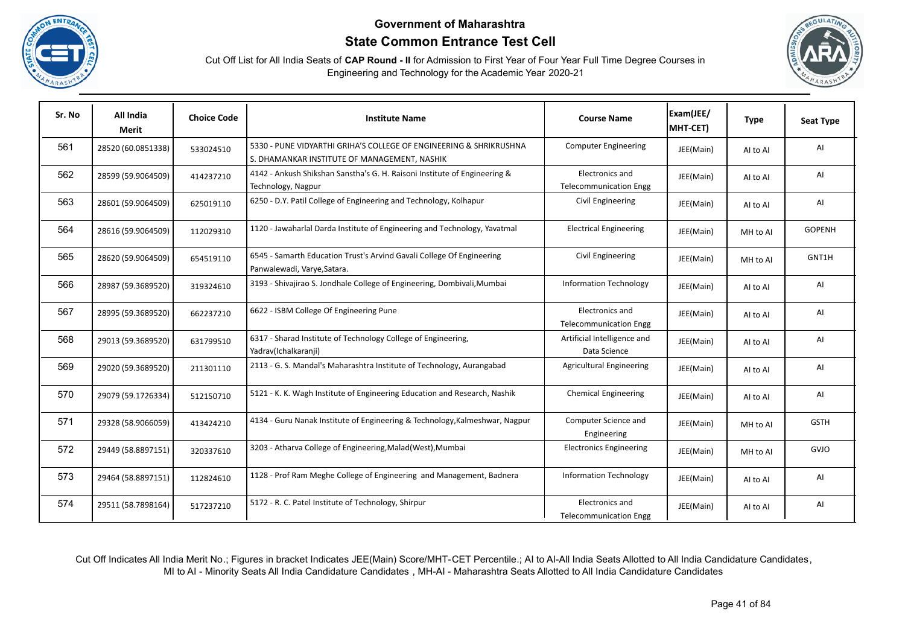# Government of Maharashtra

## State Common Entrance Test Cell

Cut Off List for All India Seats of **CAP Round - II** for Admission to First Year of Four Year Full Time Degree Courses in Engineering and Technology for the Academic Year 2020-21

| Sr. No | All India Merit | Choice Code | Institute Name | Course Name | Exam(JEE/ MHT-CET) | Type | Seat Type |
|---|---|---|---|---|---|---|---|
| 561 | 28520 (60.0851338) | 533024510 | 5330 - PUNE VIDYARTHI GRIHA'S COLLEGE OF ENGINEERING & SHRIKRUSHNA S. DHAMANKAR INSTITUTE OF MANAGEMENT, NASHIK | Computer Engineering | JEE(Main) | AI to AI | AI |
| 562 | 28599 (59.9064509) | 414237210 | 4142 - Ankush Shikshan Sanstha's G. H. Raisoni Institute of Engineering & Technology, Nagpur | Electronics and Telecommunication Engg | JEE(Main) | AI to AI | AI |
| 563 | 28601 (59.9064509) | 625019110 | 6250 - D.Y. Patil College of Engineering and Technology, Kolhapur | Civil Engineering | JEE(Main) | AI to AI | AI |
| 564 | 28616 (59.9064509) | 112029310 | 1120 - Jawaharlal Darda Institute of Engineering and Technology, Yavatmal | Electrical Engineering | JEE(Main) | MH to AI | GOPENH |
| 565 | 28620 (59.9064509) | 654519110 | 6545 - Samarth Education Trust's Arvind Gavali College Of Engineering Panwalewadi, Varye,Satara. | Civil Engineering | JEE(Main) | MH to AI | GNT1H |
| 566 | 28987 (59.3689520) | 319324610 | 3193 - Shivajirao S. Jondhale College of Engineering, Dombivali,Mumbai | Information Technology | JEE(Main) | AI to AI | AI |
| 567 | 28995 (59.3689520) | 662237210 | 6622 - ISBM College Of Engineering Pune | Electronics and Telecommunication Engg | JEE(Main) | AI to AI | AI |
| 568 | 29013 (59.3689520) | 631799510 | 6317 - Sharad Institute of Technology College of Engineering, Yadrav(Ichalkaranji) | Artificial Intelligence and Data Science | JEE(Main) | AI to AI | AI |
| 569 | 29020 (59.3689520) | 211301110 | 2113 - G. S. Mandal's Maharashtra Institute of Technology, Aurangabad | Agricultural Engineering | JEE(Main) | AI to AI | AI |
| 570 | 29079 (59.1726334) | 512150710 | 5121 - K. K. Wagh Institute of Engineering Education and Research, Nashik | Chemical Engineering | JEE(Main) | AI to AI | AI |
| 571 | 29328 (58.9066059) | 413424210 | 4134 - Guru Nanak Institute of Engineering & Technology,Kalmeshwar, Nagpur | Computer Science and Engineering | JEE(Main) | MH to AI | GSTH |
| 572 | 29449 (58.8897151) | 320337610 | 3203 - Atharva College of Engineering,Malad(West),Mumbai | Electronics Engineering | JEE(Main) | MH to AI | GVJO |
| 573 | 29464 (58.8897151) | 112824610 | 1128 - Prof Ram Meghe College of Engineering and Management, Badnera | Information Technology | JEE(Main) | AI to AI | AI |
| 574 | 29511 (58.7898164) | 517237210 | 5172 - R. C. Patel Institute of Technology, Shirpur | Electronics and Telecommunication Engg | JEE(Main) | AI to AI | AI |

Cut Off Indicates All India Merit No.; Figures in bracket Indicates JEE(Main) Score/MHT-CET Percentile.; AI to AI-All India Seats Allotted to All India Candidature Candidates, MI to AI - Minority Seats All India Candidature Candidates , MH-AI - Maharashtra Seats Allotted to All India Candidature Candidates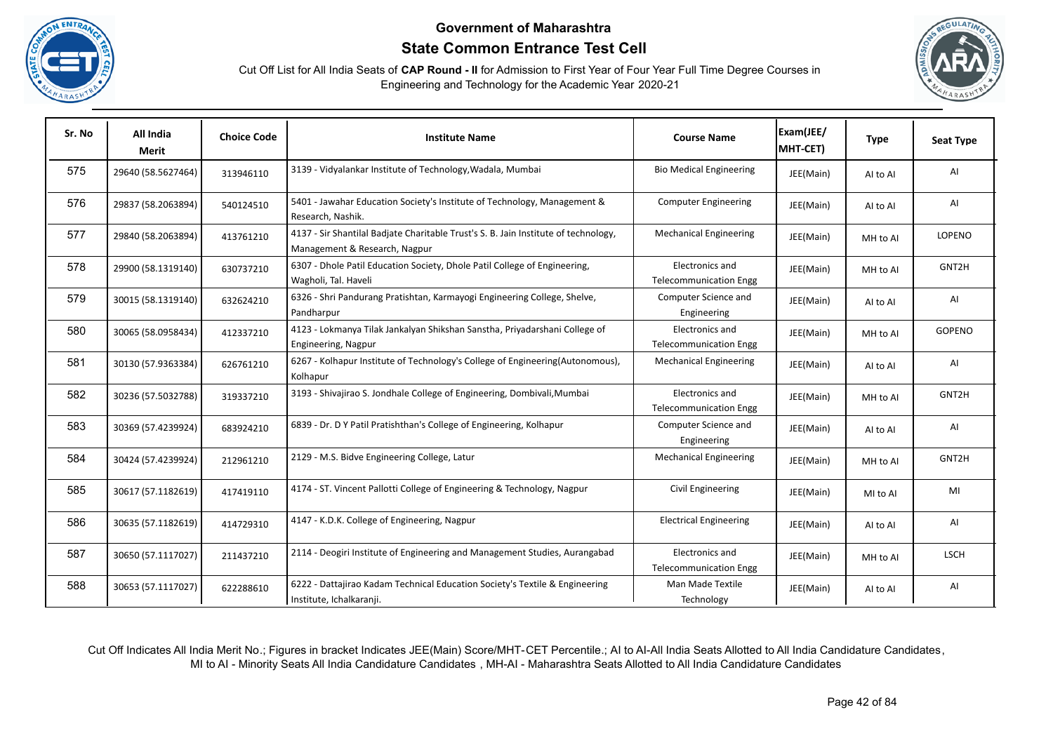# Government of Maharashtra

## State Common Entrance Test Cell

Cut Off List for All India Seats of **CAP Round - II** for Admission to First Year of Four Year Full Time Degree Courses in Engineering and Technology for the Academic Year 2020-21

| Sr. No | All India Merit | Choice Code | Institute Name | Course Name | Exam(JEE/ MHT-CET) | Type | Seat Type |
|---|---|---|---|---|---|---|---|
| 575 | 29640 (58.5627464) | 313946110 | 3139 - Vidyalankar Institute of Technology,Wadala, Mumbai | Bio Medical Engineering | JEE(Main) | AI to AI | AI |
| 576 | 29837 (58.2063894) | 540124510 | 5401 - Jawahar Education Society's Institute of Technology, Management & Research, Nashik. | Computer Engineering | JEE(Main) | AI to AI | AI |
| 577 | 29840 (58.2063894) | 413761210 | 4137 - Sir Shantilal Badjate Charitable Trust's S. B. Jain Institute of technology, Management & Research, Nagpur | Mechanical Engineering | JEE(Main) | MH to AI | LOPENO |
| 578 | 29900 (58.1319140) | 630737210 | 6307 - Dhole Patil Education Society, Dhole Patil College of Engineering, Wagholi, Tal. Haveli | Electronics and Telecommunication Engg | JEE(Main) | MH to AI | GNT2H |
| 579 | 30015 (58.1319140) | 632624210 | 6326 - Shri Pandurang Pratishtan, Karmayogi Engineering College, Shelve, Pandharpur | Computer Science and Engineering | JEE(Main) | AI to AI | AI |
| 580 | 30065 (58.0958434) | 412337210 | 4123 - Lokmanya Tilak Jankalyan Shikshan Sanstha, Priyadarshani College of Engineering, Nagpur | Electronics and Telecommunication Engg | JEE(Main) | MH to AI | GOPENO |
| 581 | 30130 (57.9363384) | 626761210 | 6267 - Kolhapur Institute of Technology's College of Engineering(Autonomous), Kolhapur | Mechanical Engineering | JEE(Main) | AI to AI | AI |
| 582 | 30236 (57.5032788) | 319337210 | 3193 - Shivajirao S. Jondhale College of Engineering, Dombivali,Mumbai | Electronics and Telecommunication Engg | JEE(Main) | MH to AI | GNT2H |
| 583 | 30369 (57.4239924) | 683924210 | 6839 - Dr. D Y Patil Pratishthan's College of Engineering, Kolhapur | Computer Science and Engineering | JEE(Main) | AI to AI | AI |
| 584 | 30424 (57.4239924) | 212961210 | 2129 - M.S. Bidve Engineering College, Latur | Mechanical Engineering | JEE(Main) | MH to AI | GNT2H |
| 585 | 30617 (57.1182619) | 417419110 | 4174 - ST. Vincent Pallotti College of Engineering & Technology, Nagpur | Civil Engineering | JEE(Main) | MI to AI | MI |
| 586 | 30635 (57.1182619) | 414729310 | 4147 - K.D.K. College of Engineering, Nagpur | Electrical Engineering | JEE(Main) | AI to AI | AI |
| 587 | 30650 (57.1117027) | 211437210 | 2114 - Deogiri Institute of Engineering and Management Studies, Aurangabad | Electronics and Telecommunication Engg | JEE(Main) | MH to AI | LSCH |
| 588 | 30653 (57.1117027) | 622288610 | 6222 - Dattajirao Kadam Technical Education Society's Textile & Engineering Institute, Ichalkaranji. | Man Made Textile Technology | JEE(Main) | AI to AI | AI |

Cut Off Indicates All India Merit No.; Figures in bracket Indicates JEE(Main) Score/MHT-CET Percentile.; AI to AI-All India Seats Allotted to All India Candidature Candidates, MI to AI - Minority Seats All India Candidature Candidates , MH-AI - Maharashtra Seats Allotted to All India Candidature Candidates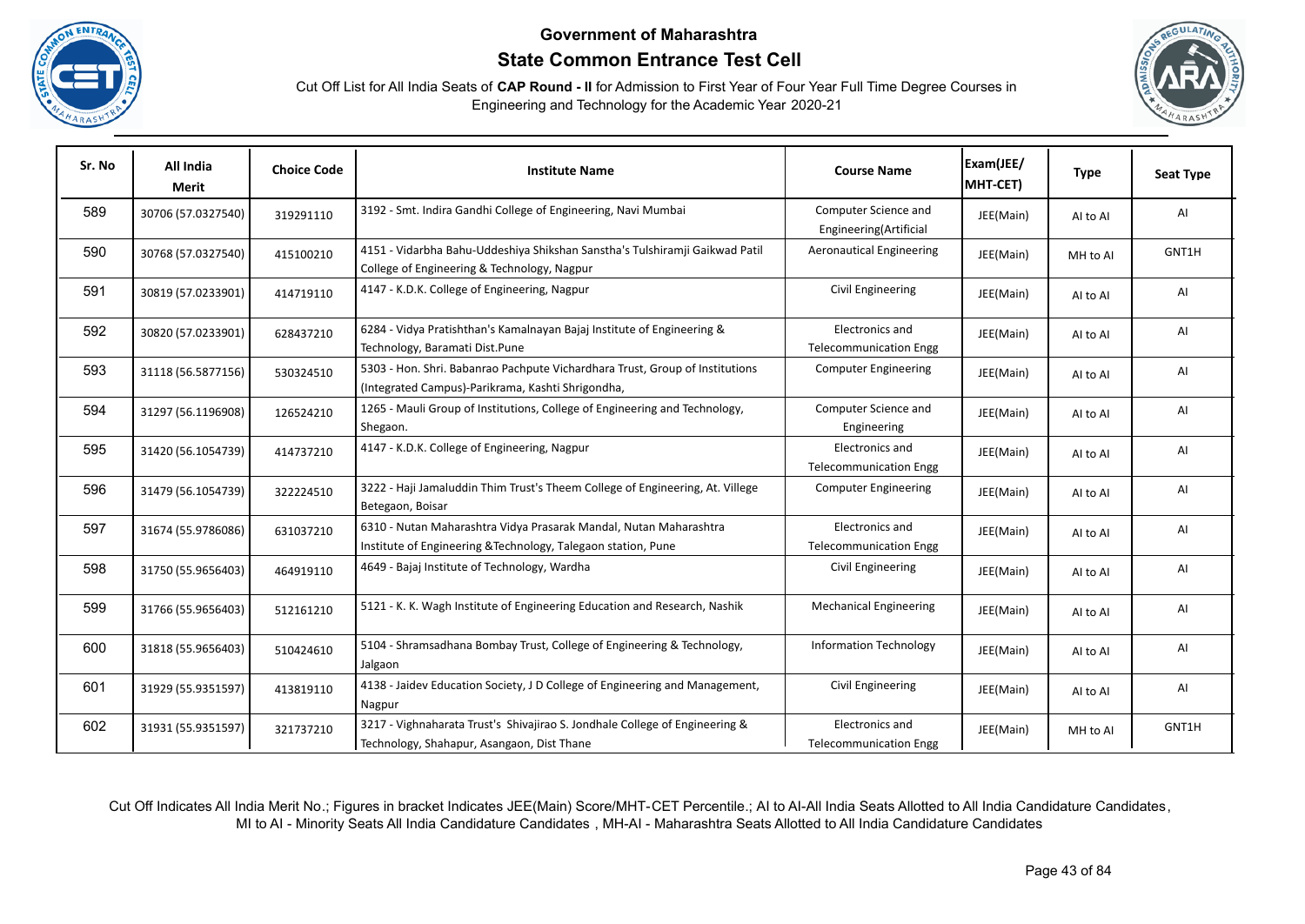**Government of Maharashtra**

**State Common Entrance Test Cell**

Cut Off List for All India Seats of **CAP Round - II** for Admission to First Year of Four Year Full Time Degree Courses in Engineering and Technology for the Academic Year 2020-21

| Sr. No | All India Merit | Choice Code | Institute Name | Course Name | Exam(JEE/ MHT-CET) | Type | Seat Type |
|---|---|---|---|---|---|---|---|
| 589 | 30706 (57.0327540) | 319291110 | 3192 - Smt. Indira Gandhi College of Engineering, Navi Mumbai | Computer Science and Engineering(Artificial | JEE(Main) | AI to AI | AI |
| 590 | 30768 (57.0327540) | 415100210 | 4151 - Vidarbha Bahu-Uddeshiya Shikshan Sanstha's Tulshiramji Gaikwad Patil College of Engineering & Technology, Nagpur | Aeronautical Engineering | JEE(Main) | MH to AI | GNT1H |
| 591 | 30819 (57.0233901) | 414719110 | 4147 - K.D.K. College of Engineering, Nagpur | Civil Engineering | JEE(Main) | AI to AI | AI |
| 592 | 30820 (57.0233901) | 628437210 | 6284 - Vidya Pratishthan's Kamalnayan Bajaj Institute of Engineering & Technology, Baramati Dist.Pune | Electronics and Telecommunication Engg | JEE(Main) | AI to AI | AI |
| 593 | 31118 (56.5877156) | 530324510 | 5303 - Hon. Shri. Babanrao Pachpute Vichardhara Trust, Group of Institutions (Integrated Campus)-Parikrama, Kashti Shrigondha, | Computer Engineering | JEE(Main) | AI to AI | AI |
| 594 | 31297 (56.1196908) | 126524210 | 1265 - Mauli Group of Institutions, College of Engineering and Technology, Shegaon. | Computer Science and Engineering | JEE(Main) | AI to AI | AI |
| 595 | 31420 (56.1054739) | 414737210 | 4147 - K.D.K. College of Engineering, Nagpur | Electronics and Telecommunication Engg | JEE(Main) | AI to AI | AI |
| 596 | 31479 (56.1054739) | 322224510 | 3222 - Haji Jamaluddin Thim Trust's Theem College of Engineering, At. Villege Betegaon, Boisar | Computer Engineering | JEE(Main) | AI to AI | AI |
| 597 | 31674 (55.9786086) | 631037210 | 6310 - Nutan Maharashtra Vidya Prasarak Mandal, Nutan Maharashtra Institute of Engineering &Technology, Talegaon station, Pune | Electronics and Telecommunication Engg | JEE(Main) | AI to AI | AI |
| 598 | 31750 (55.9656403) | 464919110 | 4649 - Bajaj Institute of Technology, Wardha | Civil Engineering | JEE(Main) | AI to AI | AI |
| 599 | 31766 (55.9656403) | 512161210 | 5121 - K. K. Wagh Institute of Engineering Education and Research, Nashik | Mechanical Engineering | JEE(Main) | AI to AI | AI |
| 600 | 31818 (55.9656403) | 510424610 | 5104 - Shramsadhana Bombay Trust, College of Engineering & Technology, Jalgaon | Information Technology | JEE(Main) | AI to AI | AI |
| 601 | 31929 (55.9351597) | 413819110 | 4138 - Jaidev Education Society, J D College of Engineering and Management, Nagpur | Civil Engineering | JEE(Main) | AI to AI | AI |
| 602 | 31931 (55.9351597) | 321737210 | 3217 - Vighnaharata Trust's Shivajirao S. Jondhale College of Engineering & Technology, Shahapur, Asangaon, Dist Thane | Electronics and Telecommunication Engg | JEE(Main) | MH to AI | GNT1H |

Cut Off Indicates All India Merit No.; Figures in bracket Indicates JEE(Main) Score/MHT-CET Percentile.; AI to AI-All India Seats Allotted to All India Candidature Candidates, MI to AI - Minority Seats All India Candidature Candidates , MH-AI - Maharashtra Seats Allotted to All India Candidature Candidates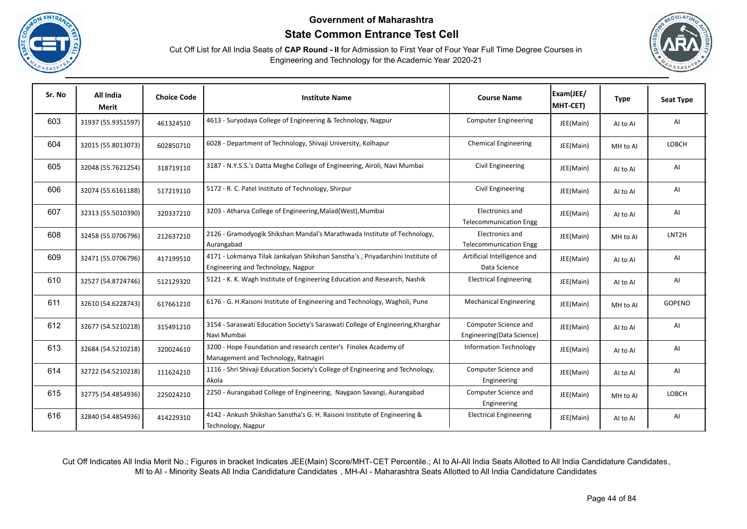# Government of Maharashtra

## State Common Entrance Test Cell

Cut Off List for All India Seats of **CAP Round - II** for Admission to First Year of Four Year Full Time Degree Courses in Engineering and Technology for the Academic Year 2020-21

| Sr. No | All India Merit | Choice Code | Institute Name | Course Name | Exam(JEE/ MHT-CET) | Type | Seat Type |
|---|---|---|---|---|---|---|---|
| 603 | 31937 (55.9351597) | 461324510 | 4613 - Suryodaya College of Engineering & Technology, Nagpur | Computer Engineering | JEE(Main) | AI to AI | AI |
| 604 | 32015 (55.8013073) | 602850710 | 6028 - Department of Technology, Shivaji University, Kolhapur | Chemical Engineering | JEE(Main) | MH to AI | LOBCH |
| 605 | 32048 (55.7621254) | 318719110 | 3187 - N.Y.S.S.'s Datta Meghe College of Engineering, Airoli, Navi Mumbai | Civil Engineering | JEE(Main) | AI to AI | AI |
| 606 | 32074 (55.6161188) | 517219110 | 5172 - R. C. Patel Institute of Technology, Shirpur | Civil Engineering | JEE(Main) | AI to AI | AI |
| 607 | 32313 (55.5010390) | 320337210 | 3203 - Atharva College of Engineering,Malad(West),Mumbai | Electronics and Telecommunication Engg | JEE(Main) | AI to AI | AI |
| 608 | 32458 (55.0706796) | 212637210 | 2126 - Gramodyogik Shikshan Mandal's Marathwada Institute of Technology, Aurangabad | Electronics and Telecommunication Engg | JEE(Main) | MH to AI | LNT2H |
| 609 | 32471 (55.0706796) | 417199510 | 4171 - Lokmanya Tilak Jankalyan Shikshan Sanstha's , Priyadarshini Institute of Engineering and Technology, Nagpur | Artificial Intelligence and Data Science | JEE(Main) | AI to AI | AI |
| 610 | 32527 (54.8724746) | 512129320 | 5121 - K. K. Wagh Institute of Engineering Education and Research, Nashik | Electrical Engineering | JEE(Main) | AI to AI | AI |
| 611 | 32610 (54.6228743) | 617661210 | 6176 - G. H.Raisoni Institute of Engineering and Technology, Wagholi, Pune | Mechanical Engineering | JEE(Main) | MH to AI | GOPENO |
| 612 | 32677 (54.5210218) | 315491210 | 3154 - Saraswati Education Society's Saraswati College of Engineering,Kharghar Navi Mumbai | Computer Science and Engineering(Data Science) | JEE(Main) | AI to AI | AI |
| 613 | 32684 (54.5210218) | 320024610 | 3200 - Hope Foundation and research center's Finolex Academy of Management and Technology, Ratnagiri | Information Technology | JEE(Main) | AI to AI | AI |
| 614 | 32722 (54.5210218) | 111624210 | 1116 - Shri Shivaji Education Society's College of Engineering and Technology, Akola | Computer Science and Engineering | JEE(Main) | AI to AI | AI |
| 615 | 32775 (54.4854936) | 225024210 | 2250 - Aurangabad College of Engineering, Naygaon Savangi, Aurangabad | Computer Science and Engineering | JEE(Main) | MH to AI | LOBCH |
| 616 | 32840 (54.4854936) | 414229310 | 4142 - Ankush Shikshan Sanstha's G. H. Raisoni Institute of Engineering & Technology, Nagpur | Electrical Engineering | JEE(Main) | AI to AI | AI |

Cut Off Indicates All India Merit No.; Figures in bracket Indicates JEE(Main) Score/MHT-CET Percentile.; AI to AI-All India Seats Allotted to All India Candidature Candidates, MI to AI - Minority Seats All India Candidature Candidates , MH-AI - Maharashtra Seats Allotted to All India Candidature Candidates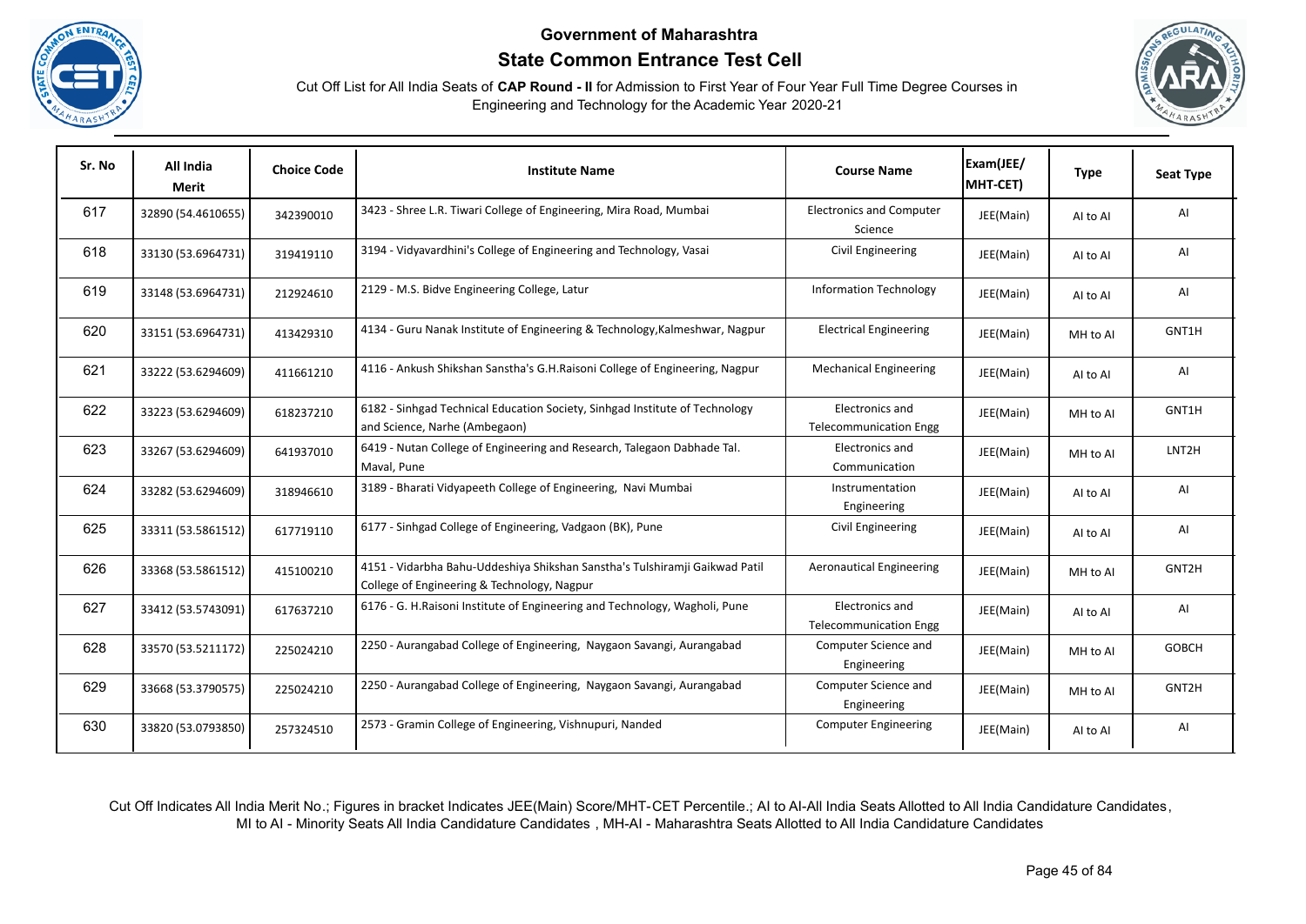**Government of Maharashtra**

**State Common Entrance Test Cell**

Cut Off List for All India Seats of **CAP Round - II** for Admission to First Year of Four Year Full Time Degree Courses in Engineering and Technology for the Academic Year 2020-21

| Sr. No | All India Merit | Choice Code | Institute Name | Course Name | Exam(JEE/ MHT-CET) | Type | Seat Type |
|---|---|---|---|---|---|---|---|
| 617 | 32890 (54.4610655) | 342390010 | 3423 - Shree L.R. Tiwari College of Engineering, Mira Road, Mumbai | Electronics and Computer Science | JEE(Main) | AI to AI | AI |
| 618 | 33130 (53.6964731) | 319419110 | 3194 - Vidyavardhini's College of Engineering and Technology, Vasai | Civil Engineering | JEE(Main) | AI to AI | AI |
| 619 | 33148 (53.6964731) | 212924610 | 2129 - M.S. Bidve Engineering College, Latur | Information Technology | JEE(Main) | AI to AI | AI |
| 620 | 33151 (53.6964731) | 413429310 | 4134 - Guru Nanak Institute of Engineering & Technology,Kalmeshwar, Nagpur | Electrical Engineering | JEE(Main) | MH to AI | GNT1H |
| 621 | 33222 (53.6294609) | 411661210 | 4116 - Ankush Shikshan Sanstha's G.H.Raisoni College of Engineering, Nagpur | Mechanical Engineering | JEE(Main) | AI to AI | AI |
| 622 | 33223 (53.6294609) | 618237210 | 6182 - Sinhgad Technical Education Society, Sinhgad Institute of Technology and Science, Narhe (Ambegaon) | Electronics and Telecommunication Engg | JEE(Main) | MH to AI | GNT1H |
| 623 | 33267 (53.6294609) | 641937010 | 6419 - Nutan College of Engineering and Research, Talegaon Dabhade Tal. Maval, Pune | Electronics and Communication | JEE(Main) | MH to AI | LNT2H |
| 624 | 33282 (53.6294609) | 318946610 | 3189 - Bharati Vidyapeeth College of Engineering, Navi Mumbai | Instrumentation Engineering | JEE(Main) | AI to AI | AI |
| 625 | 33311 (53.5861512) | 617719110 | 6177 - Sinhgad College of Engineering, Vadgaon (BK), Pune | Civil Engineering | JEE(Main) | AI to AI | AI |
| 626 | 33368 (53.5861512) | 415100210 | 4151 - Vidarbha Bahu-Uddeshiya Shikshan Sanstha's Tulshiramji Gaikwad Patil College of Engineering & Technology, Nagpur | Aeronautical Engineering | JEE(Main) | MH to AI | GNT2H |
| 627 | 33412 (53.5743091) | 617637210 | 6176 - G. H.Raisoni Institute of Engineering and Technology, Wagholi, Pune | Electronics and Telecommunication Engg | JEE(Main) | AI to AI | AI |
| 628 | 33570 (53.5211172) | 225024210 | 2250 - Aurangabad College of Engineering, Naygaon Savangi, Aurangabad | Computer Science and Engineering | JEE(Main) | MH to AI | GOBCH |
| 629 | 33668 (53.3790575) | 225024210 | 2250 - Aurangabad College of Engineering, Naygaon Savangi, Aurangabad | Computer Science and Engineering | JEE(Main) | MH to AI | GNT2H |
| 630 | 33820 (53.0793850) | 257324510 | 2573 - Gramin College of Engineering, Vishnupuri, Nanded | Computer Engineering | JEE(Main) | AI to AI | AI |

Cut Off Indicates All India Merit No.; Figures in bracket Indicates JEE(Main) Score/MHT-CET Percentile.; AI to AI-All India Seats Allotted to All India Candidature Candidates, MI to AI - Minority Seats All India Candidature Candidates , MH-AI - Maharashtra Seats Allotted to All India Candidature Candidates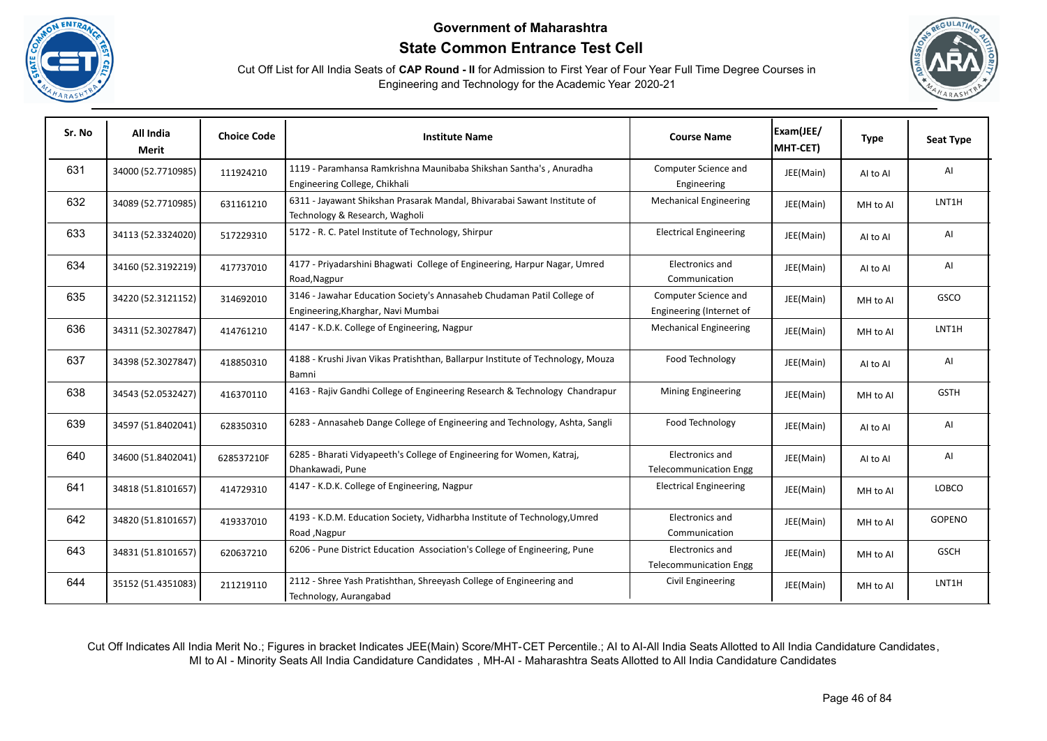# Government of Maharashtra

## State Common Entrance Test Cell

Cut Off List for All India Seats of **CAP Round - II** for Admission to First Year of Four Year Full Time Degree Courses in Engineering and Technology for the Academic Year 2020-21

| Sr. No | All India Merit | Choice Code | Institute Name | Course Name | Exam(JEE/ MHT-CET) | Type | Seat Type |
|---|---|---|---|---|---|---|---|
| 631 | 34000 (52.7710985) | 111924210 | 1119 - Paramhansa Ramkrishna Maunibaba Shikshan Santha's , Anuradha Engineering College, Chikhali | Computer Science and Engineering | JEE(Main) | AI to AI | AI |
| 632 | 34089 (52.7710985) | 631161210 | 6311 - Jayawant Shikshan Prasarak Mandal, Bhivarabai Sawant Institute of Technology & Research, Wagholi | Mechanical Engineering | JEE(Main) | MH to AI | LNT1H |
| 633 | 34113 (52.3324020) | 517229310 | 5172 - R. C. Patel Institute of Technology, Shirpur | Electrical Engineering | JEE(Main) | AI to AI | AI |
| 634 | 34160 (52.3192219) | 417737010 | 4177 - Priyadarshini Bhagwati College of Engineering, Harpur Nagar, Umred Road,Nagpur | Electronics and Communication | JEE(Main) | AI to AI | AI |
| 635 | 34220 (52.3121152) | 314692010 | 3146 - Jawahar Education Society's Annasaheb Chudaman Patil College of Engineering,Kharghar, Navi Mumbai | Computer Science and Engineering (Internet of | JEE(Main) | MH to AI | GSCO |
| 636 | 34311 (52.3027847) | 414761210 | 4147 - K.D.K. College of Engineering, Nagpur | Mechanical Engineering | JEE(Main) | MH to AI | LNT1H |
| 637 | 34398 (52.3027847) | 418850310 | 4188 - Krushi Jivan Vikas Pratishthan, Ballarpur Institute of Technology, Mouza Bamni | Food Technology | JEE(Main) | AI to AI | AI |
| 638 | 34543 (52.0532427) | 416370110 | 4163 - Rajiv Gandhi College of Engineering Research & Technology Chandrapur | Mining Engineering | JEE(Main) | MH to AI | GSTH |
| 639 | 34597 (51.8402041) | 628350310 | 6283 - Annasaheb Dange College of Engineering and Technology, Ashta, Sangli | Food Technology | JEE(Main) | AI to AI | AI |
| 640 | 34600 (51.8402041) | 628537210F | 6285 - Bharati Vidyapeeth's College of Engineering for Women, Katraj, Dhankawadi, Pune | Electronics and Telecommunication Engg | JEE(Main) | AI to AI | AI |
| 641 | 34818 (51.8101657) | 414729310 | 4147 - K.D.K. College of Engineering, Nagpur | Electrical Engineering | JEE(Main) | MH to AI | LOBCO |
| 642 | 34820 (51.8101657) | 419337010 | 4193 - K.D.M. Education Society, Vidharbha Institute of Technology,Umred Road ,Nagpur | Electronics and Communication | JEE(Main) | MH to AI | GOPENO |
| 643 | 34831 (51.8101657) | 620637210 | 6206 - Pune District Education Association's College of Engineering, Pune | Electronics and Telecommunication Engg | JEE(Main) | MH to AI | GSCH |
| 644 | 35152 (51.4351083) | 211219110 | 2112 - Shree Yash Pratishthan, Shreeyash College of Engineering and Technology, Aurangabad | Civil Engineering | JEE(Main) | MH to AI | LNT1H |

Cut Off Indicates All India Merit No.; Figures in bracket Indicates JEE(Main) Score/MHT-CET Percentile.; AI to AI-All India Seats Allotted to All India Candidature Candidates, MI to AI - Minority Seats All India Candidature Candidates , MH-AI - Maharashtra Seats Allotted to All India Candidature Candidates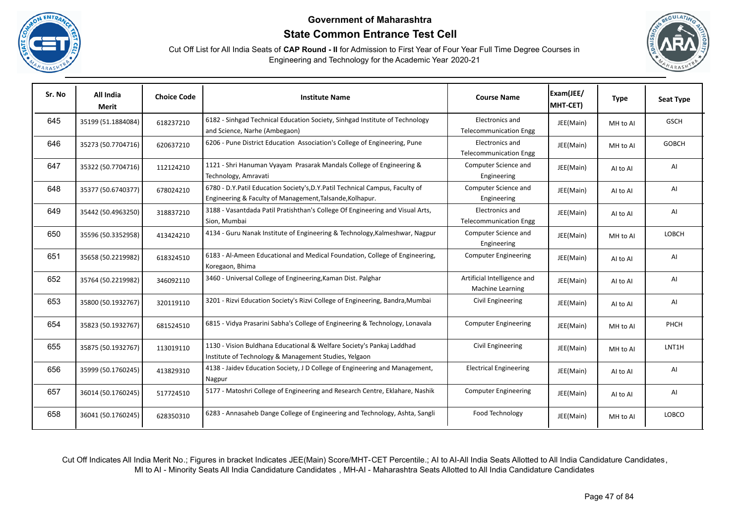# Government of Maharashtra

## State Common Entrance Test Cell

Cut Off List for All India Seats of **CAP Round - II** for Admission to First Year of Four Year Full Time Degree Courses in Engineering and Technology for the Academic Year 2020-21

| Sr. No | All India Merit | Choice Code | Institute Name | Course Name | Exam(JEE/ MHT-CET) | Type | Seat Type |
|---|---|---|---|---|---|---|---|
| 645 | 35199 (51.1884084) | 618237210 | 6182 - Sinhgad Technical Education Society, Sinhgad Institute of Technology and Science, Narhe (Ambegaon) | Electronics and Telecommunication Engg | JEE(Main) | MH to AI | GSCH |
| 646 | 35273 (50.7704716) | 620637210 | 6206 - Pune District Education Association's College of Engineering, Pune | Electronics and Telecommunication Engg | JEE(Main) | MH to AI | GOBCH |
| 647 | 35322 (50.7704716) | 112124210 | 1121 - Shri Hanuman Vyayam Prasarak Mandals College of Engineering & Technology, Amravati | Computer Science and Engineering | JEE(Main) | AI to AI | AI |
| 648 | 35377 (50.6740377) | 678024210 | 6780 - D.Y.Patil Education Society's,D.Y.Patil Technical Campus, Faculty of Engineering & Faculty of Management,Talsande,Kolhapur. | Computer Science and Engineering | JEE(Main) | AI to AI | AI |
| 649 | 35442 (50.4963250) | 318837210 | 3188 - Vasantdada Patil Pratishthan's College Of Engineering and Visual Arts, Sion, Mumbai | Electronics and Telecommunication Engg | JEE(Main) | AI to AI | AI |
| 650 | 35596 (50.3352958) | 413424210 | 4134 - Guru Nanak Institute of Engineering & Technology,Kalmeshwar, Nagpur | Computer Science and Engineering | JEE(Main) | MH to AI | LOBCH |
| 651 | 35658 (50.2219982) | 618324510 | 6183 - Al-Ameen Educational and Medical Foundation, College of Engineering, Koregaon, Bhima | Computer Engineering | JEE(Main) | AI to AI | AI |
| 652 | 35764 (50.2219982) | 346092110 | 3460 - Universal College of Engineering,Kaman Dist. Palghar | Artificial Intelligence and Machine Learning | JEE(Main) | AI to AI | AI |
| 653 | 35800 (50.1932767) | 320119110 | 3201 - Rizvi Education Society's Rizvi College of Engineering, Bandra,Mumbai | Civil Engineering | JEE(Main) | AI to AI | AI |
| 654 | 35823 (50.1932767) | 681524510 | 6815 - Vidya Prasarini Sabha's College of Engineering & Technology, Lonavala | Computer Engineering | JEE(Main) | MH to AI | PHCH |
| 655 | 35875 (50.1932767) | 113019110 | 1130 - Vision Buldhana Educational & Welfare Society's Pankaj Laddhad Institute of Technology & Management Studies, Yelgaon | Civil Engineering | JEE(Main) | MH to AI | LNT1H |
| 656 | 35999 (50.1760245) | 413829310 | 4138 - Jaidev Education Society, J D College of Engineering and Management, Nagpur | Electrical Engineering | JEE(Main) | AI to AI | AI |
| 657 | 36014 (50.1760245) | 517724510 | 5177 - Matoshri College of Engineering and Research Centre, Eklahare, Nashik | Computer Engineering | JEE(Main) | AI to AI | AI |
| 658 | 36041 (50.1760245) | 628350310 | 6283 - Annasaheb Dange College of Engineering and Technology, Ashta, Sangli | Food Technology | JEE(Main) | MH to AI | LOBCO |

Cut Off Indicates All India Merit No.; Figures in bracket Indicates JEE(Main) Score/MHT-CET Percentile.; AI to AI-All India Seats Allotted to All India Candidature Candidates, MI to AI - Minority Seats All India Candidature Candidates , MH-AI - Maharashtra Seats Allotted to All India Candidature Candidates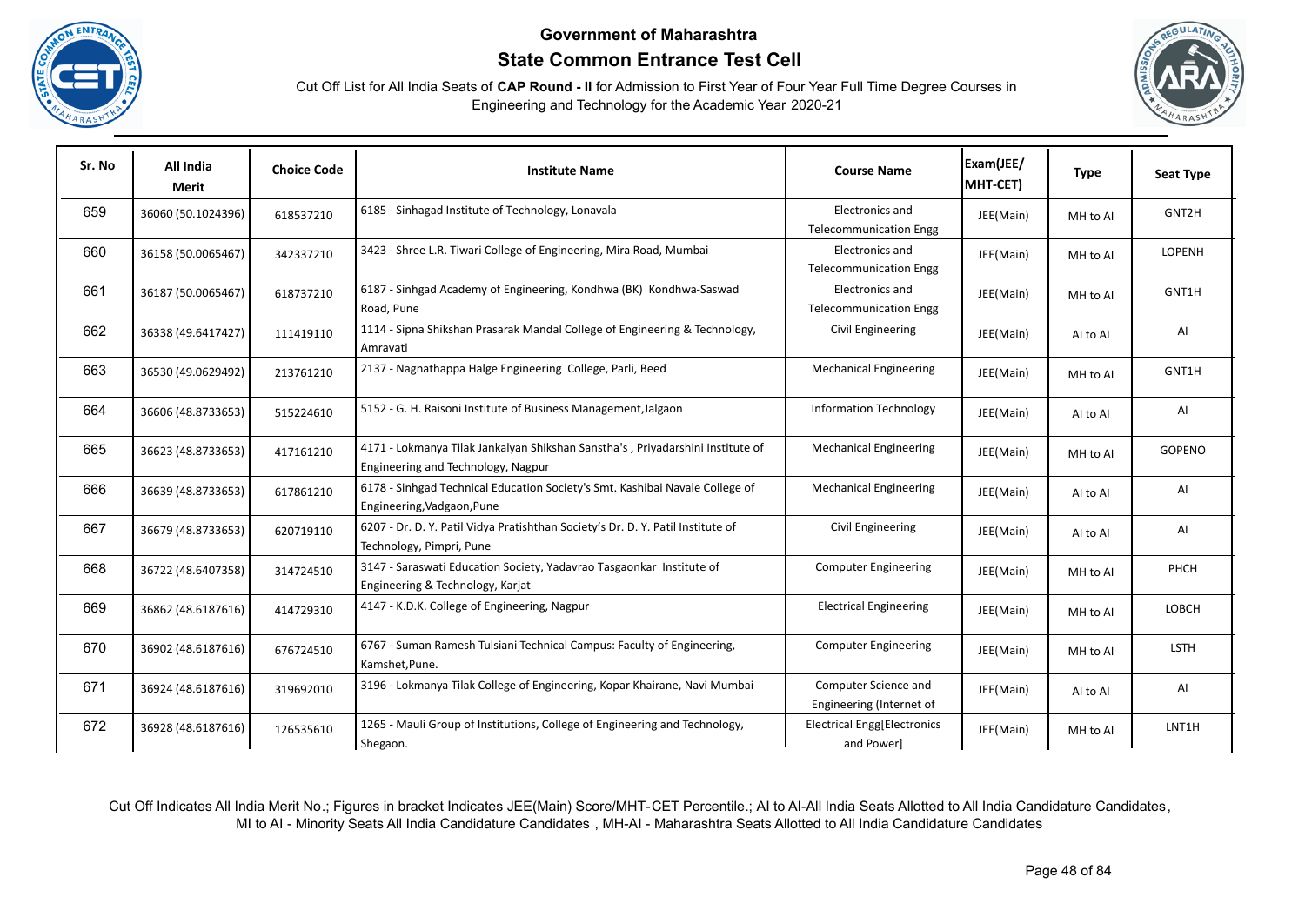# Government of Maharashtra

## State Common Entrance Test Cell

Cut Off List for All India Seats of **CAP Round - II** for Admission to First Year of Four Year Full Time Degree Courses in Engineering and Technology for the Academic Year 2020-21

| Sr. No | All India Merit | Choice Code | Institute Name | Course Name | Exam(JEE/ MHT-CET) | Type | Seat Type |
|---|---|---|---|---|---|---|---|
| 659 | 36060 (50.1024396) | 618537210 | 6185 - Sinhagad Institute of Technology, Lonavala | Electronics and Telecommunication Engg | JEE(Main) | MH to AI | GNT2H |
| 660 | 36158 (50.0065467) | 342337210 | 3423 - Shree L.R. Tiwari College of Engineering, Mira Road, Mumbai | Electronics and Telecommunication Engg | JEE(Main) | MH to AI | LOPENH |
| 661 | 36187 (50.0065467) | 618737210 | 6187 - Sinhgad Academy of Engineering, Kondhwa (BK) Kondhwa-Saswad Road, Pune | Electronics and Telecommunication Engg | JEE(Main) | MH to AI | GNT1H |
| 662 | 36338 (49.6417427) | 111419110 | 1114 - Sipna Shikshan Prasarak Mandal College of Engineering & Technology, Amravati | Civil Engineering | JEE(Main) | AI to AI | AI |
| 663 | 36530 (49.0629492) | 213761210 | 2137 - Nagnathappa Halge Engineering College, Parli, Beed | Mechanical Engineering | JEE(Main) | MH to AI | GNT1H |
| 664 | 36606 (48.8733653) | 515224610 | 5152 - G. H. Raisoni Institute of Business Management,Jalgaon | Information Technology | JEE(Main) | AI to AI | AI |
| 665 | 36623 (48.8733653) | 417161210 | 4171 - Lokmanya Tilak Jankalyan Shikshan Sanstha's , Priyadarshini Institute of Engineering and Technology, Nagpur | Mechanical Engineering | JEE(Main) | MH to AI | GOPENO |
| 666 | 36639 (48.8733653) | 617861210 | 6178 - Sinhgad Technical Education Society's Smt. Kashibai Navale College of Engineering,Vadgaon,Pune | Mechanical Engineering | JEE(Main) | AI to AI | AI |
| 667 | 36679 (48.8733653) | 620719110 | 6207 - Dr. D. Y. Patil Vidya Pratishthan Society's Dr. D. Y. Patil Institute of Technology, Pimpri, Pune | Civil Engineering | JEE(Main) | AI to AI | AI |
| 668 | 36722 (48.6407358) | 314724510 | 3147 - Saraswati Education Society, Yadavrao Tasgaonkar Institute of Engineering & Technology, Karjat | Computer Engineering | JEE(Main) | MH to AI | PHCH |
| 669 | 36862 (48.6187616) | 414729310 | 4147 - K.D.K. College of Engineering, Nagpur | Electrical Engineering | JEE(Main) | MH to AI | LOBCH |
| 670 | 36902 (48.6187616) | 676724510 | 6767 - Suman Ramesh Tulsiani Technical Campus: Faculty of Engineering, Kamshet,Pune. | Computer Engineering | JEE(Main) | MH to AI | LSTH |
| 671 | 36924 (48.6187616) | 319692010 | 3196 - Lokmanya Tilak College of Engineering, Kopar Khairane, Navi Mumbai | Computer Science and Engineering (Internet of | JEE(Main) | AI to AI | AI |
| 672 | 36928 (48.6187616) | 126535610 | 1265 - Mauli Group of Institutions, College of Engineering and Technology, Shegaon. | Electrical Engg[Electronics and Power] | JEE(Main) | MH to AI | LNT1H |

Cut Off Indicates All India Merit No.; Figures in bracket Indicates JEE(Main) Score/MHT-CET Percentile.; AI to AI-All India Seats Allotted to All India Candidature Candidates, MI to AI - Minority Seats All India Candidature Candidates , MH-AI - Maharashtra Seats Allotted to All India Candidature Candidates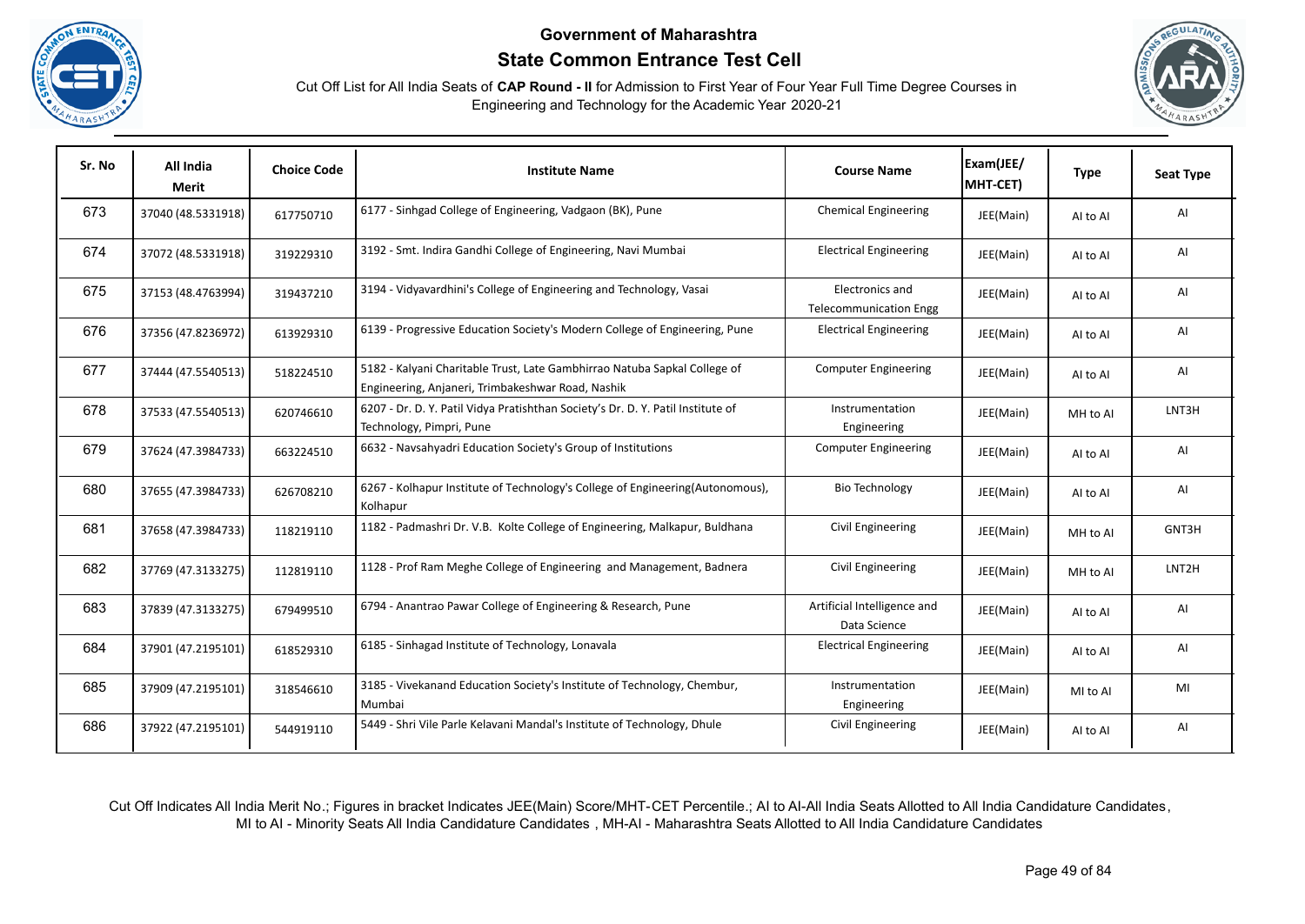**Government of Maharashtra**

**State Common Entrance Test Cell**

Cut Off List for All India Seats of **CAP Round - II** for Admission to First Year of Four Year Full Time Degree Courses in Engineering and Technology for the Academic Year 2020-21

| Sr. No | All India Merit | Choice Code | Institute Name | Course Name | Exam(JEE/ MHT-CET) | Type | Seat Type |
|---|---|---|---|---|---|---|---|
| 673 | 37040 (48.5331918) | 617750710 | 6177 - Sinhgad College of Engineering, Vadgaon (BK), Pune | Chemical Engineering | JEE(Main) | AI to AI | AI |
| 674 | 37072 (48.5331918) | 319229310 | 3192 - Smt. Indira Gandhi College of Engineering, Navi Mumbai | Electrical Engineering | JEE(Main) | AI to AI | AI |
| 675 | 37153 (48.4763994) | 319437210 | 3194 - Vidyavardhini's College of Engineering and Technology, Vasai | Electronics and Telecommunication Engg | JEE(Main) | AI to AI | AI |
| 676 | 37356 (47.8236972) | 613929310 | 6139 - Progressive Education Society's Modern College of Engineering, Pune | Electrical Engineering | JEE(Main) | AI to AI | AI |
| 677 | 37444 (47.5540513) | 518224510 | 5182 - Kalyani Charitable Trust, Late Gambhirrao Natuba Sapkal College of Engineering, Anjaneri, Trimbakeshwar Road, Nashik | Computer Engineering | JEE(Main) | AI to AI | AI |
| 678 | 37533 (47.5540513) | 620746610 | 6207 - Dr. D. Y. Patil Vidya Pratishthan Society's Dr. D. Y. Patil Institute of Technology, Pimpri, Pune | Instrumentation Engineering | JEE(Main) | MH to AI | LNT3H |
| 679 | 37624 (47.3984733) | 663224510 | 6632 - Navsahyadri Education Society's Group of Institutions | Computer Engineering | JEE(Main) | AI to AI | AI |
| 680 | 37655 (47.3984733) | 626708210 | 6267 - Kolhapur Institute of Technology's College of Engineering(Autonomous), Kolhapur | Bio Technology | JEE(Main) | AI to AI | AI |
| 681 | 37658 (47.3984733) | 118219110 | 1182 - Padmashri Dr. V.B. Kolte College of Engineering, Malkapur, Buldhana | Civil Engineering | JEE(Main) | MH to AI | GNT3H |
| 682 | 37769 (47.3133275) | 112819110 | 1128 - Prof Ram Meghe College of Engineering and Management, Badnera | Civil Engineering | JEE(Main) | MH to AI | LNT2H |
| 683 | 37839 (47.3133275) | 679499510 | 6794 - Anantrao Pawar College of Engineering & Research, Pune | Artificial Intelligence and Data Science | JEE(Main) | AI to AI | AI |
| 684 | 37901 (47.2195101) | 618529310 | 6185 - Sinhagad Institute of Technology, Lonavala | Electrical Engineering | JEE(Main) | AI to AI | AI |
| 685 | 37909 (47.2195101) | 318546610 | 3185 - Vivekanand Education Society's Institute of Technology, Chembur, Mumbai | Instrumentation Engineering | JEE(Main) | MI to AI | MI |
| 686 | 37922 (47.2195101) | 544919110 | 5449 - Shri Vile Parle Kelavani Mandal's Institute of Technology, Dhule | Civil Engineering | JEE(Main) | AI to AI | AI |

Cut Off Indicates All India Merit No.; Figures in bracket Indicates JEE(Main) Score/MHT-CET Percentile.; AI to AI-All India Seats Allotted to All India Candidature Candidates, MI to AI - Minority Seats All India Candidature Candidates , MH-AI - Maharashtra Seats Allotted to All India Candidature Candidates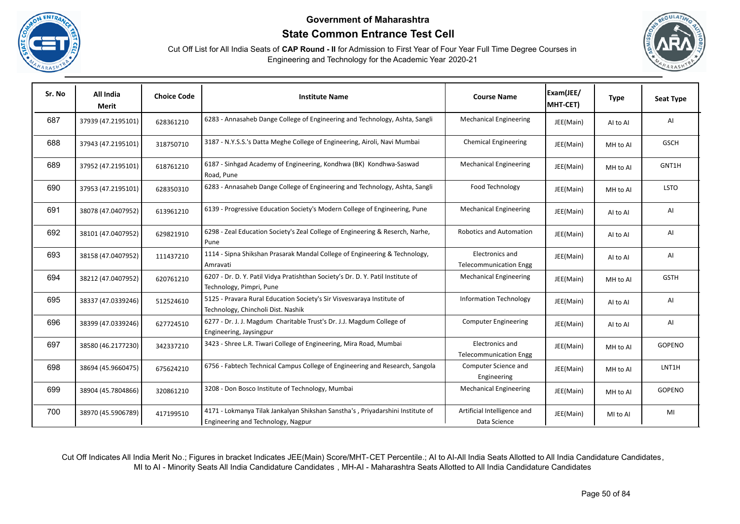**Government of Maharashtra**

**State Common Entrance Test Cell**

Cut Off List for All India Seats of **CAP Round - II** for Admission to First Year of Four Year Full Time Degree Courses in Engineering and Technology for the Academic Year 2020-21

| Sr. No | All India Merit | Choice Code | Institute Name | Course Name | Exam(JEE/ MHT-CET) | Type | Seat Type |
|---|---|---|---|---|---|---|---|
| 687 | 37939 (47.2195101) | 628361210 | 6283 - Annasaheb Dange College of Engineering and Technology, Ashta, Sangli | Mechanical Engineering | JEE(Main) | AI to AI | AI |
| 688 | 37943 (47.2195101) | 318750710 | 3187 - N.Y.S.S.'s Datta Meghe College of Engineering, Airoli, Navi Mumbai | Chemical Engineering | JEE(Main) | MH to AI | GSCH |
| 689 | 37952 (47.2195101) | 618761210 | 6187 - Sinhgad Academy of Engineering, Kondhwa (BK) Kondhwa-Saswad Road, Pune | Mechanical Engineering | JEE(Main) | MH to AI | GNT1H |
| 690 | 37953 (47.2195101) | 628350310 | 6283 - Annasaheb Dange College of Engineering and Technology, Ashta, Sangli | Food Technology | JEE(Main) | MH to AI | LSTO |
| 691 | 38078 (47.0407952) | 613961210 | 6139 - Progressive Education Society's Modern College of Engineering, Pune | Mechanical Engineering | JEE(Main) | AI to AI | AI |
| 692 | 38101 (47.0407952) | 629821910 | 6298 - Zeal Education Society's Zeal College of Engineering & Reserch, Narhe, Pune | Robotics and Automation | JEE(Main) | AI to AI | AI |
| 693 | 38158 (47.0407952) | 111437210 | 1114 - Sipna Shikshan Prasarak Mandal College of Engineering & Technology, Amravati | Electronics and Telecommunication Engg | JEE(Main) | AI to AI | AI |
| 694 | 38212 (47.0407952) | 620761210 | 6207 - Dr. D. Y. Patil Vidya Pratishthan Society's Dr. D. Y. Patil Institute of Technology, Pimpri, Pune | Mechanical Engineering | JEE(Main) | MH to AI | GSTH |
| 695 | 38337 (47.0339246) | 512524610 | 5125 - Pravara Rural Education Society's Sir Visvesvaraya Institute of Technology, Chincholi Dist. Nashik | Information Technology | JEE(Main) | AI to AI | AI |
| 696 | 38399 (47.0339246) | 627724510 | 6277 - Dr. J. J. Magdum Charitable Trust's Dr. J.J. Magdum College of Engineering, Jaysingpur | Computer Engineering | JEE(Main) | AI to AI | AI |
| 697 | 38580 (46.2177230) | 342337210 | 3423 - Shree L.R. Tiwari College of Engineering, Mira Road, Mumbai | Electronics and Telecommunication Engg | JEE(Main) | MH to AI | GOPENO |
| 698 | 38694 (45.9660475) | 675624210 | 6756 - Fabtech Technical Campus College of Engineering and Research, Sangola | Computer Science and Engineering | JEE(Main) | MH to AI | LNT1H |
| 699 | 38904 (45.7804866) | 320861210 | 3208 - Don Bosco Institute of Technology, Mumbai | Mechanical Engineering | JEE(Main) | MH to AI | GOPENO |
| 700 | 38970 (45.5906789) | 417199510 | 4171 - Lokmanya Tilak Jankalyan Shikshan Sanstha's , Priyadarshini Institute of Engineering and Technology, Nagpur | Artificial Intelligence and Data Science | JEE(Main) | MI to AI | MI |

Cut Off Indicates All India Merit No.; Figures in bracket Indicates JEE(Main) Score/MHT-CET Percentile.; AI to AI-All India Seats Allotted to All India Candidature Candidates, MI to AI - Minority Seats All India Candidature Candidates , MH-AI - Maharashtra Seats Allotted to All India Candidature Candidates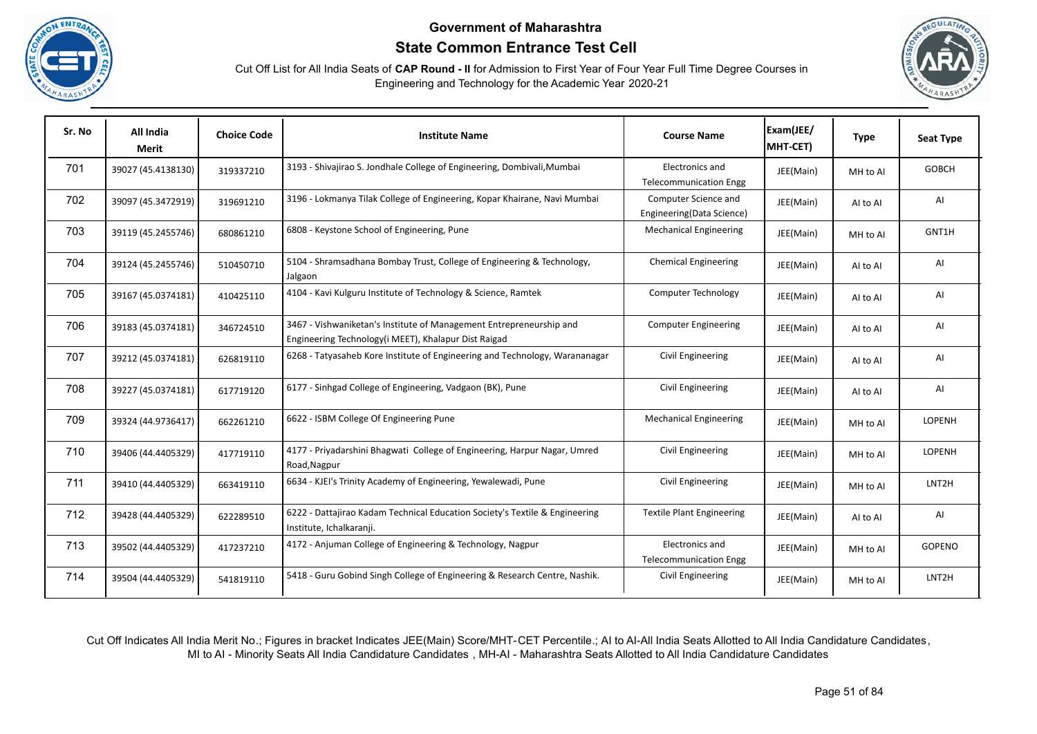# Government of Maharashtra

## State Common Entrance Test Cell

Cut Off List for All India Seats of **CAP Round - II** for Admission to First Year of Four Year Full Time Degree Courses in Engineering and Technology for the Academic Year 2020-21

| Sr. No | All India Merit | Choice Code | Institute Name | Course Name | Exam(JEE/ MHT-CET) | Type | Seat Type |
|---|---|---|---|---|---|---|---|
| 701 | 39027 (45.4138130) | 319337210 | 3193 - Shivajirao S. Jondhale College of Engineering, Dombivali,Mumbai | Electronics and Telecommunication Engg | JEE(Main) | MH to AI | GOBCH |
| 702 | 39097 (45.3472919) | 319691210 | 3196 - Lokmanya Tilak College of Engineering, Kopar Khairane, Navi Mumbai | Computer Science and Engineering(Data Science) | JEE(Main) | AI to AI | AI |
| 703 | 39119 (45.2455746) | 680861210 | 6808 - Keystone School of Engineering, Pune | Mechanical Engineering | JEE(Main) | MH to AI | GNT1H |
| 704 | 39124 (45.2455746) | 510450710 | 5104 - Shramsadhana Bombay Trust, College of Engineering & Technology, Jalgaon | Chemical Engineering | JEE(Main) | AI to AI | AI |
| 705 | 39167 (45.0374181) | 410425110 | 4104 - Kavi Kulguru Institute of Technology & Science, Ramtek | Computer Technology | JEE(Main) | AI to AI | AI |
| 706 | 39183 (45.0374181) | 346724510 | 3467 - Vishwaniketan's Institute of Management Entrepreneurship and Engineering Technology(i MEET), Khalapur Dist Raigad | Computer Engineering | JEE(Main) | AI to AI | AI |
| 707 | 39212 (45.0374181) | 626819110 | 6268 - Tatyasaheb Kore Institute of Engineering and Technology, Warananagar | Civil Engineering | JEE(Main) | AI to AI | AI |
| 708 | 39227 (45.0374181) | 617719120 | 6177 - Sinhgad College of Engineering, Vadgaon (BK), Pune | Civil Engineering | JEE(Main) | AI to AI | AI |
| 709 | 39324 (44.9736417) | 662261210 | 6622 - ISBM College Of Engineering Pune | Mechanical Engineering | JEE(Main) | MH to AI | LOPENH |
| 710 | 39406 (44.4405329) | 417719110 | 4177 - Priyadarshini Bhagwati College of Engineering, Harpur Nagar, Umred Road,Nagpur | Civil Engineering | JEE(Main) | MH to AI | LOPENH |
| 711 | 39410 (44.4405329) | 663419110 | 6634 - KJEI's Trinity Academy of Engineering, Yewalewadi, Pune | Civil Engineering | JEE(Main) | MH to AI | LNT2H |
| 712 | 39428 (44.4405329) | 622289510 | 6222 - Dattajirao Kadam Technical Education Society's Textile & Engineering Institute, Ichalkaranji. | Textile Plant Engineering | JEE(Main) | AI to AI | AI |
| 713 | 39502 (44.4405329) | 417237210 | 4172 - Anjuman College of Engineering & Technology, Nagpur | Electronics and Telecommunication Engg | JEE(Main) | MH to AI | GOPENO |
| 714 | 39504 (44.4405329) | 541819110 | 5418 - Guru Gobind Singh College of Engineering & Research Centre, Nashik. | Civil Engineering | JEE(Main) | MH to AI | LNT2H |

Cut Off Indicates All India Merit No.; Figures in bracket Indicates JEE(Main) Score/MHT-CET Percentile.; AI to AI-All India Seats Allotted to All India Candidature Candidates, MI to AI - Minority Seats All India Candidature Candidates , MH-AI - Maharashtra Seats Allotted to All India Candidature Candidates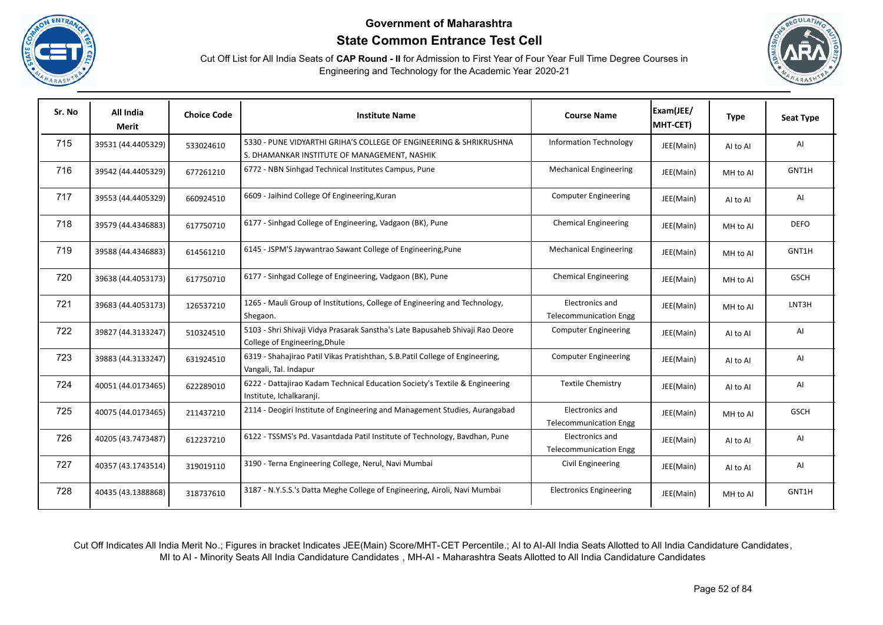**Government of Maharashtra**

**State Common Entrance Test Cell**

Cut Off List for All India Seats of **CAP Round - II** for Admission to First Year of Four Year Full Time Degree Courses in Engineering and Technology for the Academic Year 2020-21

| Sr. No | All India Merit | Choice Code | Institute Name | Course Name | Exam(JEE/ MHT-CET) | Type | Seat Type |
|---|---|---|---|---|---|---|---|
| 715 | 39531 (44.4405329) | 533024610 | 5330 - PUNE VIDYARTHI GRIHA'S COLLEGE OF ENGINEERING & SHRIKRUSHNA S. DHAMANKAR INSTITUTE OF MANAGEMENT, NASHIK | Information Technology | JEE(Main) | AI to AI | AI |
| 716 | 39542 (44.4405329) | 677261210 | 6772 - NBN Sinhgad Technical Institutes Campus, Pune | Mechanical Engineering | JEE(Main) | MH to AI | GNT1H |
| 717 | 39553 (44.4405329) | 660924510 | 6609 - Jaihind College Of Engineering,Kuran | Computer Engineering | JEE(Main) | AI to AI | AI |
| 718 | 39579 (44.4346883) | 617750710 | 6177 - Sinhgad College of Engineering, Vadgaon (BK), Pune | Chemical Engineering | JEE(Main) | MH to AI | DEFO |
| 719 | 39588 (44.4346883) | 614561210 | 6145 - JSPM'S Jaywantrao Sawant College of Engineering,Pune | Mechanical Engineering | JEE(Main) | MH to AI | GNT1H |
| 720 | 39638 (44.4053173) | 617750710 | 6177 - Sinhgad College of Engineering, Vadgaon (BK), Pune | Chemical Engineering | JEE(Main) | MH to AI | GSCH |
| 721 | 39683 (44.4053173) | 126537210 | 1265 - Mauli Group of Institutions, College of Engineering and Technology, Shegaon. | Electronics and Telecommunication Engg | JEE(Main) | MH to AI | LNT3H |
| 722 | 39827 (44.3133247) | 510324510 | 5103 - Shri Shivaji Vidya Prasarak Sanstha's Late Bapusaheb Shivaji Rao Deore College of Engineering,Dhule | Computer Engineering | JEE(Main) | AI to AI | AI |
| 723 | 39883 (44.3133247) | 631924510 | 6319 - Shahajirao Patil Vikas Pratishthan, S.B.Patil College of Engineering, Vangali, Tal. Indapur | Computer Engineering | JEE(Main) | AI to AI | AI |
| 724 | 40051 (44.0173465) | 622289010 | 6222 - Dattajirao Kadam Technical Education Society's Textile & Engineering Institute, Ichalkaranji. | Textile Chemistry | JEE(Main) | AI to AI | AI |
| 725 | 40075 (44.0173465) | 211437210 | 2114 - Deogiri Institute of Engineering and Management Studies, Aurangabad | Electronics and Telecommunication Engg | JEE(Main) | MH to AI | GSCH |
| 726 | 40205 (43.7473487) | 612237210 | 6122 - TSSMS's Pd. Vasantdada Patil Institute of Technology, Bavdhan, Pune | Electronics and Telecommunication Engg | JEE(Main) | AI to AI | AI |
| 727 | 40357 (43.1743514) | 319019110 | 3190 - Terna Engineering College, Nerul, Navi Mumbai | Civil Engineering | JEE(Main) | AI to AI | AI |
| 728 | 40435 (43.1388868) | 318737610 | 3187 - N.Y.S.S.'s Datta Meghe College of Engineering, Airoli, Navi Mumbai | Electronics Engineering | JEE(Main) | MH to AI | GNT1H |

Cut Off Indicates All India Merit No.; Figures in bracket Indicates JEE(Main) Score/MHT-CET Percentile.; AI to AI-All India Seats Allotted to All India Candidature Candidates, MI to AI - Minority Seats All India Candidature Candidates , MH-AI - Maharashtra Seats Allotted to All India Candidature Candidates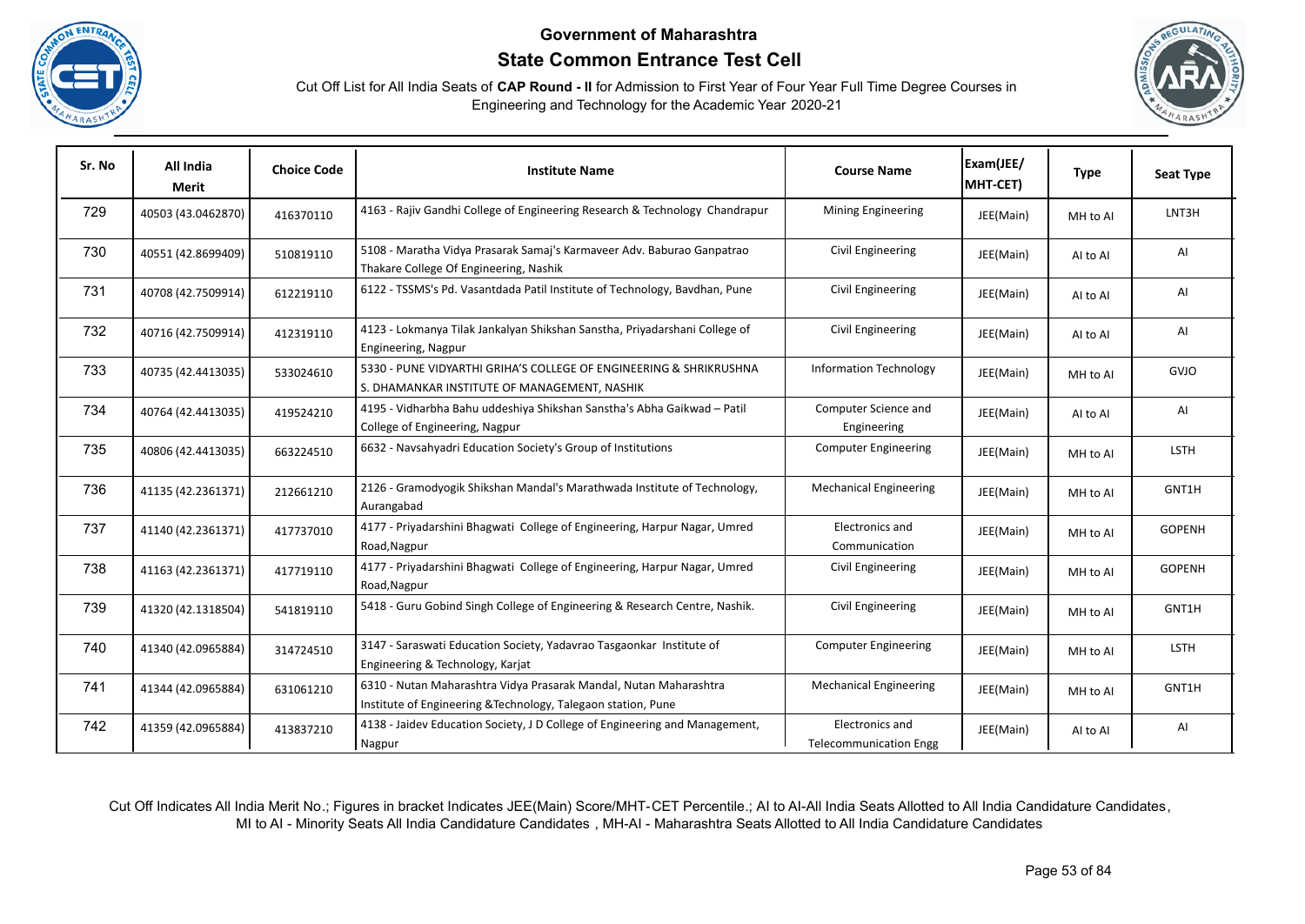# Government of Maharashtra

## State Common Entrance Test Cell

Cut Off List for All India Seats of **CAP Round - II** for Admission to First Year of Four Year Full Time Degree Courses in Engineering and Technology for the Academic Year 2020-21

| Sr. No | All India Merit | Choice Code | Institute Name | Course Name | Exam(JEE/ MHT-CET) | Type | Seat Type |
|---|---|---|---|---|---|---|---|
| 729 | 40503 (43.0462870) | 416370110 | 4163 - Rajiv Gandhi College of Engineering Research & Technology Chandrapur | Mining Engineering | JEE(Main) | MH to AI | LNT3H |
| 730 | 40551 (42.8699409) | 510819110 | 5108 - Maratha Vidya Prasarak Samaj's Karmaveer Adv. Baburao Ganpatrao Thakare College Of Engineering, Nashik | Civil Engineering | JEE(Main) | AI to AI | AI |
| 731 | 40708 (42.7509914) | 612219110 | 6122 - TSSMS's Pd. Vasantdada Patil Institute of Technology, Bavdhan, Pune | Civil Engineering | JEE(Main) | AI to AI | AI |
| 732 | 40716 (42.7509914) | 412319110 | 4123 - Lokmanya Tilak Jankalyan Shikshan Sanstha, Priyadarshani College of Engineering, Nagpur | Civil Engineering | JEE(Main) | AI to AI | AI |
| 733 | 40735 (42.4413035) | 533024610 | 5330 - PUNE VIDYARTHI GRIHA'S COLLEGE OF ENGINEERING & SHRIKRUSHNA S. DHAMANKAR INSTITUTE OF MANAGEMENT, NASHIK | Information Technology | JEE(Main) | MH to AI | GVJO |
| 734 | 40764 (42.4413035) | 419524210 | 4195 - Vidharbha Bahu uddeshiya Shikshan Sanstha's Abha Gaikwad – Patil College of Engineering, Nagpur | Computer Science and Engineering | JEE(Main) | AI to AI | AI |
| 735 | 40806 (42.4413035) | 663224510 | 6632 - Navsahyadri Education Society's Group of Institutions | Computer Engineering | JEE(Main) | MH to AI | LSTH |
| 736 | 41135 (42.2361371) | 212661210 | 2126 - Gramodyogik Shikshan Mandal's Marathwada Institute of Technology, Aurangabad | Mechanical Engineering | JEE(Main) | MH to AI | GNT1H |
| 737 | 41140 (42.2361371) | 417737010 | 4177 - Priyadarshini Bhagwati College of Engineering, Harpur Nagar, Umred Road,Nagpur | Electronics and Communication | JEE(Main) | MH to AI | GOPENH |
| 738 | 41163 (42.2361371) | 417719110 | 4177 - Priyadarshini Bhagwati College of Engineering, Harpur Nagar, Umred Road,Nagpur | Civil Engineering | JEE(Main) | MH to AI | GOPENH |
| 739 | 41320 (42.1318504) | 541819110 | 5418 - Guru Gobind Singh College of Engineering & Research Centre, Nashik. | Civil Engineering | JEE(Main) | MH to AI | GNT1H |
| 740 | 41340 (42.0965884) | 314724510 | 3147 - Saraswati Education Society, Yadavrao Tasgaonkar Institute of Engineering & Technology, Karjat | Computer Engineering | JEE(Main) | MH to AI | LSTH |
| 741 | 41344 (42.0965884) | 631061210 | 6310 - Nutan Maharashtra Vidya Prasarak Mandal, Nutan Maharashtra Institute of Engineering &Technology, Talegaon station, Pune | Mechanical Engineering | JEE(Main) | MH to AI | GNT1H |
| 742 | 41359 (42.0965884) | 413837210 | 4138 - Jaidev Education Society, J D College of Engineering and Management, Nagpur | Electronics and Telecommunication Engg | JEE(Main) | AI to AI | AI |

Cut Off Indicates All India Merit No.; Figures in bracket Indicates JEE(Main) Score/MHT-CET Percentile.; AI to AI-All India Seats Allotted to All India Candidature Candidates, MI to AI - Minority Seats All India Candidature Candidates , MH-AI - Maharashtra Seats Allotted to All India Candidature Candidates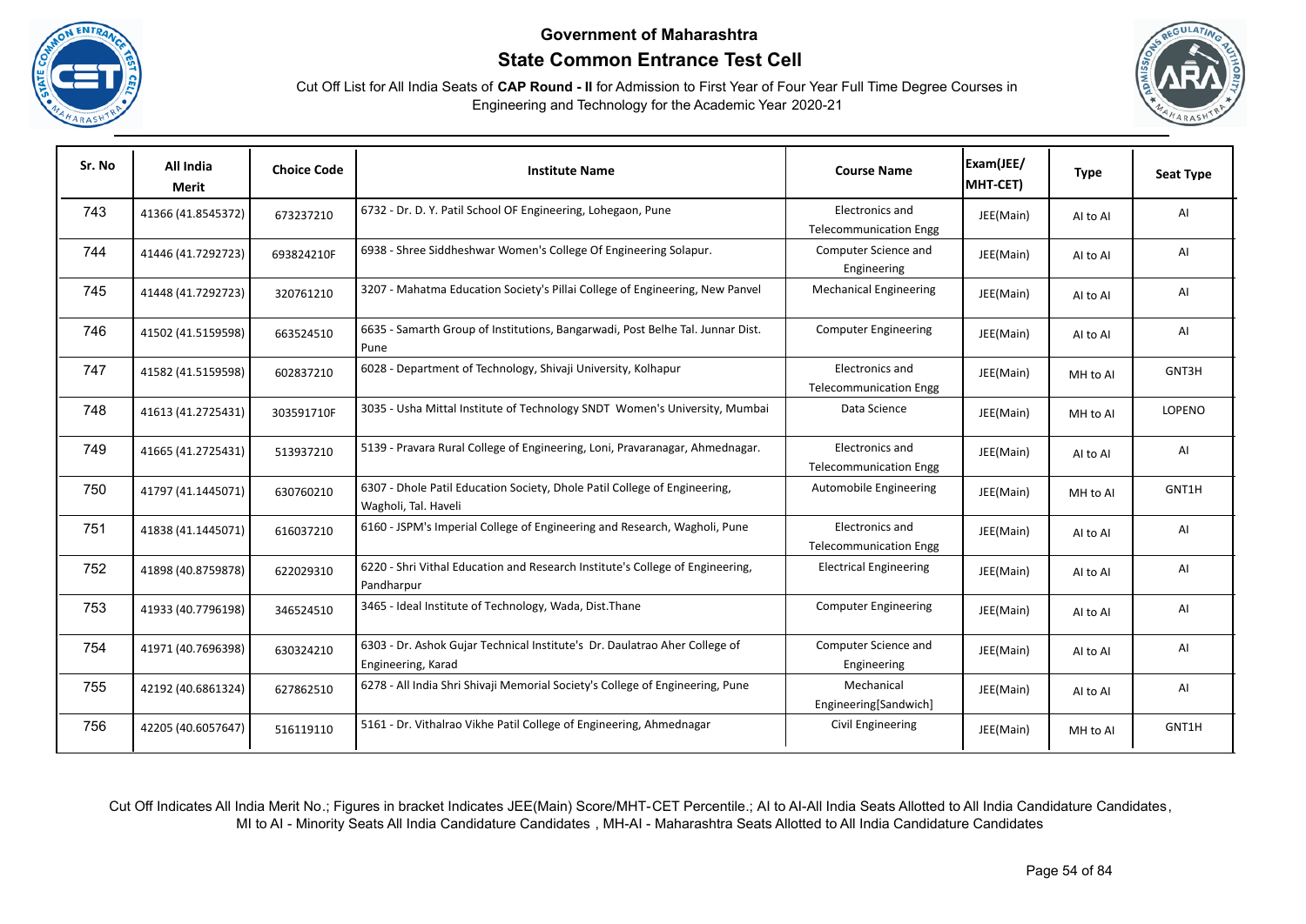**Government of Maharashtra**

**State Common Entrance Test Cell**

Cut Off List for All India Seats of **CAP Round - II** for Admission to First Year of Four Year Full Time Degree Courses in Engineering and Technology for the Academic Year 2020-21

| Sr. No | All India Merit | Choice Code | Institute Name | Course Name | Exam(JEE/ MHT-CET) | Type | Seat Type |
|---|---|---|---|---|---|---|---|
| 743 | 41366 (41.8545372) | 673237210 | 6732 - Dr. D. Y. Patil School OF Engineering, Lohegaon, Pune | Electronics and Telecommunication Engg | JEE(Main) | AI to AI | AI |
| 744 | 41446 (41.7292723) | 693824210F | 6938 - Shree Siddheshwar Women's College Of Engineering Solapur. | Computer Science and Engineering | JEE(Main) | AI to AI | AI |
| 745 | 41448 (41.7292723) | 320761210 | 3207 - Mahatma Education Society's Pillai College of Engineering, New Panvel | Mechanical Engineering | JEE(Main) | AI to AI | AI |
| 746 | 41502 (41.5159598) | 663524510 | 6635 - Samarth Group of Institutions, Bangarwadi, Post Belhe Tal. Junnar Dist. Pune | Computer Engineering | JEE(Main) | AI to AI | AI |
| 747 | 41582 (41.5159598) | 602837210 | 6028 - Department of Technology, Shivaji University, Kolhapur | Electronics and Telecommunication Engg | JEE(Main) | MH to AI | GNT3H |
| 748 | 41613 (41.2725431) | 303591710F | 3035 - Usha Mittal Institute of Technology SNDT Women's University, Mumbai | Data Science | JEE(Main) | MH to AI | LOPENO |
| 749 | 41665 (41.2725431) | 513937210 | 5139 - Pravara Rural College of Engineering, Loni, Pravaranagar, Ahmednagar. | Electronics and Telecommunication Engg | JEE(Main) | AI to AI | AI |
| 750 | 41797 (41.1445071) | 630760210 | 6307 - Dhole Patil Education Society, Dhole Patil College of Engineering, Wagholi, Tal. Haveli | Automobile Engineering | JEE(Main) | MH to AI | GNT1H |
| 751 | 41838 (41.1445071) | 616037210 | 6160 - JSPM's Imperial College of Engineering and Research, Wagholi, Pune | Electronics and Telecommunication Engg | JEE(Main) | AI to AI | AI |
| 752 | 41898 (40.8759878) | 622029310 | 6220 - Shri Vithal Education and Research Institute's College of Engineering, Pandharpur | Electrical Engineering | JEE(Main) | AI to AI | AI |
| 753 | 41933 (40.7796198) | 346524510 | 3465 - Ideal Institute of Technology, Wada, Dist.Thane | Computer Engineering | JEE(Main) | AI to AI | AI |
| 754 | 41971 (40.7696398) | 630324210 | 6303 - Dr. Ashok Gujar Technical Institute's Dr. Daulatrao Aher College of Engineering, Karad | Computer Science and Engineering | JEE(Main) | AI to AI | AI |
| 755 | 42192 (40.6861324) | 627862510 | 6278 - All India Shri Shivaji Memorial Society's College of Engineering, Pune | Mechanical Engineering[Sandwich] | JEE(Main) | AI to AI | AI |
| 756 | 42205 (40.6057647) | 516119110 | 5161 - Dr. Vithalrao Vikhe Patil College of Engineering, Ahmednagar | Civil Engineering | JEE(Main) | MH to AI | GNT1H |

Cut Off Indicates All India Merit No.; Figures in bracket Indicates JEE(Main) Score/MHT-CET Percentile.; AI to AI-All India Seats Allotted to All India Candidature Candidates, MI to AI - Minority Seats All India Candidature Candidates , MH-AI - Maharashtra Seats Allotted to All India Candidature Candidates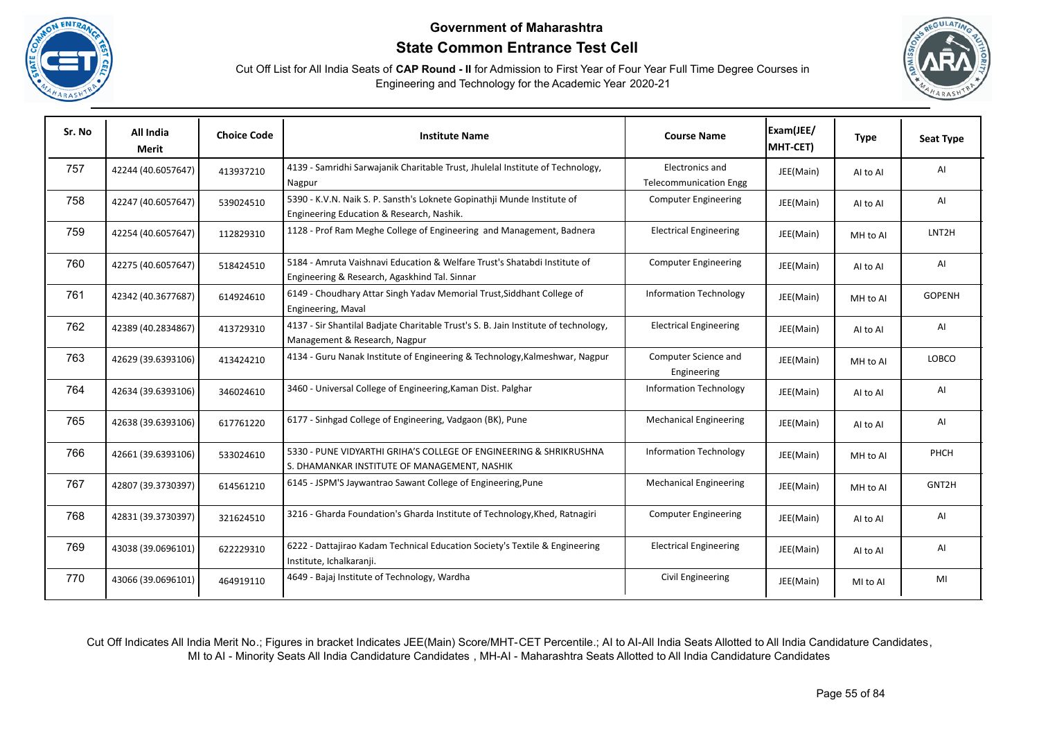# Government of Maharashtra

## State Common Entrance Test Cell

Cut Off List for All India Seats of **CAP Round - II** for Admission to First Year of Four Year Full Time Degree Courses in Engineering and Technology for the Academic Year 2020-21

| Sr. No | All India Merit | Choice Code | Institute Name | Course Name | Exam(JEE/ MHT-CET) | Type | Seat Type |
|---|---|---|---|---|---|---|---|
| 757 | 42244 (40.6057647) | 413937210 | 4139 - Samridhi Sarwajanik Charitable Trust, Jhulelal Institute of Technology, Nagpur | Electronics and Telecommunication Engg | JEE(Main) | AI to AI | AI |
| 758 | 42247 (40.6057647) | 539024510 | 5390 - K.V.N. Naik S. P. Sansth's Loknete Gopinathji Munde Institute of Engineering Education & Research, Nashik. | Computer Engineering | JEE(Main) | AI to AI | AI |
| 759 | 42254 (40.6057647) | 112829310 | 1128 - Prof Ram Meghe College of Engineering and Management, Badnera | Electrical Engineering | JEE(Main) | MH to AI | LNT2H |
| 760 | 42275 (40.6057647) | 518424510 | 5184 - Amruta Vaishnavi Education & Welfare Trust's Shatabdi Institute of Engineering & Research, Agaskhind Tal. Sinnar | Computer Engineering | JEE(Main) | AI to AI | AI |
| 761 | 42342 (40.3677687) | 614924610 | 6149 - Choudhary Attar Singh Yadav Memorial Trust,Siddhant College of Engineering, Maval | Information Technology | JEE(Main) | MH to AI | GOPENH |
| 762 | 42389 (40.2834867) | 413729310 | 4137 - Sir Shantilal Badjate Charitable Trust's S. B. Jain Institute of technology, Management & Research, Nagpur | Electrical Engineering | JEE(Main) | AI to AI | AI |
| 763 | 42629 (39.6393106) | 413424210 | 4134 - Guru Nanak Institute of Engineering & Technology,Kalmeshwar, Nagpur | Computer Science and Engineering | JEE(Main) | MH to AI | LOBCO |
| 764 | 42634 (39.6393106) | 346024610 | 3460 - Universal College of Engineering,Kaman Dist. Palghar | Information Technology | JEE(Main) | AI to AI | AI |
| 765 | 42638 (39.6393106) | 617761220 | 6177 - Sinhgad College of Engineering, Vadgaon (BK), Pune | Mechanical Engineering | JEE(Main) | AI to AI | AI |
| 766 | 42661 (39.6393106) | 533024610 | 5330 - PUNE VIDYARTHI GRIHA'S COLLEGE OF ENGINEERING & SHRIKRUSHNA S. DHAMANKAR INSTITUTE OF MANAGEMENT, NASHIK | Information Technology | JEE(Main) | MH to AI | PHCH |
| 767 | 42807 (39.3730397) | 614561210 | 6145 - JSPM'S Jaywantrao Sawant College of Engineering,Pune | Mechanical Engineering | JEE(Main) | MH to AI | GNT2H |
| 768 | 42831 (39.3730397) | 321624510 | 3216 - Gharda Foundation's Gharda Institute of Technology,Khed, Ratnagiri | Computer Engineering | JEE(Main) | AI to AI | AI |
| 769 | 43038 (39.0696101) | 622229310 | 6222 - Dattajirao Kadam Technical Education Society's Textile & Engineering Institute, Ichalkaranji. | Electrical Engineering | JEE(Main) | AI to AI | AI |
| 770 | 43066 (39.0696101) | 464919110 | 4649 - Bajaj Institute of Technology, Wardha | Civil Engineering | JEE(Main) | MI to AI | MI |

Cut Off Indicates All India Merit No.; Figures in bracket Indicates JEE(Main) Score/MHT-CET Percentile.; AI to AI-All India Seats Allotted to All India Candidature Candidates, MI to AI - Minority Seats All India Candidature Candidates , MH-AI - Maharashtra Seats Allotted to All India Candidature Candidates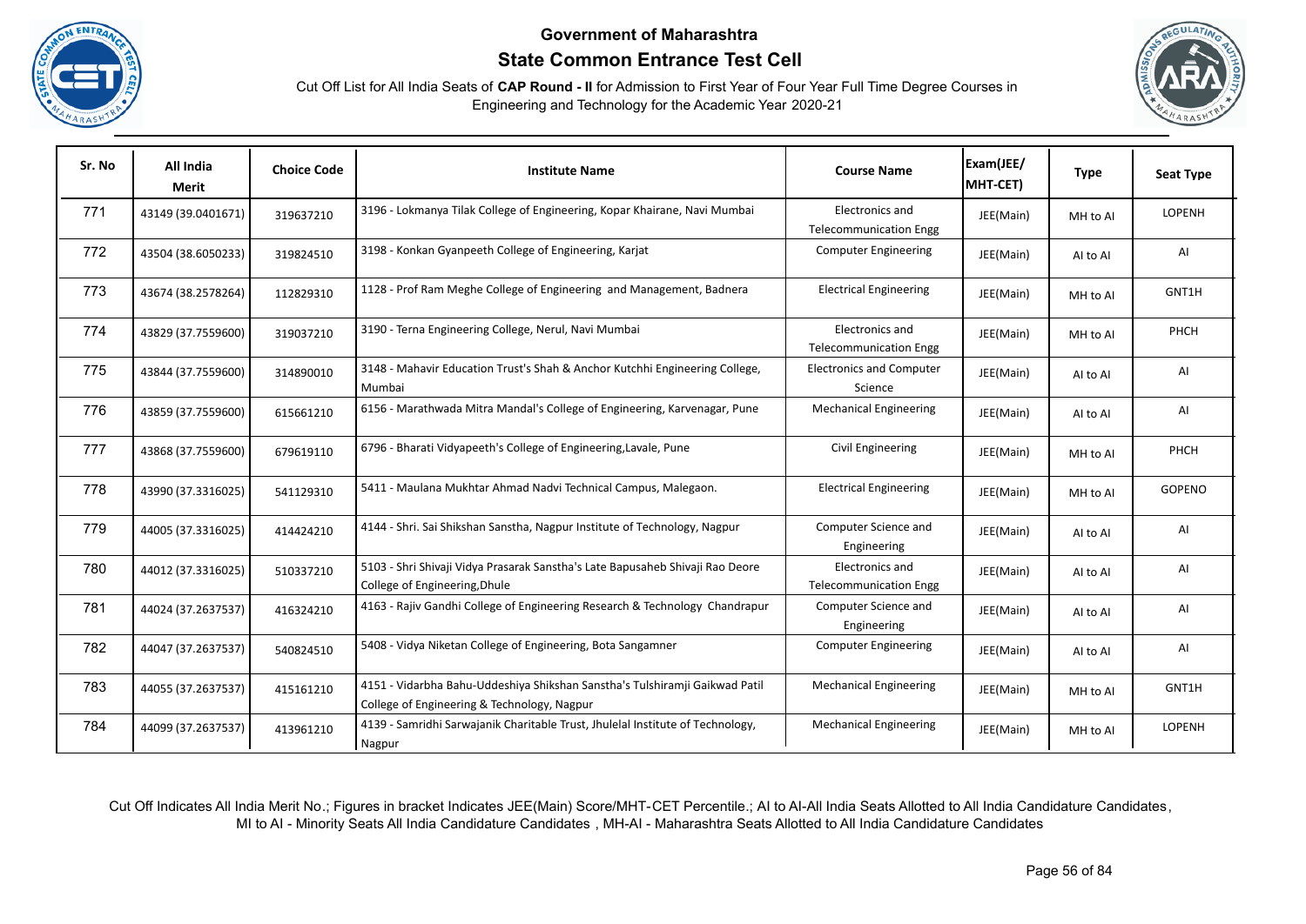# Government of Maharashtra

## State Common Entrance Test Cell

Cut Off List for All India Seats of **CAP Round - II** for Admission to First Year of Four Year Full Time Degree Courses in Engineering and Technology for the Academic Year 2020-21

| Sr. No | All India Merit | Choice Code | Institute Name | Course Name | Exam(JEE/ MHT-CET) | Type | Seat Type |
|---|---|---|---|---|---|---|---|
| 771 | 43149 (39.0401671) | 319637210 | 3196 - Lokmanya Tilak College of Engineering, Kopar Khairane, Navi Mumbai | Electronics and Telecommunication Engg | JEE(Main) | MH to AI | LOPENH |
| 772 | 43504 (38.6050233) | 319824510 | 3198 - Konkan Gyanpeeth College of Engineering, Karjat | Computer Engineering | JEE(Main) | AI to AI | AI |
| 773 | 43674 (38.2578264) | 112829310 | 1128 - Prof Ram Meghe College of Engineering and Management, Badnera | Electrical Engineering | JEE(Main) | MH to AI | GNT1H |
| 774 | 43829 (37.7559600) | 319037210 | 3190 - Terna Engineering College, Nerul, Navi Mumbai | Electronics and Telecommunication Engg | JEE(Main) | MH to AI | PHCH |
| 775 | 43844 (37.7559600) | 314890010 | 3148 - Mahavir Education Trust's Shah & Anchor Kutchhi Engineering College, Mumbai | Electronics and Computer Science | JEE(Main) | AI to AI | AI |
| 776 | 43859 (37.7559600) | 615661210 | 6156 - Marathwada Mitra Mandal's College of Engineering, Karvenagar, Pune | Mechanical Engineering | JEE(Main) | AI to AI | AI |
| 777 | 43868 (37.7559600) | 679619110 | 6796 - Bharati Vidyapeeth's College of Engineering,Lavale, Pune | Civil Engineering | JEE(Main) | MH to AI | PHCH |
| 778 | 43990 (37.3316025) | 541129310 | 5411 - Maulana Mukhtar Ahmad Nadvi Technical Campus, Malegaon. | Electrical Engineering | JEE(Main) | MH to AI | GOPENO |
| 779 | 44005 (37.3316025) | 414424210 | 4144 - Shri. Sai Shikshan Sanstha, Nagpur Institute of Technology, Nagpur | Computer Science and Engineering | JEE(Main) | AI to AI | AI |
| 780 | 44012 (37.3316025) | 510337210 | 5103 - Shri Shivaji Vidya Prasarak Sanstha's Late Bapusaheb Shivaji Rao Deore College of Engineering,Dhule | Electronics and Telecommunication Engg | JEE(Main) | AI to AI | AI |
| 781 | 44024 (37.2637537) | 416324210 | 4163 - Rajiv Gandhi College of Engineering Research & Technology Chandrapur | Computer Science and Engineering | JEE(Main) | AI to AI | AI |
| 782 | 44047 (37.2637537) | 540824510 | 5408 - Vidya Niketan College of Engineering, Bota Sangamner | Computer Engineering | JEE(Main) | AI to AI | AI |
| 783 | 44055 (37.2637537) | 415161210 | 4151 - Vidarbha Bahu-Uddeshiya Shikshan Sanstha's Tulshiramji Gaikwad Patil College of Engineering & Technology, Nagpur | Mechanical Engineering | JEE(Main) | MH to AI | GNT1H |
| 784 | 44099 (37.2637537) | 413961210 | 4139 - Samridhi Sarwajanik Charitable Trust, Jhulelal Institute of Technology, Nagpur | Mechanical Engineering | JEE(Main) | MH to AI | LOPENH |

Cut Off Indicates All India Merit No.; Figures in bracket Indicates JEE(Main) Score/MHT-CET Percentile.; AI to AI-All India Seats Allotted to All India Candidature Candidates, MI to AI - Minority Seats All India Candidature Candidates , MH-AI - Maharashtra Seats Allotted to All India Candidature Candidates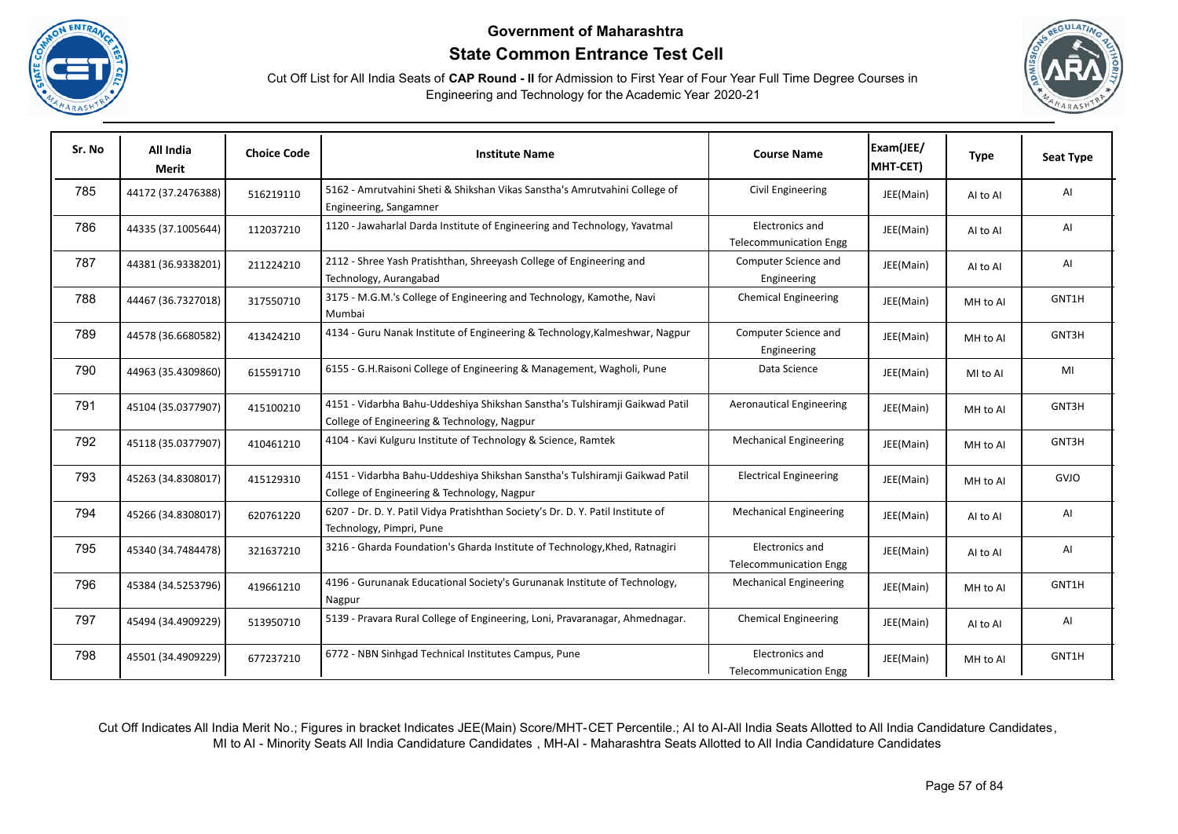# Government of Maharashtra

## State Common Entrance Test Cell

Cut Off List for All India Seats of **CAP Round - II** for Admission to First Year of Four Year Full Time Degree Courses in Engineering and Technology for the Academic Year 2020-21

| Sr. No | All India Merit | Choice Code | Institute Name | Course Name | Exam(JEE/ MHT-CET) | Type | Seat Type |
|---|---|---|---|---|---|---|---|
| 785 | 44172 (37.2476388) | 516219110 | 5162 - Amrutvahini Sheti & Shikshan Vikas Sanstha's Amrutvahini College of Engineering, Sangamner | Civil Engineering | JEE(Main) | AI to AI | AI |
| 786 | 44335 (37.1005644) | 112037210 | 1120 - Jawaharlal Darda Institute of Engineering and Technology, Yavatmal | Electronics and Telecommunication Engg | JEE(Main) | AI to AI | AI |
| 787 | 44381 (36.9338201) | 211224210 | 2112 - Shree Yash Pratishthan, Shreeyash College of Engineering and Technology, Aurangabad | Computer Science and Engineering | JEE(Main) | AI to AI | AI |
| 788 | 44467 (36.7327018) | 317550710 | 3175 - M.G.M.'s College of Engineering and Technology, Kamothe, Navi Mumbai | Chemical Engineering | JEE(Main) | MH to AI | GNT1H |
| 789 | 44578 (36.6680582) | 413424210 | 4134 - Guru Nanak Institute of Engineering & Technology,Kalmeshwar, Nagpur | Computer Science and Engineering | JEE(Main) | MH to AI | GNT3H |
| 790 | 44963 (35.4309860) | 615591710 | 6155 - G.H.Raisoni College of Engineering & Management, Wagholi, Pune | Data Science | JEE(Main) | MI to AI | MI |
| 791 | 45104 (35.0377907) | 415100210 | 4151 - Vidarbha Bahu-Uddeshiya Shikshan Sanstha's Tulshiramji Gaikwad Patil College of Engineering & Technology, Nagpur | Aeronautical Engineering | JEE(Main) | MH to AI | GNT3H |
| 792 | 45118 (35.0377907) | 410461210 | 4104 - Kavi Kulguru Institute of Technology & Science, Ramtek | Mechanical Engineering | JEE(Main) | MH to AI | GNT3H |
| 793 | 45263 (34.8308017) | 415129310 | 4151 - Vidarbha Bahu-Uddeshiya Shikshan Sanstha's Tulshiramji Gaikwad Patil College of Engineering & Technology, Nagpur | Electrical Engineering | JEE(Main) | MH to AI | GVJO |
| 794 | 45266 (34.8308017) | 620761220 | 6207 - Dr. D. Y. Patil Vidya Pratishthan Society's Dr. D. Y. Patil Institute of Technology, Pimpri, Pune | Mechanical Engineering | JEE(Main) | AI to AI | AI |
| 795 | 45340 (34.7484478) | 321637210 | 3216 - Gharda Foundation's Gharda Institute of Technology,Khed, Ratnagiri | Electronics and Telecommunication Engg | JEE(Main) | AI to AI | AI |
| 796 | 45384 (34.5253796) | 419661210 | 4196 - Gurunanak Educational Society's Gurunanak Institute of Technology, Nagpur | Mechanical Engineering | JEE(Main) | MH to AI | GNT1H |
| 797 | 45494 (34.4909229) | 513950710 | 5139 - Pravara Rural College of Engineering, Loni, Pravaranagar, Ahmednagar. | Chemical Engineering | JEE(Main) | AI to AI | AI |
| 798 | 45501 (34.4909229) | 677237210 | 6772 - NBN Sinhgad Technical Institutes Campus, Pune | Electronics and Telecommunication Engg | JEE(Main) | MH to AI | GNT1H |

Cut Off Indicates All India Merit No.; Figures in bracket Indicates JEE(Main) Score/MHT-CET Percentile.; AI to AI-All India Seats Allotted to All India Candidature Candidates, MI to AI - Minority Seats All India Candidature Candidates , MH-AI - Maharashtra Seats Allotted to All India Candidature Candidates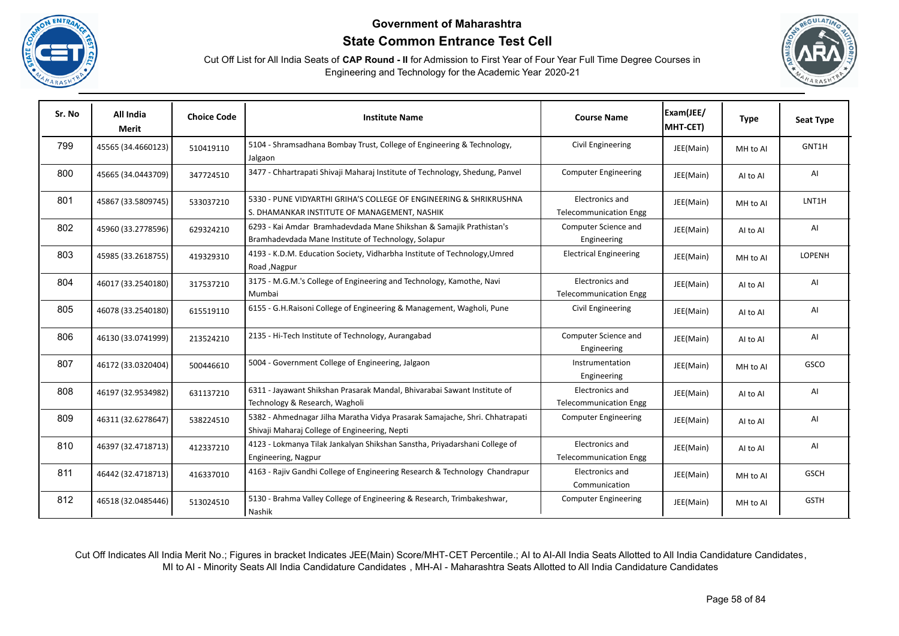# Government of Maharashtra

## State Common Entrance Test Cell

Cut Off List for All India Seats of **CAP Round - II** for Admission to First Year of Four Year Full Time Degree Courses in Engineering and Technology for the Academic Year 2020-21

| Sr. No | All India Merit | Choice Code | Institute Name | Course Name | Exam(JEE/ MHT-CET) | Type | Seat Type |
|---|---|---|---|---|---|---|---|
| 799 | 45565 (34.4660123) | 510419110 | 5104 - Shramsadhana Bombay Trust, College of Engineering & Technology, Jalgaon | Civil Engineering | JEE(Main) | MH to AI | GNT1H |
| 800 | 45665 (34.0443709) | 347724510 | 3477 - Chhartrapati Shivaji Maharaj Institute of Technology, Shedung, Panvel | Computer Engineering | JEE(Main) | AI to AI | AI |
| 801 | 45867 (33.5809745) | 533037210 | 5330 - PUNE VIDYARTHI GRIHA'S COLLEGE OF ENGINEERING & SHRIKRUSHNA S. DHAMANKAR INSTITUTE OF MANAGEMENT, NASHIK | Electronics and Telecommunication Engg | JEE(Main) | MH to AI | LNT1H |
| 802 | 45960 (33.2778596) | 629324210 | 6293 - Kai Amdar Bramhadevdada Mane Shikshan & Samajik Prathistan's Bramhadevdada Mane Institute of Technology, Solapur | Computer Science and Engineering | JEE(Main) | AI to AI | AI |
| 803 | 45985 (33.2618755) | 419329310 | 4193 - K.D.M. Education Society, Vidharbha Institute of Technology,Umred Road ,Nagpur | Electrical Engineering | JEE(Main) | MH to AI | LOPENH |
| 804 | 46017 (33.2540180) | 317537210 | 3175 - M.G.M.'s College of Engineering and Technology, Kamothe, Navi Mumbai | Electronics and Telecommunication Engg | JEE(Main) | AI to AI | AI |
| 805 | 46078 (33.2540180) | 615519110 | 6155 - G.H.Raisoni College of Engineering & Management, Wagholi, Pune | Civil Engineering | JEE(Main) | AI to AI | AI |
| 806 | 46130 (33.0741999) | 213524210 | 2135 - Hi-Tech Institute of Technology, Aurangabad | Computer Science and Engineering | JEE(Main) | AI to AI | AI |
| 807 | 46172 (33.0320404) | 500446610 | 5004 - Government College of Engineering, Jalgaon | Instrumentation Engineering | JEE(Main) | MH to AI | GSCO |
| 808 | 46197 (32.9534982) | 631137210 | 6311 - Jayawant Shikshan Prasarak Mandal, Bhivarabai Sawant Institute of Technology & Research, Wagholi | Electronics and Telecommunication Engg | JEE(Main) | AI to AI | AI |
| 809 | 46311 (32.6278647) | 538224510 | 5382 - Ahmednagar Jilha Maratha Vidya Prasarak Samajache, Shri. Chhatrapati Shivaji Maharaj College of Engineering, Nepti | Computer Engineering | JEE(Main) | AI to AI | AI |
| 810 | 46397 (32.4718713) | 412337210 | 4123 - Lokmanya Tilak Jankalyan Shikshan Sanstha, Priyadarshani College of Engineering, Nagpur | Electronics and Telecommunication Engg | JEE(Main) | AI to AI | AI |
| 811 | 46442 (32.4718713) | 416337010 | 4163 - Rajiv Gandhi College of Engineering Research & Technology Chandrapur | Electronics and Communication | JEE(Main) | MH to AI | GSCH |
| 812 | 46518 (32.0485446) | 513024510 | 5130 - Brahma Valley College of Engineering & Research, Trimbakeshwar, Nashik | Computer Engineering | JEE(Main) | MH to AI | GSTH |

Cut Off Indicates All India Merit No.; Figures in bracket Indicates JEE(Main) Score/MHT-CET Percentile.; AI to AI-All India Seats Allotted to All India Candidature Candidates, MI to AI - Minority Seats All India Candidature Candidates , MH-AI - Maharashtra Seats Allotted to All India Candidature Candidates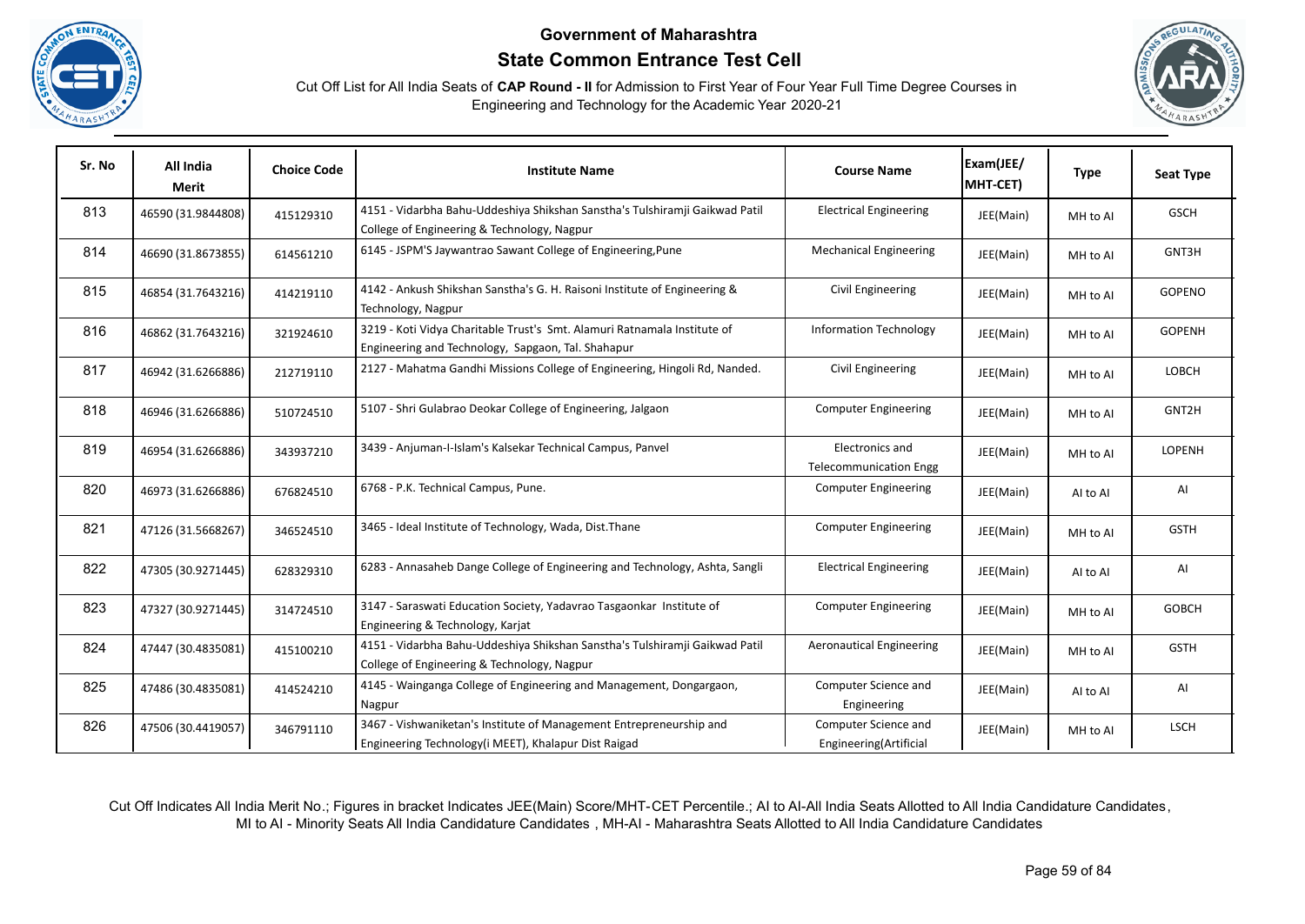## Government of Maharashtra

## State Common Entrance Test Cell

Cut Off List for All India Seats of **CAP Round - II** for Admission to First Year of Four Year Full Time Degree Courses in Engineering and Technology for the Academic Year 2020-21

| Sr. No | All India Merit | Choice Code | Institute Name | Course Name | Exam(JEE/ MHT-CET) | Type | Seat Type |
|---|---|---|---|---|---|---|---|
| 813 | 46590 (31.9844808) | 415129310 | 4151 - Vidarbha Bahu-Uddeshiya Shikshan Sanstha's Tulshiramji Gaikwad Patil College of Engineering & Technology, Nagpur | Electrical Engineering | JEE(Main) | MH to AI | GSCH |
| 814 | 46690 (31.8673855) | 614561210 | 6145 - JSPM'S Jaywantrao Sawant College of Engineering,Pune | Mechanical Engineering | JEE(Main) | MH to AI | GNT3H |
| 815 | 46854 (31.7643216) | 414219110 | 4142 - Ankush Shikshan Sanstha's G. H. Raisoni Institute of Engineering & Technology, Nagpur | Civil Engineering | JEE(Main) | MH to AI | GOPENO |
| 816 | 46862 (31.7643216) | 321924610 | 3219 - Koti Vidya Charitable Trust's Smt. Alamuri Ratnamala Institute of Engineering and Technology, Sapgaon, Tal. Shahapur | Information Technology | JEE(Main) | MH to AI | GOPENH |
| 817 | 46942 (31.6266886) | 212719110 | 2127 - Mahatma Gandhi Missions College of Engineering, Hingoli Rd, Nanded. | Civil Engineering | JEE(Main) | MH to AI | LOBCH |
| 818 | 46946 (31.6266886) | 510724510 | 5107 - Shri Gulabrao Deokar College of Engineering, Jalgaon | Computer Engineering | JEE(Main) | MH to AI | GNT2H |
| 819 | 46954 (31.6266886) | 343937210 | 3439 - Anjuman-I-Islam's Kalsekar Technical Campus, Panvel | Electronics and Telecommunication Engg | JEE(Main) | MH to AI | LOPENH |
| 820 | 46973 (31.6266886) | 676824510 | 6768 - P.K. Technical Campus, Pune. | Computer Engineering | JEE(Main) | AI to AI | AI |
| 821 | 47126 (31.5668267) | 346524510 | 3465 - Ideal Institute of Technology, Wada, Dist.Thane | Computer Engineering | JEE(Main) | MH to AI | GSTH |
| 822 | 47305 (30.9271445) | 628329310 | 6283 - Annasaheb Dange College of Engineering and Technology, Ashta, Sangli | Electrical Engineering | JEE(Main) | AI to AI | AI |
| 823 | 47327 (30.9271445) | 314724510 | 3147 - Saraswati Education Society, Yadavrao Tasgaonkar Institute of Engineering & Technology, Karjat | Computer Engineering | JEE(Main) | MH to AI | GOBCH |
| 824 | 47447 (30.4835081) | 415100210 | 4151 - Vidarbha Bahu-Uddeshiya Shikshan Sanstha's Tulshiramji Gaikwad Patil College of Engineering & Technology, Nagpur | Aeronautical Engineering | JEE(Main) | MH to AI | GSTH |
| 825 | 47486 (30.4835081) | 414524210 | 4145 - Wainganga College of Engineering and Management, Dongargaon, Nagpur | Computer Science and Engineering | JEE(Main) | AI to AI | AI |
| 826 | 47506 (30.4419057) | 346791110 | 3467 - Vishwaniketan's Institute of Management Entrepreneurship and Engineering Technology(i MEET), Khalapur Dist Raigad | Computer Science and Engineering(Artificial | JEE(Main) | MH to AI | LSCH |

Cut Off Indicates All India Merit No.; Figures in bracket Indicates JEE(Main) Score/MHT-CET Percentile.; AI to AI-All India Seats Allotted to All India Candidature Candidates, MI to AI - Minority Seats All India Candidature Candidates , MH-AI - Maharashtra Seats Allotted to All India Candidature Candidates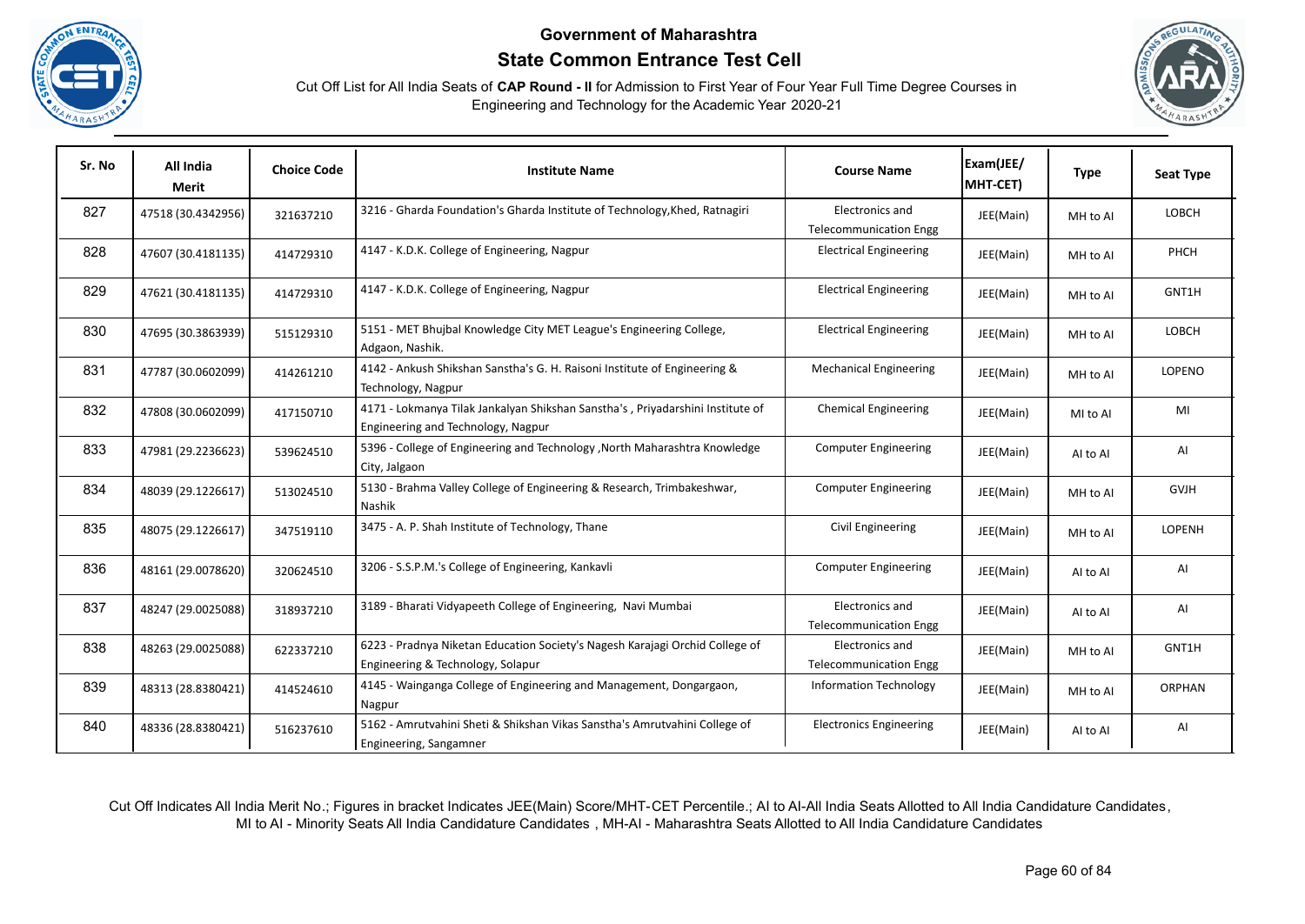# Government of Maharashtra

## State Common Entrance Test Cell

Cut Off List for All India Seats of **CAP Round - II** for Admission to First Year of Four Year Full Time Degree Courses in Engineering and Technology for the Academic Year 2020-21

| Sr. No | All India Merit | Choice Code | Institute Name | Course Name | Exam(JEE/ MHT-CET) | Type | Seat Type |
|---|---|---|---|---|---|---|---|
| 827 | 47518 (30.4342956) | 321637210 | 3216 - Gharda Foundation's Gharda Institute of Technology,Khed, Ratnagiri | Electronics and Telecommunication Engg | JEE(Main) | MH to AI | LOBCH |
| 828 | 47607 (30.4181135) | 414729310 | 4147 - K.D.K. College of Engineering, Nagpur | Electrical Engineering | JEE(Main) | MH to AI | PHCH |
| 829 | 47621 (30.4181135) | 414729310 | 4147 - K.D.K. College of Engineering, Nagpur | Electrical Engineering | JEE(Main) | MH to AI | GNT1H |
| 830 | 47695 (30.3863939) | 515129310 | 5151 - MET Bhujbal Knowledge City MET League's Engineering College, Adgaon, Nashik. | Electrical Engineering | JEE(Main) | MH to AI | LOBCH |
| 831 | 47787 (30.0602099) | 414261210 | 4142 - Ankush Shikshan Sanstha's G. H. Raisoni Institute of Engineering & Technology, Nagpur | Mechanical Engineering | JEE(Main) | MH to AI | LOPENO |
| 832 | 47808 (30.0602099) | 417150710 | 4171 - Lokmanya Tilak Jankalyan Shikshan Sanstha's , Priyadarshini Institute of Engineering and Technology, Nagpur | Chemical Engineering | JEE(Main) | MI to AI | MI |
| 833 | 47981 (29.2236623) | 539624510 | 5396 - College of Engineering and Technology ,North Maharashtra Knowledge City, Jalgaon | Computer Engineering | JEE(Main) | AI to AI | AI |
| 834 | 48039 (29.1226617) | 513024510 | 5130 - Brahma Valley College of Engineering & Research, Trimbakeshwar, Nashik | Computer Engineering | JEE(Main) | MH to AI | GVJH |
| 835 | 48075 (29.1226617) | 347519110 | 3475 - A. P. Shah Institute of Technology, Thane | Civil Engineering | JEE(Main) | MH to AI | LOPENH |
| 836 | 48161 (29.0078620) | 320624510 | 3206 - S.S.P.M.'s College of Engineering, Kankavli | Computer Engineering | JEE(Main) | AI to AI | AI |
| 837 | 48247 (29.0025088) | 318937210 | 3189 - Bharati Vidyapeeth College of Engineering, Navi Mumbai | Electronics and Telecommunication Engg | JEE(Main) | AI to AI | AI |
| 838 | 48263 (29.0025088) | 622337210 | 6223 - Pradnya Niketan Education Society's Nagesh Karajagi Orchid College of Engineering & Technology, Solapur | Electronics and Telecommunication Engg | JEE(Main) | MH to AI | GNT1H |
| 839 | 48313 (28.8380421) | 414524610 | 4145 - Wainganga College of Engineering and Management, Dongargaon, Nagpur | Information Technology | JEE(Main) | MH to AI | ORPHAN |
| 840 | 48336 (28.8380421) | 516237610 | 5162 - Amrutvahini Sheti & Shikshan Vikas Sanstha's Amrutvahini College of Engineering, Sangamner | Electronics Engineering | JEE(Main) | AI to AI | AI |

Cut Off Indicates All India Merit No.; Figures in bracket Indicates JEE(Main) Score/MHT-CET Percentile.; AI to AI-All India Seats Allotted to All India Candidature Candidates, MI to AI - Minority Seats All India Candidature Candidates , MH-AI - Maharashtra Seats Allotted to All India Candidature Candidates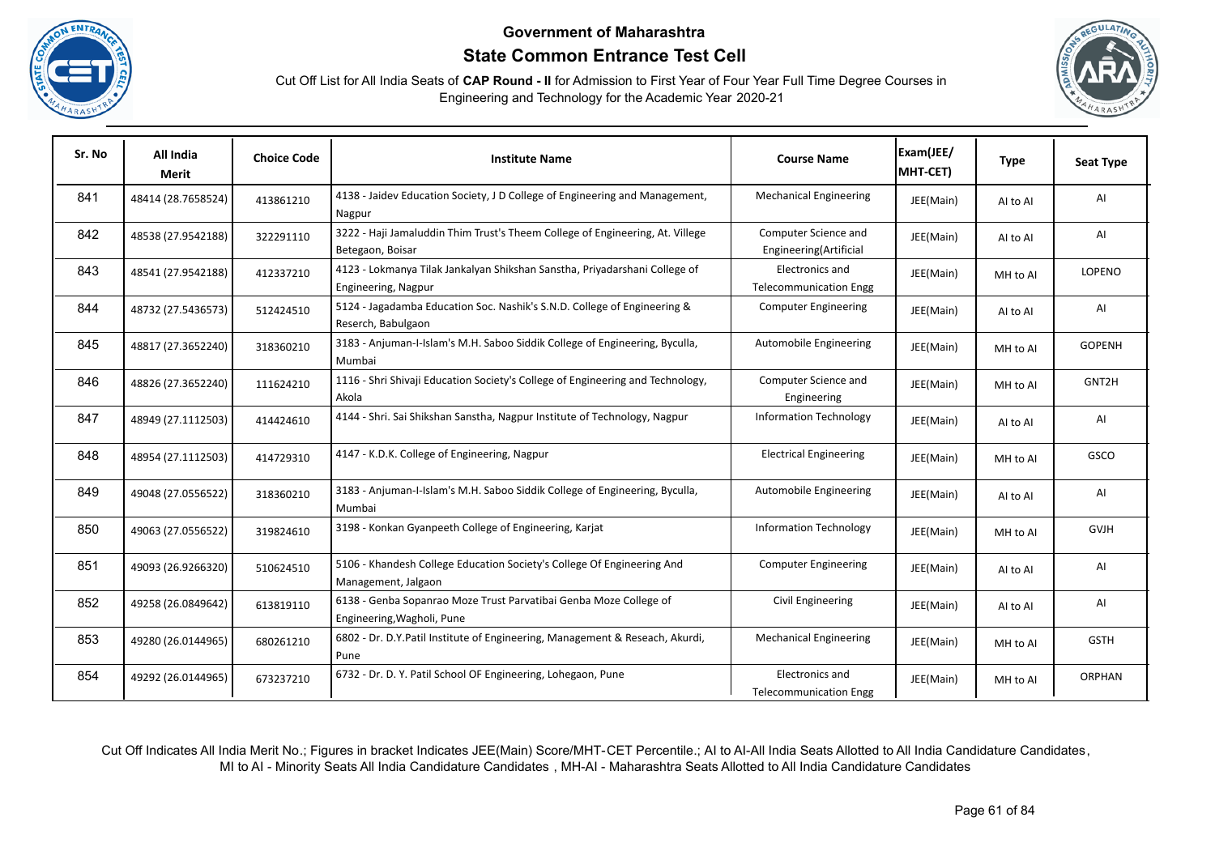**Government of Maharashtra**

**State Common Entrance Test Cell**

Cut Off List for All India Seats of **CAP Round - II** for Admission to First Year of Four Year Full Time Degree Courses in Engineering and Technology for the Academic Year 2020-21

| Sr. No | All India Merit | Choice Code | Institute Name | Course Name | Exam(JEE/ MHT-CET) | Type | Seat Type |
|---|---|---|---|---|---|---|---|
| 841 | 48414 (28.7658524) | 413861210 | 4138 - Jaidev Education Society, J D College of Engineering and Management, Nagpur | Mechanical Engineering | JEE(Main) | AI to AI | AI |
| 842 | 48538 (27.9542188) | 322291110 | 3222 - Haji Jamaluddin Thim Trust's Theem College of Engineering, At. Villege Betegaon, Boisar | Computer Science and Engineering(Artificial | JEE(Main) | AI to AI | AI |
| 843 | 48541 (27.9542188) | 412337210 | 4123 - Lokmanya Tilak Jankalyan Shikshan Sanstha, Priyadarshani College of Engineering, Nagpur | Electronics and Telecommunication Engg | JEE(Main) | MH to AI | LOPENO |
| 844 | 48732 (27.5436573) | 512424510 | 5124 - Jagadamba Education Soc. Nashik's S.N.D. College of Engineering & Reserch, Babulgaon | Computer Engineering | JEE(Main) | AI to AI | AI |
| 845 | 48817 (27.3652240) | 318360210 | 3183 - Anjuman-I-Islam's M.H. Saboo Siddik College of Engineering, Byculla, Mumbai | Automobile Engineering | JEE(Main) | MH to AI | GOPENH |
| 846 | 48826 (27.3652240) | 111624210 | 1116 - Shri Shivaji Education Society's College of Engineering and Technology, Akola | Computer Science and Engineering | JEE(Main) | MH to AI | GNT2H |
| 847 | 48949 (27.1112503) | 414424610 | 4144 - Shri. Sai Shikshan Sanstha, Nagpur Institute of Technology, Nagpur | Information Technology | JEE(Main) | AI to AI | AI |
| 848 | 48954 (27.1112503) | 414729310 | 4147 - K.D.K. College of Engineering, Nagpur | Electrical Engineering | JEE(Main) | MH to AI | GSCO |
| 849 | 49048 (27.0556522) | 318360210 | 3183 - Anjuman-I-Islam's M.H. Saboo Siddik College of Engineering, Byculla, Mumbai | Automobile Engineering | JEE(Main) | AI to AI | AI |
| 850 | 49063 (27.0556522) | 319824610 | 3198 - Konkan Gyanpeeth College of Engineering, Karjat | Information Technology | JEE(Main) | MH to AI | GVJH |
| 851 | 49093 (26.9266320) | 510624510 | 5106 - Khandesh College Education Society's College Of Engineering And Management, Jalgaon | Computer Engineering | JEE(Main) | AI to AI | AI |
| 852 | 49258 (26.0849642) | 613819110 | 6138 - Genba Sopanrao Moze Trust Parvatibai Genba Moze College of Engineering,Wagholi, Pune | Civil Engineering | JEE(Main) | AI to AI | AI |
| 853 | 49280 (26.0144965) | 680261210 | 6802 - Dr. D.Y.Patil Institute of Engineering, Management & Reseach, Akurdi, Pune | Mechanical Engineering | JEE(Main) | MH to AI | GSTH |
| 854 | 49292 (26.0144965) | 673237210 | 6732 - Dr. D. Y. Patil School OF Engineering, Lohegaon, Pune | Electronics and Telecommunication Engg | JEE(Main) | MH to AI | ORPHAN |

Cut Off Indicates All India Merit No.; Figures in bracket Indicates JEE(Main) Score/MHT-CET Percentile.; AI to AI-All India Seats Allotted to All India Candidature Candidates, MI to AI - Minority Seats All India Candidature Candidates , MH-AI - Maharashtra Seats Allotted to All India Candidature Candidates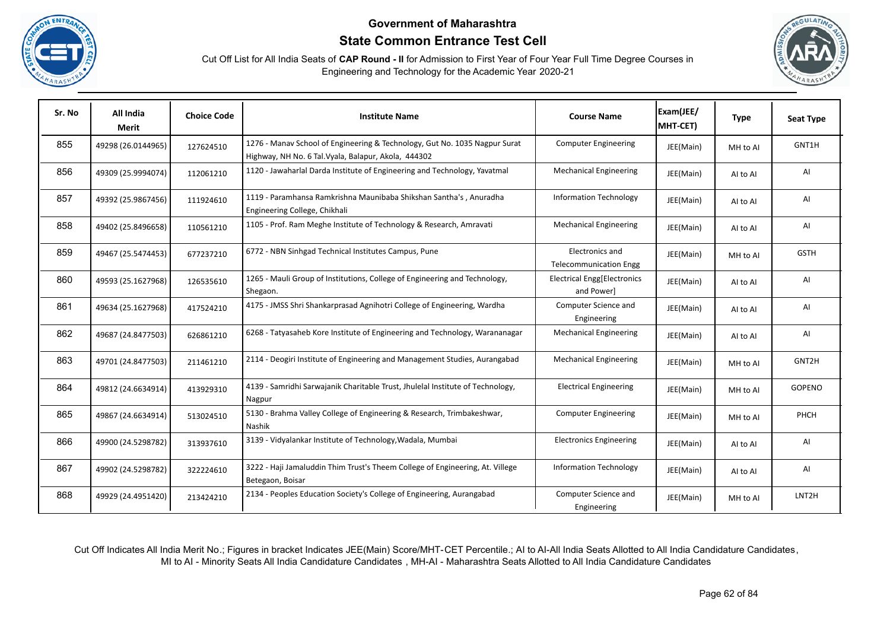**Government of Maharashtra**

**State Common Entrance Test Cell**

Cut Off List for All India Seats of **CAP Round - II** for Admission to First Year of Four Year Full Time Degree Courses in Engineering and Technology for the Academic Year 2020-21

| Sr. No | All India Merit | Choice Code | Institute Name | Course Name | Exam(JEE/ MHT-CET) | Type | Seat Type |
|---|---|---|---|---|---|---|---|
| 855 | 49298 (26.0144965) | 127624510 | 1276 - Manav School of Engineering & Technology, Gut No. 1035 Nagpur Surat Highway, NH No. 6 Tal.Vyala, Balapur, Akola, 444302 | Computer Engineering | JEE(Main) | MH to AI | GNT1H |
| 856 | 49309 (25.9994074) | 112061210 | 1120 - Jawaharlal Darda Institute of Engineering and Technology, Yavatmal | Mechanical Engineering | JEE(Main) | AI to AI | AI |
| 857 | 49392 (25.9867456) | 111924610 | 1119 - Paramhansa Ramkrishna Maunibaba Shikshan Santha's , Anuradha Engineering College, Chikhali | Information Technology | JEE(Main) | AI to AI | AI |
| 858 | 49402 (25.8496658) | 110561210 | 1105 - Prof. Ram Meghe Institute of Technology & Research, Amravati | Mechanical Engineering | JEE(Main) | AI to AI | AI |
| 859 | 49467 (25.5474453) | 677237210 | 6772 - NBN Sinhgad Technical Institutes Campus, Pune | Electronics and Telecommunication Engg | JEE(Main) | MH to AI | GSTH |
| 860 | 49593 (25.1627968) | 126535610 | 1265 - Mauli Group of Institutions, College of Engineering and Technology, Shegaon. | Electrical Engg[Electronics and Power] | JEE(Main) | AI to AI | AI |
| 861 | 49634 (25.1627968) | 417524210 | 4175 - JMSS Shri Shankarprasad Agnihotri College of Engineering, Wardha | Computer Science and Engineering | JEE(Main) | AI to AI | AI |
| 862 | 49687 (24.8477503) | 626861210 | 6268 - Tatyasaheb Kore Institute of Engineering and Technology, Warananagar | Mechanical Engineering | JEE(Main) | AI to AI | AI |
| 863 | 49701 (24.8477503) | 211461210 | 2114 - Deogiri Institute of Engineering and Management Studies, Aurangabad | Mechanical Engineering | JEE(Main) | MH to AI | GNT2H |
| 864 | 49812 (24.6634914) | 413929310 | 4139 - Samridhi Sarwajanik Charitable Trust, Jhulelal Institute of Technology, Nagpur | Electrical Engineering | JEE(Main) | MH to AI | GOPENO |
| 865 | 49867 (24.6634914) | 513024510 | 5130 - Brahma Valley College of Engineering & Research, Trimbakeshwar, Nashik | Computer Engineering | JEE(Main) | MH to AI | PHCH |
| 866 | 49900 (24.5298782) | 313937610 | 3139 - Vidyalankar Institute of Technology,Wadala, Mumbai | Electronics Engineering | JEE(Main) | AI to AI | AI |
| 867 | 49902 (24.5298782) | 322224610 | 3222 - Haji Jamaluddin Thim Trust's Theem College of Engineering, At. Villege Betegaon, Boisar | Information Technology | JEE(Main) | AI to AI | AI |
| 868 | 49929 (24.4951420) | 213424210 | 2134 - Peoples Education Society's College of Engineering, Aurangabad | Computer Science and Engineering | JEE(Main) | MH to AI | LNT2H |

Cut Off Indicates All India Merit No.; Figures in bracket Indicates JEE(Main) Score/MHT-CET Percentile.; AI to AI-All India Seats Allotted to All India Candidature Candidates, MI to AI - Minority Seats All India Candidature Candidates , MH-AI - Maharashtra Seats Allotted to All India Candidature Candidates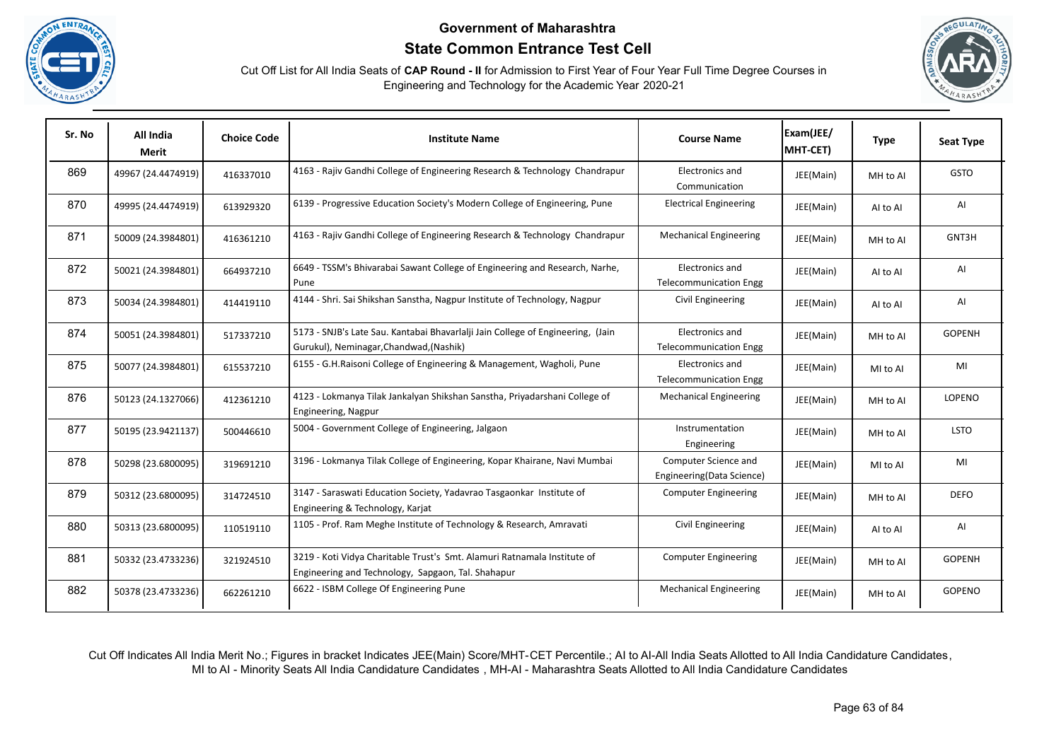# Government of Maharashtra

## State Common Entrance Test Cell

Cut Off List for All India Seats of **CAP Round - II** for Admission to First Year of Four Year Full Time Degree Courses in Engineering and Technology for the Academic Year 2020-21

| Sr. No | All India Merit | Choice Code | Institute Name | Course Name | Exam(JEE/ MHT-CET) | Type | Seat Type |
|---|---|---|---|---|---|---|---|
| 869 | 49967 (24.4474919) | 416337010 | 4163 - Rajiv Gandhi College of Engineering Research & Technology Chandrapur | Electronics and Communication | JEE(Main) | MH to AI | GSTO |
| 870 | 49995 (24.4474919) | 613929320 | 6139 - Progressive Education Society's Modern College of Engineering, Pune | Electrical Engineering | JEE(Main) | AI to AI | AI |
| 871 | 50009 (24.3984801) | 416361210 | 4163 - Rajiv Gandhi College of Engineering Research & Technology Chandrapur | Mechanical Engineering | JEE(Main) | MH to AI | GNT3H |
| 872 | 50021 (24.3984801) | 664937210 | 6649 - TSSM's Bhivarabai Sawant College of Engineering and Research, Narhe, Pune | Electronics and Telecommunication Engg | JEE(Main) | AI to AI | AI |
| 873 | 50034 (24.3984801) | 414419110 | 4144 - Shri. Sai Shikshan Sanstha, Nagpur Institute of Technology, Nagpur | Civil Engineering | JEE(Main) | AI to AI | AI |
| 874 | 50051 (24.3984801) | 517337210 | 5173 - SNJB's Late Sau. Kantabai Bhavarlalji Jain College of Engineering, (Jain Gurukul), Neminagar,Chandwad,(Nashik) | Electronics and Telecommunication Engg | JEE(Main) | MH to AI | GOPENH |
| 875 | 50077 (24.3984801) | 615537210 | 6155 - G.H.Raisoni College of Engineering & Management, Wagholi, Pune | Electronics and Telecommunication Engg | JEE(Main) | MI to AI | MI |
| 876 | 50123 (24.1327066) | 412361210 | 4123 - Lokmanya Tilak Jankalyan Shikshan Sanstha, Priyadarshani College of Engineering, Nagpur | Mechanical Engineering | JEE(Main) | MH to AI | LOPENO |
| 877 | 50195 (23.9421137) | 500446610 | 5004 - Government College of Engineering, Jalgaon | Instrumentation Engineering | JEE(Main) | MH to AI | LSTO |
| 878 | 50298 (23.6800095) | 319691210 | 3196 - Lokmanya Tilak College of Engineering, Kopar Khairane, Navi Mumbai | Computer Science and Engineering(Data Science) | JEE(Main) | MI to AI | MI |
| 879 | 50312 (23.6800095) | 314724510 | 3147 - Saraswati Education Society, Yadavrao Tasgaonkar Institute of Engineering & Technology, Karjat | Computer Engineering | JEE(Main) | MH to AI | DEFO |
| 880 | 50313 (23.6800095) | 110519110 | 1105 - Prof. Ram Meghe Institute of Technology & Research, Amravati | Civil Engineering | JEE(Main) | AI to AI | AI |
| 881 | 50332 (23.4733236) | 321924510 | 3219 - Koti Vidya Charitable Trust's Smt. Alamuri Ratnamala Institute of Engineering and Technology, Sapgaon, Tal. Shahapur | Computer Engineering | JEE(Main) | MH to AI | GOPENH |
| 882 | 50378 (23.4733236) | 662261210 | 6622 - ISBM College Of Engineering Pune | Mechanical Engineering | JEE(Main) | MH to AI | GOPENO |

Cut Off Indicates All India Merit No.; Figures in bracket Indicates JEE(Main) Score/MHT-CET Percentile.; AI to AI-All India Seats Allotted to All India Candidature Candidates, MI to AI - Minority Seats All India Candidature Candidates , MH-AI - Maharashtra Seats Allotted to All India Candidature Candidates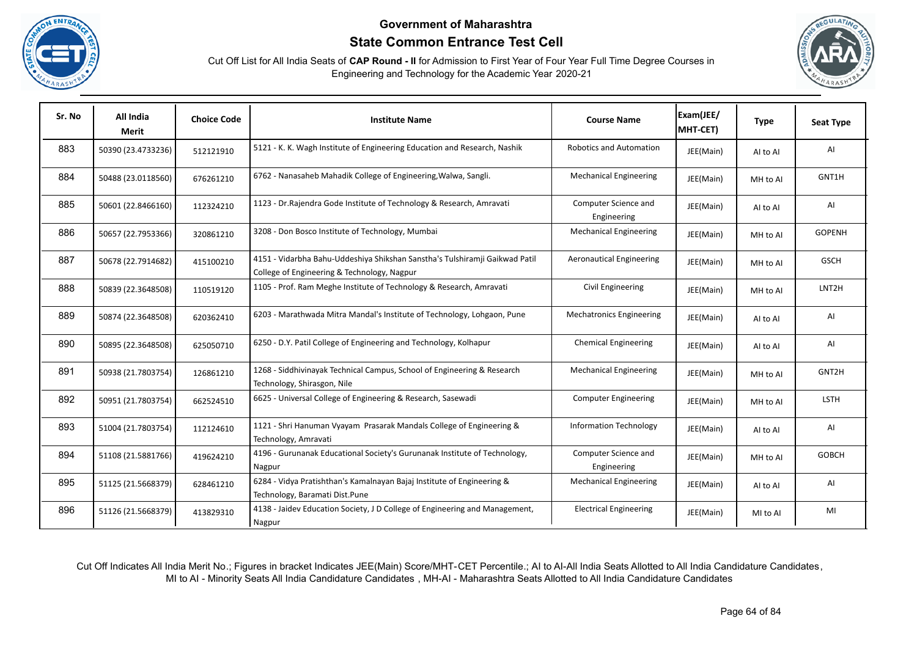**Government of Maharashtra**

**State Common Entrance Test Cell**

Cut Off List for All India Seats of **CAP Round - II** for Admission to First Year of Four Year Full Time Degree Courses in Engineering and Technology for the Academic Year 2020-21

| Sr. No | All India Merit | Choice Code | Institute Name | Course Name | Exam(JEE/ MHT-CET) | Type | Seat Type |
|---|---|---|---|---|---|---|---|
| 883 | 50390 (23.4733236) | 512121910 | 5121 - K. K. Wagh Institute of Engineering Education and Research, Nashik | Robotics and Automation | JEE(Main) | AI to AI | AI |
| 884 | 50488 (23.0118560) | 676261210 | 6762 - Nanasaheb Mahadik College of Engineering,Walwa, Sangli. | Mechanical Engineering | JEE(Main) | MH to AI | GNT1H |
| 885 | 50601 (22.8466160) | 112324210 | 1123 - Dr.Rajendra Gode Institute of Technology & Research, Amravati | Computer Science and Engineering | JEE(Main) | AI to AI | AI |
| 886 | 50657 (22.7953366) | 320861210 | 3208 - Don Bosco Institute of Technology, Mumbai | Mechanical Engineering | JEE(Main) | MH to AI | GOPENH |
| 887 | 50678 (22.7914682) | 415100210 | 4151 - Vidarbha Bahu-Uddeshiya Shikshan Sanstha's Tulshiramji Gaikwad Patil College of Engineering & Technology, Nagpur | Aeronautical Engineering | JEE(Main) | MH to AI | GSCH |
| 888 | 50839 (22.3648508) | 110519120 | 1105 - Prof. Ram Meghe Institute of Technology & Research, Amravati | Civil Engineering | JEE(Main) | MH to AI | LNT2H |
| 889 | 50874 (22.3648508) | 620362410 | 6203 - Marathwada Mitra Mandal's Institute of Technology, Lohgaon, Pune | Mechatronics Engineering | JEE(Main) | AI to AI | AI |
| 890 | 50895 (22.3648508) | 625050710 | 6250 - D.Y. Patil College of Engineering and Technology, Kolhapur | Chemical Engineering | JEE(Main) | AI to AI | AI |
| 891 | 50938 (21.7803754) | 126861210 | 1268 - Siddhivinayak Technical Campus, School of Engineering & Research Technology, Shirasgon, Nile | Mechanical Engineering | JEE(Main) | MH to AI | GNT2H |
| 892 | 50951 (21.7803754) | 662524510 | 6625 - Universal College of Engineering & Research, Sasewadi | Computer Engineering | JEE(Main) | MH to AI | LSTH |
| 893 | 51004 (21.7803754) | 112124610 | 1121 - Shri Hanuman Vyayam Prasarak Mandals College of Engineering & Technology, Amravati | Information Technology | JEE(Main) | AI to AI | AI |
| 894 | 51108 (21.5881766) | 419624210 | 4196 - Gurunanak Educational Society's Gurunanak Institute of Technology, Nagpur | Computer Science and Engineering | JEE(Main) | MH to AI | GOBCH |
| 895 | 51125 (21.5668379) | 628461210 | 6284 - Vidya Pratishthan's Kamalnayan Bajaj Institute of Engineering & Technology, Baramati Dist.Pune | Mechanical Engineering | JEE(Main) | AI to AI | AI |
| 896 | 51126 (21.5668379) | 413829310 | 4138 - Jaidev Education Society, J D College of Engineering and Management, Nagpur | Electrical Engineering | JEE(Main) | MI to AI | MI |

Cut Off Indicates All India Merit No.; Figures in bracket Indicates JEE(Main) Score/MHT-CET Percentile.; AI to AI-All India Seats Allotted to All India Candidature Candidates, MI to AI - Minority Seats All India Candidature Candidates , MH-AI - Maharashtra Seats Allotted to All India Candidature Candidates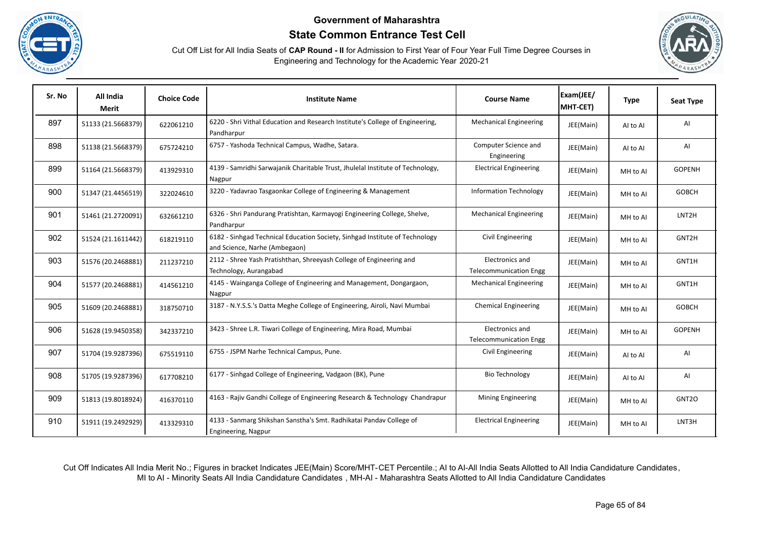# Government of Maharashtra

## State Common Entrance Test Cell

Cut Off List for All India Seats of **CAP Round - II** for Admission to First Year of Four Year Full Time Degree Courses in Engineering and Technology for the Academic Year 2020-21

| Sr. No | All India Merit | Choice Code | Institute Name | Course Name | Exam(JEE/ MHT-CET) | Type | Seat Type |
|---|---|---|---|---|---|---|---|
| 897 | 51133 (21.5668379) | 622061210 | 6220 - Shri Vithal Education and Research Institute's College of Engineering, Pandharpur | Mechanical Engineering | JEE(Main) | AI to AI | AI |
| 898 | 51138 (21.5668379) | 675724210 | 6757 - Yashoda Technical Campus, Wadhe, Satara. | Computer Science and Engineering | JEE(Main) | AI to AI | AI |
| 899 | 51164 (21.5668379) | 413929310 | 4139 - Samridhi Sarwajanik Charitable Trust, Jhulelal Institute of Technology, Nagpur | Electrical Engineering | JEE(Main) | MH to AI | GOPENH |
| 900 | 51347 (21.4456519) | 322024610 | 3220 - Yadavrao Tasgaonkar College of Engineering & Management | Information Technology | JEE(Main) | MH to AI | GOBCH |
| 901 | 51461 (21.2720091) | 632661210 | 6326 - Shri Pandurang Pratishtan, Karmayogi Engineering College, Shelve, Pandharpur | Mechanical Engineering | JEE(Main) | MH to AI | LNT2H |
| 902 | 51524 (21.1611442) | 618219110 | 6182 - Sinhgad Technical Education Society, Sinhgad Institute of Technology and Science, Narhe (Ambegaon) | Civil Engineering | JEE(Main) | MH to AI | GNT2H |
| 903 | 51576 (20.2468881) | 211237210 | 2112 - Shree Yash Pratishthan, Shreeyash College of Engineering and Technology, Aurangabad | Electronics and Telecommunication Engg | JEE(Main) | MH to AI | GNT1H |
| 904 | 51577 (20.2468881) | 414561210 | 4145 - Wainganga College of Engineering and Management, Dongargaon, Nagpur | Mechanical Engineering | JEE(Main) | MH to AI | GNT1H |
| 905 | 51609 (20.2468881) | 318750710 | 3187 - N.Y.S.S.'s Datta Meghe College of Engineering, Airoli, Navi Mumbai | Chemical Engineering | JEE(Main) | MH to AI | GOBCH |
| 906 | 51628 (19.9450358) | 342337210 | 3423 - Shree L.R. Tiwari College of Engineering, Mira Road, Mumbai | Electronics and Telecommunication Engg | JEE(Main) | MH to AI | GOPENH |
| 907 | 51704 (19.9287396) | 675519110 | 6755 - JSPM Narhe Technical Campus, Pune. | Civil Engineering | JEE(Main) | AI to AI | AI |
| 908 | 51705 (19.9287396) | 617708210 | 6177 - Sinhgad College of Engineering, Vadgaon (BK), Pune | Bio Technology | JEE(Main) | AI to AI | AI |
| 909 | 51813 (19.8018924) | 416370110 | 4163 - Rajiv Gandhi College of Engineering Research & Technology Chandrapur | Mining Engineering | JEE(Main) | MH to AI | GNT2O |
| 910 | 51911 (19.2492929) | 413329310 | 4133 - Sanmarg Shikshan Sanstha's Smt. Radhikatai Pandav College of Engineering, Nagpur | Electrical Engineering | JEE(Main) | MH to AI | LNT3H |

Cut Off Indicates All India Merit No.; Figures in bracket Indicates JEE(Main) Score/MHT-CET Percentile.; AI to AI-All India Seats Allotted to All India Candidature Candidates, MI to AI - Minority Seats All India Candidature Candidates , MH-AI - Maharashtra Seats Allotted to All India Candidature Candidates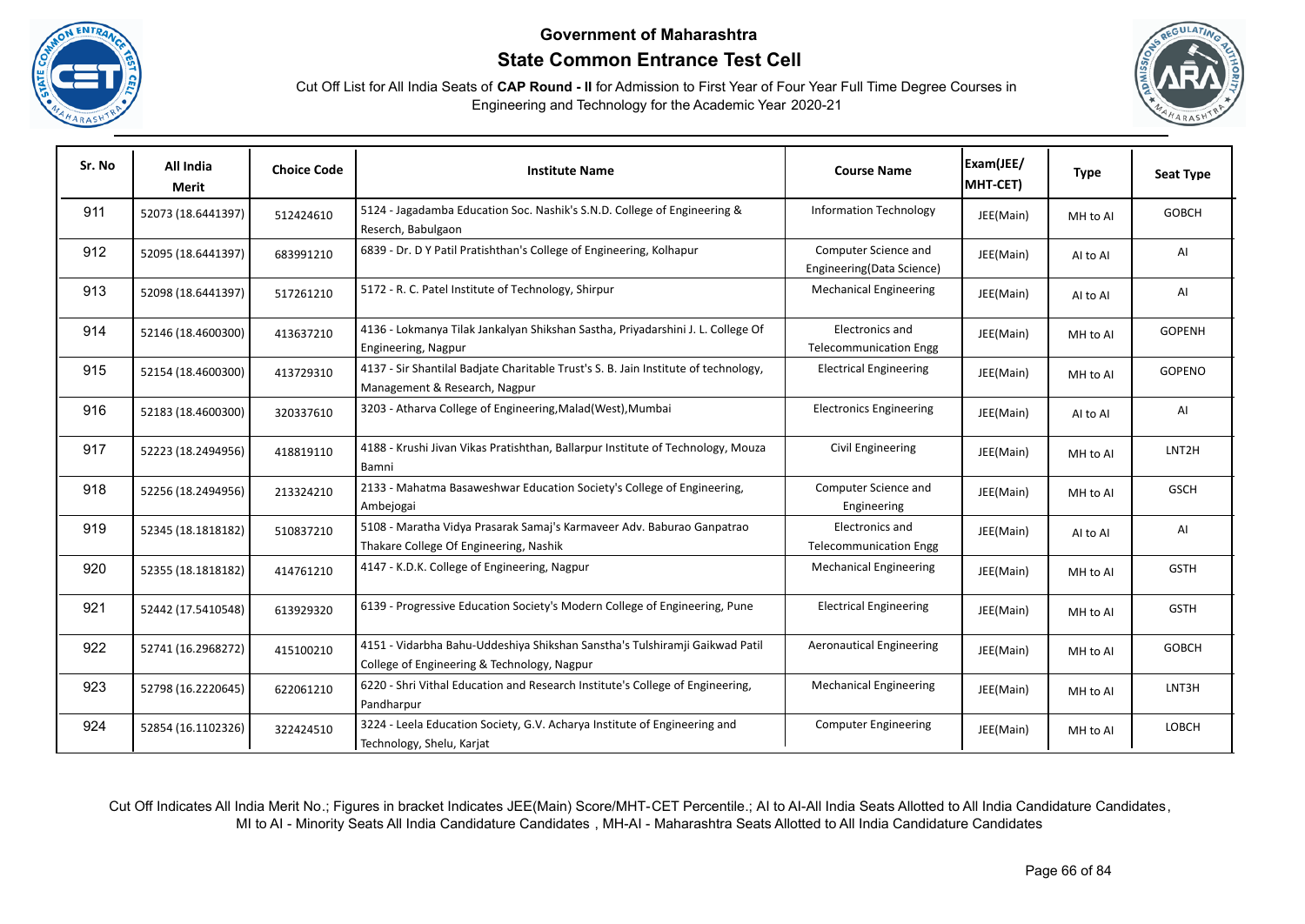# Government of Maharashtra

## State Common Entrance Test Cell

Cut Off List for All India Seats of **CAP Round - II** for Admission to First Year of Four Year Full Time Degree Courses in Engineering and Technology for the Academic Year 2020-21

| Sr. No | All India Merit | Choice Code | Institute Name | Course Name | Exam(JEE/ MHT-CET) | Type | Seat Type |
|---|---|---|---|---|---|---|---|
| 911 | 52073 (18.6441397) | 512424610 | 5124 - Jagadamba Education Soc. Nashik's S.N.D. College of Engineering & Reserch, Babulgaon | Information Technology | JEE(Main) | MH to AI | GOBCH |
| 912 | 52095 (18.6441397) | 683991210 | 6839 - Dr. D Y Patil Pratishthan's College of Engineering, Kolhapur | Computer Science and Engineering(Data Science) | JEE(Main) | AI to AI | AI |
| 913 | 52098 (18.6441397) | 517261210 | 5172 - R. C. Patel Institute of Technology, Shirpur | Mechanical Engineering | JEE(Main) | AI to AI | AI |
| 914 | 52146 (18.4600300) | 413637210 | 4136 - Lokmanya Tilak Jankalyan Shikshan Sastha, Priyadarshini J. L. College Of Engineering, Nagpur | Electronics and Telecommunication Engg | JEE(Main) | MH to AI | GOPENH |
| 915 | 52154 (18.4600300) | 413729310 | 4137 - Sir Shantilal Badjate Charitable Trust's S. B. Jain Institute of technology, Management & Research, Nagpur | Electrical Engineering | JEE(Main) | MH to AI | GOPENO |
| 916 | 52183 (18.4600300) | 320337610 | 3203 - Atharva College of Engineering,Malad(West),Mumbai | Electronics Engineering | JEE(Main) | AI to AI | AI |
| 917 | 52223 (18.2494956) | 418819110 | 4188 - Krushi Jivan Vikas Pratishthan, Ballarpur Institute of Technology, Mouza Bamni | Civil Engineering | JEE(Main) | MH to AI | LNT2H |
| 918 | 52256 (18.2494956) | 213324210 | 2133 - Mahatma Basaweshwar Education Society's College of Engineering, Ambejogai | Computer Science and Engineering | JEE(Main) | MH to AI | GSCH |
| 919 | 52345 (18.1818182) | 510837210 | 5108 - Maratha Vidya Prasarak Samaj's Karmaveer Adv. Baburao Ganpatrao Thakare College Of Engineering, Nashik | Electronics and Telecommunication Engg | JEE(Main) | AI to AI | AI |
| 920 | 52355 (18.1818182) | 414761210 | 4147 - K.D.K. College of Engineering, Nagpur | Mechanical Engineering | JEE(Main) | MH to AI | GSTH |
| 921 | 52442 (17.5410548) | 613929320 | 6139 - Progressive Education Society's Modern College of Engineering, Pune | Electrical Engineering | JEE(Main) | MH to AI | GSTH |
| 922 | 52741 (16.2968272) | 415100210 | 4151 - Vidarbha Bahu-Uddeshiya Shikshan Sanstha's Tulshiramji Gaikwad Patil College of Engineering & Technology, Nagpur | Aeronautical Engineering | JEE(Main) | MH to AI | GOBCH |
| 923 | 52798 (16.2220645) | 622061210 | 6220 - Shri Vithal Education and Research Institute's College of Engineering, Pandharpur | Mechanical Engineering | JEE(Main) | MH to AI | LNT3H |
| 924 | 52854 (16.1102326) | 322424510 | 3224 - Leela Education Society, G.V. Acharya Institute of Engineering and Technology, Shelu, Karjat | Computer Engineering | JEE(Main) | MH to AI | LOBCH |

Cut Off Indicates All India Merit No.; Figures in bracket Indicates JEE(Main) Score/MHT-CET Percentile.; AI to AI-All India Seats Allotted to All India Candidature Candidates, MI to AI - Minority Seats All India Candidature Candidates , MH-AI - Maharashtra Seats Allotted to All India Candidature Candidates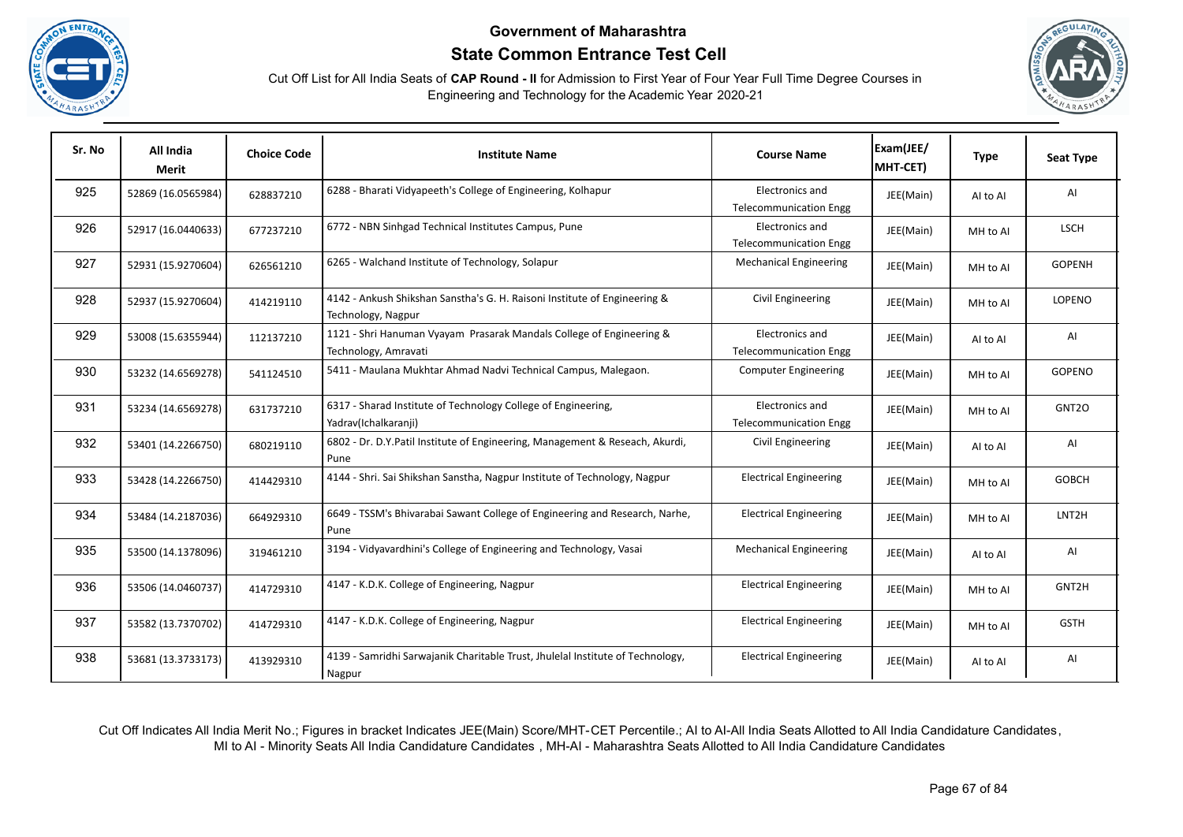# Government of Maharashtra

## State Common Entrance Test Cell

Cut Off List for All India Seats of **CAP Round - II** for Admission to First Year of Four Year Full Time Degree Courses in Engineering and Technology for the Academic Year 2020-21

| Sr. No | All India Merit | Choice Code | Institute Name | Course Name | Exam(JEE/ MHT-CET) | Type | Seat Type |
|---|---|---|---|---|---|---|---|
| 925 | 52869 (16.0565984) | 628837210 | 6288 - Bharati Vidyapeeth's College of Engineering, Kolhapur | Electronics and Telecommunication Engg | JEE(Main) | AI to AI | AI |
| 926 | 52917 (16.0440633) | 677237210 | 6772 - NBN Sinhgad Technical Institutes Campus, Pune | Electronics and Telecommunication Engg | JEE(Main) | MH to AI | LSCH |
| 927 | 52931 (15.9270604) | 626561210 | 6265 - Walchand Institute of Technology, Solapur | Mechanical Engineering | JEE(Main) | MH to AI | GOPENH |
| 928 | 52937 (15.9270604) | 414219110 | 4142 - Ankush Shikshan Sanstha's G. H. Raisoni Institute of Engineering & Technology, Nagpur | Civil Engineering | JEE(Main) | MH to AI | LOPENO |
| 929 | 53008 (15.6355944) | 112137210 | 1121 - Shri Hanuman Vyayam Prasarak Mandals College of Engineering & Technology, Amravati | Electronics and Telecommunication Engg | JEE(Main) | AI to AI | AI |
| 930 | 53232 (14.6569278) | 541124510 | 5411 - Maulana Mukhtar Ahmad Nadvi Technical Campus, Malegaon. | Computer Engineering | JEE(Main) | MH to AI | GOPENO |
| 931 | 53234 (14.6569278) | 631737210 | 6317 - Sharad Institute of Technology College of Engineering, Yadrav(Ichalkaranji) | Electronics and Telecommunication Engg | JEE(Main) | MH to AI | GNT2O |
| 932 | 53401 (14.2266750) | 680219110 | 6802 - Dr. D.Y.Patil Institute of Engineering, Management & Reseach, Akurdi, Pune | Civil Engineering | JEE(Main) | AI to AI | AI |
| 933 | 53428 (14.2266750) | 414429310 | 4144 - Shri. Sai Shikshan Sanstha, Nagpur Institute of Technology, Nagpur | Electrical Engineering | JEE(Main) | MH to AI | GOBCH |
| 934 | 53484 (14.2187036) | 664929310 | 6649 - TSSM's Bhivarabai Sawant College of Engineering and Research, Narhe, Pune | Electrical Engineering | JEE(Main) | MH to AI | LNT2H |
| 935 | 53500 (14.1378096) | 319461210 | 3194 - Vidyavardhini's College of Engineering and Technology, Vasai | Mechanical Engineering | JEE(Main) | AI to AI | AI |
| 936 | 53506 (14.0460737) | 414729310 | 4147 - K.D.K. College of Engineering, Nagpur | Electrical Engineering | JEE(Main) | MH to AI | GNT2H |
| 937 | 53582 (13.7370702) | 414729310 | 4147 - K.D.K. College of Engineering, Nagpur | Electrical Engineering | JEE(Main) | MH to AI | GSTH |
| 938 | 53681 (13.3733173) | 413929310 | 4139 - Samridhi Sarwajanik Charitable Trust, Jhulelal Institute of Technology, Nagpur | Electrical Engineering | JEE(Main) | AI to AI | AI |

Cut Off Indicates All India Merit No.; Figures in bracket Indicates JEE(Main) Score/MHT-CET Percentile.; AI to AI-All India Seats Allotted to All India Candidature Candidates, MI to AI - Minority Seats All India Candidature Candidates , MH-AI - Maharashtra Seats Allotted to All India Candidature Candidates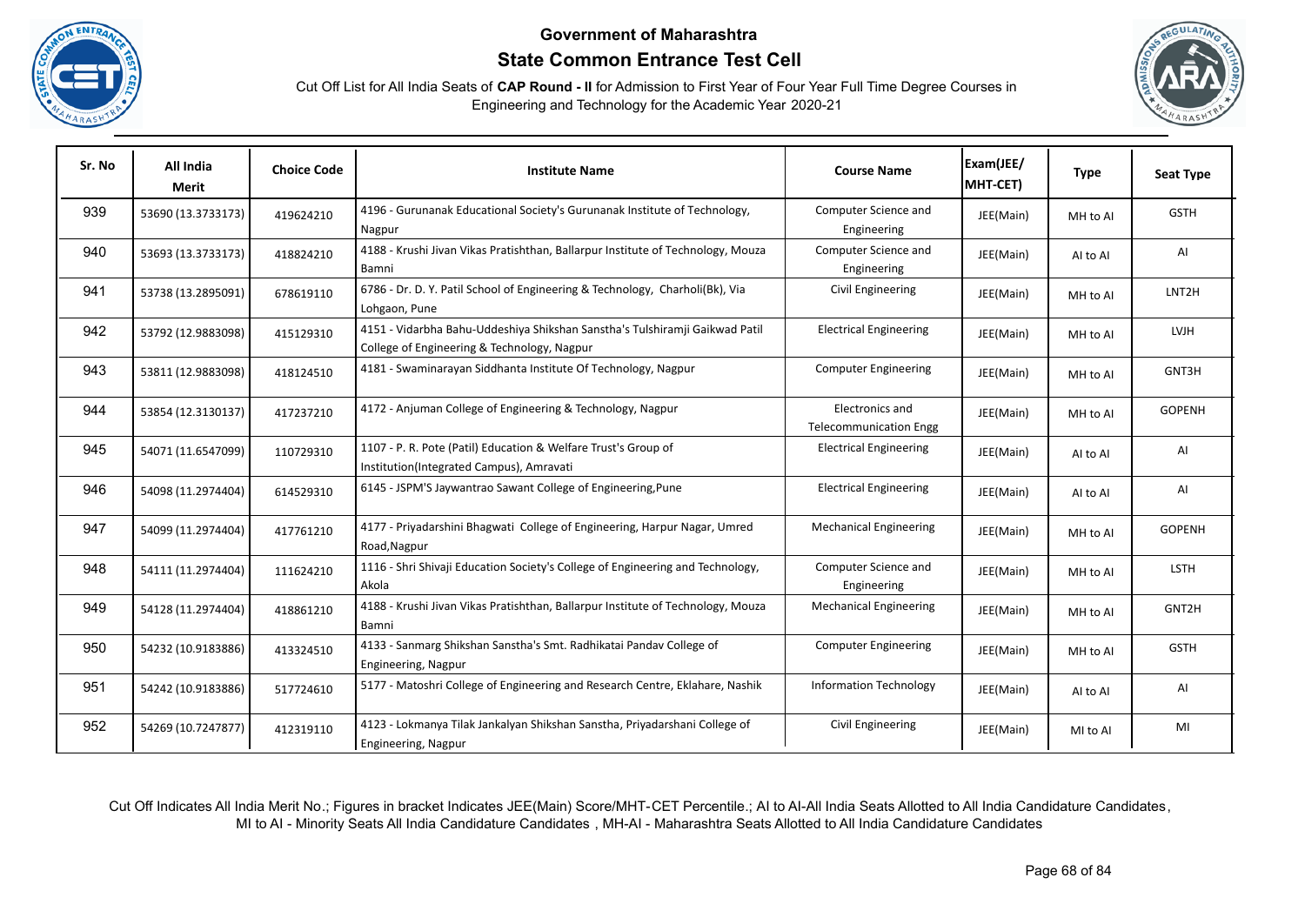# Government of Maharashtra

## State Common Entrance Test Cell

Cut Off List for All India Seats of **CAP Round - II** for Admission to First Year of Four Year Full Time Degree Courses in Engineering and Technology for the Academic Year 2020-21

| Sr. No | All India Merit | Choice Code | Institute Name | Course Name | Exam(JEE/ MHT-CET) | Type | Seat Type |
|---|---|---|---|---|---|---|---|
| 939 | 53690 (13.3733173) | 419624210 | 4196 - Gurunanak Educational Society's Gurunanak Institute of Technology, Nagpur | Computer Science and Engineering | JEE(Main) | MH to AI | GSTH |
| 940 | 53693 (13.3733173) | 418824210 | 4188 - Krushi Jivan Vikas Pratishthan, Ballarpur Institute of Technology, Mouza Bamni | Computer Science and Engineering | JEE(Main) | AI to AI | AI |
| 941 | 53738 (13.2895091) | 678619110 | 6786 - Dr. D. Y. Patil School of Engineering & Technology, Charholi(Bk), Via Lohgaon, Pune | Civil Engineering | JEE(Main) | MH to AI | LNT2H |
| 942 | 53792 (12.9883098) | 415129310 | 4151 - Vidarbha Bahu-Uddeshiya Shikshan Sanstha's Tulshiramji Gaikwad Patil College of Engineering & Technology, Nagpur | Electrical Engineering | JEE(Main) | MH to AI | LVJH |
| 943 | 53811 (12.9883098) | 418124510 | 4181 - Swaminarayan Siddhanta Institute Of Technology, Nagpur | Computer Engineering | JEE(Main) | MH to AI | GNT3H |
| 944 | 53854 (12.3130137) | 417237210 | 4172 - Anjuman College of Engineering & Technology, Nagpur | Electronics and Telecommunication Engg | JEE(Main) | MH to AI | GOPENH |
| 945 | 54071 (11.6547099) | 110729310 | 1107 - P. R. Pote (Patil) Education & Welfare Trust's Group of Institution(Integrated Campus), Amravati | Electrical Engineering | JEE(Main) | AI to AI | AI |
| 946 | 54098 (11.2974404) | 614529310 | 6145 - JSPM'S Jaywantrao Sawant College of Engineering,Pune | Electrical Engineering | JEE(Main) | AI to AI | AI |
| 947 | 54099 (11.2974404) | 417761210 | 4177 - Priyadarshini Bhagwati College of Engineering, Harpur Nagar, Umred Road,Nagpur | Mechanical Engineering | JEE(Main) | MH to AI | GOPENH |
| 948 | 54111 (11.2974404) | 111624210 | 1116 - Shri Shivaji Education Society's College of Engineering and Technology, Akola | Computer Science and Engineering | JEE(Main) | MH to AI | LSTH |
| 949 | 54128 (11.2974404) | 418861210 | 4188 - Krushi Jivan Vikas Pratishthan, Ballarpur Institute of Technology, Mouza Bamni | Mechanical Engineering | JEE(Main) | MH to AI | GNT2H |
| 950 | 54232 (10.9183886) | 413324510 | 4133 - Sanmarg Shikshan Sanstha's Smt. Radhikatai Pandav College of Engineering, Nagpur | Computer Engineering | JEE(Main) | MH to AI | GSTH |
| 951 | 54242 (10.9183886) | 517724610 | 5177 - Matoshri College of Engineering and Research Centre, Eklahare, Nashik | Information Technology | JEE(Main) | AI to AI | AI |
| 952 | 54269 (10.7247877) | 412319110 | 4123 - Lokmanya Tilak Jankalyan Shikshan Sanstha, Priyadarshani College of Engineering, Nagpur | Civil Engineering | JEE(Main) | MI to AI | MI |

Cut Off Indicates All India Merit No.; Figures in bracket Indicates JEE(Main) Score/MHT-CET Percentile.; AI to AI-All India Seats Allotted to All India Candidature Candidates, MI to AI - Minority Seats All India Candidature Candidates , MH-AI - Maharashtra Seats Allotted to All India Candidature Candidates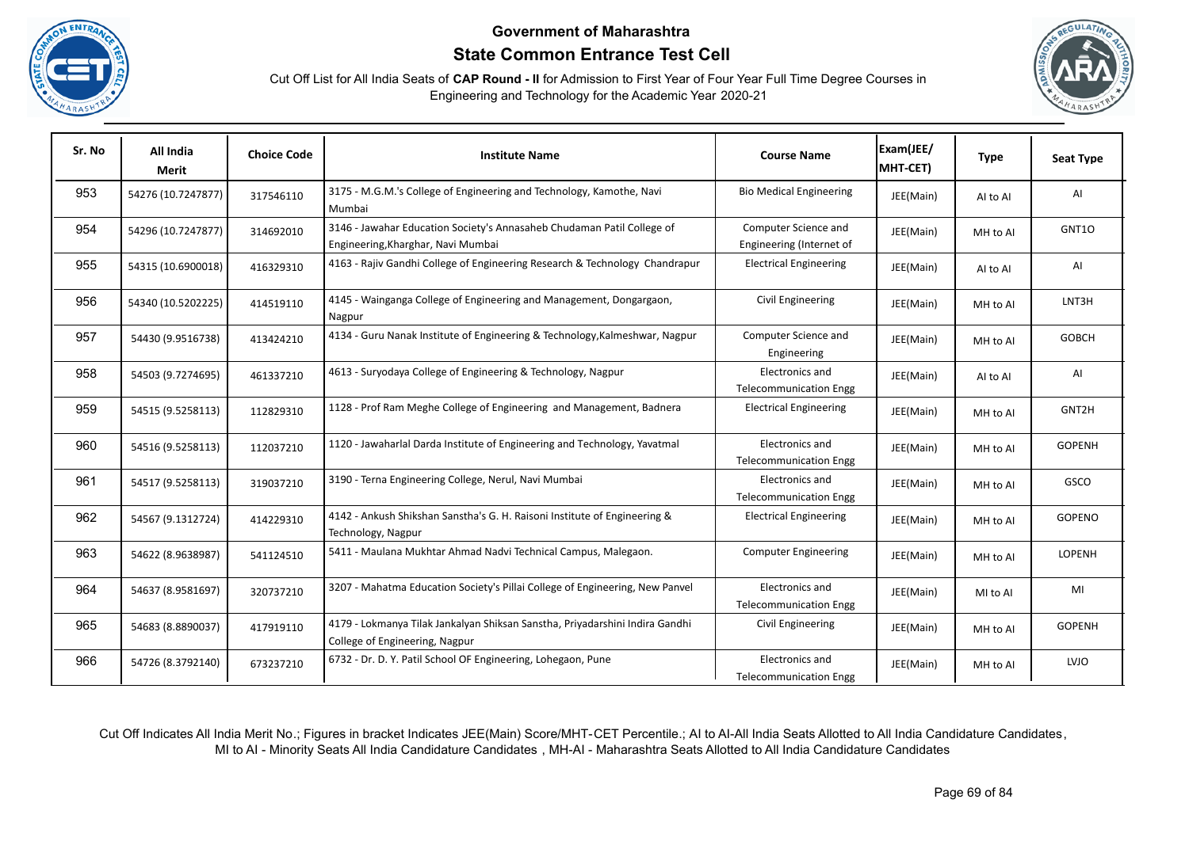# Government of Maharashtra

## State Common Entrance Test Cell

Cut Off List for All India Seats of **CAP Round - II** for Admission to First Year of Four Year Full Time Degree Courses in Engineering and Technology for the Academic Year 2020-21

| Sr. No | All India Merit | Choice Code | Institute Name | Course Name | Exam(JEE/ MHT-CET) | Type | Seat Type |
|---|---|---|---|---|---|---|---|
| 953 | 54276 (10.7247877) | 317546110 | 3175 - M.G.M.'s College of Engineering and Technology, Kamothe, Navi Mumbai | Bio Medical Engineering | JEE(Main) | AI to AI | AI |
| 954 | 54296 (10.7247877) | 314692010 | 3146 - Jawahar Education Society's Annasaheb Chudaman Patil College of Engineering,Kharghar, Navi Mumbai | Computer Science and Engineering (Internet of | JEE(Main) | MH to AI | GNT1O |
| 955 | 54315 (10.6900018) | 416329310 | 4163 - Rajiv Gandhi College of Engineering Research & Technology Chandrapur | Electrical Engineering | JEE(Main) | AI to AI | AI |
| 956 | 54340 (10.5202225) | 414519110 | 4145 - Wainganga College of Engineering and Management, Dongargaon, Nagpur | Civil Engineering | JEE(Main) | MH to AI | LNT3H |
| 957 | 54430 (9.9516738) | 413424210 | 4134 - Guru Nanak Institute of Engineering & Technology,Kalmeshwar, Nagpur | Computer Science and Engineering | JEE(Main) | MH to AI | GOBCH |
| 958 | 54503 (9.7274695) | 461337210 | 4613 - Suryodaya College of Engineering & Technology, Nagpur | Electronics and Telecommunication Engg | JEE(Main) | AI to AI | AI |
| 959 | 54515 (9.5258113) | 112829310 | 1128 - Prof Ram Meghe College of Engineering and Management, Badnera | Electrical Engineering | JEE(Main) | MH to AI | GNT2H |
| 960 | 54516 (9.5258113) | 112037210 | 1120 - Jawaharlal Darda Institute of Engineering and Technology, Yavatmal | Electronics and Telecommunication Engg | JEE(Main) | MH to AI | GOPENH |
| 961 | 54517 (9.5258113) | 319037210 | 3190 - Terna Engineering College, Nerul, Navi Mumbai | Electronics and Telecommunication Engg | JEE(Main) | MH to AI | GSCO |
| 962 | 54567 (9.1312724) | 414229310 | 4142 - Ankush Shikshan Sanstha's G. H. Raisoni Institute of Engineering & Technology, Nagpur | Electrical Engineering | JEE(Main) | MH to AI | GOPENO |
| 963 | 54622 (8.9638987) | 541124510 | 5411 - Maulana Mukhtar Ahmad Nadvi Technical Campus, Malegaon. | Computer Engineering | JEE(Main) | MH to AI | LOPENH |
| 964 | 54637 (8.9581697) | 320737210 | 3207 - Mahatma Education Society's Pillai College of Engineering, New Panvel | Electronics and Telecommunication Engg | JEE(Main) | MI to AI | MI |
| 965 | 54683 (8.8890037) | 417919110 | 4179 - Lokmanya Tilak Jankalyan Shiksan Sanstha, Priyadarshini Indira Gandhi College of Engineering, Nagpur | Civil Engineering | JEE(Main) | MH to AI | GOPENH |
| 966 | 54726 (8.3792140) | 673237210 | 6732 - Dr. D. Y. Patil School OF Engineering, Lohegaon, Pune | Electronics and Telecommunication Engg | JEE(Main) | MH to AI | LVJO |

Cut Off Indicates All India Merit No.; Figures in bracket Indicates JEE(Main) Score/MHT-CET Percentile.; AI to AI-All India Seats Allotted to All India Candidature Candidates, MI to AI - Minority Seats All India Candidature Candidates , MH-AI - Maharashtra Seats Allotted to All India Candidature Candidates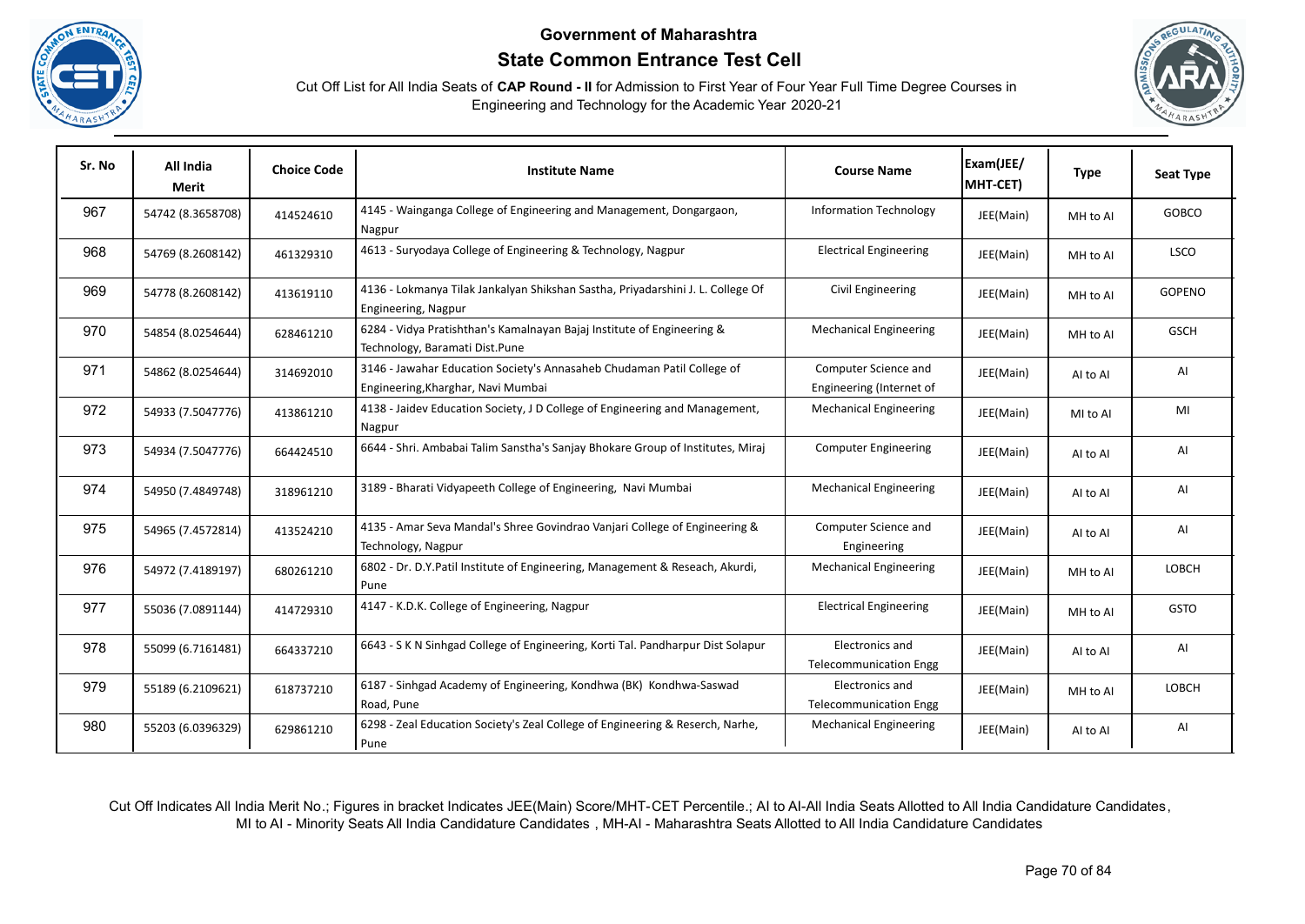## Government of Maharashtra

## State Common Entrance Test Cell

Cut Off List for All India Seats of **CAP Round - II** for Admission to First Year of Four Year Full Time Degree Courses in Engineering and Technology for the Academic Year 2020-21

| Sr. No | All India Merit | Choice Code | Institute Name | Course Name | Exam(JEE/ MHT-CET) | Type | Seat Type |
|---|---|---|---|---|---|---|---|
| 967 | 54742 (8.3658708) | 414524610 | 4145 - Wainganga College of Engineering and Management, Dongargaon, Nagpur | Information Technology | JEE(Main) | MH to AI | GOBCO |
| 968 | 54769 (8.2608142) | 461329310 | 4613 - Suryodaya College of Engineering & Technology, Nagpur | Electrical Engineering | JEE(Main) | MH to AI | LSCO |
| 969 | 54778 (8.2608142) | 413619110 | 4136 - Lokmanya Tilak Jankalyan Shikshan Sastha, Priyadarshini J. L. College Of Engineering, Nagpur | Civil Engineering | JEE(Main) | MH to AI | GOPENO |
| 970 | 54854 (8.0254644) | 628461210 | 6284 - Vidya Pratishthan's Kamalnayan Bajaj Institute of Engineering & Technology, Baramati Dist.Pune | Mechanical Engineering | JEE(Main) | MH to AI | GSCH |
| 971 | 54862 (8.0254644) | 314692010 | 3146 - Jawahar Education Society's Annasaheb Chudaman Patil College of Engineering,Kharghar, Navi Mumbai | Computer Science and Engineering (Internet of | JEE(Main) | AI to AI | AI |
| 972 | 54933 (7.5047776) | 413861210 | 4138 - Jaidev Education Society, J D College of Engineering and Management, Nagpur | Mechanical Engineering | JEE(Main) | MI to AI | MI |
| 973 | 54934 (7.5047776) | 664424510 | 6644 - Shri. Ambabai Talim Sanstha's Sanjay Bhokare Group of Institutes, Miraj | Computer Engineering | JEE(Main) | AI to AI | AI |
| 974 | 54950 (7.4849748) | 318961210 | 3189 - Bharati Vidyapeeth College of Engineering, Navi Mumbai | Mechanical Engineering | JEE(Main) | AI to AI | AI |
| 975 | 54965 (7.4572814) | 413524210 | 4135 - Amar Seva Mandal's Shree Govindrao Vanjari College of Engineering & Technology, Nagpur | Computer Science and Engineering | JEE(Main) | AI to AI | AI |
| 976 | 54972 (7.4189197) | 680261210 | 6802 - Dr. D.Y.Patil Institute of Engineering, Management & Reseach, Akurdi, Pune | Mechanical Engineering | JEE(Main) | MH to AI | LOBCH |
| 977 | 55036 (7.0891144) | 414729310 | 4147 - K.D.K. College of Engineering, Nagpur | Electrical Engineering | JEE(Main) | MH to AI | GSTO |
| 978 | 55099 (6.7161481) | 664337210 | 6643 - S K N Sinhgad College of Engineering, Korti Tal. Pandharpur Dist Solapur | Electronics and Telecommunication Engg | JEE(Main) | AI to AI | AI |
| 979 | 55189 (6.2109621) | 618737210 | 6187 - Sinhgad Academy of Engineering, Kondhwa (BK) Kondhwa-Saswad Road, Pune | Electronics and Telecommunication Engg | JEE(Main) | MH to AI | LOBCH |
| 980 | 55203 (6.0396329) | 629861210 | 6298 - Zeal Education Society's Zeal College of Engineering & Reserch, Narhe, Pune | Mechanical Engineering | JEE(Main) | AI to AI | AI |

Cut Off Indicates All India Merit No.; Figures in bracket Indicates JEE(Main) Score/MHT-CET Percentile.; AI to AI-All India Seats Allotted to All India Candidature Candidates, MI to AI - Minority Seats All India Candidature Candidates , MH-AI - Maharashtra Seats Allotted to All India Candidature Candidates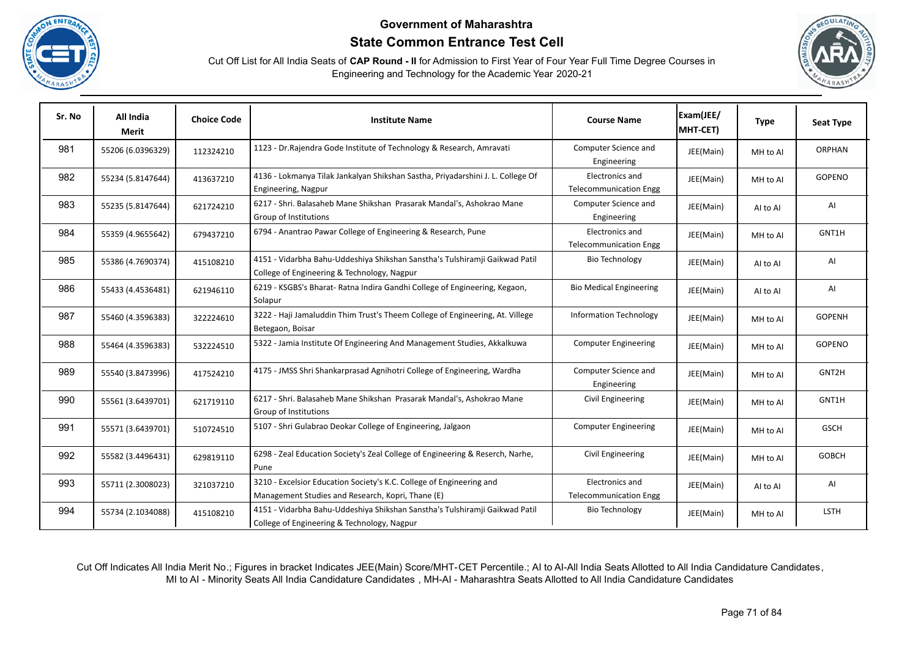# Government of Maharashtra

## State Common Entrance Test Cell

Cut Off List for All India Seats of **CAP Round - II** for Admission to First Year of Four Year Full Time Degree Courses in Engineering and Technology for the Academic Year 2020-21

| Sr. No | All India Merit | Choice Code | Institute Name | Course Name | Exam(JEE/ MHT-CET) | Type | Seat Type |
|---|---|---|---|---|---|---|---|
| 981 | 55206 (6.0396329) | 112324210 | 1123 - Dr.Rajendra Gode Institute of Technology & Research, Amravati | Computer Science and Engineering | JEE(Main) | MH to AI | ORPHAN |
| 982 | 55234 (5.8147644) | 413637210 | 4136 - Lokmanya Tilak Jankalyan Shikshan Sastha, Priyadarshini J. L. College Of Engineering, Nagpur | Electronics and Telecommunication Engg | JEE(Main) | MH to AI | GOPENO |
| 983 | 55235 (5.8147644) | 621724210 | 6217 - Shri. Balasaheb Mane Shikshan Prasarak Mandal's, Ashokrao Mane Group of Institutions | Computer Science and Engineering | JEE(Main) | AI to AI | AI |
| 984 | 55359 (4.9655642) | 679437210 | 6794 - Anantrao Pawar College of Engineering & Research, Pune | Electronics and Telecommunication Engg | JEE(Main) | MH to AI | GNT1H |
| 985 | 55386 (4.7690374) | 415108210 | 4151 - Vidarbha Bahu-Uddeshiya Shikshan Sanstha's Tulshiramji Gaikwad Patil College of Engineering & Technology, Nagpur | Bio Technology | JEE(Main) | AI to AI | AI |
| 986 | 55433 (4.4536481) | 621946110 | 6219 - KSGBS's Bharat- Ratna Indira Gandhi College of Engineering, Kegaon, Solapur | Bio Medical Engineering | JEE(Main) | AI to AI | AI |
| 987 | 55460 (4.3596383) | 322224610 | 3222 - Haji Jamaluddin Thim Trust's Theem College of Engineering, At. Villege Betegaon, Boisar | Information Technology | JEE(Main) | MH to AI | GOPENH |
| 988 | 55464 (4.3596383) | 532224510 | 5322 - Jamia Institute Of Engineering And Management Studies, Akkalkuwa | Computer Engineering | JEE(Main) | MH to AI | GOPENO |
| 989 | 55540 (3.8473996) | 417524210 | 4175 - JMSS Shri Shankarprasad Agnihotri College of Engineering, Wardha | Computer Science and Engineering | JEE(Main) | MH to AI | GNT2H |
| 990 | 55561 (3.6439701) | 621719110 | 6217 - Shri. Balasaheb Mane Shikshan Prasarak Mandal's, Ashokrao Mane Group of Institutions | Civil Engineering | JEE(Main) | MH to AI | GNT1H |
| 991 | 55571 (3.6439701) | 510724510 | 5107 - Shri Gulabrao Deokar College of Engineering, Jalgaon | Computer Engineering | JEE(Main) | MH to AI | GSCH |
| 992 | 55582 (3.4496431) | 629819110 | 6298 - Zeal Education Society's Zeal College of Engineering & Reserch, Narhe, Pune | Civil Engineering | JEE(Main) | MH to AI | GOBCH |
| 993 | 55711 (2.3008023) | 321037210 | 3210 - Excelsior Education Society's K.C. College of Engineering and Management Studies and Research, Kopri, Thane (E) | Electronics and Telecommunication Engg | JEE(Main) | AI to AI | AI |
| 994 | 55734 (2.1034088) | 415108210 | 4151 - Vidarbha Bahu-Uddeshiya Shikshan Sanstha's Tulshiramji Gaikwad Patil College of Engineering & Technology, Nagpur | Bio Technology | JEE(Main) | MH to AI | LSTH |

Cut Off Indicates All India Merit No.; Figures in bracket Indicates JEE(Main) Score/MHT-CET Percentile.; AI to AI-All India Seats Allotted to All India Candidature Candidates, MI to AI - Minority Seats All India Candidature Candidates , MH-AI - Maharashtra Seats Allotted to All India Candidature Candidates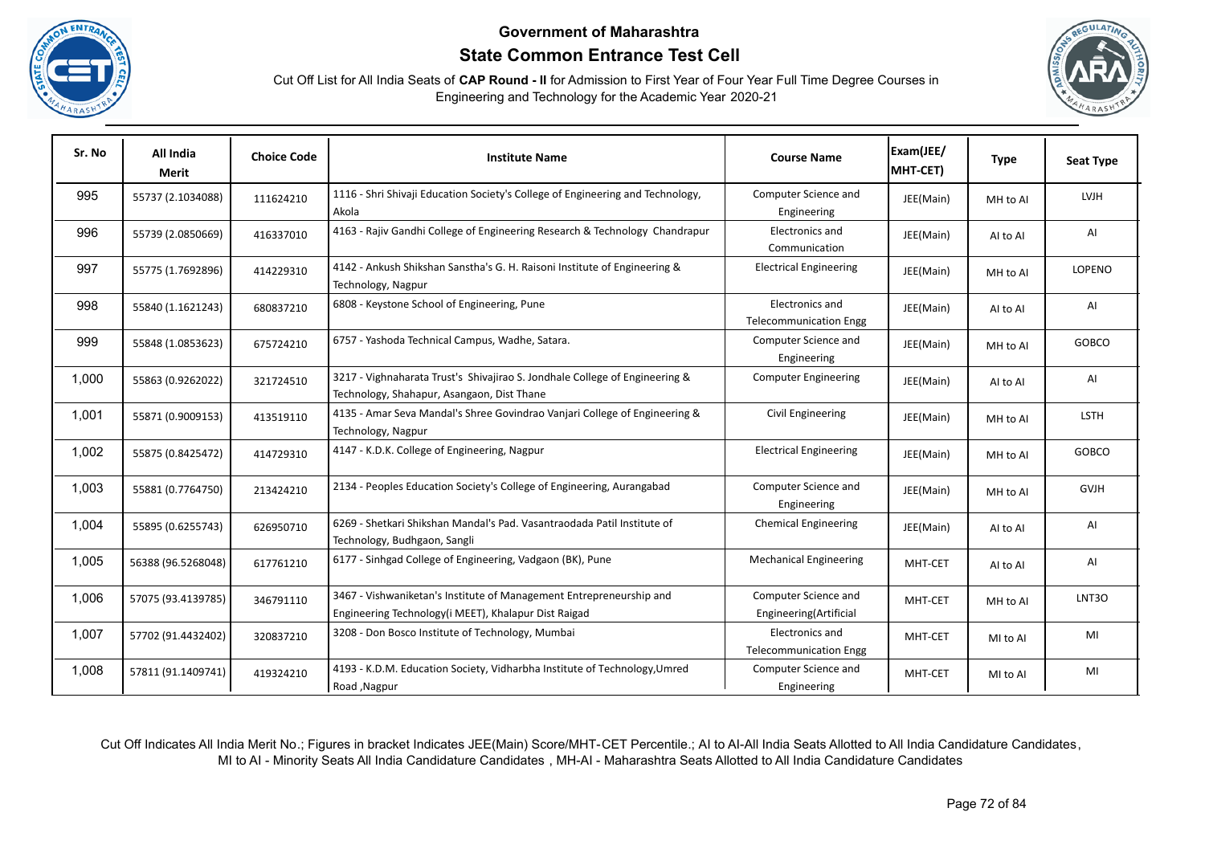**Government of Maharashtra**

**State Common Entrance Test Cell**

Cut Off List for All India Seats of **CAP Round - II** for Admission to First Year of Four Year Full Time Degree Courses in Engineering and Technology for the Academic Year 2020-21

| Sr. No | All India Merit | Choice Code | Institute Name | Course Name | Exam(JEE/ MHT-CET) | Type | Seat Type |
|---|---|---|---|---|---|---|---|
| 995 | 55737 (2.1034088) | 111624210 | 1116 - Shri Shivaji Education Society's College of Engineering and Technology, Akola | Computer Science and Engineering | JEE(Main) | MH to AI | LVJH |
| 996 | 55739 (2.0850669) | 416337010 | 4163 - Rajiv Gandhi College of Engineering Research & Technology Chandrapur | Electronics and Communication | JEE(Main) | AI to AI | AI |
| 997 | 55775 (1.7692896) | 414229310 | 4142 - Ankush Shikshan Sanstha's G. H. Raisoni Institute of Engineering & Technology, Nagpur | Electrical Engineering | JEE(Main) | MH to AI | LOPENO |
| 998 | 55840 (1.1621243) | 680837210 | 6808 - Keystone School of Engineering, Pune | Electronics and Telecommunication Engg | JEE(Main) | AI to AI | AI |
| 999 | 55848 (1.0853623) | 675724210 | 6757 - Yashoda Technical Campus, Wadhe, Satara. | Computer Science and Engineering | JEE(Main) | MH to AI | GOBCO |
| 1,000 | 55863 (0.9262022) | 321724510 | 3217 - Vighnaharata Trust's Shivajirao S. Jondhale College of Engineering & Technology, Shahapur, Asangaon, Dist Thane | Computer Engineering | JEE(Main) | AI to AI | AI |
| 1,001 | 55871 (0.9009153) | 413519110 | 4135 - Amar Seva Mandal's Shree Govindrao Vanjari College of Engineering & Technology, Nagpur | Civil Engineering | JEE(Main) | MH to AI | LSTH |
| 1,002 | 55875 (0.8425472) | 414729310 | 4147 - K.D.K. College of Engineering, Nagpur | Electrical Engineering | JEE(Main) | MH to AI | GOBCO |
| 1,003 | 55881 (0.7764750) | 213424210 | 2134 - Peoples Education Society's College of Engineering, Aurangabad | Computer Science and Engineering | JEE(Main) | MH to AI | GVJH |
| 1,004 | 55895 (0.6255743) | 626950710 | 6269 - Shetkari Shikshan Mandal's Pad. Vasantraodada Patil Institute of Technology, Budhgaon, Sangli | Chemical Engineering | JEE(Main) | AI to AI | AI |
| 1,005 | 56388 (96.5268048) | 617761210 | 6177 - Sinhgad College of Engineering, Vadgaon (BK), Pune | Mechanical Engineering | MHT-CET | AI to AI | AI |
| 1,006 | 57075 (93.4139785) | 346791110 | 3467 - Vishwaniketan's Institute of Management Entrepreneurship and Engineering Technology(i MEET), Khalapur Dist Raigad | Computer Science and Engineering(Artificial | MHT-CET | MH to AI | LNT3O |
| 1,007 | 57702 (91.4432402) | 320837210 | 3208 - Don Bosco Institute of Technology, Mumbai | Electronics and Telecommunication Engg | MHT-CET | MI to AI | MI |
| 1,008 | 57811 (91.1409741) | 419324210 | 4193 - K.D.M. Education Society, Vidharbha Institute of Technology,Umred Road ,Nagpur | Computer Science and Engineering | MHT-CET | MI to AI | MI |

Cut Off Indicates All India Merit No.; Figures in bracket Indicates JEE(Main) Score/MHT-CET Percentile.; AI to AI-All India Seats Allotted to All India Candidature Candidates, MI to AI - Minority Seats All India Candidature Candidates , MH-AI - Maharashtra Seats Allotted to All India Candidature Candidates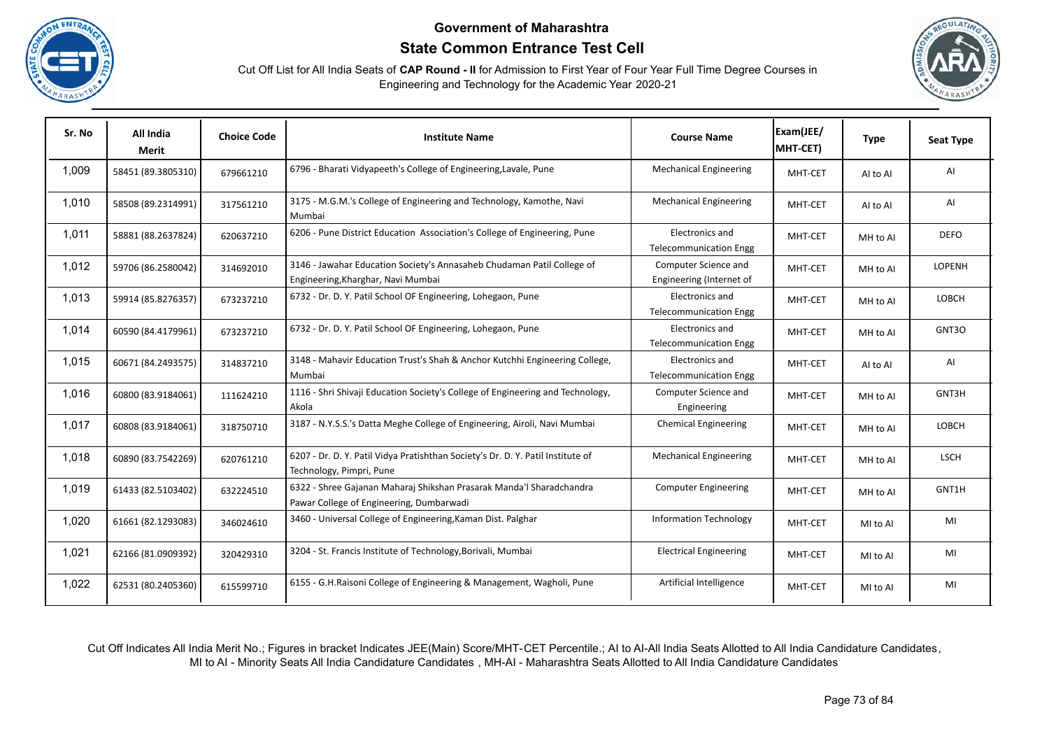## Government of Maharashtra

## State Common Entrance Test Cell

Cut Off List for All India Seats of **CAP Round - II** for Admission to First Year of Four Year Full Time Degree Courses in Engineering and Technology for the Academic Year 2020-21

| Sr. No | All India Merit | Choice Code | Institute Name | Course Name | Exam(JEE/ MHT-CET) | Type | Seat Type |
|---|---|---|---|---|---|---|---|
| 1,009 | 58451 (89.3805310) | 679661210 | 6796 - Bharati Vidyapeeth's College of Engineering,Lavale, Pune | Mechanical Engineering | MHT-CET | AI to AI | AI |
| 1,010 | 58508 (89.2314991) | 317561210 | 3175 - M.G.M.'s College of Engineering and Technology, Kamothe, Navi Mumbai | Mechanical Engineering | MHT-CET | AI to AI | AI |
| 1,011 | 58881 (88.2637824) | 620637210 | 6206 - Pune District Education Association's College of Engineering, Pune | Electronics and Telecommunication Engg | MHT-CET | MH to AI | DEFO |
| 1,012 | 59706 (86.2580042) | 314692010 | 3146 - Jawahar Education Society's Annasaheb Chudaman Patil College of Engineering,Kharghar, Navi Mumbai | Computer Science and Engineering (Internet of | MHT-CET | MH to AI | LOPENH |
| 1,013 | 59914 (85.8276357) | 673237210 | 6732 - Dr. D. Y. Patil School OF Engineering, Lohegaon, Pune | Electronics and Telecommunication Engg | MHT-CET | MH to AI | LOBCH |
| 1,014 | 60590 (84.4179961) | 673237210 | 6732 - Dr. D. Y. Patil School OF Engineering, Lohegaon, Pune | Electronics and Telecommunication Engg | MHT-CET | MH to AI | GNT3O |
| 1,015 | 60671 (84.2493575) | 314837210 | 3148 - Mahavir Education Trust's Shah & Anchor Kutchhi Engineering College, Mumbai | Electronics and Telecommunication Engg | MHT-CET | AI to AI | AI |
| 1,016 | 60800 (83.9184061) | 111624210 | 1116 - Shri Shivaji Education Society's College of Engineering and Technology, Akola | Computer Science and Engineering | MHT-CET | MH to AI | GNT3H |
| 1,017 | 60808 (83.9184061) | 318750710 | 3187 - N.Y.S.S.'s Datta Meghe College of Engineering, Airoli, Navi Mumbai | Chemical Engineering | MHT-CET | MH to AI | LOBCH |
| 1,018 | 60890 (83.7542269) | 620761210 | 6207 - Dr. D. Y. Patil Vidya Pratishthan Society's Dr. D. Y. Patil Institute of Technology, Pimpri, Pune | Mechanical Engineering | MHT-CET | MH to AI | LSCH |
| 1,019 | 61433 (82.5103402) | 632224510 | 6322 - Shree Gajanan Maharaj Shikshan Prasarak Manda'l Sharadchandra Pawar College of Engineering, Dumbarwadi | Computer Engineering | MHT-CET | MH to AI | GNT1H |
| 1,020 | 61661 (82.1293083) | 346024610 | 3460 - Universal College of Engineering,Kaman Dist. Palghar | Information Technology | MHT-CET | MI to AI | MI |
| 1,021 | 62166 (81.0909392) | 320429310 | 3204 - St. Francis Institute of Technology,Borivali, Mumbai | Electrical Engineering | MHT-CET | MI to AI | MI |
| 1,022 | 62531 (80.2405360) | 615599710 | 6155 - G.H.Raisoni College of Engineering & Management, Wagholi, Pune | Artificial Intelligence | MHT-CET | MI to AI | MI |

Cut Off Indicates All India Merit No.; Figures in bracket Indicates JEE(Main) Score/MHT-CET Percentile.; AI to AI-All India Seats Allotted to All India Candidature Candidates, MI to AI - Minority Seats All India Candidature Candidates , MH-AI - Maharashtra Seats Allotted to All India Candidature Candidates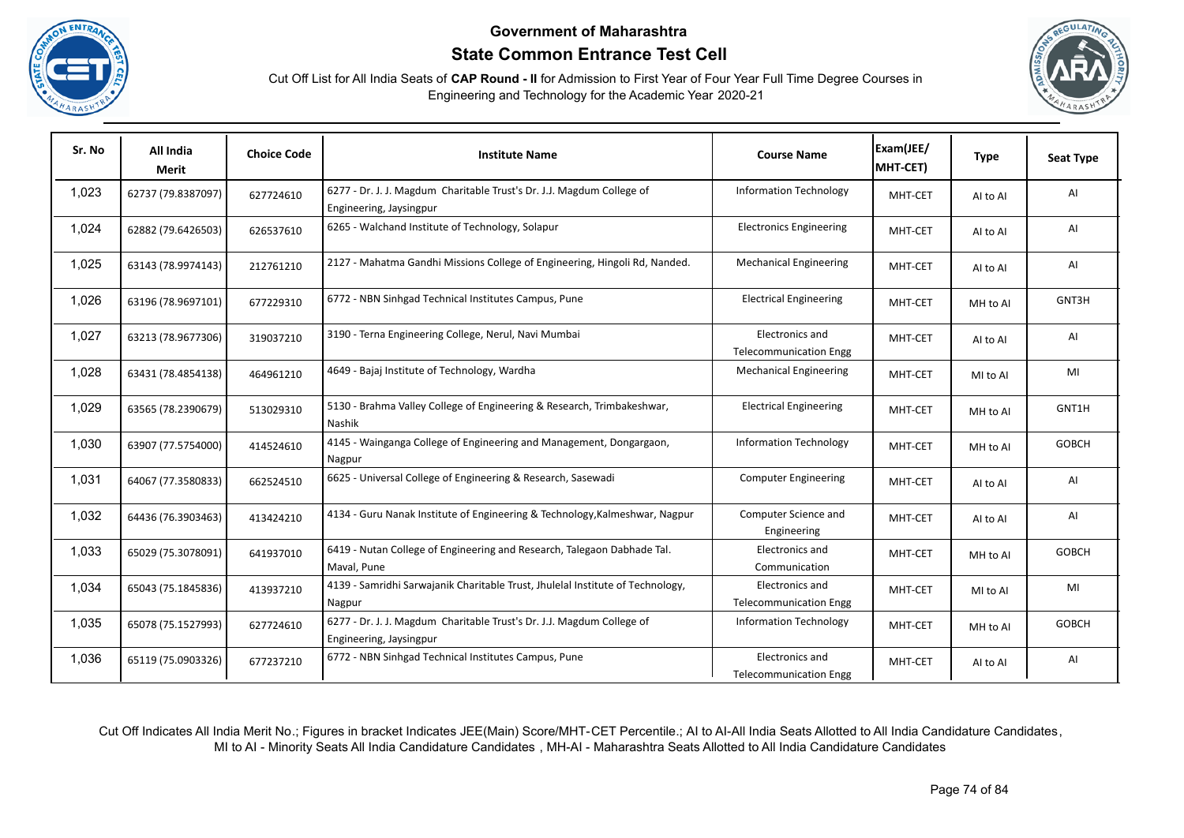**Government of Maharashtra**

**State Common Entrance Test Cell**

Cut Off List for All India Seats of **CAP Round - II** for Admission to First Year of Four Year Full Time Degree Courses in Engineering and Technology for the Academic Year 2020-21

| Sr. No | All India Merit | Choice Code | Institute Name | Course Name | Exam(JEE/ MHT-CET) | Type | Seat Type |
|---|---|---|---|---|---|---|---|
| 1,023 | 62737 (79.8387097) | 627724610 | 6277 - Dr. J. J. Magdum Charitable Trust's Dr. J.J. Magdum College of Engineering, Jaysingpur | Information Technology | MHT-CET | AI to AI | AI |
| 1,024 | 62882 (79.6426503) | 626537610 | 6265 - Walchand Institute of Technology, Solapur | Electronics Engineering | MHT-CET | AI to AI | AI |
| 1,025 | 63143 (78.9974143) | 212761210 | 2127 - Mahatma Gandhi Missions College of Engineering, Hingoli Rd, Nanded. | Mechanical Engineering | MHT-CET | AI to AI | AI |
| 1,026 | 63196 (78.9697101) | 677229310 | 6772 - NBN Sinhgad Technical Institutes Campus, Pune | Electrical Engineering | MHT-CET | MH to AI | GNT3H |
| 1,027 | 63213 (78.9677306) | 319037210 | 3190 - Terna Engineering College, Nerul, Navi Mumbai | Electronics and Telecommunication Engg | MHT-CET | AI to AI | AI |
| 1,028 | 63431 (78.4854138) | 464961210 | 4649 - Bajaj Institute of Technology, Wardha | Mechanical Engineering | MHT-CET | MI to AI | MI |
| 1,029 | 63565 (78.2390679) | 513029310 | 5130 - Brahma Valley College of Engineering & Research, Trimbakeshwar, Nashik | Electrical Engineering | MHT-CET | MH to AI | GNT1H |
| 1,030 | 63907 (77.5754000) | 414524610 | 4145 - Wainganga College of Engineering and Management, Dongargaon, Nagpur | Information Technology | MHT-CET | MH to AI | GOBCH |
| 1,031 | 64067 (77.3580833) | 662524510 | 6625 - Universal College of Engineering & Research, Sasewadi | Computer Engineering | MHT-CET | AI to AI | AI |
| 1,032 | 64436 (76.3903463) | 413424210 | 4134 - Guru Nanak Institute of Engineering & Technology,Kalmeshwar, Nagpur | Computer Science and Engineering | MHT-CET | AI to AI | AI |
| 1,033 | 65029 (75.3078091) | 641937010 | 6419 - Nutan College of Engineering and Research, Talegaon Dabhade Tal. Maval, Pune | Electronics and Communication | MHT-CET | MH to AI | GOBCH |
| 1,034 | 65043 (75.1845836) | 413937210 | 4139 - Samridhi Sarwajanik Charitable Trust, Jhulelal Institute of Technology, Nagpur | Electronics and Telecommunication Engg | MHT-CET | MI to AI | MI |
| 1,035 | 65078 (75.1527993) | 627724610 | 6277 - Dr. J. J. Magdum Charitable Trust's Dr. J.J. Magdum College of Engineering, Jaysingpur | Information Technology | MHT-CET | MH to AI | GOBCH |
| 1,036 | 65119 (75.0903326) | 677237210 | 6772 - NBN Sinhgad Technical Institutes Campus, Pune | Electronics and Telecommunication Engg | MHT-CET | AI to AI | AI |

Cut Off Indicates All India Merit No.; Figures in bracket Indicates JEE(Main) Score/MHT-CET Percentile.; AI to AI-All India Seats Allotted to All India Candidature Candidates, MI to AI - Minority Seats All India Candidature Candidates , MH-AI - Maharashtra Seats Allotted to All India Candidature Candidates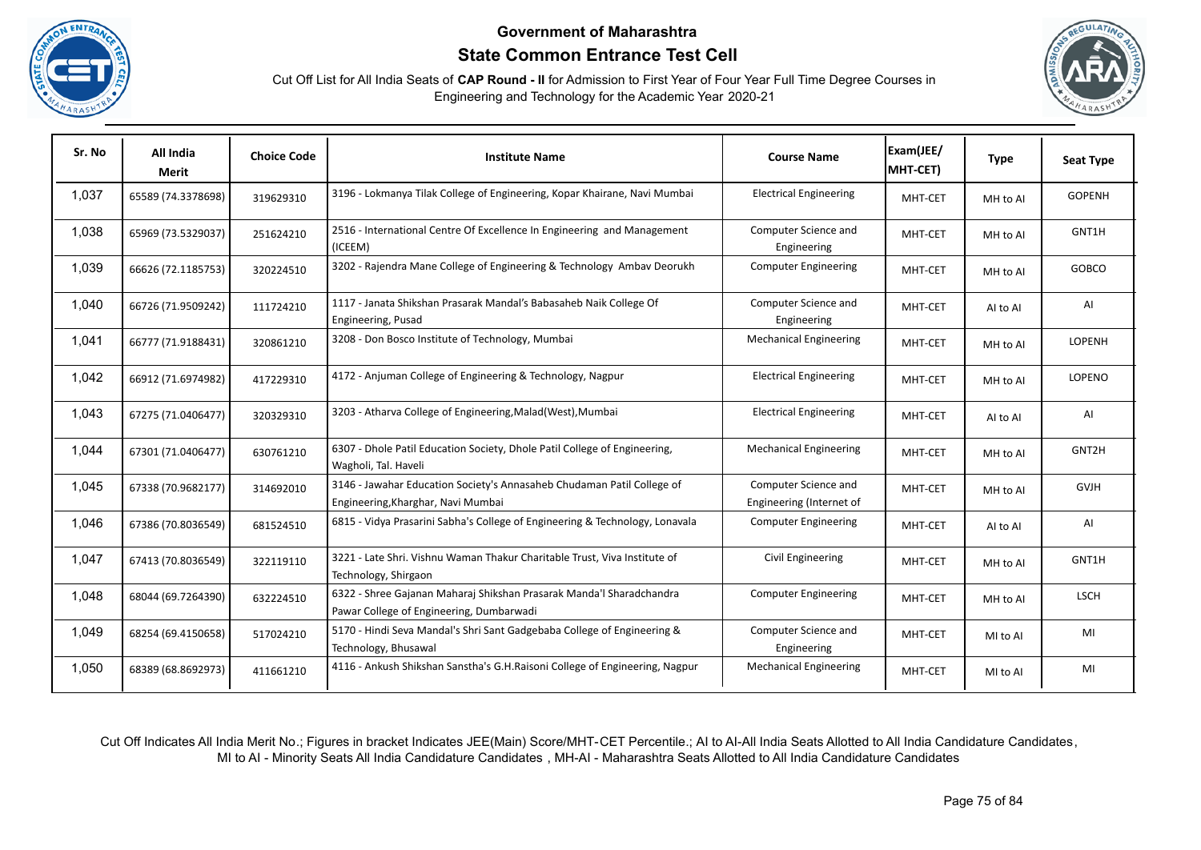**Government of Maharashtra**

**State Common Entrance Test Cell**

Cut Off List for All India Seats of **CAP Round - II** for Admission to First Year of Four Year Full Time Degree Courses in Engineering and Technology for the Academic Year 2020-21

| Sr. No | All India Merit | Choice Code | Institute Name | Course Name | Exam(JEE/ MHT-CET) | Type | Seat Type |
|---|---|---|---|---|---|---|---|
| 1,037 | 65589 (74.3378698) | 319629310 | 3196 - Lokmanya Tilak College of Engineering, Kopar Khairane, Navi Mumbai | Electrical Engineering | MHT-CET | MH to AI | GOPENH |
| 1,038 | 65969 (73.5329037) | 251624210 | 2516 - International Centre Of Excellence In Engineering and Management (ICEEM) | Computer Science and Engineering | MHT-CET | MH to AI | GNT1H |
| 1,039 | 66626 (72.1185753) | 320224510 | 3202 - Rajendra Mane College of Engineering & Technology Ambav Deorukh | Computer Engineering | MHT-CET | MH to AI | GOBCO |
| 1,040 | 66726 (71.9509242) | 111724210 | 1117 - Janata Shikshan Prasarak Mandal's Babasaheb Naik College Of Engineering, Pusad | Computer Science and Engineering | MHT-CET | AI to AI | AI |
| 1,041 | 66777 (71.9188431) | 320861210 | 3208 - Don Bosco Institute of Technology, Mumbai | Mechanical Engineering | MHT-CET | MH to AI | LOPENH |
| 1,042 | 66912 (71.6974982) | 417229310 | 4172 - Anjuman College of Engineering & Technology, Nagpur | Electrical Engineering | MHT-CET | MH to AI | LOPENO |
| 1,043 | 67275 (71.0406477) | 320329310 | 3203 - Atharva College of Engineering,Malad(West),Mumbai | Electrical Engineering | MHT-CET | AI to AI | AI |
| 1,044 | 67301 (71.0406477) | 630761210 | 6307 - Dhole Patil Education Society, Dhole Patil College of Engineering, Wagholi, Tal. Haveli | Mechanical Engineering | MHT-CET | MH to AI | GNT2H |
| 1,045 | 67338 (70.9682177) | 314692010 | 3146 - Jawahar Education Society's Annasaheb Chudaman Patil College of Engineering,Kharghar, Navi Mumbai | Computer Science and Engineering (Internet of | MHT-CET | MH to AI | GVJH |
| 1,046 | 67386 (70.8036549) | 681524510 | 6815 - Vidya Prasarini Sabha's College of Engineering & Technology, Lonavala | Computer Engineering | MHT-CET | AI to AI | AI |
| 1,047 | 67413 (70.8036549) | 322119110 | 3221 - Late Shri. Vishnu Waman Thakur Charitable Trust, Viva Institute of Technology, Shirgaon | Civil Engineering | MHT-CET | MH to AI | GNT1H |
| 1,048 | 68044 (69.7264390) | 632224510 | 6322 - Shree Gajanan Maharaj Shikshan Prasarak Manda'l Sharadchandra Pawar College of Engineering, Dumbarwadi | Computer Engineering | MHT-CET | MH to AI | LSCH |
| 1,049 | 68254 (69.4150658) | 517024210 | 5170 - Hindi Seva Mandal's Shri Sant Gadgebaba College of Engineering & Technology, Bhusawal | Computer Science and Engineering | MHT-CET | MI to AI | MI |
| 1,050 | 68389 (68.8692973) | 411661210 | 4116 - Ankush Shikshan Sanstha's G.H.Raisoni College of Engineering, Nagpur | Mechanical Engineering | MHT-CET | MI to AI | MI |

Cut Off Indicates All India Merit No.; Figures in bracket Indicates JEE(Main) Score/MHT-CET Percentile.; AI to AI-All India Seats Allotted to All India Candidature Candidates, MI to AI - Minority Seats All India Candidature Candidates , MH-AI - Maharashtra Seats Allotted to All India Candidature Candidates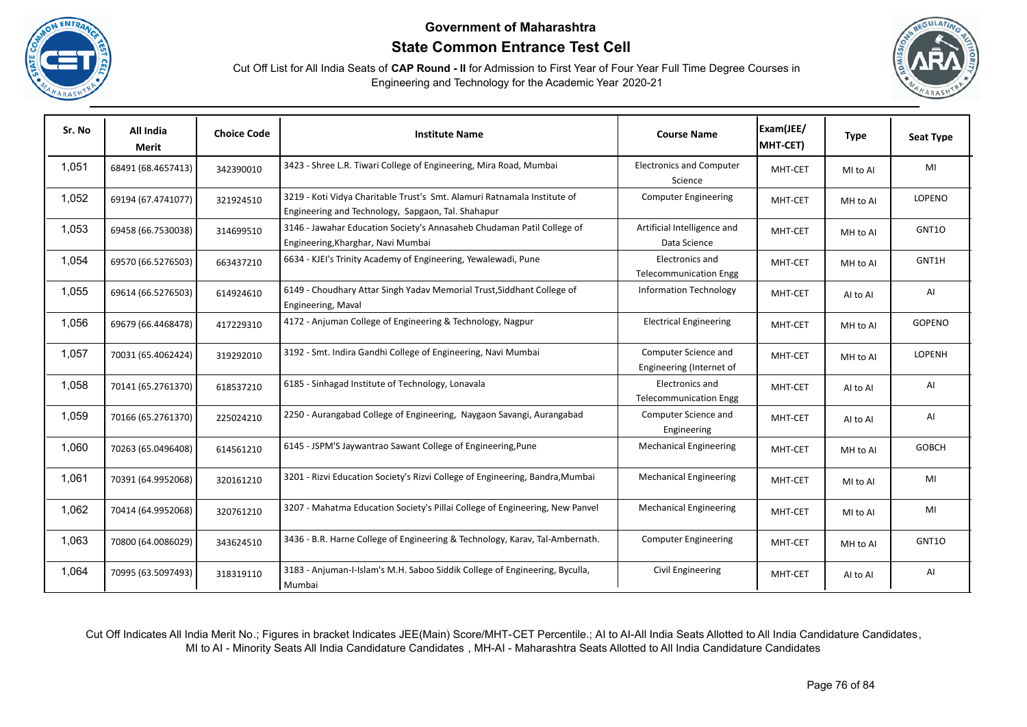**Government of Maharashtra**

**State Common Entrance Test Cell**

Cut Off List for All India Seats of **CAP Round - II** for Admission to First Year of Four Year Full Time Degree Courses in Engineering and Technology for the Academic Year 2020-21

| Sr. No | All India Merit | Choice Code | Institute Name | Course Name | Exam(JEE/ MHT-CET) | Type | Seat Type |
|---|---|---|---|---|---|---|---|
| 1,051 | 68491 (68.4657413) | 342390010 | 3423 - Shree L.R. Tiwari College of Engineering, Mira Road, Mumbai | Electronics and Computer Science | MHT-CET | MI to AI | MI |
| 1,052 | 69194 (67.4741077) | 321924510 | 3219 - Koti Vidya Charitable Trust's Smt. Alamuri Ratnamala Institute of Engineering and Technology, Sapgaon, Tal. Shahapur | Computer Engineering | MHT-CET | MH to AI | LOPENO |
| 1,053 | 69458 (66.7530038) | 314699510 | 3146 - Jawahar Education Society's Annasaheb Chudaman Patil College of Engineering,Kharghar, Navi Mumbai | Artificial Intelligence and Data Science | MHT-CET | MH to AI | GNT1O |
| 1,054 | 69570 (66.5276503) | 663437210 | 6634 - KJEI's Trinity Academy of Engineering, Yewalewadi, Pune | Electronics and Telecommunication Engg | MHT-CET | MH to AI | GNT1H |
| 1,055 | 69614 (66.5276503) | 614924610 | 6149 - Choudhary Attar Singh Yadav Memorial Trust,Siddhant College of Engineering, Maval | Information Technology | MHT-CET | AI to AI | AI |
| 1,056 | 69679 (66.4468478) | 417229310 | 4172 - Anjuman College of Engineering & Technology, Nagpur | Electrical Engineering | MHT-CET | MH to AI | GOPENO |
| 1,057 | 70031 (65.4062424) | 319292010 | 3192 - Smt. Indira Gandhi College of Engineering, Navi Mumbai | Computer Science and Engineering (Internet of | MHT-CET | MH to AI | LOPENH |
| 1,058 | 70141 (65.2761370) | 618537210 | 6185 - Sinhagad Institute of Technology, Lonavala | Electronics and Telecommunication Engg | MHT-CET | AI to AI | AI |
| 1,059 | 70166 (65.2761370) | 225024210 | 2250 - Aurangabad College of Engineering, Naygaon Savangi, Aurangabad | Computer Science and Engineering | MHT-CET | AI to AI | AI |
| 1,060 | 70263 (65.0496408) | 614561210 | 6145 - JSPM'S Jaywantrao Sawant College of Engineering,Pune | Mechanical Engineering | MHT-CET | MH to AI | GOBCH |
| 1,061 | 70391 (64.9952068) | 320161210 | 3201 - Rizvi Education Society's Rizvi College of Engineering, Bandra,Mumbai | Mechanical Engineering | MHT-CET | MI to AI | MI |
| 1,062 | 70414 (64.9952068) | 320761210 | 3207 - Mahatma Education Society's Pillai College of Engineering, New Panvel | Mechanical Engineering | MHT-CET | MI to AI | MI |
| 1,063 | 70800 (64.0086029) | 343624510 | 3436 - B.R. Harne College of Engineering & Technology, Karav, Tal-Ambernath. | Computer Engineering | MHT-CET | MH to AI | GNT1O |
| 1,064 | 70995 (63.5097493) | 318319110 | 3183 - Anjuman-I-Islam's M.H. Saboo Siddik College of Engineering, Byculla, Mumbai | Civil Engineering | MHT-CET | AI to AI | AI |

Cut Off Indicates All India Merit No.; Figures in bracket Indicates JEE(Main) Score/MHT-CET Percentile.; AI to AI-All India Seats Allotted to All India Candidature Candidates, MI to AI - Minority Seats All India Candidature Candidates , MH-AI - Maharashtra Seats Allotted to All India Candidature Candidates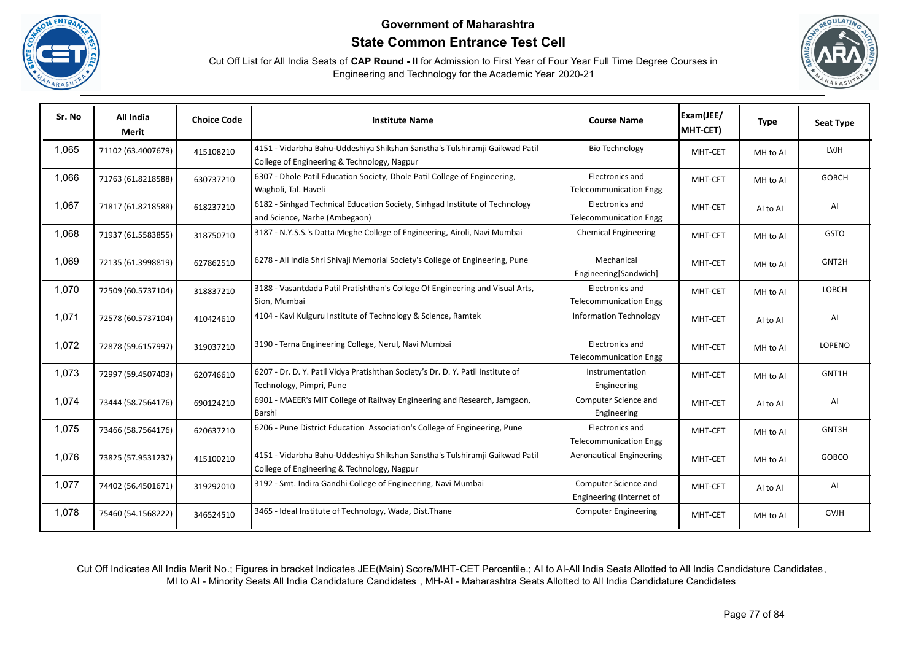# Government of Maharashtra

## State Common Entrance Test Cell

Cut Off List for All India Seats of **CAP Round - II** for Admission to First Year of Four Year Full Time Degree Courses in Engineering and Technology for the Academic Year 2020-21

| Sr. No | All India Merit | Choice Code | Institute Name | Course Name | Exam(JEE/ MHT-CET) | Type | Seat Type |
|---|---|---|---|---|---|---|---|
| 1,065 | 71102 (63.4007679) | 415108210 | 4151 - Vidarbha Bahu-Uddeshiya Shikshan Sanstha's Tulshiramji Gaikwad Patil College of Engineering & Technology, Nagpur | Bio Technology | MHT-CET | MH to AI | LVJH |
| 1,066 | 71763 (61.8218588) | 630737210 | 6307 - Dhole Patil Education Society, Dhole Patil College of Engineering, Wagholi, Tal. Haveli | Electronics and Telecommunication Engg | MHT-CET | MH to AI | GOBCH |
| 1,067 | 71817 (61.8218588) | 618237210 | 6182 - Sinhgad Technical Education Society, Sinhgad Institute of Technology and Science, Narhe (Ambegaon) | Electronics and Telecommunication Engg | MHT-CET | AI to AI | AI |
| 1,068 | 71937 (61.5583855) | 318750710 | 3187 - N.Y.S.S.'s Datta Meghe College of Engineering, Airoli, Navi Mumbai | Chemical Engineering | MHT-CET | MH to AI | GSTO |
| 1,069 | 72135 (61.3998819) | 627862510 | 6278 - All India Shri Shivaji Memorial Society's College of Engineering, Pune | Mechanical Engineering[Sandwich] | MHT-CET | MH to AI | GNT2H |
| 1,070 | 72509 (60.5737104) | 318837210 | 3188 - Vasantdada Patil Pratishthan's College Of Engineering and Visual Arts, Sion, Mumbai | Electronics and Telecommunication Engg | MHT-CET | MH to AI | LOBCH |
| 1,071 | 72578 (60.5737104) | 410424610 | 4104 - Kavi Kulguru Institute of Technology & Science, Ramtek | Information Technology | MHT-CET | AI to AI | AI |
| 1,072 | 72878 (59.6157997) | 319037210 | 3190 - Terna Engineering College, Nerul, Navi Mumbai | Electronics and Telecommunication Engg | MHT-CET | MH to AI | LOPENO |
| 1,073 | 72997 (59.4507403) | 620746610 | 6207 - Dr. D. Y. Patil Vidya Pratishthan Society's Dr. D. Y. Patil Institute of Technology, Pimpri, Pune | Instrumentation Engineering | MHT-CET | MH to AI | GNT1H |
| 1,074 | 73444 (58.7564176) | 690124210 | 6901 - MAEER's MIT College of Railway Engineering and Research, Jamgaon, Barshi | Computer Science and Engineering | MHT-CET | AI to AI | AI |
| 1,075 | 73466 (58.7564176) | 620637210 | 6206 - Pune District Education Association's College of Engineering, Pune | Electronics and Telecommunication Engg | MHT-CET | MH to AI | GNT3H |
| 1,076 | 73825 (57.9531237) | 415100210 | 4151 - Vidarbha Bahu-Uddeshiya Shikshan Sanstha's Tulshiramji Gaikwad Patil College of Engineering & Technology, Nagpur | Aeronautical Engineering | MHT-CET | MH to AI | GOBCO |
| 1,077 | 74402 (56.4501671) | 319292010 | 3192 - Smt. Indira Gandhi College of Engineering, Navi Mumbai | Computer Science and Engineering (Internet of | MHT-CET | AI to AI | AI |
| 1,078 | 75460 (54.1568222) | 346524510 | 3465 - Ideal Institute of Technology, Wada, Dist.Thane | Computer Engineering | MHT-CET | MH to AI | GVJH |

Cut Off Indicates All India Merit No.; Figures in bracket Indicates JEE(Main) Score/MHT-CET Percentile.; AI to AI-All India Seats Allotted to All India Candidature Candidates, MI to AI - Minority Seats All India Candidature Candidates , MH-AI - Maharashtra Seats Allotted to All India Candidature Candidates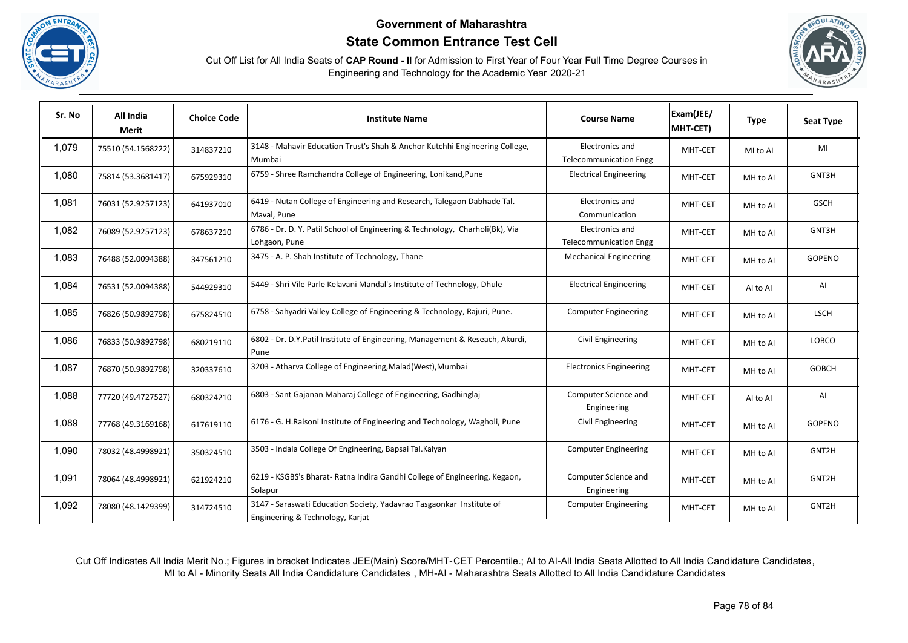**Government of Maharashtra**

**State Common Entrance Test Cell**

Cut Off List for All India Seats of **CAP Round - II** for Admission to First Year of Four Year Full Time Degree Courses in Engineering and Technology for the Academic Year 2020-21

| Sr. No | All India Merit | Choice Code | Institute Name | Course Name | Exam(JEE/ MHT-CET) | Type | Seat Type |
|---|---|---|---|---|---|---|---|
| 1,079 | 75510 (54.1568222) | 314837210 | 3148 - Mahavir Education Trust's Shah & Anchor Kutchhi Engineering College, Mumbai | Electronics and Telecommunication Engg | MHT-CET | MI to AI | MI |
| 1,080 | 75814 (53.3681417) | 675929310 | 6759 - Shree Ramchandra College of Engineering, Lonikand,Pune | Electrical Engineering | MHT-CET | MH to AI | GNT3H |
| 1,081 | 76031 (52.9257123) | 641937010 | 6419 - Nutan College of Engineering and Research, Talegaon Dabhade Tal. Maval, Pune | Electronics and Communication | MHT-CET | MH to AI | GSCH |
| 1,082 | 76089 (52.9257123) | 678637210 | 6786 - Dr. D. Y. Patil School of Engineering & Technology, Charholi(Bk), Via Lohgaon, Pune | Electronics and Telecommunication Engg | MHT-CET | MH to AI | GNT3H |
| 1,083 | 76488 (52.0094388) | 347561210 | 3475 - A. P. Shah Institute of Technology, Thane | Mechanical Engineering | MHT-CET | MH to AI | GOPENO |
| 1,084 | 76531 (52.0094388) | 544929310 | 5449 - Shri Vile Parle Kelavani Mandal's Institute of Technology, Dhule | Electrical Engineering | MHT-CET | AI to AI | AI |
| 1,085 | 76826 (50.9892798) | 675824510 | 6758 - Sahyadri Valley College of Engineering & Technology, Rajuri, Pune. | Computer Engineering | MHT-CET | MH to AI | LSCH |
| 1,086 | 76833 (50.9892798) | 680219110 | 6802 - Dr. D.Y.Patil Institute of Engineering, Management & Reseach, Akurdi, Pune | Civil Engineering | MHT-CET | MH to AI | LOBCO |
| 1,087 | 76870 (50.9892798) | 320337610 | 3203 - Atharva College of Engineering,Malad(West),Mumbai | Electronics Engineering | MHT-CET | MH to AI | GOBCH |
| 1,088 | 77720 (49.4727527) | 680324210 | 6803 - Sant Gajanan Maharaj College of Engineering, Gadhinglaj | Computer Science and Engineering | MHT-CET | AI to AI | AI |
| 1,089 | 77768 (49.3169168) | 617619110 | 6176 - G. H.Raisoni Institute of Engineering and Technology, Wagholi, Pune | Civil Engineering | MHT-CET | MH to AI | GOPENO |
| 1,090 | 78032 (48.4998921) | 350324510 | 3503 - Indala College Of Engineering, Bapsai Tal.Kalyan | Computer Engineering | MHT-CET | MH to AI | GNT2H |
| 1,091 | 78064 (48.4998921) | 621924210 | 6219 - KSGBS's Bharat- Ratna Indira Gandhi College of Engineering, Kegaon, Solapur | Computer Science and Engineering | MHT-CET | MH to AI | GNT2H |
| 1,092 | 78080 (48.1429399) | 314724510 | 3147 - Saraswati Education Society, Yadavrao Tasgaonkar Institute of Engineering & Technology, Karjat | Computer Engineering | MHT-CET | MH to AI | GNT2H |

Cut Off Indicates All India Merit No.; Figures in bracket Indicates JEE(Main) Score/MHT-CET Percentile.; AI to AI-All India Seats Allotted to All India Candidature Candidates, MI to AI - Minority Seats All India Candidature Candidates , MH-AI - Maharashtra Seats Allotted to All India Candidature Candidates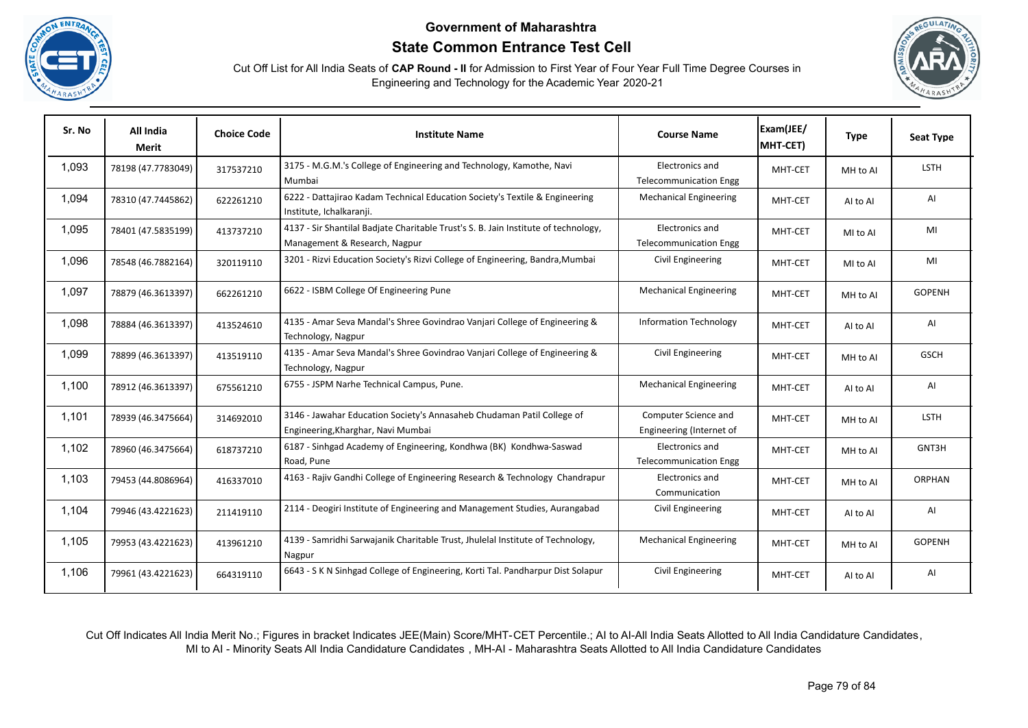# Government of Maharashtra

## State Common Entrance Test Cell

Cut Off List for All India Seats of **CAP Round - II** for Admission to First Year of Four Year Full Time Degree Courses in Engineering and Technology for the Academic Year 2020-21

| Sr. No | All India Merit | Choice Code | Institute Name | Course Name | Exam(JEE/ MHT-CET) | Type | Seat Type |
|---|---|---|---|---|---|---|---|
| 1,093 | 78198 (47.7783049) | 317537210 | 3175 - M.G.M.'s College of Engineering and Technology, Kamothe, Navi Mumbai | Electronics and Telecommunication Engg | MHT-CET | MH to AI | LSTH |
| 1,094 | 78310 (47.7445862) | 622261210 | 6222 - Dattajirao Kadam Technical Education Society's Textile & Engineering Institute, Ichalkaranji. | Mechanical Engineering | MHT-CET | AI to AI | AI |
| 1,095 | 78401 (47.5835199) | 413737210 | 4137 - Sir Shantilal Badjate Charitable Trust's S. B. Jain Institute of technology, Management & Research, Nagpur | Electronics and Telecommunication Engg | MHT-CET | MI to AI | MI |
| 1,096 | 78548 (46.7882164) | 320119110 | 3201 - Rizvi Education Society's Rizvi College of Engineering, Bandra,Mumbai | Civil Engineering | MHT-CET | MI to AI | MI |
| 1,097 | 78879 (46.3613397) | 662261210 | 6622 - ISBM College Of Engineering Pune | Mechanical Engineering | MHT-CET | MH to AI | GOPENH |
| 1,098 | 78884 (46.3613397) | 413524610 | 4135 - Amar Seva Mandal's Shree Govindrao Vanjari College of Engineering & Technology, Nagpur | Information Technology | MHT-CET | AI to AI | AI |
| 1,099 | 78899 (46.3613397) | 413519110 | 4135 - Amar Seva Mandal's Shree Govindrao Vanjari College of Engineering & Technology, Nagpur | Civil Engineering | MHT-CET | MH to AI | GSCH |
| 1,100 | 78912 (46.3613397) | 675561210 | 6755 - JSPM Narhe Technical Campus, Pune. | Mechanical Engineering | MHT-CET | AI to AI | AI |
| 1,101 | 78939 (46.3475664) | 314692010 | 3146 - Jawahar Education Society's Annasaheb Chudaman Patil College of Engineering,Kharghar, Navi Mumbai | Computer Science and Engineering (Internet of | MHT-CET | MH to AI | LSTH |
| 1,102 | 78960 (46.3475664) | 618737210 | 6187 - Sinhgad Academy of Engineering, Kondhwa (BK) Kondhwa-Saswad Road, Pune | Electronics and Telecommunication Engg | MHT-CET | MH to AI | GNT3H |
| 1,103 | 79453 (44.8086964) | 416337010 | 4163 - Rajiv Gandhi College of Engineering Research & Technology Chandrapur | Electronics and Communication | MHT-CET | MH to AI | ORPHAN |
| 1,104 | 79946 (43.4221623) | 211419110 | 2114 - Deogiri Institute of Engineering and Management Studies, Aurangabad | Civil Engineering | MHT-CET | AI to AI | AI |
| 1,105 | 79953 (43.4221623) | 413961210 | 4139 - Samridhi Sarwajanik Charitable Trust, Jhulelal Institute of Technology, Nagpur | Mechanical Engineering | MHT-CET | MH to AI | GOPENH |
| 1,106 | 79961 (43.4221623) | 664319110 | 6643 - S K N Sinhgad College of Engineering, Korti Tal. Pandharpur Dist Solapur | Civil Engineering | MHT-CET | AI to AI | AI |

Cut Off Indicates All India Merit No.; Figures in bracket Indicates JEE(Main) Score/MHT-CET Percentile.; AI to AI-All India Seats Allotted to All India Candidature Candidates, MI to AI - Minority Seats All India Candidature Candidates , MH-AI - Maharashtra Seats Allotted to All India Candidature Candidates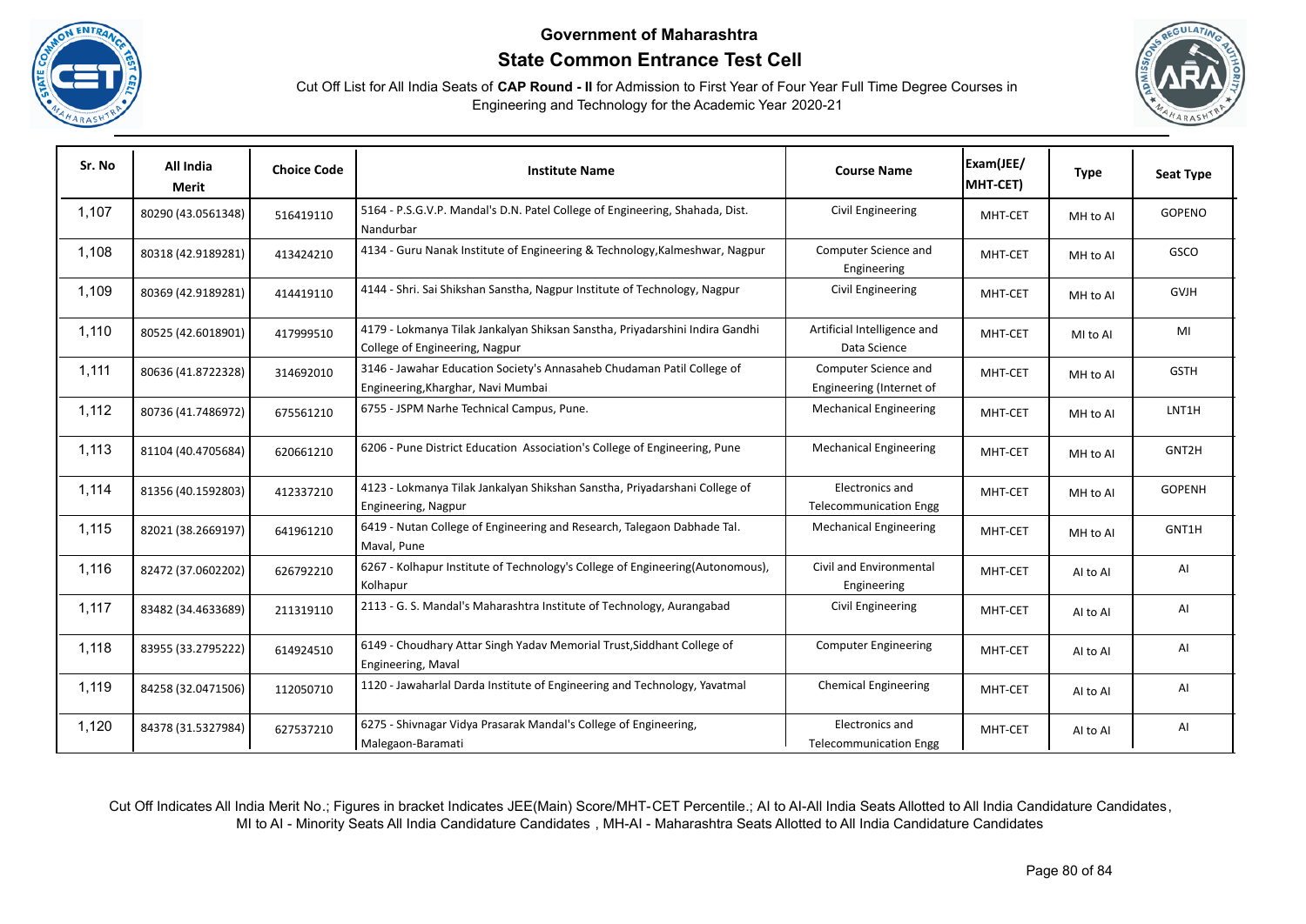**Government of Maharashtra**

**State Common Entrance Test Cell**

Cut Off List for All India Seats of **CAP Round - II** for Admission to First Year of Four Year Full Time Degree Courses in Engineering and Technology for the Academic Year 2020-21

| Sr. No | All India Merit | Choice Code | Institute Name | Course Name | Exam(JEE/ MHT-CET) | Type | Seat Type |
|---|---|---|---|---|---|---|---|
| 1,107 | 80290 (43.0561348) | 516419110 | 5164 - P.S.G.V.P. Mandal's D.N. Patel College of Engineering, Shahada, Dist. Nandurbar | Civil Engineering | MHT-CET | MH to AI | GOPENO |
| 1,108 | 80318 (42.9189281) | 413424210 | 4134 - Guru Nanak Institute of Engineering & Technology,Kalmeshwar, Nagpur | Computer Science and Engineering | MHT-CET | MH to AI | GSCO |
| 1,109 | 80369 (42.9189281) | 414419110 | 4144 - Shri. Sai Shikshan Sanstha, Nagpur Institute of Technology, Nagpur | Civil Engineering | MHT-CET | MH to AI | GVJH |
| 1,110 | 80525 (42.6018901) | 417999510 | 4179 - Lokmanya Tilak Jankalyan Shiksan Sanstha, Priyadarshini Indira Gandhi College of Engineering, Nagpur | Artificial Intelligence and Data Science | MHT-CET | MI to AI | MI |
| 1,111 | 80636 (41.8722328) | 314692010 | 3146 - Jawahar Education Society's Annasaheb Chudaman Patil College of Engineering,Kharghar, Navi Mumbai | Computer Science and Engineering (Internet of | MHT-CET | MH to AI | GSTH |
| 1,112 | 80736 (41.7486972) | 675561210 | 6755 - JSPM Narhe Technical Campus, Pune. | Mechanical Engineering | MHT-CET | MH to AI | LNT1H |
| 1,113 | 81104 (40.4705684) | 620661210 | 6206 - Pune District Education Association's College of Engineering, Pune | Mechanical Engineering | MHT-CET | MH to AI | GNT2H |
| 1,114 | 81356 (40.1592803) | 412337210 | 4123 - Lokmanya Tilak Jankalyan Shikshan Sanstha, Priyadarshani College of Engineering, Nagpur | Electronics and Telecommunication Engg | MHT-CET | MH to AI | GOPENH |
| 1,115 | 82021 (38.2669197) | 641961210 | 6419 - Nutan College of Engineering and Research, Talegaon Dabhade Tal. Maval, Pune | Mechanical Engineering | MHT-CET | MH to AI | GNT1H |
| 1,116 | 82472 (37.0602202) | 626792210 | 6267 - Kolhapur Institute of Technology's College of Engineering(Autonomous), Kolhapur | Civil and Environmental Engineering | MHT-CET | AI to AI | AI |
| 1,117 | 83482 (34.4633689) | 211319110 | 2113 - G. S. Mandal's Maharashtra Institute of Technology, Aurangabad | Civil Engineering | MHT-CET | AI to AI | AI |
| 1,118 | 83955 (33.2795222) | 614924510 | 6149 - Choudhary Attar Singh Yadav Memorial Trust,Siddhant College of Engineering, Maval | Computer Engineering | MHT-CET | AI to AI | AI |
| 1,119 | 84258 (32.0471506) | 112050710 | 1120 - Jawaharlal Darda Institute of Engineering and Technology, Yavatmal | Chemical Engineering | MHT-CET | AI to AI | AI |
| 1,120 | 84378 (31.5327984) | 627537210 | 6275 - Shivnagar Vidya Prasarak Mandal's College of Engineering, Malegaon-Baramati | Electronics and Telecommunication Engg | MHT-CET | AI to AI | AI |

Cut Off Indicates All India Merit No.; Figures in bracket Indicates JEE(Main) Score/MHT-CET Percentile.; AI to AI-All India Seats Allotted to All India Candidature Candidates, MI to AI - Minority Seats All India Candidature Candidates , MH-AI - Maharashtra Seats Allotted to All India Candidature Candidates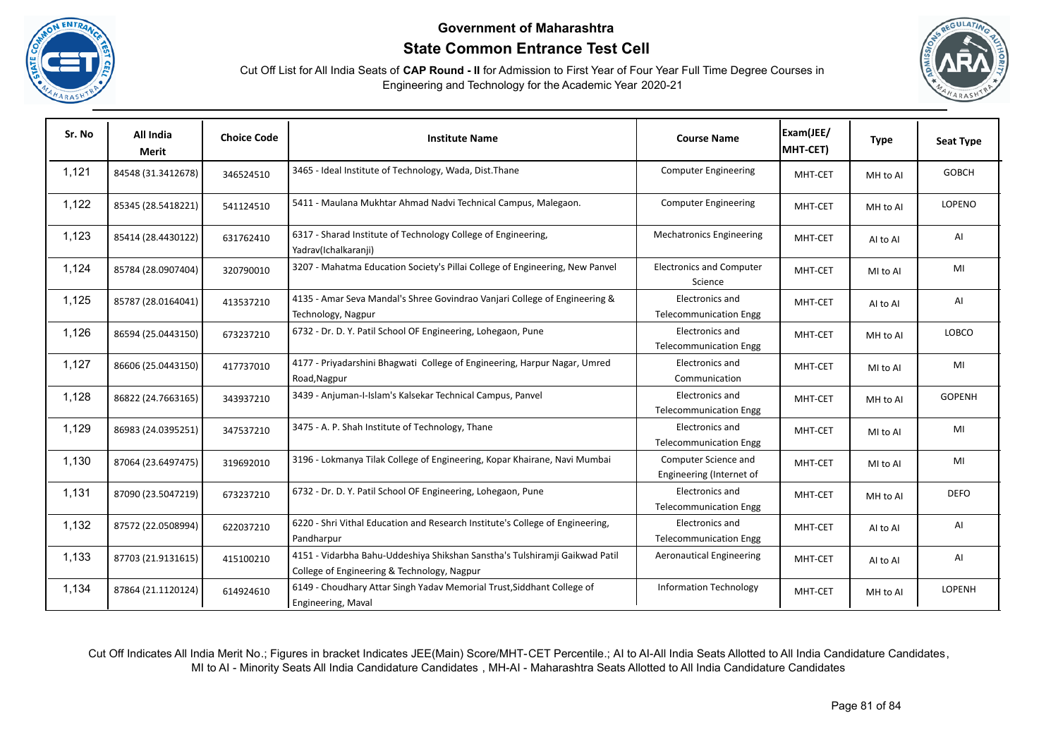# Government of Maharashtra

## State Common Entrance Test Cell

Cut Off List for All India Seats of **CAP Round - II** for Admission to First Year of Four Year Full Time Degree Courses in Engineering and Technology for the Academic Year 2020-21

| Sr. No | All India Merit | Choice Code | Institute Name | Course Name | Exam(JEE/ MHT-CET) | Type | Seat Type |
|---|---|---|---|---|---|---|---|
| 1,121 | 84548 (31.3412678) | 346524510 | 3465 - Ideal Institute of Technology, Wada, Dist.Thane | Computer Engineering | MHT-CET | MH to AI | GOBCH |
| 1,122 | 85345 (28.5418221) | 541124510 | 5411 - Maulana Mukhtar Ahmad Nadvi Technical Campus, Malegaon. | Computer Engineering | MHT-CET | MH to AI | LOPENO |
| 1,123 | 85414 (28.4430122) | 631762410 | 6317 - Sharad Institute of Technology College of Engineering, Yadrav(Ichalkaranji) | Mechatronics Engineering | MHT-CET | AI to AI | AI |
| 1,124 | 85784 (28.0907404) | 320790010 | 3207 - Mahatma Education Society's Pillai College of Engineering, New Panvel | Electronics and Computer Science | MHT-CET | MI to AI | MI |
| 1,125 | 85787 (28.0164041) | 413537210 | 4135 - Amar Seva Mandal's Shree Govindrao Vanjari College of Engineering & Technology, Nagpur | Electronics and Telecommunication Engg | MHT-CET | AI to AI | AI |
| 1,126 | 86594 (25.0443150) | 673237210 | 6732 - Dr. D. Y. Patil School OF Engineering, Lohegaon, Pune | Electronics and Telecommunication Engg | MHT-CET | MH to AI | LOBCO |
| 1,127 | 86606 (25.0443150) | 417737010 | 4177 - Priyadarshini Bhagwati College of Engineering, Harpur Nagar, Umred Road,Nagpur | Electronics and Communication | MHT-CET | MI to AI | MI |
| 1,128 | 86822 (24.7663165) | 343937210 | 3439 - Anjuman-I-Islam's Kalsekar Technical Campus, Panvel | Electronics and Telecommunication Engg | MHT-CET | MH to AI | GOPENH |
| 1,129 | 86983 (24.0395251) | 347537210 | 3475 - A. P. Shah Institute of Technology, Thane | Electronics and Telecommunication Engg | MHT-CET | MI to AI | MI |
| 1,130 | 87064 (23.6497475) | 319692010 | 3196 - Lokmanya Tilak College of Engineering, Kopar Khairane, Navi Mumbai | Computer Science and Engineering (Internet of | MHT-CET | MI to AI | MI |
| 1,131 | 87090 (23.5047219) | 673237210 | 6732 - Dr. D. Y. Patil School OF Engineering, Lohegaon, Pune | Electronics and Telecommunication Engg | MHT-CET | MH to AI | DEFO |
| 1,132 | 87572 (22.0508994) | 622037210 | 6220 - Shri Vithal Education and Research Institute's College of Engineering, Pandharpur | Electronics and Telecommunication Engg | MHT-CET | AI to AI | AI |
| 1,133 | 87703 (21.9131615) | 415100210 | 4151 - Vidarbha Bahu-Uddeshiya Shikshan Sanstha's Tulshiramji Gaikwad Patil College of Engineering & Technology, Nagpur | Aeronautical Engineering | MHT-CET | AI to AI | AI |
| 1,134 | 87864 (21.1120124) | 614924610 | 6149 - Choudhary Attar Singh Yadav Memorial Trust,Siddhant College of Engineering, Maval | Information Technology | MHT-CET | MH to AI | LOPENH |

Cut Off Indicates All India Merit No.; Figures in bracket Indicates JEE(Main) Score/MHT-CET Percentile.; AI to AI-All India Seats Allotted to All India Candidature Candidates, MI to AI - Minority Seats All India Candidature Candidates , MH-AI - Maharashtra Seats Allotted to All India Candidature Candidates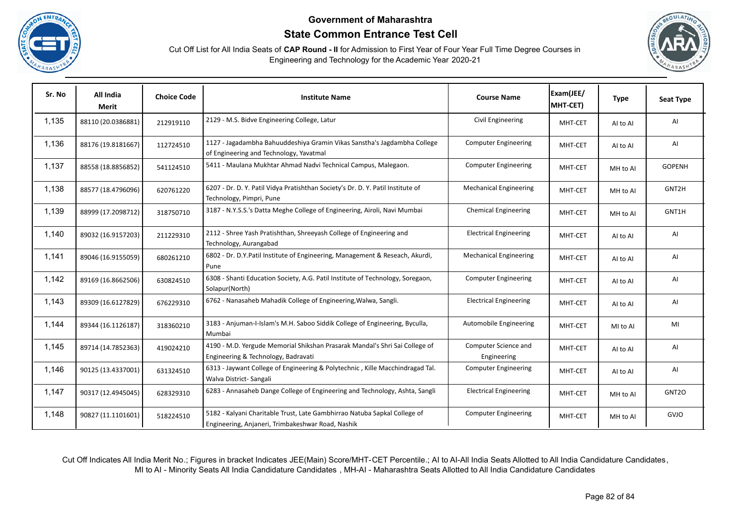**Government of Maharashtra**

**State Common Entrance Test Cell**

Cut Off List for All India Seats of **CAP Round - II** for Admission to First Year of Four Year Full Time Degree Courses in Engineering and Technology for the Academic Year 2020-21

| Sr. No | All India Merit | Choice Code | Institute Name | Course Name | Exam(JEE/ MHT-CET) | Type | Seat Type |
|---|---|---|---|---|---|---|---|
| 1,135 | 88110 (20.0386881) | 212919110 | 2129 - M.S. Bidve Engineering College, Latur | Civil Engineering | MHT-CET | AI to AI | AI |
| 1,136 | 88176 (19.8181667) | 112724510 | 1127 - Jagadambha Bahuuddeshiya Gramin Vikas Sanstha's Jagdambha College of Engineering and Technology, Yavatmal | Computer Engineering | MHT-CET | AI to AI | AI |
| 1,137 | 88558 (18.8856852) | 541124510 | 5411 - Maulana Mukhtar Ahmad Nadvi Technical Campus, Malegaon. | Computer Engineering | MHT-CET | MH to AI | GOPENH |
| 1,138 | 88577 (18.4796096) | 620761220 | 6207 - Dr. D. Y. Patil Vidya Pratishthan Society's Dr. D. Y. Patil Institute of Technology, Pimpri, Pune | Mechanical Engineering | MHT-CET | MH to AI | GNT2H |
| 1,139 | 88999 (17.2098712) | 318750710 | 3187 - N.Y.S.S.'s Datta Meghe College of Engineering, Airoli, Navi Mumbai | Chemical Engineering | MHT-CET | MH to AI | GNT1H |
| 1,140 | 89032 (16.9157203) | 211229310 | 2112 - Shree Yash Pratishthan, Shreeyash College of Engineering and Technology, Aurangabad | Electrical Engineering | MHT-CET | AI to AI | AI |
| 1,141 | 89046 (16.9155059) | 680261210 | 6802 - Dr. D.Y.Patil Institute of Engineering, Management & Reseach, Akurdi, Pune | Mechanical Engineering | MHT-CET | AI to AI | AI |
| 1,142 | 89169 (16.8662506) | 630824510 | 6308 - Shanti Education Society, A.G. Patil Institute of Technology, Soregaon, Solapur(North) | Computer Engineering | MHT-CET | AI to AI | AI |
| 1,143 | 89309 (16.6127829) | 676229310 | 6762 - Nanasaheb Mahadik College of Engineering,Walwa, Sangli. | Electrical Engineering | MHT-CET | AI to AI | AI |
| 1,144 | 89344 (16.1126187) | 318360210 | 3183 - Anjuman-I-Islam's M.H. Saboo Siddik College of Engineering, Byculla, Mumbai | Automobile Engineering | MHT-CET | MI to AI | MI |
| 1,145 | 89714 (14.7852363) | 419024210 | 4190 - M.D. Yergude Memorial Shikshan Prasarak Mandal's Shri Sai College of Engineering & Technology, Badravati | Computer Science and Engineering | MHT-CET | AI to AI | AI |
| 1,146 | 90125 (13.4337001) | 631324510 | 6313 - Jaywant College of Engineering & Polytechnic , Kille Macchindragad Tal. Walva District- Sangali | Computer Engineering | MHT-CET | AI to AI | AI |
| 1,147 | 90317 (12.4945045) | 628329310 | 6283 - Annasaheb Dange College of Engineering and Technology, Ashta, Sangli | Electrical Engineering | MHT-CET | MH to AI | GNT2O |
| 1,148 | 90827 (11.1101601) | 518224510 | 5182 - Kalyani Charitable Trust, Late Gambhirrao Natuba Sapkal College of Engineering, Anjaneri, Trimbakeshwar Road, Nashik | Computer Engineering | MHT-CET | MH to AI | GVJO |

Cut Off Indicates All India Merit No.; Figures in bracket Indicates JEE(Main) Score/MHT-CET Percentile.; AI to AI-All India Seats Allotted to All India Candidature Candidates, MI to AI - Minority Seats All India Candidature Candidates , MH-AI - Maharashtra Seats Allotted to All India Candidature Candidates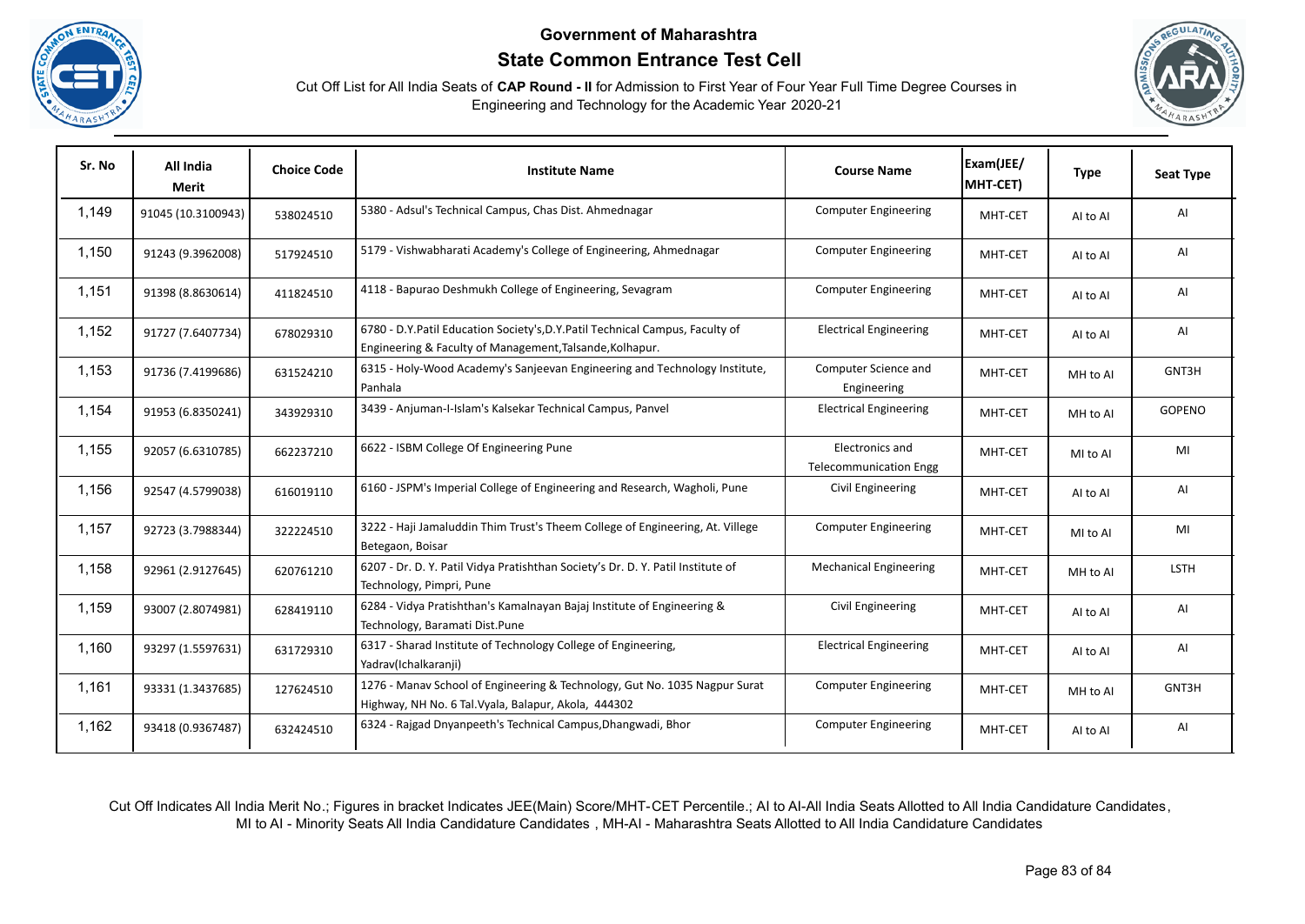# Government of Maharashtra

## State Common Entrance Test Cell

Cut Off List for All India Seats of **CAP Round - II** for Admission to First Year of Four Year Full Time Degree Courses in Engineering and Technology for the Academic Year 2020-21

| Sr. No | All India Merit | Choice Code | Institute Name | Course Name | Exam(JEE/ MHT-CET) | Type | Seat Type |
|---|---|---|---|---|---|---|---|
| 1,149 | 91045 (10.3100943) | 538024510 | 5380 - Adsul's Technical Campus, Chas Dist. Ahmednagar | Computer Engineering | MHT-CET | AI to AI | AI |
| 1,150 | 91243 (9.3962008) | 517924510 | 5179 - Vishwabharati Academy's College of Engineering, Ahmednagar | Computer Engineering | MHT-CET | AI to AI | AI |
| 1,151 | 91398 (8.8630614) | 411824510 | 4118 - Bapurao Deshmukh College of Engineering, Sevagram | Computer Engineering | MHT-CET | AI to AI | AI |
| 1,152 | 91727 (7.6407734) | 678029310 | 6780 - D.Y.Patil Education Society's,D.Y.Patil Technical Campus, Faculty of Engineering & Faculty of Management,Talsande,Kolhapur. | Electrical Engineering | MHT-CET | AI to AI | AI |
| 1,153 | 91736 (7.4199686) | 631524210 | 6315 - Holy-Wood Academy's Sanjeevan Engineering and Technology Institute, Panhala | Computer Science and Engineering | MHT-CET | MH to AI | GNT3H |
| 1,154 | 91953 (6.8350241) | 343929310 | 3439 - Anjuman-I-Islam's Kalsekar Technical Campus, Panvel | Electrical Engineering | MHT-CET | MH to AI | GOPENO |
| 1,155 | 92057 (6.6310785) | 662237210 | 6622 - ISBM College Of Engineering Pune | Electronics and Telecommunication Engg | MHT-CET | MI to AI | MI |
| 1,156 | 92547 (4.5799038) | 616019110 | 6160 - JSPM's Imperial College of Engineering and Research, Wagholi, Pune | Civil Engineering | MHT-CET | AI to AI | AI |
| 1,157 | 92723 (3.7988344) | 322224510 | 3222 - Haji Jamaluddin Thim Trust's Theem College of Engineering, At. Villege Betegaon, Boisar | Computer Engineering | MHT-CET | MI to AI | MI |
| 1,158 | 92961 (2.9127645) | 620761210 | 6207 - Dr. D. Y. Patil Vidya Pratishthan Society's Dr. D. Y. Patil Institute of Technology, Pimpri, Pune | Mechanical Engineering | MHT-CET | MH to AI | LSTH |
| 1,159 | 93007 (2.8074981) | 628419110 | 6284 - Vidya Pratishthan's Kamalnayan Bajaj Institute of Engineering & Technology, Baramati Dist.Pune | Civil Engineering | MHT-CET | AI to AI | AI |
| 1,160 | 93297 (1.5597631) | 631729310 | 6317 - Sharad Institute of Technology College of Engineering, Yadrav(Ichalkaranji) | Electrical Engineering | MHT-CET | AI to AI | AI |
| 1,161 | 93331 (1.3437685) | 127624510 | 1276 - Manav School of Engineering & Technology, Gut No. 1035 Nagpur Surat Highway, NH No. 6 Tal.Vyala, Balapur, Akola, 444302 | Computer Engineering | MHT-CET | MH to AI | GNT3H |
| 1,162 | 93418 (0.9367487) | 632424510 | 6324 - Rajgad Dnyanpeeth's Technical Campus,Dhangwadi, Bhor | Computer Engineering | MHT-CET | AI to AI | AI |

Cut Off Indicates All India Merit No.; Figures in bracket Indicates JEE(Main) Score/MHT-CET Percentile.; AI to AI-All India Seats Allotted to All India Candidature Candidates, MI to AI - Minority Seats All India Candidature Candidates , MH-AI - Maharashtra Seats Allotted to All India Candidature Candidates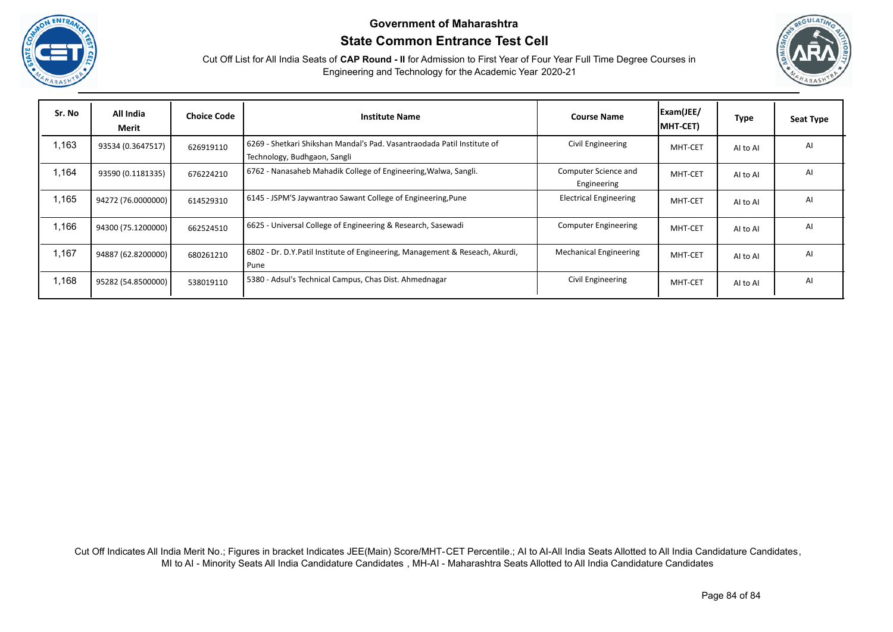**Government of Maharashtra**

**State Common Entrance Test Cell**

Cut Off List for All India Seats of **CAP Round - II** for Admission to First Year of Four Year Full Time Degree Courses in Engineering and Technology for the Academic Year 2020-21

| Sr. No | All India Merit | Choice Code | Institute Name | Course Name | Exam(JEE/ MHT-CET) | Type | Seat Type |
|---|---|---|---|---|---|---|---|
| 1,163 | 93534 (0.3647517) | 626919110 | 6269 - Shetkari Shikshan Mandal's Pad. Vasantraodada Patil Institute of Technology, Budhgaon, Sangli | Civil Engineering | MHT-CET | AI to AI | AI |
| 1,164 | 93590 (0.1181335) | 676224210 | 6762 - Nanasaheb Mahadik College of Engineering,Walwa, Sangli. | Computer Science and Engineering | MHT-CET | AI to AI | AI |
| 1,165 | 94272 (76.0000000) | 614529310 | 6145 - JSPM'S Jaywantrao Sawant College of Engineering,Pune | Electrical Engineering | MHT-CET | AI to AI | AI |
| 1,166 | 94300 (75.1200000) | 662524510 | 6625 - Universal College of Engineering & Research, Sasewadi | Computer Engineering | MHT-CET | AI to AI | AI |
| 1,167 | 94887 (62.8200000) | 680261210 | 6802 - Dr. D.Y.Patil Institute of Engineering, Management & Reseach, Akurdi, Pune | Mechanical Engineering | MHT-CET | AI to AI | AI |
| 1,168 | 95282 (54.8500000) | 538019110 | 5380 - Adsul's Technical Campus, Chas Dist. Ahmednagar | Civil Engineering | MHT-CET | AI to AI | AI |

Cut Off Indicates All India Merit No.; Figures in bracket Indicates JEE(Main) Score/MHT-CET Percentile.; AI to AI-All India Seats Allotted to All India Candidature Candidates, MI to AI - Minority Seats All India Candidature Candidates , MH-AI - Maharashtra Seats Allotted to All India Candidature Candidates